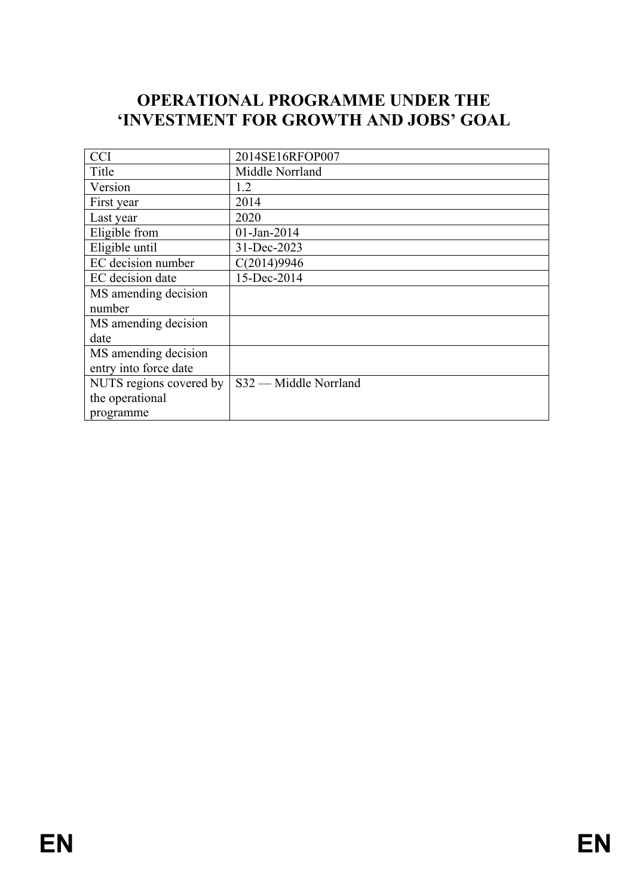# OPERATIONAL PROGRAMME UNDER THE 'INVESTMENT FOR GROWTH AND JOBS' GOAL

| CCI | 2014SE16RFOP007 |
|---|---|
| Title | Middle Norrland |
| Version | 1.2 |
| First year | 2014 |
| Last year | 2020 |
| Eligible from | 01-Jan-2014 |
| Eligible until | 31-Dec-2023 |
| EC decision number | C(2014)9946 |
| EC decision date | 15-Dec-2014 |
| MS amending decision number | |
| MS amending decision date | |
| MS amending decision entry into force date | |
| NUTS regions covered by the operational programme | S32 — Middle Norrland |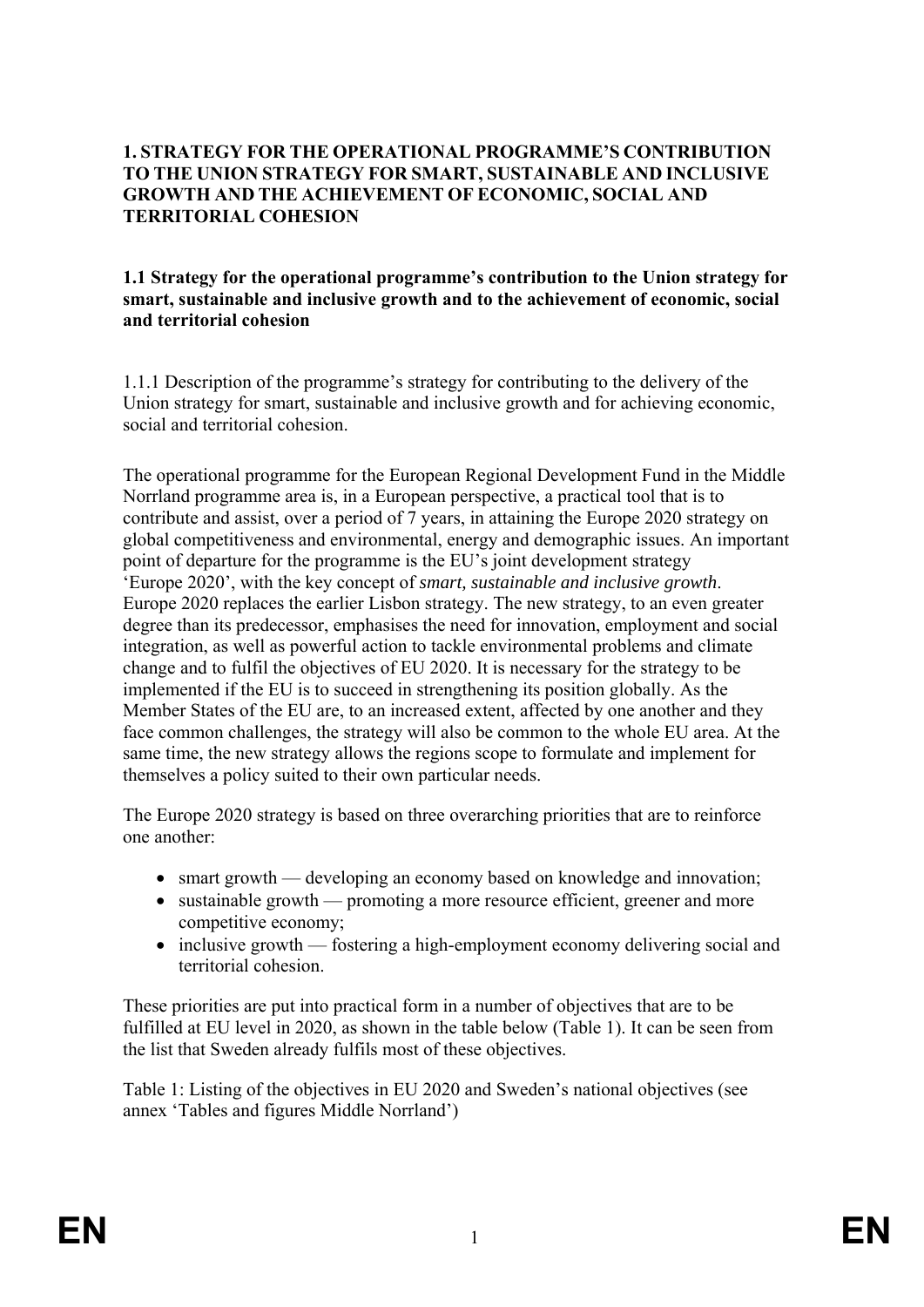# 1. STRATEGY FOR THE OPERATIONAL PROGRAMME'S CONTRIBUTION TO THE UNION STRATEGY FOR SMART, SUSTAINABLE AND INCLUSIVE GROWTH AND THE ACHIEVEMENT OF ECONOMIC, SOCIAL AND TERRITORIAL COHESION

## 1.1 Strategy for the operational programme's contribution to the Union strategy for smart, sustainable and inclusive growth and to the achievement of economic, social and territorial cohesion

1.1.1 Description of the programme's strategy for contributing to the delivery of the Union strategy for smart, sustainable and inclusive growth and for achieving economic, social and territorial cohesion.

The operational programme for the European Regional Development Fund in the Middle Norrland programme area is, in a European perspective, a practical tool that is to contribute and assist, over a period of 7 years, in attaining the Europe 2020 strategy on global competitiveness and environmental, energy and demographic issues. An important point of departure for the programme is the EU's joint development strategy 'Europe 2020', with the key concept of *smart, sustainable and inclusive growth*. Europe 2020 replaces the earlier Lisbon strategy. The new strategy, to an even greater degree than its predecessor, emphasises the need for innovation, employment and social integration, as well as powerful action to tackle environmental problems and climate change and to fulfil the objectives of EU 2020. It is necessary for the strategy to be implemented if the EU is to succeed in strengthening its position globally. As the Member States of the EU are, to an increased extent, affected by one another and they face common challenges, the strategy will also be common to the whole EU area. At the same time, the new strategy allows the regions scope to formulate and implement for themselves a policy suited to their own particular needs.

The Europe 2020 strategy is based on three overarching priorities that are to reinforce one another:

- smart growth — developing an economy based on knowledge and innovation;
- sustainable growth — promoting a more resource efficient, greener and more competitive economy;
- inclusive growth — fostering a high-employment economy delivering social and territorial cohesion.

These priorities are put into practical form in a number of objectives that are to be fulfilled at EU level in 2020, as shown in the table below (Table 1). It can be seen from the list that Sweden already fulfils most of these objectives.

Table 1: Listing of the objectives in EU 2020 and Sweden's national objectives (see annex 'Tables and figures Middle Norrland')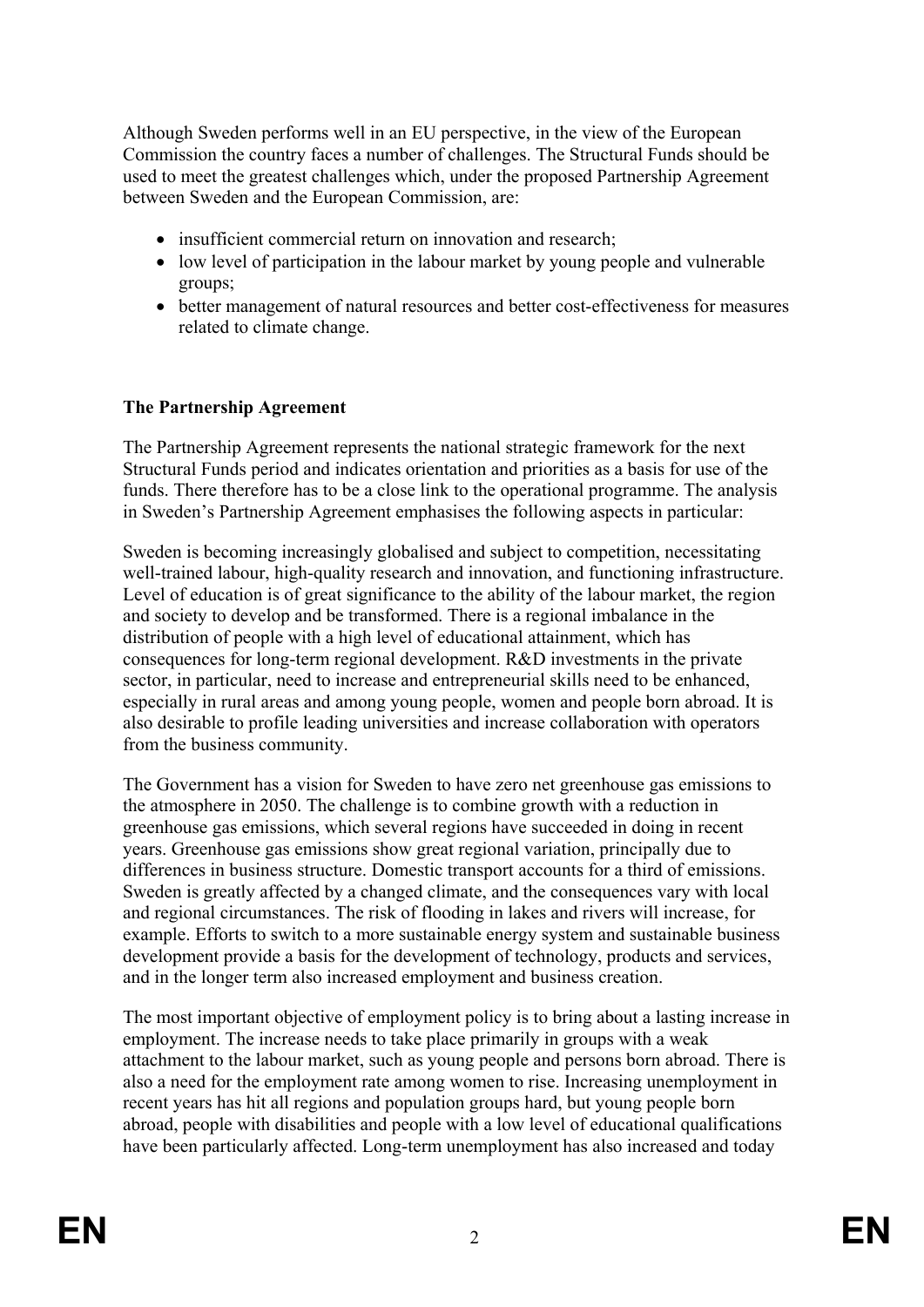Although Sweden performs well in an EU perspective, in the view of the European Commission the country faces a number of challenges. The Structural Funds should be used to meet the greatest challenges which, under the proposed Partnership Agreement between Sweden and the European Commission, are:

- insufficient commercial return on innovation and research;
- low level of participation in the labour market by young people and vulnerable groups;
- better management of natural resources and better cost-effectiveness for measures related to climate change.

**The Partnership Agreement**

The Partnership Agreement represents the national strategic framework for the next Structural Funds period and indicates orientation and priorities as a basis for use of the funds. There therefore has to be a close link to the operational programme. The analysis in Sweden's Partnership Agreement emphasises the following aspects in particular:

Sweden is becoming increasingly globalised and subject to competition, necessitating well-trained labour, high-quality research and innovation, and functioning infrastructure. Level of education is of great significance to the ability of the labour market, the region and society to develop and be transformed. There is a regional imbalance in the distribution of people with a high level of educational attainment, which has consequences for long-term regional development. R&D investments in the private sector, in particular, need to increase and entrepreneurial skills need to be enhanced, especially in rural areas and among young people, women and people born abroad. It is also desirable to profile leading universities and increase collaboration with operators from the business community.

The Government has a vision for Sweden to have zero net greenhouse gas emissions to the atmosphere in 2050. The challenge is to combine growth with a reduction in greenhouse gas emissions, which several regions have succeeded in doing in recent years. Greenhouse gas emissions show great regional variation, principally due to differences in business structure. Domestic transport accounts for a third of emissions. Sweden is greatly affected by a changed climate, and the consequences vary with local and regional circumstances. The risk of flooding in lakes and rivers will increase, for example. Efforts to switch to a more sustainable energy system and sustainable business development provide a basis for the development of technology, products and services, and in the longer term also increased employment and business creation.

The most important objective of employment policy is to bring about a lasting increase in employment. The increase needs to take place primarily in groups with a weak attachment to the labour market, such as young people and persons born abroad. There is also a need for the employment rate among women to rise. Increasing unemployment in recent years has hit all regions and population groups hard, but young people born abroad, people with disabilities and people with a low level of educational qualifications have been particularly affected. Long-term unemployment has also increased and today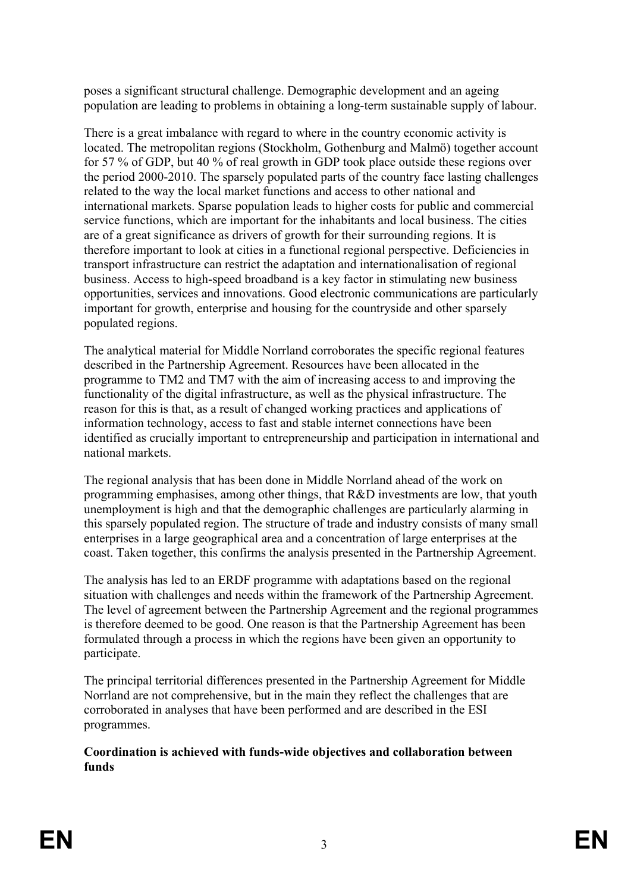poses a significant structural challenge. Demographic development and an ageing population are leading to problems in obtaining a long-term sustainable supply of labour.

There is a great imbalance with regard to where in the country economic activity is located. The metropolitan regions (Stockholm, Gothenburg and Malmö) together account for 57 % of GDP, but 40 % of real growth in GDP took place outside these regions over the period 2000-2010. The sparsely populated parts of the country face lasting challenges related to the way the local market functions and access to other national and international markets. Sparse population leads to higher costs for public and commercial service functions, which are important for the inhabitants and local business. The cities are of a great significance as drivers of growth for their surrounding regions. It is therefore important to look at cities in a functional regional perspective. Deficiencies in transport infrastructure can restrict the adaptation and internationalisation of regional business. Access to high-speed broadband is a key factor in stimulating new business opportunities, services and innovations. Good electronic communications are particularly important for growth, enterprise and housing for the countryside and other sparsely populated regions.

The analytical material for Middle Norrland corroborates the specific regional features described in the Partnership Agreement. Resources have been allocated in the programme to TM2 and TM7 with the aim of increasing access to and improving the functionality of the digital infrastructure, as well as the physical infrastructure. The reason for this is that, as a result of changed working practices and applications of information technology, access to fast and stable internet connections have been identified as crucially important to entrepreneurship and participation in international and national markets.

The regional analysis that has been done in Middle Norrland ahead of the work on programming emphasises, among other things, that R&D investments are low, that youth unemployment is high and that the demographic challenges are particularly alarming in this sparsely populated region. The structure of trade and industry consists of many small enterprises in a large geographical area and a concentration of large enterprises at the coast. Taken together, this confirms the analysis presented in the Partnership Agreement.

The analysis has led to an ERDF programme with adaptations based on the regional situation with challenges and needs within the framework of the Partnership Agreement. The level of agreement between the Partnership Agreement and the regional programmes is therefore deemed to be good. One reason is that the Partnership Agreement has been formulated through a process in which the regions have been given an opportunity to participate.

The principal territorial differences presented in the Partnership Agreement for Middle Norrland are not comprehensive, but in the main they reflect the challenges that are corroborated in analyses that have been performed and are described in the ESI programmes.

**Coordination is achieved with funds-wide objectives and collaboration between funds**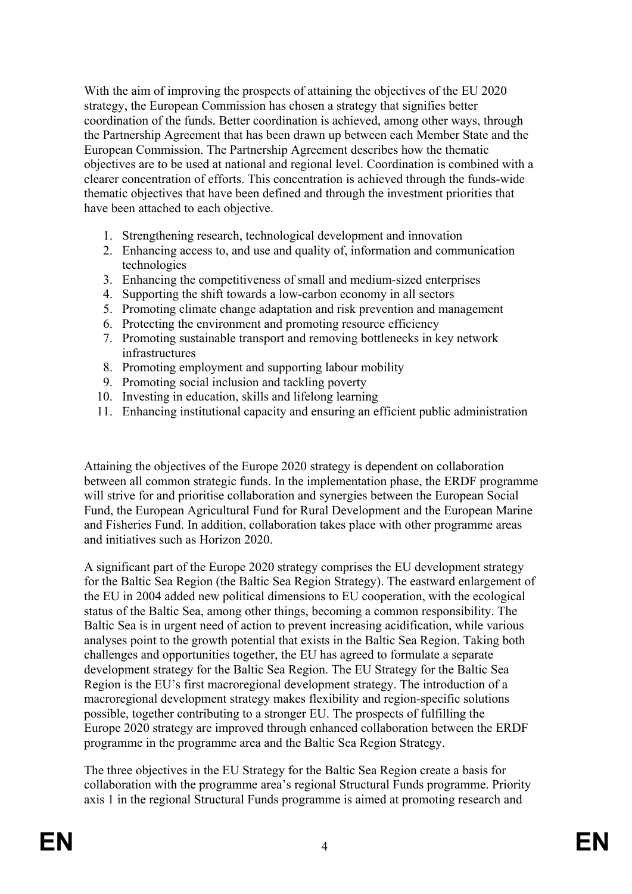With the aim of improving the prospects of attaining the objectives of the EU 2020 strategy, the European Commission has chosen a strategy that signifies better coordination of the funds. Better coordination is achieved, among other ways, through the Partnership Agreement that has been drawn up between each Member State and the European Commission. The Partnership Agreement describes how the thematic objectives are to be used at national and regional level. Coordination is combined with a clearer concentration of efforts. This concentration is achieved through the funds-wide thematic objectives that have been defined and through the investment priorities that have been attached to each objective.

1. Strengthening research, technological development and innovation
2. Enhancing access to, and use and quality of, information and communication technologies
3. Enhancing the competitiveness of small and medium-sized enterprises
4. Supporting the shift towards a low-carbon economy in all sectors
5. Promoting climate change adaptation and risk prevention and management
6. Protecting the environment and promoting resource efficiency
7. Promoting sustainable transport and removing bottlenecks in key network infrastructures
8. Promoting employment and supporting labour mobility
9. Promoting social inclusion and tackling poverty
10. Investing in education, skills and lifelong learning
11. Enhancing institutional capacity and ensuring an efficient public administration

Attaining the objectives of the Europe 2020 strategy is dependent on collaboration between all common strategic funds. In the implementation phase, the ERDF programme will strive for and prioritise collaboration and synergies between the European Social Fund, the European Agricultural Fund for Rural Development and the European Marine and Fisheries Fund. In addition, collaboration takes place with other programme areas and initiatives such as Horizon 2020.

A significant part of the Europe 2020 strategy comprises the EU development strategy for the Baltic Sea Region (the Baltic Sea Region Strategy). The eastward enlargement of the EU in 2004 added new political dimensions to EU cooperation, with the ecological status of the Baltic Sea, among other things, becoming a common responsibility. The Baltic Sea is in urgent need of action to prevent increasing acidification, while various analyses point to the growth potential that exists in the Baltic Sea Region. Taking both challenges and opportunities together, the EU has agreed to formulate a separate development strategy for the Baltic Sea Region. The EU Strategy for the Baltic Sea Region is the EU's first macroregional development strategy. The introduction of a macroregional development strategy makes flexibility and region-specific solutions possible, together contributing to a stronger EU. The prospects of fulfilling the Europe 2020 strategy are improved through enhanced collaboration between the ERDF programme in the programme area and the Baltic Sea Region Strategy.

The three objectives in the EU Strategy for the Baltic Sea Region create a basis for collaboration with the programme area's regional Structural Funds programme. Priority axis 1 in the regional Structural Funds programme is aimed at promoting research and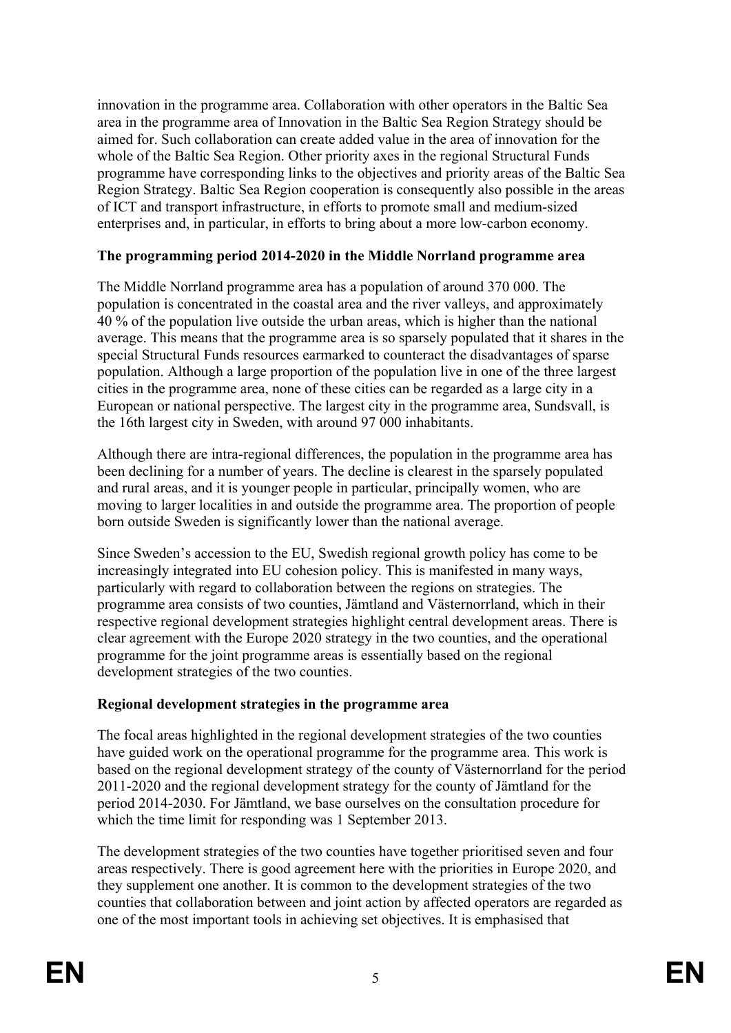innovation in the programme area. Collaboration with other operators in the Baltic Sea area in the programme area of Innovation in the Baltic Sea Region Strategy should be aimed for. Such collaboration can create added value in the area of innovation for the whole of the Baltic Sea Region. Other priority axes in the regional Structural Funds programme have corresponding links to the objectives and priority areas of the Baltic Sea Region Strategy. Baltic Sea Region cooperation is consequently also possible in the areas of ICT and transport infrastructure, in efforts to promote small and medium-sized enterprises and, in particular, in efforts to bring about a more low-carbon economy.

**The programming period 2014-2020 in the Middle Norrland programme area**

The Middle Norrland programme area has a population of around 370 000. The population is concentrated in the coastal area and the river valleys, and approximately 40 % of the population live outside the urban areas, which is higher than the national average. This means that the programme area is so sparsely populated that it shares in the special Structural Funds resources earmarked to counteract the disadvantages of sparse population. Although a large proportion of the population live in one of the three largest cities in the programme area, none of these cities can be regarded as a large city in a European or national perspective. The largest city in the programme area, Sundsvall, is the 16th largest city in Sweden, with around 97 000 inhabitants.

Although there are intra-regional differences, the population in the programme area has been declining for a number of years. The decline is clearest in the sparsely populated and rural areas, and it is younger people in particular, principally women, who are moving to larger localities in and outside the programme area. The proportion of people born outside Sweden is significantly lower than the national average.

Since Sweden's accession to the EU, Swedish regional growth policy has come to be increasingly integrated into EU cohesion policy. This is manifested in many ways, particularly with regard to collaboration between the regions on strategies. The programme area consists of two counties, Jämtland and Västernorrland, which in their respective regional development strategies highlight central development areas. There is clear agreement with the Europe 2020 strategy in the two counties, and the operational programme for the joint programme areas is essentially based on the regional development strategies of the two counties.

**Regional development strategies in the programme area**

The focal areas highlighted in the regional development strategies of the two counties have guided work on the operational programme for the programme area. This work is based on the regional development strategy of the county of Västernorrland for the period 2011-2020 and the regional development strategy for the county of Jämtland for the period 2014-2030. For Jämtland, we base ourselves on the consultation procedure for which the time limit for responding was 1 September 2013.

The development strategies of the two counties have together prioritised seven and four areas respectively. There is good agreement here with the priorities in Europe 2020, and they supplement one another. It is common to the development strategies of the two counties that collaboration between and joint action by affected operators are regarded as one of the most important tools in achieving set objectives. It is emphasised that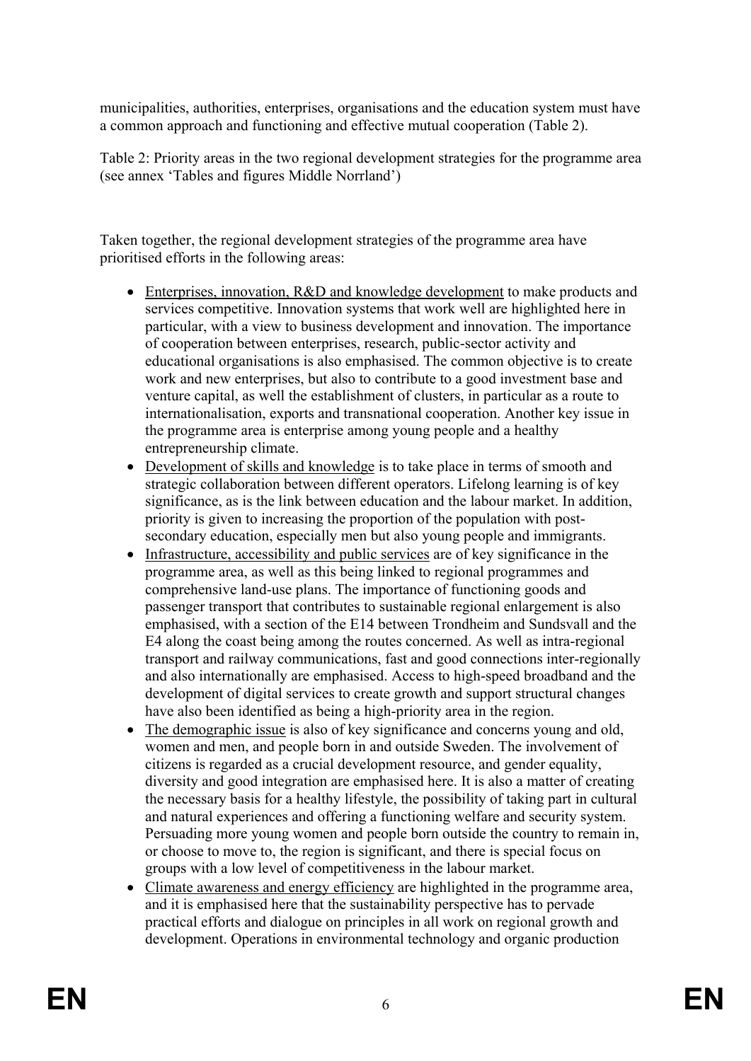municipalities, authorities, enterprises, organisations and the education system must have a common approach and functioning and effective mutual cooperation (Table 2).

Table 2: Priority areas in the two regional development strategies for the programme area (see annex 'Tables and figures Middle Norrland')

Taken together, the regional development strategies of the programme area have prioritised efforts in the following areas:

- Enterprises, innovation, R&D and knowledge development to make products and services competitive. Innovation systems that work well are highlighted here in particular, with a view to business development and innovation. The importance of cooperation between enterprises, research, public-sector activity and educational organisations is also emphasised. The common objective is to create work and new enterprises, but also to contribute to a good investment base and venture capital, as well the establishment of clusters, in particular as a route to internationalisation, exports and transnational cooperation. Another key issue in the programme area is enterprise among young people and a healthy entrepreneurship climate.
- Development of skills and knowledge is to take place in terms of smooth and strategic collaboration between different operators. Lifelong learning is of key significance, as is the link between education and the labour market. In addition, priority is given to increasing the proportion of the population with post-secondary education, especially men but also young people and immigrants.
- Infrastructure, accessibility and public services are of key significance in the programme area, as well as this being linked to regional programmes and comprehensive land-use plans. The importance of functioning goods and passenger transport that contributes to sustainable regional enlargement is also emphasised, with a section of the E14 between Trondheim and Sundsvall and the E4 along the coast being among the routes concerned. As well as intra-regional transport and railway communications, fast and good connections inter-regionally and also internationally are emphasised. Access to high-speed broadband and the development of digital services to create growth and support structural changes have also been identified as being a high-priority area in the region.
- The demographic issue is also of key significance and concerns young and old, women and men, and people born in and outside Sweden. The involvement of citizens is regarded as a crucial development resource, and gender equality, diversity and good integration are emphasised here. It is also a matter of creating the necessary basis for a healthy lifestyle, the possibility of taking part in cultural and natural experiences and offering a functioning welfare and security system. Persuading more young women and people born outside the country to remain in, or choose to move to, the region is significant, and there is special focus on groups with a low level of competitiveness in the labour market.
- Climate awareness and energy efficiency are highlighted in the programme area, and it is emphasised here that the sustainability perspective has to pervade practical efforts and dialogue on principles in all work on regional growth and development. Operations in environmental technology and organic production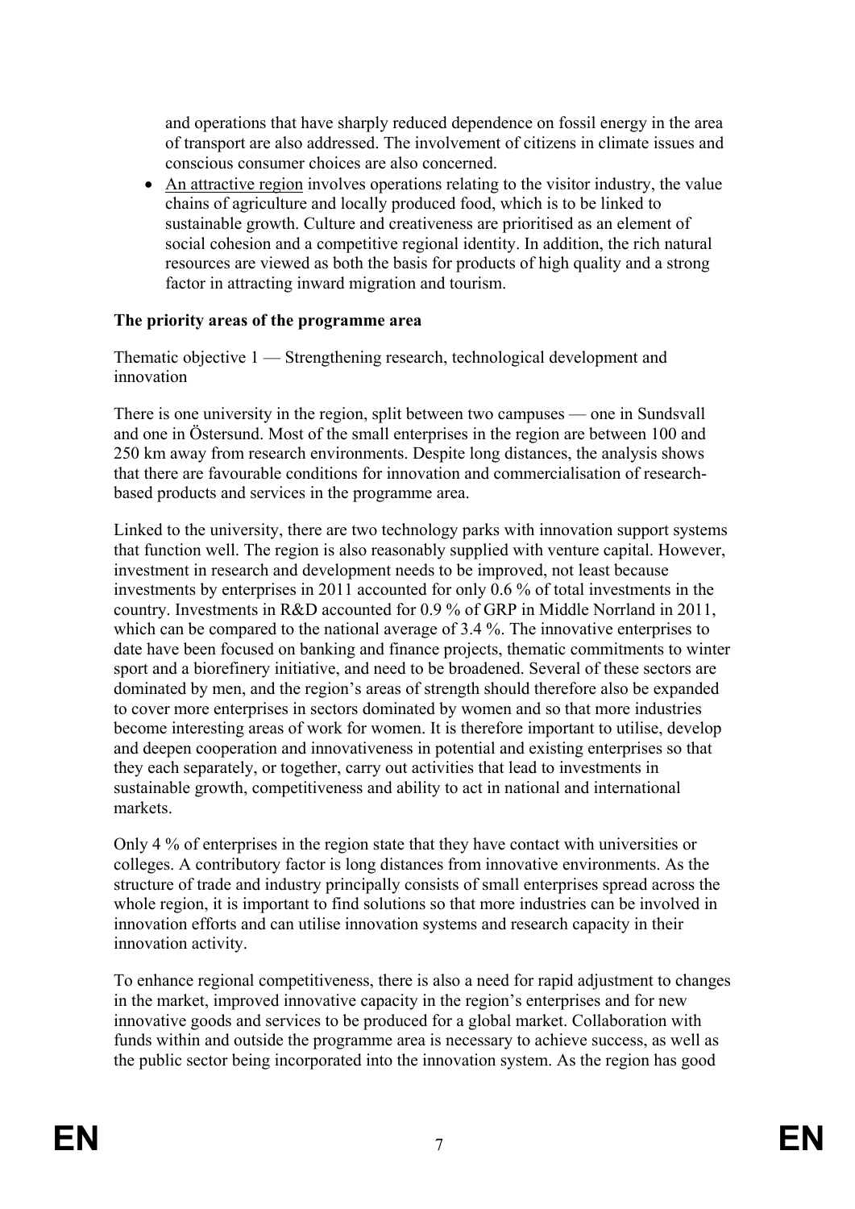and operations that have sharply reduced dependence on fossil energy in the area of transport are also addressed. The involvement of citizens in climate issues and conscious consumer choices are also concerned.

- An attractive region involves operations relating to the visitor industry, the value chains of agriculture and locally produced food, which is to be linked to sustainable growth. Culture and creativeness are prioritised as an element of social cohesion and a competitive regional identity. In addition, the rich natural resources are viewed as both the basis for products of high quality and a strong factor in attracting inward migration and tourism.

**The priority areas of the programme area**

Thematic objective 1 — Strengthening research, technological development and innovation

There is one university in the region, split between two campuses — one in Sundsvall and one in Östersund. Most of the small enterprises in the region are between 100 and 250 km away from research environments. Despite long distances, the analysis shows that there are favourable conditions for innovation and commercialisation of research-based products and services in the programme area.

Linked to the university, there are two technology parks with innovation support systems that function well. The region is also reasonably supplied with venture capital. However, investment in research and development needs to be improved, not least because investments by enterprises in 2011 accounted for only 0.6 % of total investments in the country. Investments in R&D accounted for 0.9 % of GRP in Middle Norrland in 2011, which can be compared to the national average of 3.4 %. The innovative enterprises to date have been focused on banking and finance projects, thematic commitments to winter sport and a biorefinery initiative, and need to be broadened. Several of these sectors are dominated by men, and the region's areas of strength should therefore also be expanded to cover more enterprises in sectors dominated by women and so that more industries become interesting areas of work for women. It is therefore important to utilise, develop and deepen cooperation and innovativeness in potential and existing enterprises so that they each separately, or together, carry out activities that lead to investments in sustainable growth, competitiveness and ability to act in national and international markets.

Only 4 % of enterprises in the region state that they have contact with universities or colleges. A contributory factor is long distances from innovative environments. As the structure of trade and industry principally consists of small enterprises spread across the whole region, it is important to find solutions so that more industries can be involved in innovation efforts and can utilise innovation systems and research capacity in their innovation activity.

To enhance regional competitiveness, there is also a need for rapid adjustment to changes in the market, improved innovative capacity in the region's enterprises and for new innovative goods and services to be produced for a global market. Collaboration with funds within and outside the programme area is necessary to achieve success, as well as the public sector being incorporated into the innovation system. As the region has good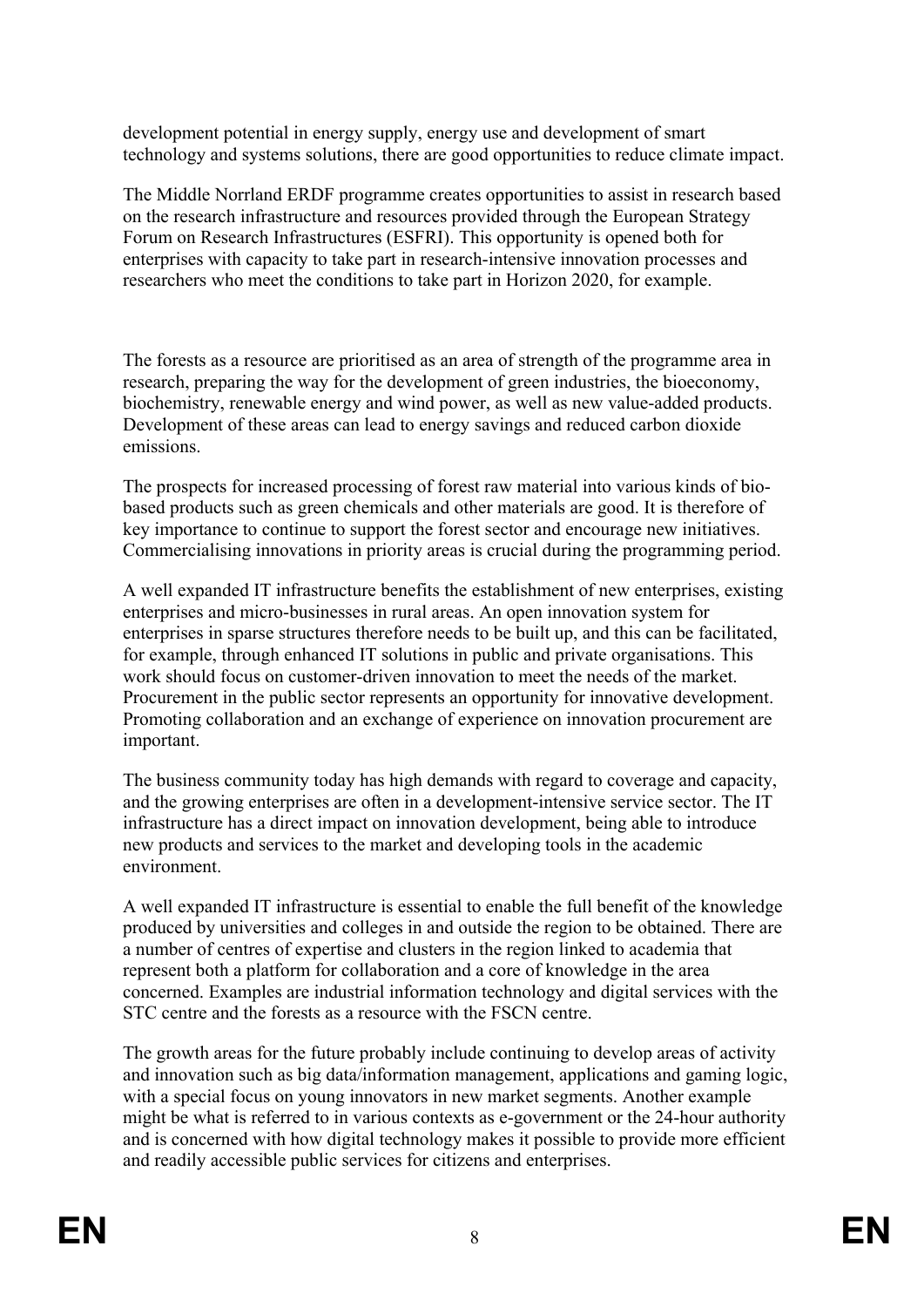development potential in energy supply, energy use and development of smart technology and systems solutions, there are good opportunities to reduce climate impact.

The Middle Norrland ERDF programme creates opportunities to assist in research based on the research infrastructure and resources provided through the European Strategy Forum on Research Infrastructures (ESFRI). This opportunity is opened both for enterprises with capacity to take part in research-intensive innovation processes and researchers who meet the conditions to take part in Horizon 2020, for example.

The forests as a resource are prioritised as an area of strength of the programme area in research, preparing the way for the development of green industries, the bioeconomy, biochemistry, renewable energy and wind power, as well as new value-added products. Development of these areas can lead to energy savings and reduced carbon dioxide emissions.

The prospects for increased processing of forest raw material into various kinds of bio-based products such as green chemicals and other materials are good. It is therefore of key importance to continue to support the forest sector and encourage new initiatives. Commercialising innovations in priority areas is crucial during the programming period.

A well expanded IT infrastructure benefits the establishment of new enterprises, existing enterprises and micro-businesses in rural areas. An open innovation system for enterprises in sparse structures therefore needs to be built up, and this can be facilitated, for example, through enhanced IT solutions in public and private organisations. This work should focus on customer-driven innovation to meet the needs of the market. Procurement in the public sector represents an opportunity for innovative development. Promoting collaboration and an exchange of experience on innovation procurement are important.

The business community today has high demands with regard to coverage and capacity, and the growing enterprises are often in a development-intensive service sector. The IT infrastructure has a direct impact on innovation development, being able to introduce new products and services to the market and developing tools in the academic environment.

A well expanded IT infrastructure is essential to enable the full benefit of the knowledge produced by universities and colleges in and outside the region to be obtained. There are a number of centres of expertise and clusters in the region linked to academia that represent both a platform for collaboration and a core of knowledge in the area concerned. Examples are industrial information technology and digital services with the STC centre and the forests as a resource with the FSCN centre.

The growth areas for the future probably include continuing to develop areas of activity and innovation such as big data/information management, applications and gaming logic, with a special focus on young innovators in new market segments. Another example might be what is referred to in various contexts as e-government or the 24-hour authority and is concerned with how digital technology makes it possible to provide more efficient and readily accessible public services for citizens and enterprises.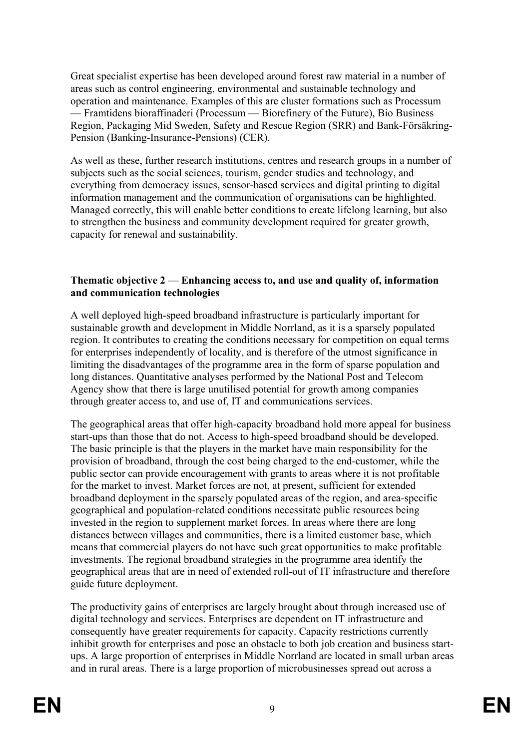Great specialist expertise has been developed around forest raw material in a number of areas such as control engineering, environmental and sustainable technology and operation and maintenance. Examples of this are cluster formations such as Processum — Framtidens bioraffinaderi (Processum — Biorefinery of the Future), Bio Business Region, Packaging Mid Sweden, Safety and Rescue Region (SRR) and Bank-Försäkring-Pension (Banking-Insurance-Pensions) (CER).

As well as these, further research institutions, centres and research groups in a number of subjects such as the social sciences, tourism, gender studies and technology, and everything from democracy issues, sensor-based services and digital printing to digital information management and the communication of organisations can be highlighted. Managed correctly, this will enable better conditions to create lifelong learning, but also to strengthen the business and community development required for greater growth, capacity for renewal and sustainability.

**Thematic objective 2** — **Enhancing access to, and use and quality of, information and communication technologies**

A well deployed high-speed broadband infrastructure is particularly important for sustainable growth and development in Middle Norrland, as it is a sparsely populated region. It contributes to creating the conditions necessary for competition on equal terms for enterprises independently of locality, and is therefore of the utmost significance in limiting the disadvantages of the programme area in the form of sparse population and long distances. Quantitative analyses performed by the National Post and Telecom Agency show that there is large unutilised potential for growth among companies through greater access to, and use of, IT and communications services.

The geographical areas that offer high-capacity broadband hold more appeal for business start-ups than those that do not. Access to high-speed broadband should be developed. The basic principle is that the players in the market have main responsibility for the provision of broadband, through the cost being charged to the end-customer, while the public sector can provide encouragement with grants to areas where it is not profitable for the market to invest. Market forces are not, at present, sufficient for extended broadband deployment in the sparsely populated areas of the region, and area-specific geographical and population-related conditions necessitate public resources being invested in the region to supplement market forces. In areas where there are long distances between villages and communities, there is a limited customer base, which means that commercial players do not have such great opportunities to make profitable investments. The regional broadband strategies in the programme area identify the geographical areas that are in need of extended roll-out of IT infrastructure and therefore guide future deployment.

The productivity gains of enterprises are largely brought about through increased use of digital technology and services. Enterprises are dependent on IT infrastructure and consequently have greater requirements for capacity. Capacity restrictions currently inhibit growth for enterprises and pose an obstacle to both job creation and business start-ups. A large proportion of enterprises in Middle Norrland are located in small urban areas and in rural areas. There is a large proportion of microbusinesses spread out across a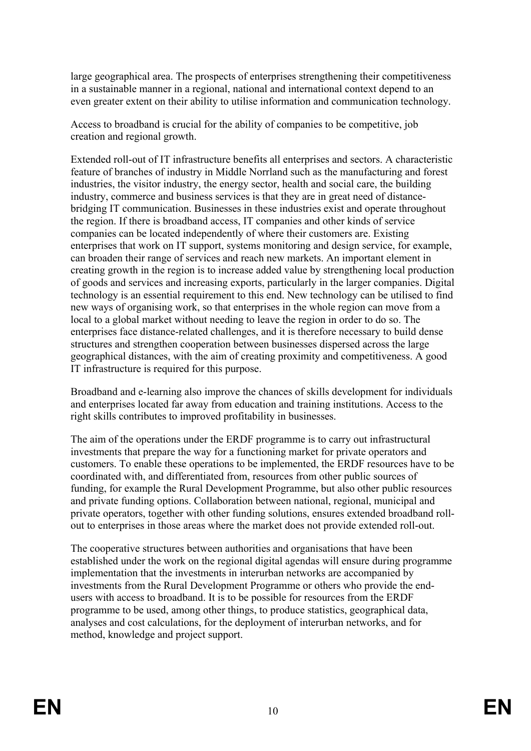large geographical area. The prospects of enterprises strengthening their competitiveness in a sustainable manner in a regional, national and international context depend to an even greater extent on their ability to utilise information and communication technology.

Access to broadband is crucial for the ability of companies to be competitive, job creation and regional growth.

Extended roll-out of IT infrastructure benefits all enterprises and sectors. A characteristic feature of branches of industry in Middle Norrland such as the manufacturing and forest industries, the visitor industry, the energy sector, health and social care, the building industry, commerce and business services is that they are in great need of distance-bridging IT communication. Businesses in these industries exist and operate throughout the region. If there is broadband access, IT companies and other kinds of service companies can be located independently of where their customers are. Existing enterprises that work on IT support, systems monitoring and design service, for example, can broaden their range of services and reach new markets. An important element in creating growth in the region is to increase added value by strengthening local production of goods and services and increasing exports, particularly in the larger companies. Digital technology is an essential requirement to this end. New technology can be utilised to find new ways of organising work, so that enterprises in the whole region can move from a local to a global market without needing to leave the region in order to do so. The enterprises face distance-related challenges, and it is therefore necessary to build dense structures and strengthen cooperation between businesses dispersed across the large geographical distances, with the aim of creating proximity and competitiveness. A good IT infrastructure is required for this purpose.

Broadband and e-learning also improve the chances of skills development for individuals and enterprises located far away from education and training institutions. Access to the right skills contributes to improved profitability in businesses.

The aim of the operations under the ERDF programme is to carry out infrastructural investments that prepare the way for a functioning market for private operators and customers. To enable these operations to be implemented, the ERDF resources have to be coordinated with, and differentiated from, resources from other public sources of funding, for example the Rural Development Programme, but also other public resources and private funding options. Collaboration between national, regional, municipal and private operators, together with other funding solutions, ensures extended broadband roll-out to enterprises in those areas where the market does not provide extended roll-out.

The cooperative structures between authorities and organisations that have been established under the work on the regional digital agendas will ensure during programme implementation that the investments in interurban networks are accompanied by investments from the Rural Development Programme or others who provide the end-users with access to broadband. It is to be possible for resources from the ERDF programme to be used, among other things, to produce statistics, geographical data, analyses and cost calculations, for the deployment of interurban networks, and for method, knowledge and project support.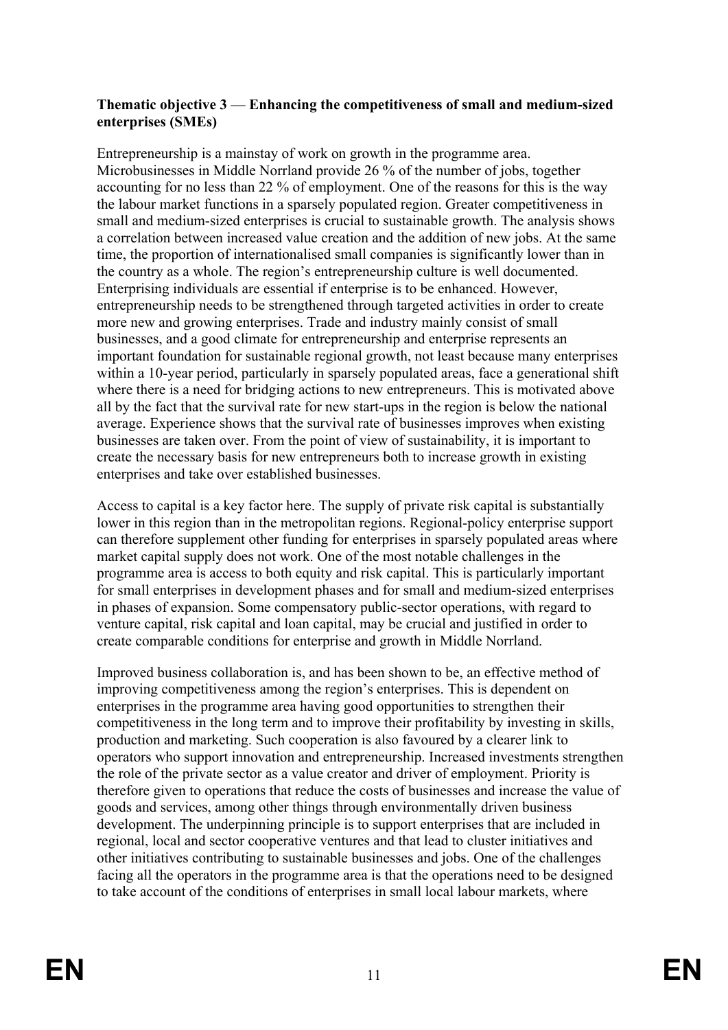**Thematic objective 3 — Enhancing the competitiveness of small and medium-sized enterprises (SMEs)**

Entrepreneurship is a mainstay of work on growth in the programme area. Microbusinesses in Middle Norrland provide 26 % of the number of jobs, together accounting for no less than 22 % of employment. One of the reasons for this is the way the labour market functions in a sparsely populated region. Greater competitiveness in small and medium-sized enterprises is crucial to sustainable growth. The analysis shows a correlation between increased value creation and the addition of new jobs. At the same time, the proportion of internationalised small companies is significantly lower than in the country as a whole. The region's entrepreneurship culture is well documented. Enterprising individuals are essential if enterprise is to be enhanced. However, entrepreneurship needs to be strengthened through targeted activities in order to create more new and growing enterprises. Trade and industry mainly consist of small businesses, and a good climate for entrepreneurship and enterprise represents an important foundation for sustainable regional growth, not least because many enterprises within a 10-year period, particularly in sparsely populated areas, face a generational shift where there is a need for bridging actions to new entrepreneurs. This is motivated above all by the fact that the survival rate for new start-ups in the region is below the national average. Experience shows that the survival rate of businesses improves when existing businesses are taken over. From the point of view of sustainability, it is important to create the necessary basis for new entrepreneurs both to increase growth in existing enterprises and take over established businesses.

Access to capital is a key factor here. The supply of private risk capital is substantially lower in this region than in the metropolitan regions. Regional-policy enterprise support can therefore supplement other funding for enterprises in sparsely populated areas where market capital supply does not work. One of the most notable challenges in the programme area is access to both equity and risk capital. This is particularly important for small enterprises in development phases and for small and medium-sized enterprises in phases of expansion. Some compensatory public-sector operations, with regard to venture capital, risk capital and loan capital, may be crucial and justified in order to create comparable conditions for enterprise and growth in Middle Norrland.

Improved business collaboration is, and has been shown to be, an effective method of improving competitiveness among the region's enterprises. This is dependent on enterprises in the programme area having good opportunities to strengthen their competitiveness in the long term and to improve their profitability by investing in skills, production and marketing. Such cooperation is also favoured by a clearer link to operators who support innovation and entrepreneurship. Increased investments strengthen the role of the private sector as a value creator and driver of employment. Priority is therefore given to operations that reduce the costs of businesses and increase the value of goods and services, among other things through environmentally driven business development. The underpinning principle is to support enterprises that are included in regional, local and sector cooperative ventures and that lead to cluster initiatives and other initiatives contributing to sustainable businesses and jobs. One of the challenges facing all the operators in the programme area is that the operations need to be designed to take account of the conditions of enterprises in small local labour markets, where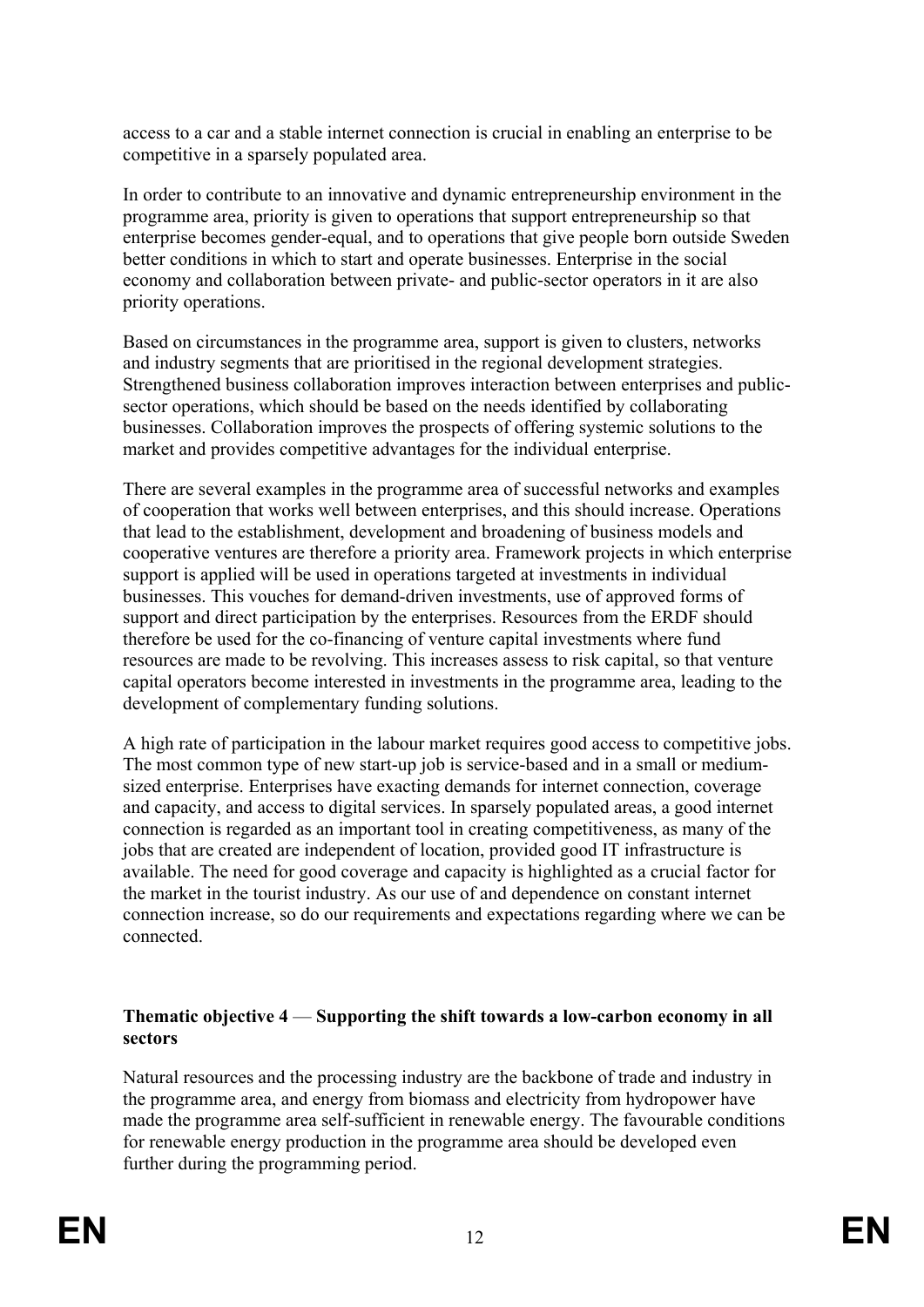access to a car and a stable internet connection is crucial in enabling an enterprise to be competitive in a sparsely populated area.

In order to contribute to an innovative and dynamic entrepreneurship environment in the programme area, priority is given to operations that support entrepreneurship so that enterprise becomes gender-equal, and to operations that give people born outside Sweden better conditions in which to start and operate businesses. Enterprise in the social economy and collaboration between private- and public-sector operators in it are also priority operations.

Based on circumstances in the programme area, support is given to clusters, networks and industry segments that are prioritised in the regional development strategies. Strengthened business collaboration improves interaction between enterprises and public-sector operations, which should be based on the needs identified by collaborating businesses. Collaboration improves the prospects of offering systemic solutions to the market and provides competitive advantages for the individual enterprise.

There are several examples in the programme area of successful networks and examples of cooperation that works well between enterprises, and this should increase. Operations that lead to the establishment, development and broadening of business models and cooperative ventures are therefore a priority area. Framework projects in which enterprise support is applied will be used in operations targeted at investments in individual businesses. This vouches for demand-driven investments, use of approved forms of support and direct participation by the enterprises. Resources from the ERDF should therefore be used for the co-financing of venture capital investments where fund resources are made to be revolving. This increases assess to risk capital, so that venture capital operators become interested in investments in the programme area, leading to the development of complementary funding solutions.

A high rate of participation in the labour market requires good access to competitive jobs. The most common type of new start-up job is service-based and in a small or medium-sized enterprise. Enterprises have exacting demands for internet connection, coverage and capacity, and access to digital services. In sparsely populated areas, a good internet connection is regarded as an important tool in creating competitiveness, as many of the jobs that are created are independent of location, provided good IT infrastructure is available. The need for good coverage and capacity is highlighted as a crucial factor for the market in the tourist industry. As our use of and dependence on constant internet connection increase, so do our requirements and expectations regarding where we can be connected.

**Thematic objective 4 — Supporting the shift towards a low-carbon economy in all sectors**

Natural resources and the processing industry are the backbone of trade and industry in the programme area, and energy from biomass and electricity from hydropower have made the programme area self-sufficient in renewable energy. The favourable conditions for renewable energy production in the programme area should be developed even further during the programming period.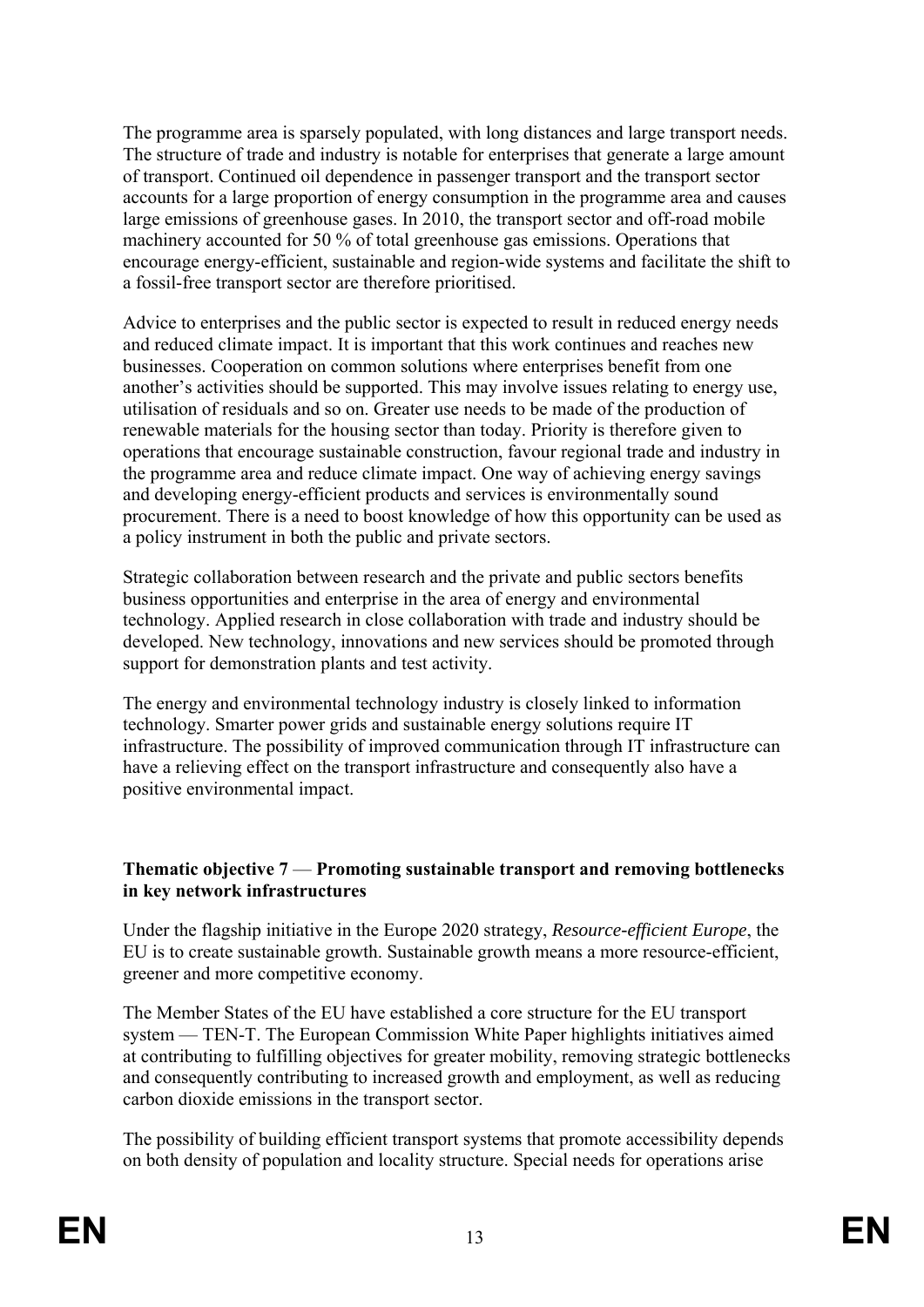The programme area is sparsely populated, with long distances and large transport needs. The structure of trade and industry is notable for enterprises that generate a large amount of transport. Continued oil dependence in passenger transport and the transport sector accounts for a large proportion of energy consumption in the programme area and causes large emissions of greenhouse gases. In 2010, the transport sector and off-road mobile machinery accounted for 50 % of total greenhouse gas emissions. Operations that encourage energy-efficient, sustainable and region-wide systems and facilitate the shift to a fossil-free transport sector are therefore prioritised.

Advice to enterprises and the public sector is expected to result in reduced energy needs and reduced climate impact. It is important that this work continues and reaches new businesses. Cooperation on common solutions where enterprises benefit from one another's activities should be supported. This may involve issues relating to energy use, utilisation of residuals and so on. Greater use needs to be made of the production of renewable materials for the housing sector than today. Priority is therefore given to operations that encourage sustainable construction, favour regional trade and industry in the programme area and reduce climate impact. One way of achieving energy savings and developing energy-efficient products and services is environmentally sound procurement. There is a need to boost knowledge of how this opportunity can be used as a policy instrument in both the public and private sectors.

Strategic collaboration between research and the private and public sectors benefits business opportunities and enterprise in the area of energy and environmental technology. Applied research in close collaboration with trade and industry should be developed. New technology, innovations and new services should be promoted through support for demonstration plants and test activity.

The energy and environmental technology industry is closely linked to information technology. Smarter power grids and sustainable energy solutions require IT infrastructure. The possibility of improved communication through IT infrastructure can have a relieving effect on the transport infrastructure and consequently also have a positive environmental impact.

**Thematic objective 7 — Promoting sustainable transport and removing bottlenecks in key network infrastructures**

Under the flagship initiative in the Europe 2020 strategy, *Resource-efficient Europe*, the EU is to create sustainable growth. Sustainable growth means a more resource-efficient, greener and more competitive economy.

The Member States of the EU have established a core structure for the EU transport system — TEN-T. The European Commission White Paper highlights initiatives aimed at contributing to fulfilling objectives for greater mobility, removing strategic bottlenecks and consequently contributing to increased growth and employment, as well as reducing carbon dioxide emissions in the transport sector.

The possibility of building efficient transport systems that promote accessibility depends on both density of population and locality structure. Special needs for operations arise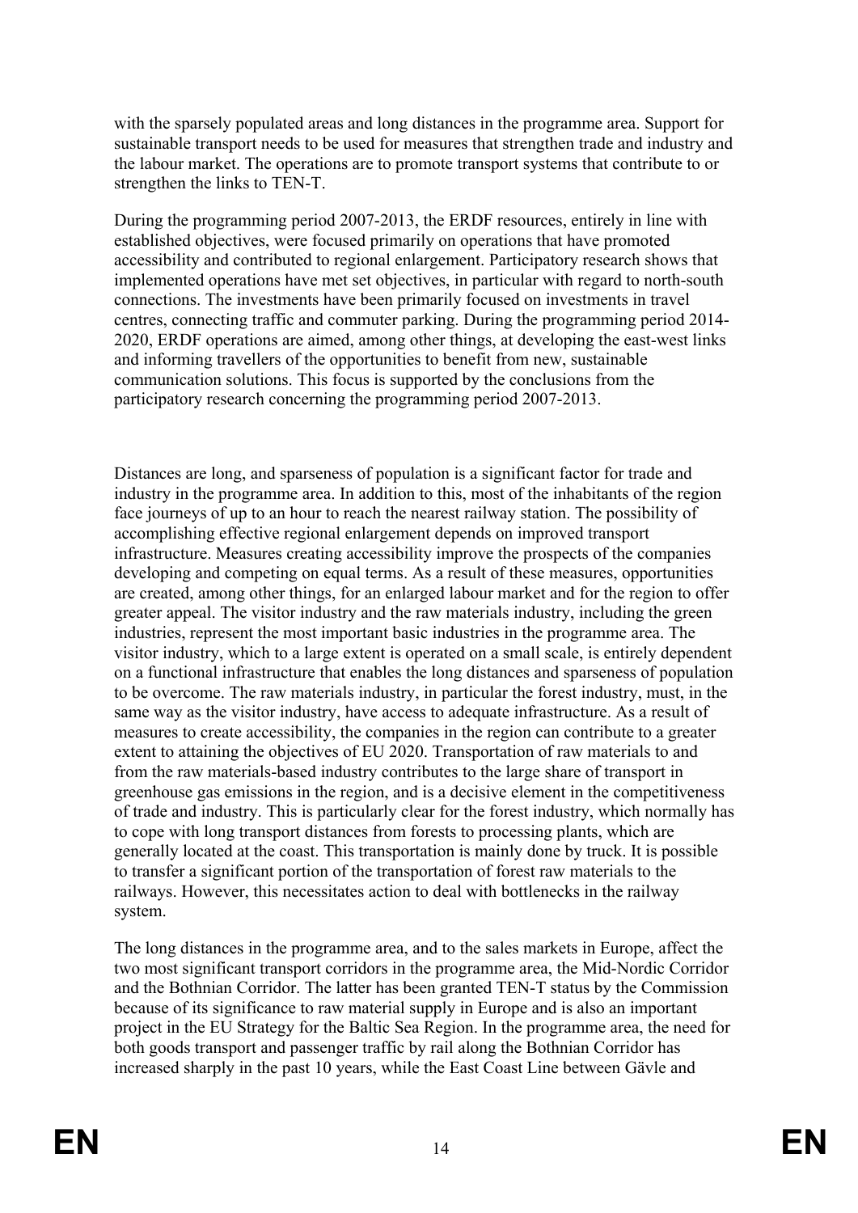with the sparsely populated areas and long distances in the programme area. Support for sustainable transport needs to be used for measures that strengthen trade and industry and the labour market. The operations are to promote transport systems that contribute to or strengthen the links to TEN-T.

During the programming period 2007-2013, the ERDF resources, entirely in line with established objectives, were focused primarily on operations that have promoted accessibility and contributed to regional enlargement. Participatory research shows that implemented operations have met set objectives, in particular with regard to north-south connections. The investments have been primarily focused on investments in travel centres, connecting traffic and commuter parking. During the programming period 2014-2020, ERDF operations are aimed, among other things, at developing the east-west links and informing travellers of the opportunities to benefit from new, sustainable communication solutions. This focus is supported by the conclusions from the participatory research concerning the programming period 2007-2013.

Distances are long, and sparseness of population is a significant factor for trade and industry in the programme area. In addition to this, most of the inhabitants of the region face journeys of up to an hour to reach the nearest railway station. The possibility of accomplishing effective regional enlargement depends on improved transport infrastructure. Measures creating accessibility improve the prospects of the companies developing and competing on equal terms. As a result of these measures, opportunities are created, among other things, for an enlarged labour market and for the region to offer greater appeal. The visitor industry and the raw materials industry, including the green industries, represent the most important basic industries in the programme area. The visitor industry, which to a large extent is operated on a small scale, is entirely dependent on a functional infrastructure that enables the long distances and sparseness of population to be overcome. The raw materials industry, in particular the forest industry, must, in the same way as the visitor industry, have access to adequate infrastructure. As a result of measures to create accessibility, the companies in the region can contribute to a greater extent to attaining the objectives of EU 2020. Transportation of raw materials to and from the raw materials-based industry contributes to the large share of transport in greenhouse gas emissions in the region, and is a decisive element in the competitiveness of trade and industry. This is particularly clear for the forest industry, which normally has to cope with long transport distances from forests to processing plants, which are generally located at the coast. This transportation is mainly done by truck. It is possible to transfer a significant portion of the transportation of forest raw materials to the railways. However, this necessitates action to deal with bottlenecks in the railway system.

The long distances in the programme area, and to the sales markets in Europe, affect the two most significant transport corridors in the programme area, the Mid-Nordic Corridor and the Bothnian Corridor. The latter has been granted TEN-T status by the Commission because of its significance to raw material supply in Europe and is also an important project in the EU Strategy for the Baltic Sea Region. In the programme area, the need for both goods transport and passenger traffic by rail along the Bothnian Corridor has increased sharply in the past 10 years, while the East Coast Line between Gävle and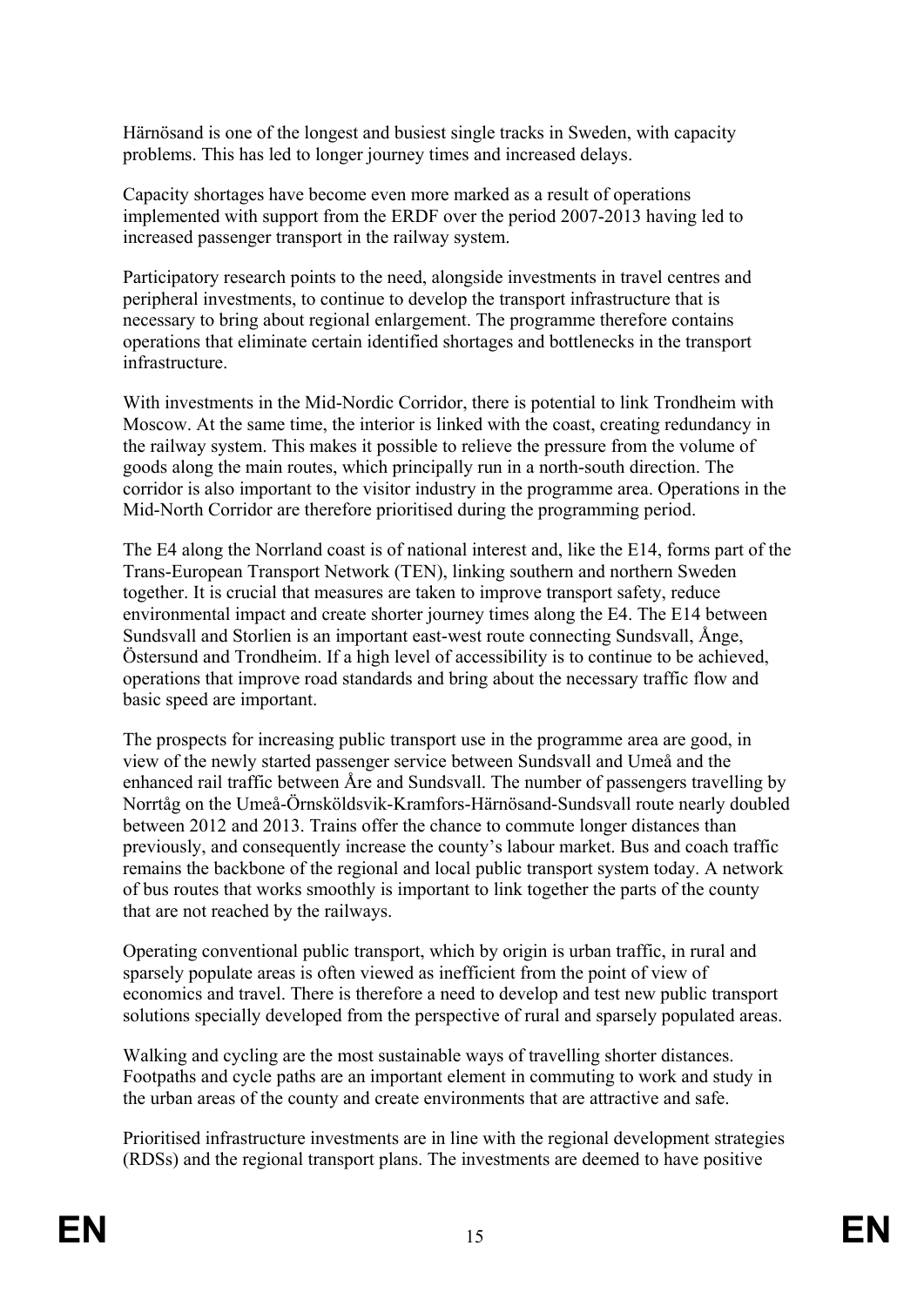Härnösand is one of the longest and busiest single tracks in Sweden, with capacity problems. This has led to longer journey times and increased delays.

Capacity shortages have become even more marked as a result of operations implemented with support from the ERDF over the period 2007-2013 having led to increased passenger transport in the railway system.

Participatory research points to the need, alongside investments in travel centres and peripheral investments, to continue to develop the transport infrastructure that is necessary to bring about regional enlargement. The programme therefore contains operations that eliminate certain identified shortages and bottlenecks in the transport infrastructure.

With investments in the Mid-Nordic Corridor, there is potential to link Trondheim with Moscow. At the same time, the interior is linked with the coast, creating redundancy in the railway system. This makes it possible to relieve the pressure from the volume of goods along the main routes, which principally run in a north-south direction. The corridor is also important to the visitor industry in the programme area. Operations in the Mid-North Corridor are therefore prioritised during the programming period.

The E4 along the Norrland coast is of national interest and, like the E14, forms part of the Trans-European Transport Network (TEN), linking southern and northern Sweden together. It is crucial that measures are taken to improve transport safety, reduce environmental impact and create shorter journey times along the E4. The E14 between Sundsvall and Storlien is an important east-west route connecting Sundsvall, Ånge, Östersund and Trondheim. If a high level of accessibility is to continue to be achieved, operations that improve road standards and bring about the necessary traffic flow and basic speed are important.

The prospects for increasing public transport use in the programme area are good, in view of the newly started passenger service between Sundsvall and Umeå and the enhanced rail traffic between Åre and Sundsvall. The number of passengers travelling by Norrtåg on the Umeå-Örnsköldsvik-Kramfors-Härnösand-Sundsvall route nearly doubled between 2012 and 2013. Trains offer the chance to commute longer distances than previously, and consequently increase the county's labour market. Bus and coach traffic remains the backbone of the regional and local public transport system today. A network of bus routes that works smoothly is important to link together the parts of the county that are not reached by the railways.

Operating conventional public transport, which by origin is urban traffic, in rural and sparsely populate areas is often viewed as inefficient from the point of view of economics and travel. There is therefore a need to develop and test new public transport solutions specially developed from the perspective of rural and sparsely populated areas.

Walking and cycling are the most sustainable ways of travelling shorter distances. Footpaths and cycle paths are an important element in commuting to work and study in the urban areas of the county and create environments that are attractive and safe.

Prioritised infrastructure investments are in line with the regional development strategies (RDSs) and the regional transport plans. The investments are deemed to have positive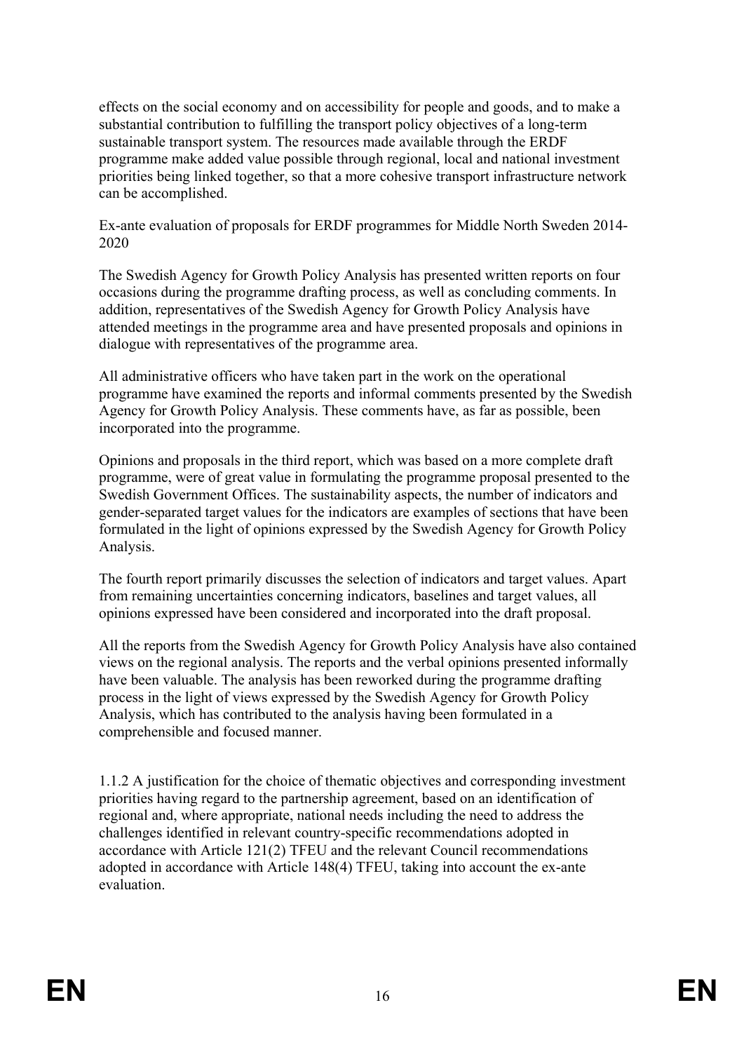effects on the social economy and on accessibility for people and goods, and to make a substantial contribution to fulfilling the transport policy objectives of a long-term sustainable transport system. The resources made available through the ERDF programme make added value possible through regional, local and national investment priorities being linked together, so that a more cohesive transport infrastructure network can be accomplished.

Ex-ante evaluation of proposals for ERDF programmes for Middle North Sweden 2014-2020

The Swedish Agency for Growth Policy Analysis has presented written reports on four occasions during the programme drafting process, as well as concluding comments. In addition, representatives of the Swedish Agency for Growth Policy Analysis have attended meetings in the programme area and have presented proposals and opinions in dialogue with representatives of the programme area.

All administrative officers who have taken part in the work on the operational programme have examined the reports and informal comments presented by the Swedish Agency for Growth Policy Analysis. These comments have, as far as possible, been incorporated into the programme.

Opinions and proposals in the third report, which was based on a more complete draft programme, were of great value in formulating the programme proposal presented to the Swedish Government Offices. The sustainability aspects, the number of indicators and gender-separated target values for the indicators are examples of sections that have been formulated in the light of opinions expressed by the Swedish Agency for Growth Policy Analysis.

The fourth report primarily discusses the selection of indicators and target values. Apart from remaining uncertainties concerning indicators, baselines and target values, all opinions expressed have been considered and incorporated into the draft proposal.

All the reports from the Swedish Agency for Growth Policy Analysis have also contained views on the regional analysis. The reports and the verbal opinions presented informally have been valuable. The analysis has been reworked during the programme drafting process in the light of views expressed by the Swedish Agency for Growth Policy Analysis, which has contributed to the analysis having been formulated in a comprehensible and focused manner.

1.1.2 A justification for the choice of thematic objectives and corresponding investment priorities having regard to the partnership agreement, based on an identification of regional and, where appropriate, national needs including the need to address the challenges identified in relevant country-specific recommendations adopted in accordance with Article 121(2) TFEU and the relevant Council recommendations adopted in accordance with Article 148(4) TFEU, taking into account the ex-ante evaluation.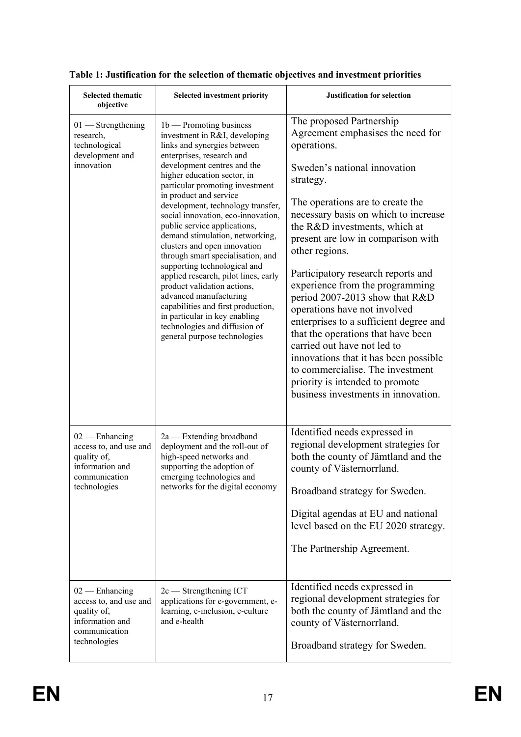**Table 1: Justification for the selection of thematic objectives and investment priorities**

| Selected thematic objective | Selected investment priority | Justification for selection |
|---|---|---|
| 01 — Strengthening research, technological development and innovation | 1b — Promoting business investment in R&I, developing links and synergies between enterprises, research and development centres and the higher education sector, in particular promoting investment in product and service development, technology transfer, social innovation, eco-innovation, public service applications, demand stimulation, networking, clusters and open innovation through smart specialisation, and supporting technological and applied research, pilot lines, early product validation actions, advanced manufacturing capabilities and first production, in particular in key enabling technologies and diffusion of general purpose technologies | The proposed Partnership Agreement emphasises the need for operations.<br><br>Sweden's national innovation strategy.<br><br>The operations are to create the necessary basis on which to increase the R&D investments, which at present are low in comparison with other regions.<br><br>Participatory research reports and experience from the programming period 2007-2013 show that R&D operations have not involved enterprises to a sufficient degree and that the operations that have been carried out have not led to innovations that it has been possible to commercialise. The investment priority is intended to promote business investments in innovation. |
| 02 — Enhancing access to, and use and quality of, information and communication technologies | 2a — Extending broadband deployment and the roll-out of high-speed networks and supporting the adoption of emerging technologies and networks for the digital economy | Identified needs expressed in regional development strategies for both the county of Jämtland and the county of Västernorrland.<br><br>Broadband strategy for Sweden.<br><br>Digital agendas at EU and national level based on the EU 2020 strategy.<br><br>The Partnership Agreement. |
| 02 — Enhancing access to, and use and quality of, information and communication technologies | 2c — Strengthening ICT applications for e-government, e-learning, e-inclusion, e-culture and e-health | Identified needs expressed in regional development strategies for both the county of Jämtland and the county of Västernorrland.<br><br>Broadband strategy for Sweden. |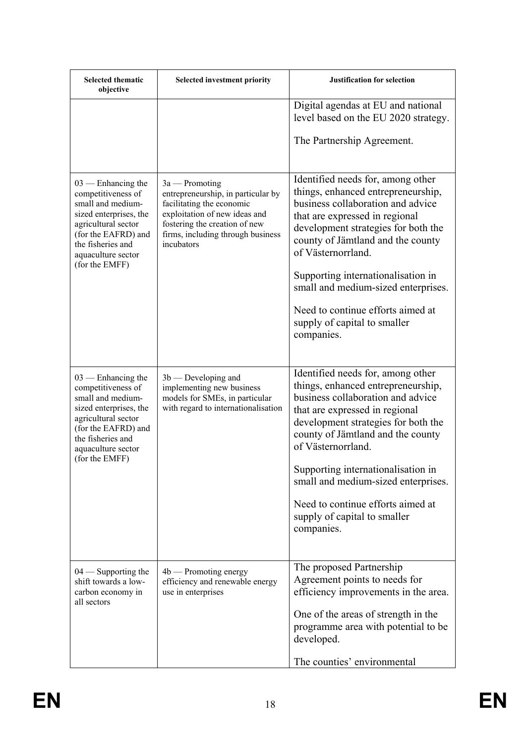| Selected thematic objective | Selected investment priority | Justification for selection |
|---|---|---|
| | | Digital agendas at EU and national level based on the EU 2020 strategy.<br><br>The Partnership Agreement. |
| 03 — Enhancing the competitiveness of small and medium-sized enterprises, the agricultural sector (for the EAFRD) and the fisheries and aquaculture sector (for the EMFF) | 3a — Promoting entrepreneurship, in particular by facilitating the economic exploitation of new ideas and fostering the creation of new firms, including through business incubators | Identified needs for, among other things, enhanced entrepreneurship, business collaboration and advice that are expressed in regional development strategies for both the county of Jämtland and the county of Västernorrland.<br><br>Supporting internationalisation in small and medium-sized enterprises.<br><br>Need to continue efforts aimed at supply of capital to smaller companies. |
| 03 — Enhancing the competitiveness of small and medium-sized enterprises, the agricultural sector (for the EAFRD) and the fisheries and aquaculture sector (for the EMFF) | 3b — Developing and implementing new business models for SMEs, in particular with regard to internationalisation | Identified needs for, among other things, enhanced entrepreneurship, business collaboration and advice that are expressed in regional development strategies for both the county of Jämtland and the county of Västernorrland.<br><br>Supporting internationalisation in small and medium-sized enterprises.<br><br>Need to continue efforts aimed at supply of capital to smaller companies. |
| 04 — Supporting the shift towards a low-carbon economy in all sectors | 4b — Promoting energy efficiency and renewable energy use in enterprises | The proposed Partnership Agreement points to needs for efficiency improvements in the area.<br><br>One of the areas of strength in the programme area with potential to be developed.<br><br>The counties' environmental |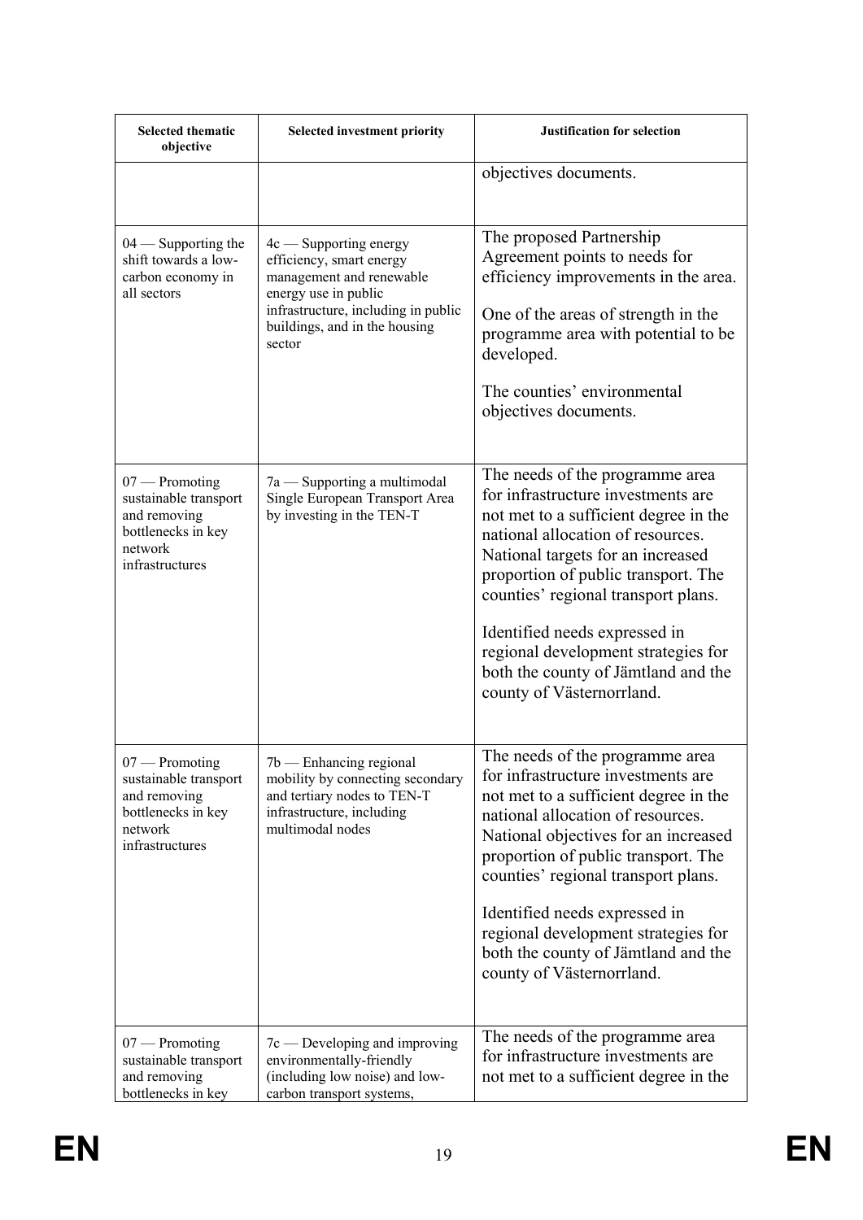| Selected thematic objective | Selected investment priority | Justification for selection |
|---|---|---|
| | | objectives documents. |
| 04 — Supporting the shift towards a low-carbon economy in all sectors | 4c — Supporting energy efficiency, smart energy management and renewable energy use in public infrastructure, including in public buildings, and in the housing sector | The proposed Partnership Agreement points to needs for efficiency improvements in the area.<br><br>One of the areas of strength in the programme area with potential to be developed.<br><br>The counties' environmental objectives documents. |
| 07 — Promoting sustainable transport and removing bottlenecks in key network infrastructures | 7a — Supporting a multimodal Single European Transport Area by investing in the TEN-T | The needs of the programme area for infrastructure investments are not met to a sufficient degree in the national allocation of resources. National targets for an increased proportion of public transport. The counties' regional transport plans.<br><br>Identified needs expressed in regional development strategies for both the county of Jämtland and the county of Västernorrland. |
| 07 — Promoting sustainable transport and removing bottlenecks in key network infrastructures | 7b — Enhancing regional mobility by connecting secondary and tertiary nodes to TEN-T infrastructure, including multimodal nodes | The needs of the programme area for infrastructure investments are not met to a sufficient degree in the national allocation of resources. National objectives for an increased proportion of public transport. The counties' regional transport plans.<br><br>Identified needs expressed in regional development strategies for both the county of Jämtland and the county of Västernorrland. |
| 07 — Promoting sustainable transport and removing bottlenecks in key | 7c — Developing and improving environmentally-friendly (including low noise) and low-carbon transport systems, | The needs of the programme area for infrastructure investments are not met to a sufficient degree in the |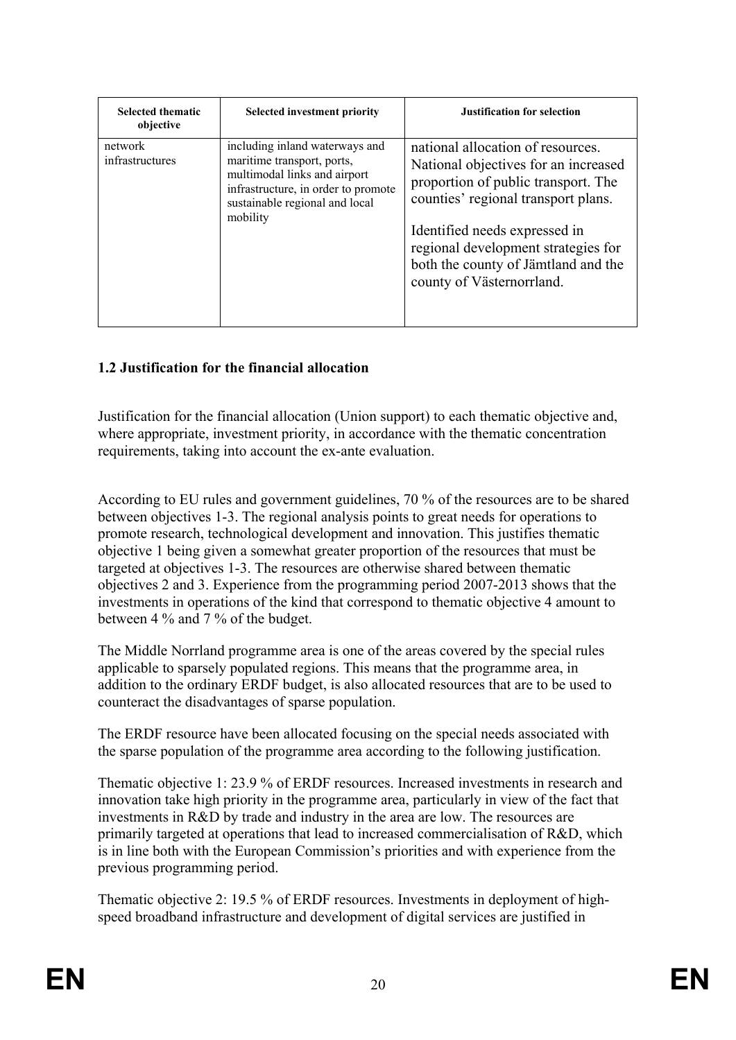| Selected thematic objective | Selected investment priority | Justification for selection |
|---|---|---|
| network infrastructures | including inland waterways and maritime transport, ports, multimodal links and airport infrastructure, in order to promote sustainable regional and local mobility | national allocation of resources. National objectives for an increased proportion of public transport. The counties' regional transport plans.<br><br>Identified needs expressed in regional development strategies for both the county of Jämtland and the county of Västernorrland. |

### 1.2 Justification for the financial allocation

Justification for the financial allocation (Union support) to each thematic objective and, where appropriate, investment priority, in accordance with the thematic concentration requirements, taking into account the ex-ante evaluation.

According to EU rules and government guidelines, 70 % of the resources are to be shared between objectives 1-3. The regional analysis points to great needs for operations to promote research, technological development and innovation. This justifies thematic objective 1 being given a somewhat greater proportion of the resources that must be targeted at objectives 1-3. The resources are otherwise shared between thematic objectives 2 and 3. Experience from the programming period 2007-2013 shows that the investments in operations of the kind that correspond to thematic objective 4 amount to between 4 % and 7 % of the budget.

The Middle Norrland programme area is one of the areas covered by the special rules applicable to sparsely populated regions. This means that the programme area, in addition to the ordinary ERDF budget, is also allocated resources that are to be used to counteract the disadvantages of sparse population.

The ERDF resource have been allocated focusing on the special needs associated with the sparse population of the programme area according to the following justification.

Thematic objective 1: 23.9 % of ERDF resources. Increased investments in research and innovation take high priority in the programme area, particularly in view of the fact that investments in R&D by trade and industry in the area are low. The resources are primarily targeted at operations that lead to increased commercialisation of R&D, which is in line both with the European Commission's priorities and with experience from the previous programming period.

Thematic objective 2: 19.5 % of ERDF resources. Investments in deployment of high-speed broadband infrastructure and development of digital services are justified in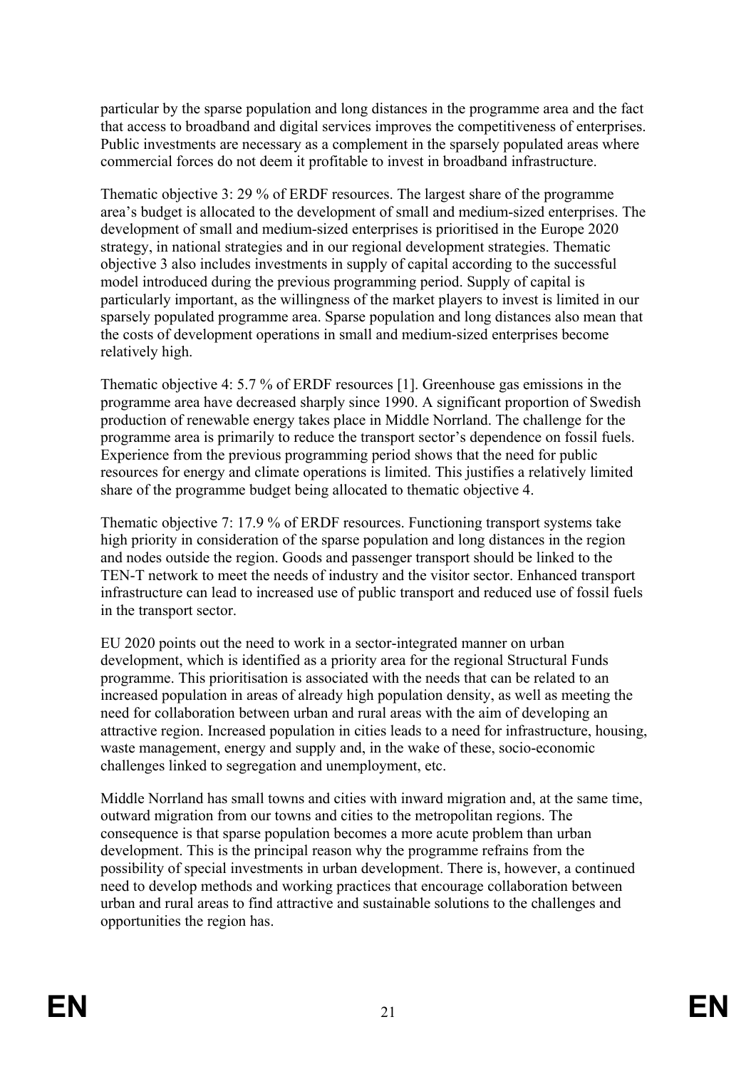particular by the sparse population and long distances in the programme area and the fact that access to broadband and digital services improves the competitiveness of enterprises. Public investments are necessary as a complement in the sparsely populated areas where commercial forces do not deem it profitable to invest in broadband infrastructure.

Thematic objective 3: 29 % of ERDF resources. The largest share of the programme area's budget is allocated to the development of small and medium-sized enterprises. The development of small and medium-sized enterprises is prioritised in the Europe 2020 strategy, in national strategies and in our regional development strategies. Thematic objective 3 also includes investments in supply of capital according to the successful model introduced during the previous programming period. Supply of capital is particularly important, as the willingness of the market players to invest is limited in our sparsely populated programme area. Sparse population and long distances also mean that the costs of development operations in small and medium-sized enterprises become relatively high.

Thematic objective 4: 5.7 % of ERDF resources [1]. Greenhouse gas emissions in the programme area have decreased sharply since 1990. A significant proportion of Swedish production of renewable energy takes place in Middle Norrland. The challenge for the programme area is primarily to reduce the transport sector's dependence on fossil fuels. Experience from the previous programming period shows that the need for public resources for energy and climate operations is limited. This justifies a relatively limited share of the programme budget being allocated to thematic objective 4.

Thematic objective 7: 17.9 % of ERDF resources. Functioning transport systems take high priority in consideration of the sparse population and long distances in the region and nodes outside the region. Goods and passenger transport should be linked to the TEN-T network to meet the needs of industry and the visitor sector. Enhanced transport infrastructure can lead to increased use of public transport and reduced use of fossil fuels in the transport sector.

EU 2020 points out the need to work in a sector-integrated manner on urban development, which is identified as a priority area for the regional Structural Funds programme. This prioritisation is associated with the needs that can be related to an increased population in areas of already high population density, as well as meeting the need for collaboration between urban and rural areas with the aim of developing an attractive region. Increased population in cities leads to a need for infrastructure, housing, waste management, energy and supply and, in the wake of these, socio-economic challenges linked to segregation and unemployment, etc.

Middle Norrland has small towns and cities with inward migration and, at the same time, outward migration from our towns and cities to the metropolitan regions. The consequence is that sparse population becomes a more acute problem than urban development. This is the principal reason why the programme refrains from the possibility of special investments in urban development. There is, however, a continued need to develop methods and working practices that encourage collaboration between urban and rural areas to find attractive and sustainable solutions to the challenges and opportunities the region has.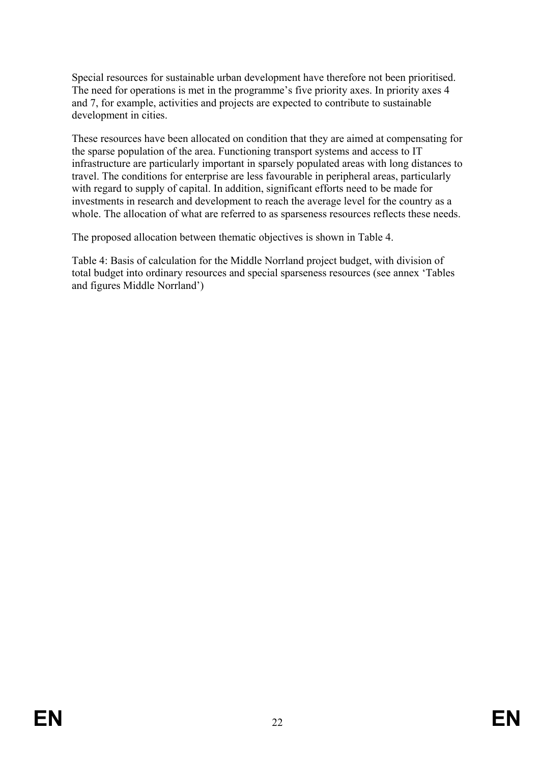Special resources for sustainable urban development have therefore not been prioritised. The need for operations is met in the programme's five priority axes. In priority axes 4 and 7, for example, activities and projects are expected to contribute to sustainable development in cities.

These resources have been allocated on condition that they are aimed at compensating for the sparse population of the area. Functioning transport systems and access to IT infrastructure are particularly important in sparsely populated areas with long distances to travel. The conditions for enterprise are less favourable in peripheral areas, particularly with regard to supply of capital. In addition, significant efforts need to be made for investments in research and development to reach the average level for the country as a whole. The allocation of what are referred to as sparseness resources reflects these needs.

The proposed allocation between thematic objectives is shown in Table 4.

Table 4: Basis of calculation for the Middle Norrland project budget, with division of total budget into ordinary resources and special sparseness resources (see annex 'Tables and figures Middle Norrland')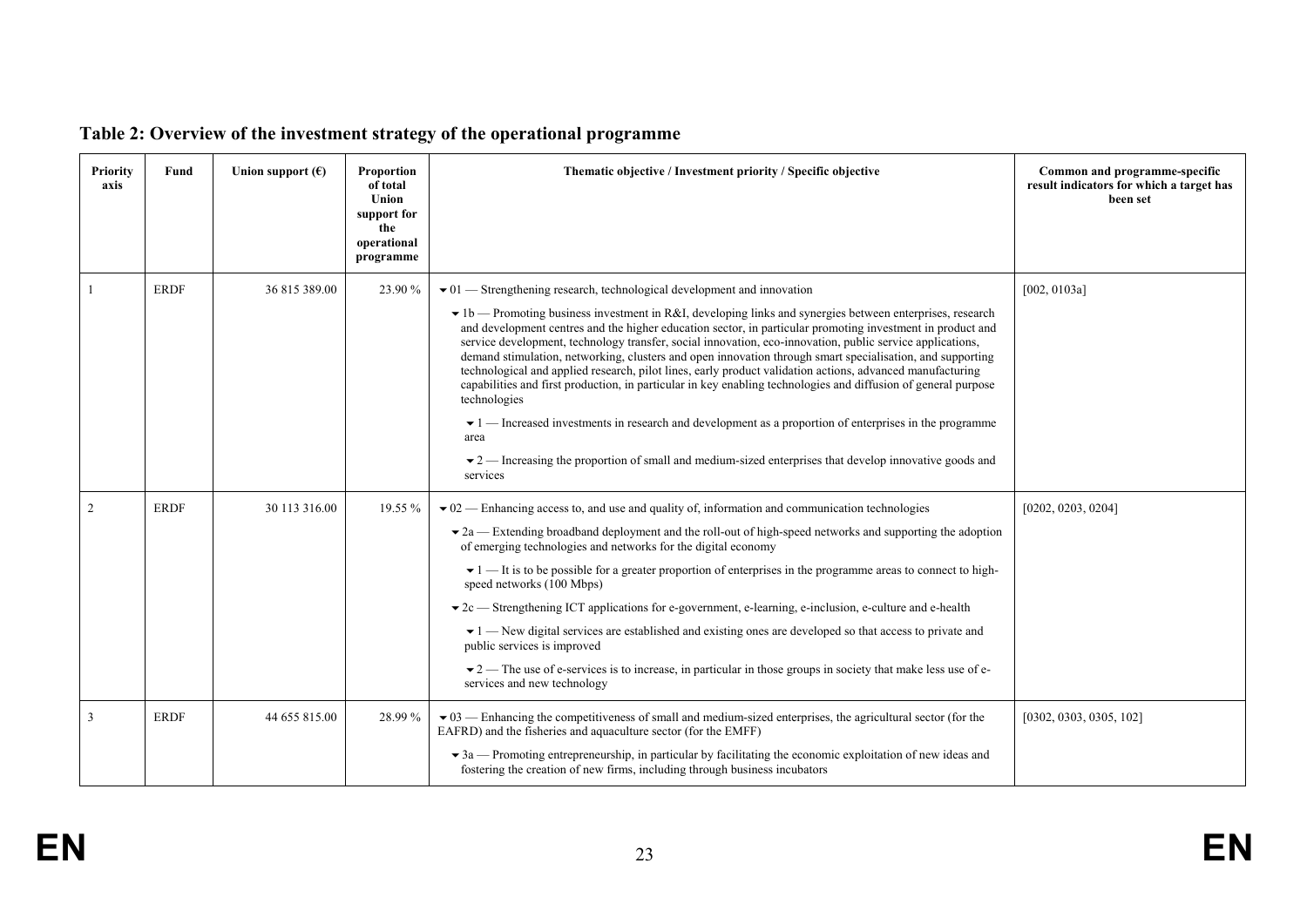**Table 2: Overview of the investment strategy of the operational programme**

| Priority axis | Fund | Union support (€) | Proportion of total Union support for the operational programme | Thematic objective / Investment priority / Specific objective | Common and programme-specific result indicators for which a target has been set |
|---|---|---|---|---|---|
| 1 | ERDF | 36 815 389.00 | 23.90 % | ▾01 — Strengthening research, technological development and innovation<br><br>▾1b — Promoting business investment in R&I, developing links and synergies between enterprises, research and development centres and the higher education sector, in particular promoting investment in product and service development, technology transfer, social innovation, eco-innovation, public service applications, demand stimulation, networking, clusters and open innovation through smart specialisation, and supporting technological and applied research, pilot lines, early product validation actions, advanced manufacturing capabilities and first production, in particular in key enabling technologies and diffusion of general purpose technologies<br><br>▾1 — Increased investments in research and development as a proportion of enterprises in the programme area<br><br>▾2 — Increasing the proportion of small and medium-sized enterprises that develop innovative goods and services | [002, 0103a] |
| 2 | ERDF | 30 113 316.00 | 19.55 % | ▾02 — Enhancing access to, and use and quality of, information and communication technologies<br><br>▾2a — Extending broadband deployment and the roll-out of high-speed networks and supporting the adoption of emerging technologies and networks for the digital economy<br><br>▾1 — It is to be possible for a greater proportion of enterprises in the programme areas to connect to high-speed networks (100 Mbps)<br><br>▾2c — Strengthening ICT applications for e-government, e-learning, e-inclusion, e-culture and e-health<br><br>▾1 — New digital services are established and existing ones are developed so that access to private and public services is improved<br><br>▾2 — The use of e-services is to increase, in particular in those groups in society that make less use of e-services and new technology | [0202, 0203, 0204] |
| 3 | ERDF | 44 655 815.00 | 28.99 % | ▾03 — Enhancing the competitiveness of small and medium-sized enterprises, the agricultural sector (for the EAFRD) and the fisheries and aquaculture sector (for the EMFF)<br><br>▾3a — Promoting entrepreneurship, in particular by facilitating the economic exploitation of new ideas and fostering the creation of new firms, including through business incubators | [0302, 0303, 0305, 102] |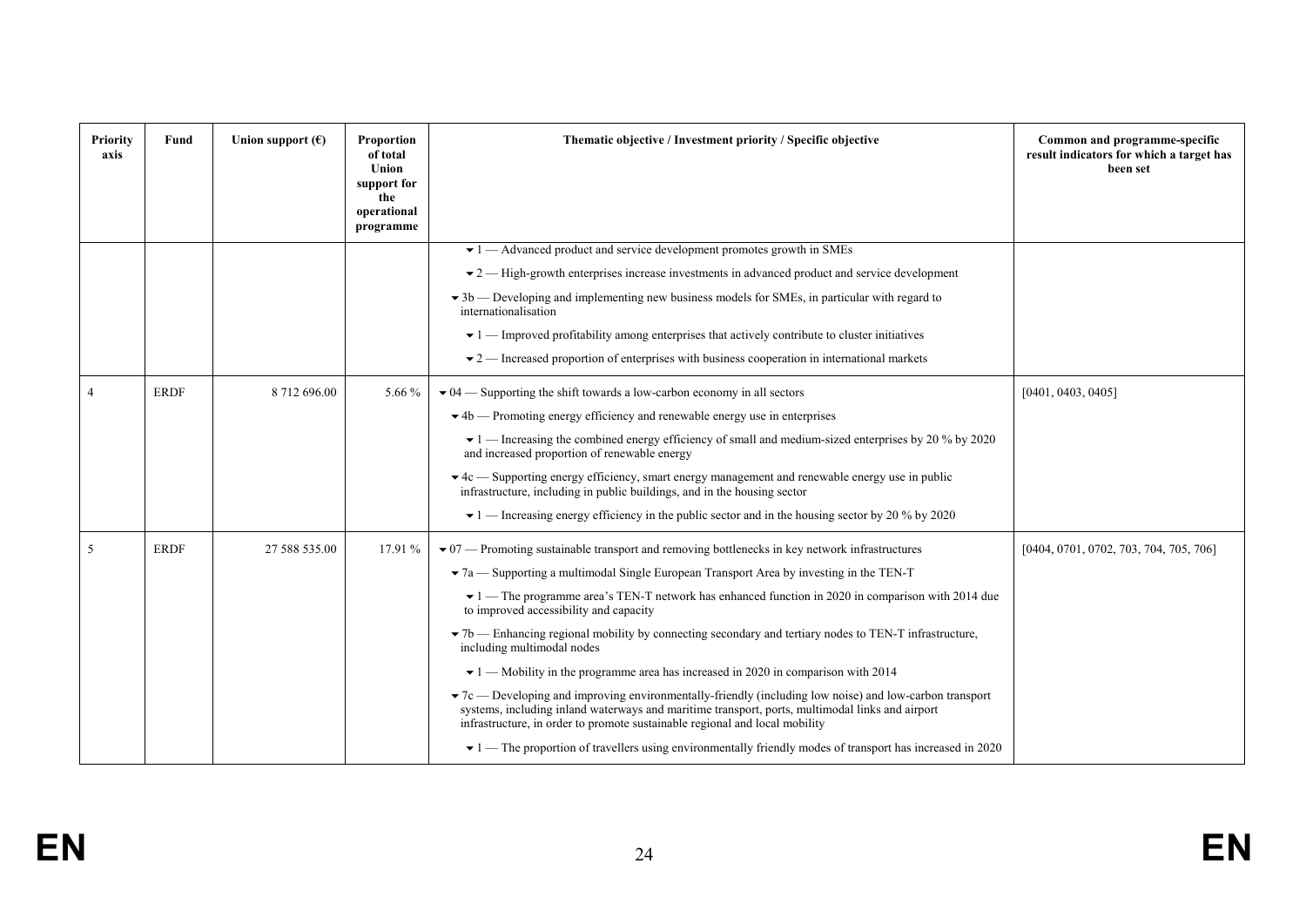| Priority axis | Fund | Union support (€) | Proportion of total Union support for the operational programme | Thematic objective / Investment priority / Specific objective | Common and programme-specific result indicators for which a target has been set |
|---|---|---|---|---|---|
| | | | | ▾ 1 — Advanced product and service development promotes growth in SMEs<br>▾ 2 — High-growth enterprises increase investments in advanced product and service development<br>▾ 3b — Developing and implementing new business models for SMEs, in particular with regard to internationalisation<br>▾ 1 — Improved profitability among enterprises that actively contribute to cluster initiatives<br>▾ 2 — Increased proportion of enterprises with business cooperation in international markets | |
| 4 | ERDF | 8 712 696.00 | 5.66 % | ▾ 04 — Supporting the shift towards a low-carbon economy in all sectors<br>▾ 4b — Promoting energy efficiency and renewable energy use in enterprises<br>▾ 1 — Increasing the combined energy efficiency of small and medium-sized enterprises by 20 % by 2020 and increased proportion of renewable energy<br>▾ 4c — Supporting energy efficiency, smart energy management and renewable energy use in public infrastructure, including in public buildings, and in the housing sector<br>▾ 1 — Increasing energy efficiency in the public sector and in the housing sector by 20 % by 2020 | [0401, 0403, 0405] |
| 5 | ERDF | 27 588 535.00 | 17.91 % | ▾ 07 — Promoting sustainable transport and removing bottlenecks in key network infrastructures<br>▾ 7a — Supporting a multimodal Single European Transport Area by investing in the TEN-T<br>▾ 1 — The programme area's TEN-T network has enhanced function in 2020 in comparison with 2014 due to improved accessibility and capacity<br>▾ 7b — Enhancing regional mobility by connecting secondary and tertiary nodes to TEN-T infrastructure, including multimodal nodes<br>▾ 1 — Mobility in the programme area has increased in 2020 in comparison with 2014<br>▾ 7c — Developing and improving environmentally-friendly (including low noise) and low-carbon transport systems, including inland waterways and maritime transport, ports, multimodal links and airport infrastructure, in order to promote sustainable regional and local mobility<br>▾ 1 — The proportion of travellers using environmentally friendly modes of transport has increased in 2020 | [0404, 0701, 0702, 703, 704, 705, 706] |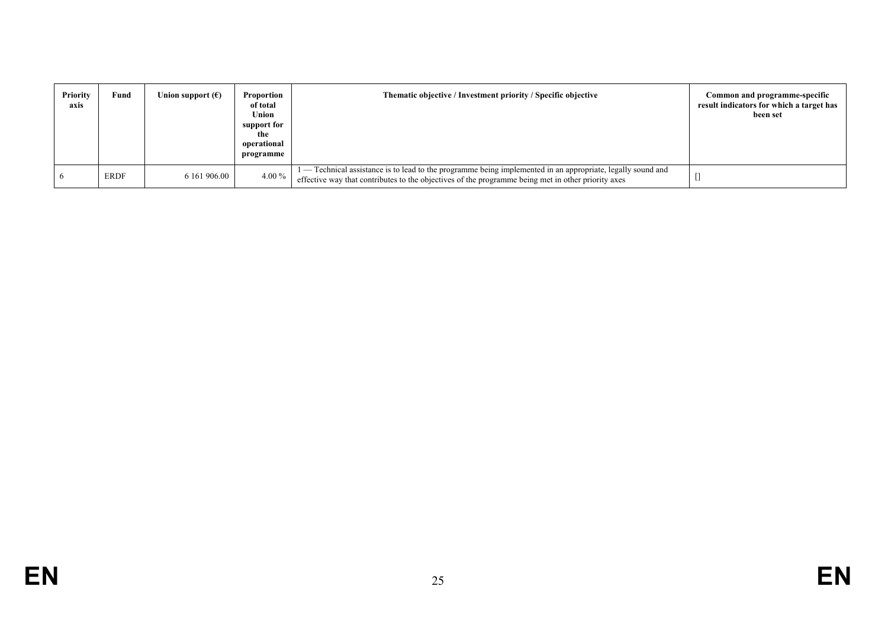| Priority axis | Fund | Union support (€) | Proportion of total Union support for the operational programme | Thematic objective / Investment priority / Specific objective | Common and programme-specific result indicators for which a target has been set |
| --- | --- | --- | --- | --- | --- |
| 6 | ERDF | 6 161 906.00 | 4.00 % | 1 — Technical assistance is to lead to the programme being implemented in an appropriate, legally sound and effective way that contributes to the objectives of the programme being met in other priority axes | [] |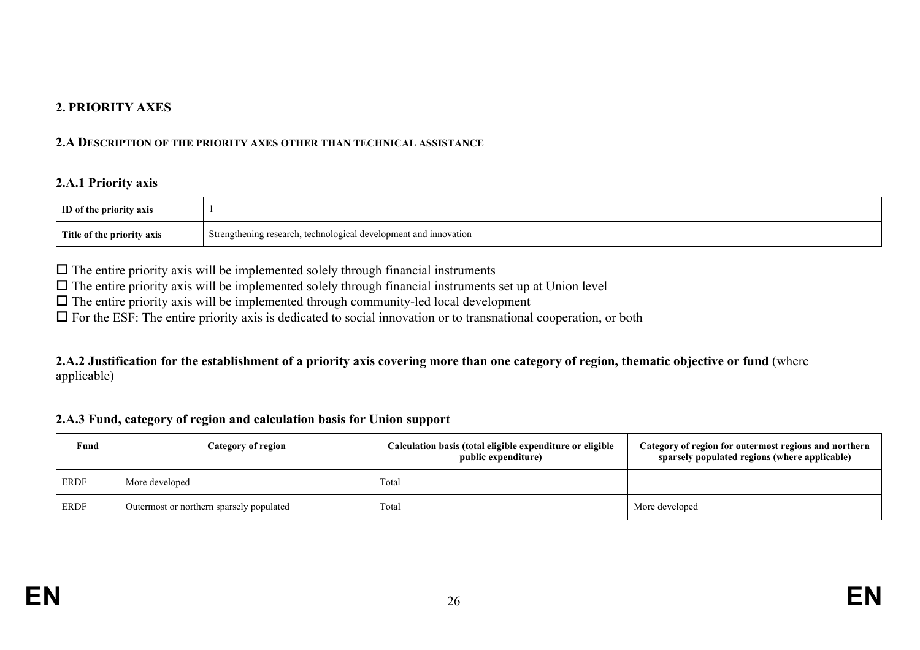## 2. PRIORITY AXES

### 2.A DESCRIPTION OF THE PRIORITY AXES OTHER THAN TECHNICAL ASSISTANCE

### 2.A.1 Priority axis

| ID of the priority axis | 1 |
|---|---|
| Title of the priority axis | Strengthening research, technological development and innovation |

☐ The entire priority axis will be implemented solely through financial instruments

☐ The entire priority axis will be implemented solely through financial instruments set up at Union level

☐ The entire priority axis will be implemented through community-led local development

☐ For the ESF: The entire priority axis is dedicated to social innovation or to transnational cooperation, or both

### 2.A.2 Justification for the establishment of a priority axis covering more than one category of region, thematic objective or fund (where applicable)

### 2.A.3 Fund, category of region and calculation basis for Union support

| Fund | Category of region | Calculation basis (total eligible expenditure or eligible public expenditure) | Category of region for outermost regions and northern sparsely populated regions (where applicable) |
|---|---|---|---|
| ERDF | More developed | Total | |
| ERDF | Outermost or northern sparsely populated | Total | More developed |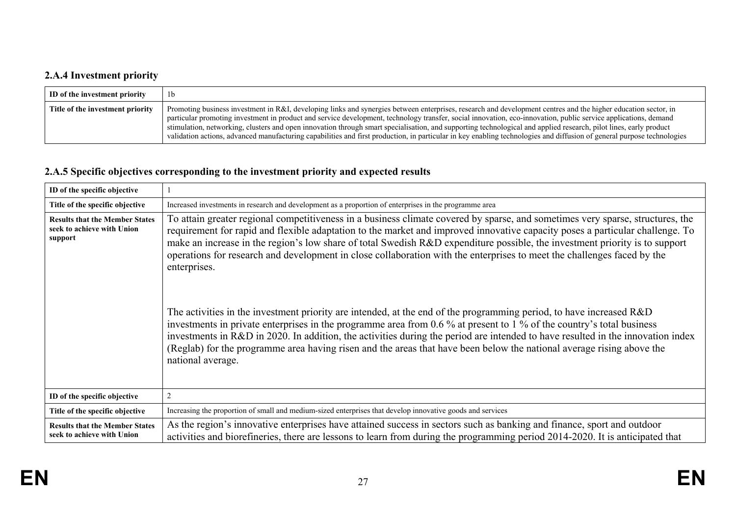### 2.A.4 Investment priority

| ID of the investment priority | 1b |
|---|---|
| Title of the investment priority | Promoting business investment in R&I, developing links and synergies between enterprises, research and development centres and the higher education sector, in particular promoting investment in product and service development, technology transfer, social innovation, eco-innovation, public service applications, demand stimulation, networking, clusters and open innovation through smart specialisation, and supporting technological and applied research, pilot lines, early product validation actions, advanced manufacturing capabilities and first production, in particular in key enabling technologies and diffusion of general purpose technologies |

### 2.A.5 Specific objectives corresponding to the investment priority and expected results

| ID of the specific objective | 1 |
|---|---|
| Title of the specific objective | Increased investments in research and development as a proportion of enterprises in the programme area |
| Results that the Member States seek to achieve with Union support | To attain greater regional competitiveness in a business climate covered by sparse, and sometimes very sparse, structures, the requirement for rapid and flexible adaptation to the market and improved innovative capacity poses a particular challenge. To make an increase in the region's low share of total Swedish R&D expenditure possible, the investment priority is to support operations for research and development in close collaboration with the enterprises to meet the challenges faced by the enterprises.<br><br>The activities in the investment priority are intended, at the end of the programming period, to have increased R&D investments in private enterprises in the programme area from 0.6 % at present to 1 % of the country's total business investments in R&D in 2020. In addition, the activities during the period are intended to have resulted in the innovation index (Reglab) for the programme area having risen and the areas that have been below the national average rising above the national average. |
| ID of the specific objective | 2 |
| Title of the specific objective | Increasing the proportion of small and medium-sized enterprises that develop innovative goods and services |
| Results that the Member States seek to achieve with Union | As the region's innovative enterprises have attained success in sectors such as banking and finance, sport and outdoor activities and biorefineries, there are lessons to learn from during the programming period 2014-2020. It is anticipated that |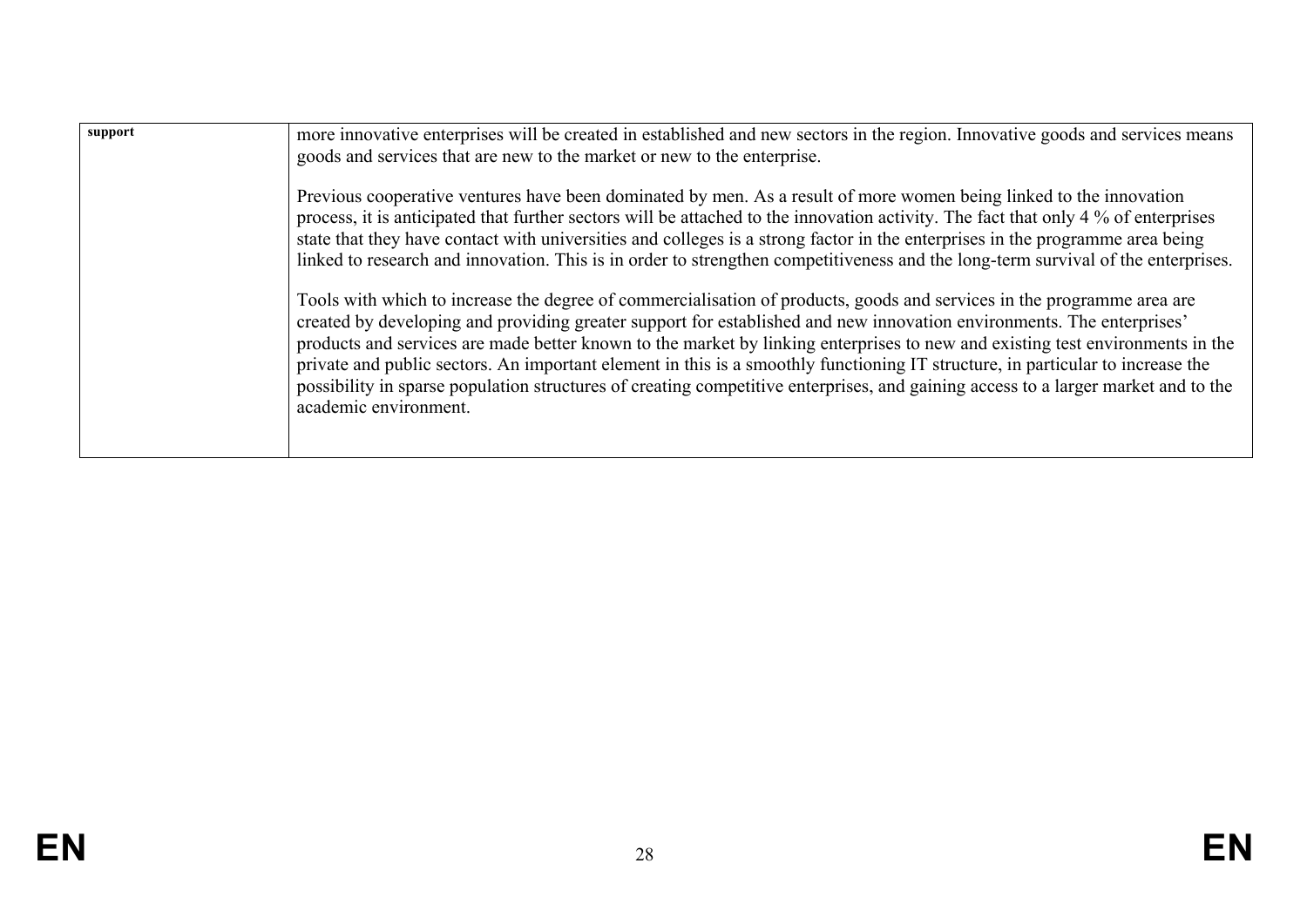| support | more innovative enterprises will be created in established and new sectors in the region. Innovative goods and services means goods and services that are new to the market or new to the enterprise.<br><br>Previous cooperative ventures have been dominated by men. As a result of more women being linked to the innovation process, it is anticipated that further sectors will be attached to the innovation activity. The fact that only 4 % of enterprises state that they have contact with universities and colleges is a strong factor in the enterprises in the programme area being linked to research and innovation. This is in order to strengthen competitiveness and the long-term survival of the enterprises.<br><br>Tools with which to increase the degree of commercialisation of products, goods and services in the programme area are created by developing and providing greater support for established and new innovation environments. The enterprises' products and services are made better known to the market by linking enterprises to new and existing test environments in the private and public sectors. An important element in this is a smoothly functioning IT structure, in particular to increase the possibility in sparse population structures of creating competitive enterprises, and gaining access to a larger market and to the academic environment. |
|---|---|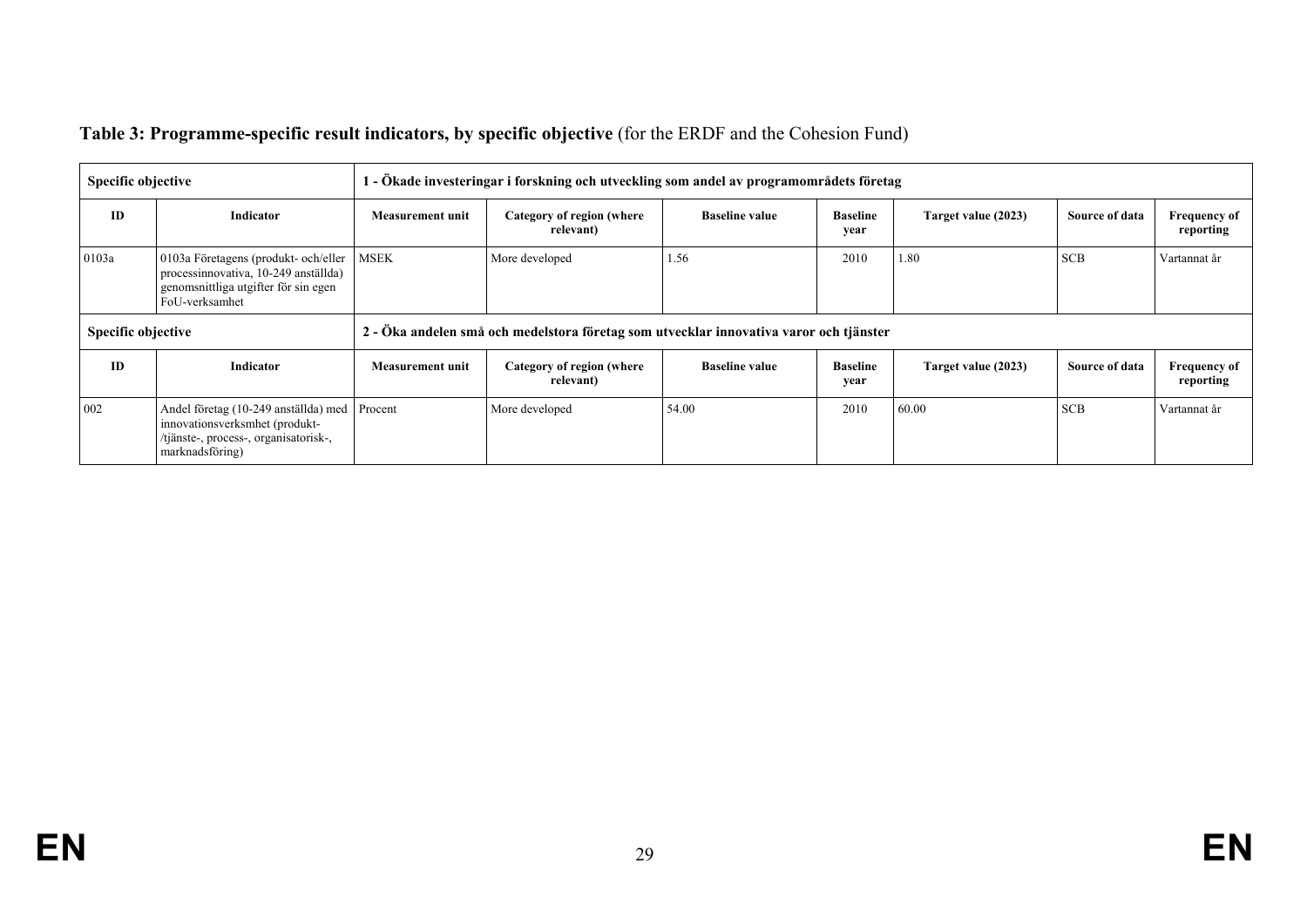## Table 3: Programme-specific result indicators, by specific objective (for the ERDF and the Cohesion Fund)

| Specific objective | | 1 - Ökade investeringar i forskning och utveckling som andel av programområdets företag | | | | | | |
|---|---|---|---|---|---|---|---|---|
| **ID** | **Indicator** | **Measurement unit** | **Category of region (where relevant)** | **Baseline value** | **Baseline year** | **Target value (2023)** | **Source of data** | **Frequency of reporting** |
| 0103a | 0103a Företagens (produkt- och/eller processinnovativa, 10-249 anställda) genomsnittliga utgifter för sin egen FoU-verksamhet | MSEK | More developed | 1.56 | 2010 | 1.80 | SCB | Vartannat år |

| Specific objective | | 2 - Öka andelen små och medelstora företag som utvecklar innovativa varor och tjänster | | | | | | |
|---|---|---|---|---|---|---|---|---|
| **ID** | **Indicator** | **Measurement unit** | **Category of region (where relevant)** | **Baseline value** | **Baseline year** | **Target value (2023)** | **Source of data** | **Frequency of reporting** |
| 002 | Andel företag (10-249 anställda) med innovationsverksmhet (produkt-/tjänste-, process-, organisatorisk-, marknadsföring) | Procent | More developed | 54.00 | 2010 | 60.00 | SCB | Vartannat år |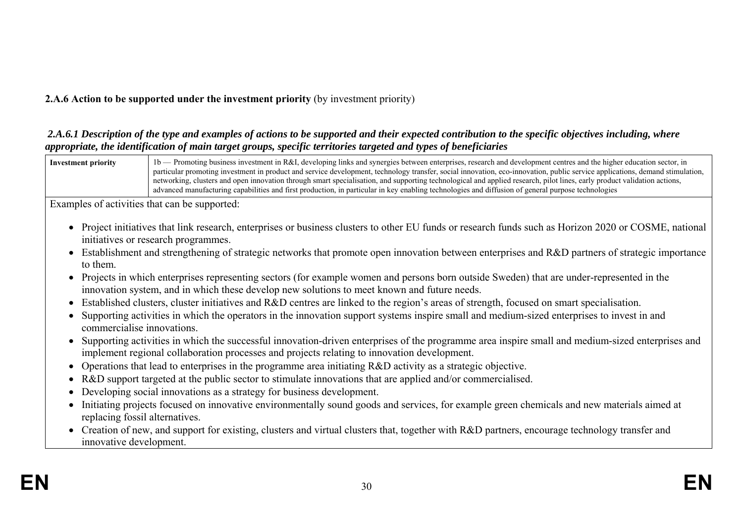**2.A.6 Action to be supported under the investment priority** (by investment priority)

***2.A.6.1 Description of the type and examples of actions to be supported and their expected contribution to the specific objectives including, where appropriate, the identification of main target groups, specific territories targeted and types of beneficiaries***

| **Investment priority** | 1b — Promoting business investment in R&I, developing links and synergies between enterprises, research and development centres and the higher education sector, in particular promoting investment in product and service development, technology transfer, social innovation, eco-innovation, public service applications, demand stimulation, networking, clusters and open innovation through smart specialisation, and supporting technological and applied research, pilot lines, early product validation actions, advanced manufacturing capabilities and first production, in particular in key enabling technologies and diffusion of general purpose technologies |
|---|---|

Examples of activities that can be supported:

- Project initiatives that link research, enterprises or business clusters to other EU funds or research funds such as Horizon 2020 or COSME, national initiatives or research programmes.
- Establishment and strengthening of strategic networks that promote open innovation between enterprises and R&D partners of strategic importance to them.
- Projects in which enterprises representing sectors (for example women and persons born outside Sweden) that are under-represented in the innovation system, and in which these develop new solutions to meet known and future needs.
- Established clusters, cluster initiatives and R&D centres are linked to the region's areas of strength, focused on smart specialisation.
- Supporting activities in which the operators in the innovation support systems inspire small and medium-sized enterprises to invest in and commercialise innovations.
- Supporting activities in which the successful innovation-driven enterprises of the programme area inspire small and medium-sized enterprises and implement regional collaboration processes and projects relating to innovation development.
- Operations that lead to enterprises in the programme area initiating R&D activity as a strategic objective.
- R&D support targeted at the public sector to stimulate innovations that are applied and/or commercialised.
- Developing social innovations as a strategy for business development.
- Initiating projects focused on innovative environmentally sound goods and services, for example green chemicals and new materials aimed at replacing fossil alternatives.
- Creation of new, and support for existing, clusters and virtual clusters that, together with R&D partners, encourage technology transfer and innovative development.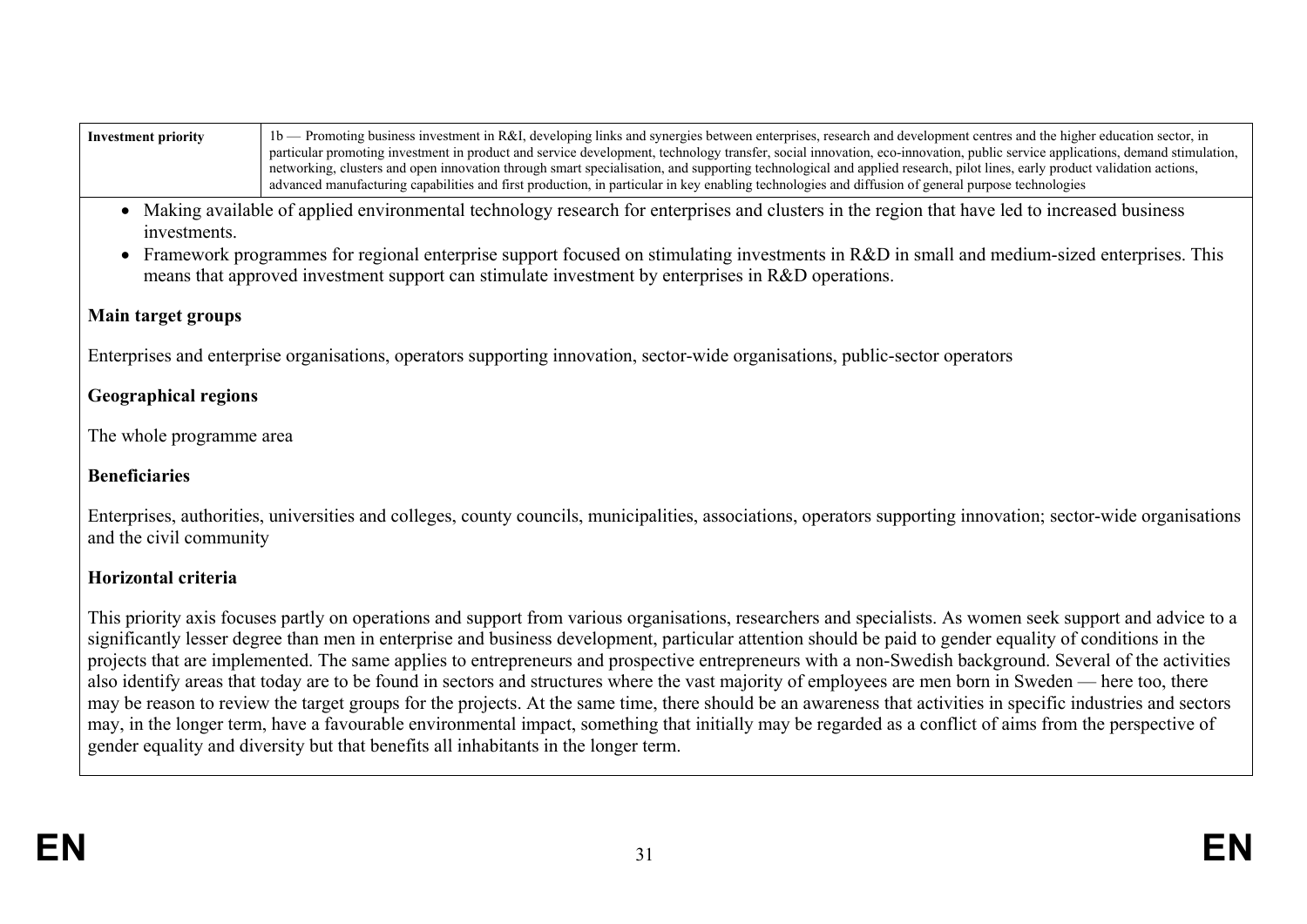| Investment priority | 1b — Promoting business investment in R&I, developing links and synergies between enterprises, research and development centres and the higher education sector, in particular promoting investment in product and service development, technology transfer, social innovation, eco-innovation, public service applications, demand stimulation, networking, clusters and open innovation through smart specialisation, and supporting technological and applied research, pilot lines, early product validation actions, advanced manufacturing capabilities and first production, in particular in key enabling technologies and diffusion of general purpose technologies |
|---|---|

- Making available of applied environmental technology research for enterprises and clusters in the region that have led to increased business investments.
- Framework programmes for regional enterprise support focused on stimulating investments in R&D in small and medium-sized enterprises. This means that approved investment support can stimulate investment by enterprises in R&D operations.

**Main target groups**

Enterprises and enterprise organisations, operators supporting innovation, sector-wide organisations, public-sector operators

**Geographical regions**

The whole programme area

**Beneficiaries**

Enterprises, authorities, universities and colleges, county councils, municipalities, associations, operators supporting innovation; sector-wide organisations and the civil community

**Horizontal criteria**

This priority axis focuses partly on operations and support from various organisations, researchers and specialists. As women seek support and advice to a significantly lesser degree than men in enterprise and business development, particular attention should be paid to gender equality of conditions in the projects that are implemented. The same applies to entrepreneurs and prospective entrepreneurs with a non-Swedish background. Several of the activities also identify areas that today are to be found in sectors and structures where the vast majority of employees are men born in Sweden — here too, there may be reason to review the target groups for the projects. At the same time, there should be an awareness that activities in specific industries and sectors may, in the longer term, have a favourable environmental impact, something that initially may be regarded as a conflict of aims from the perspective of gender equality and diversity but that benefits all inhabitants in the longer term.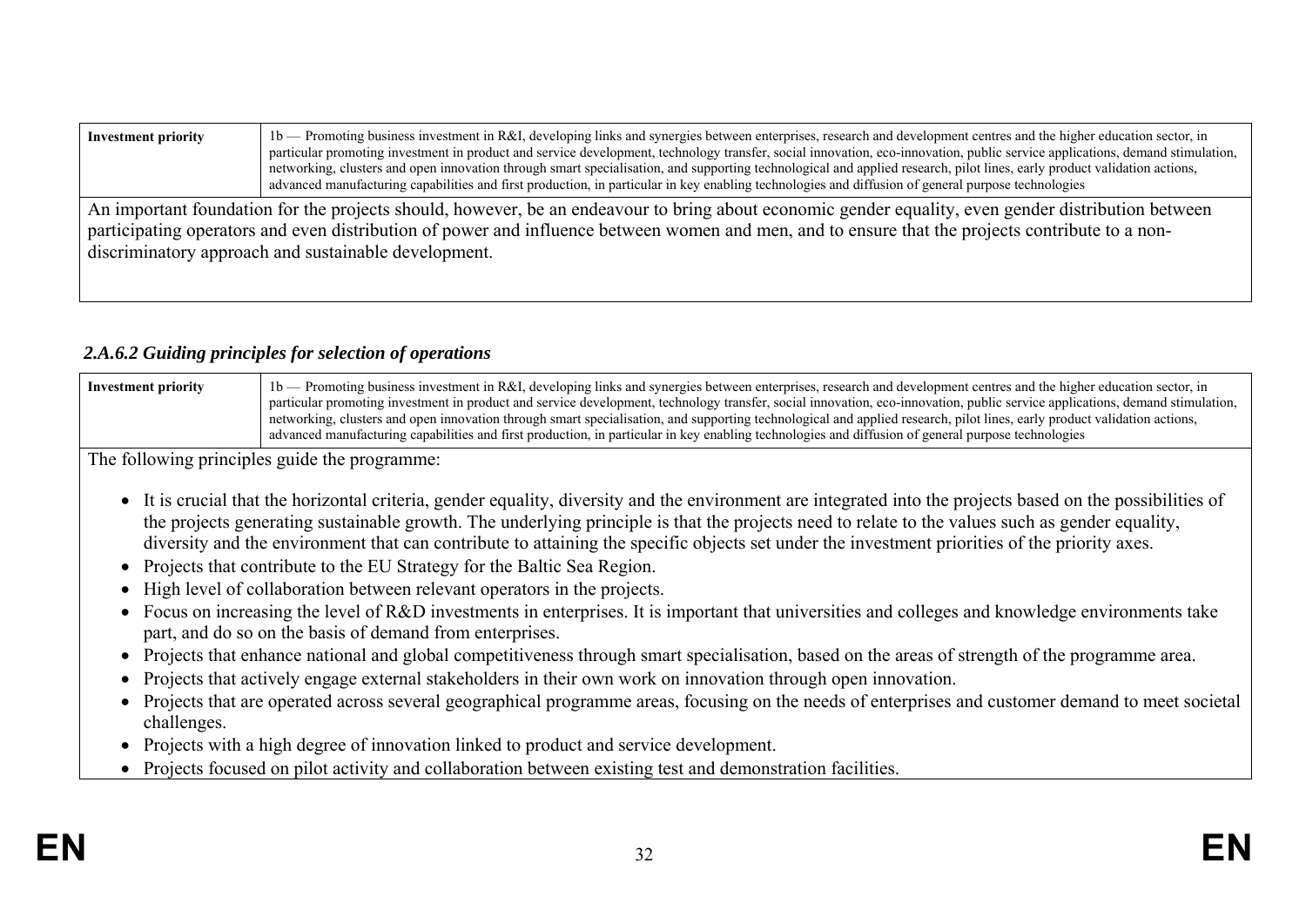| Investment priority | 1b — Promoting business investment in R&I, developing links and synergies between enterprises, research and development centres and the higher education sector, in particular promoting investment in product and service development, technology transfer, social innovation, eco-innovation, public service applications, demand stimulation, networking, clusters and open innovation through smart specialisation, and supporting technological and applied research, pilot lines, early product validation actions, advanced manufacturing capabilities and first production, in particular in key enabling technologies and diffusion of general purpose technologies |
|---|---|
| An important foundation for the projects should, however, be an endeavour to bring about economic gender equality, even gender distribution between participating operators and even distribution of power and influence between women and men, and to ensure that the projects contribute to a non-discriminatory approach and sustainable development. | |

### *2.A.6.2 Guiding principles for selection of operations*

| Investment priority | 1b — Promoting business investment in R&I, developing links and synergies between enterprises, research and development centres and the higher education sector, in particular promoting investment in product and service development, technology transfer, social innovation, eco-innovation, public service applications, demand stimulation, networking, clusters and open innovation through smart specialisation, and supporting technological and applied research, pilot lines, early product validation actions, advanced manufacturing capabilities and first production, in particular in key enabling technologies and diffusion of general purpose technologies |
|---|---|

The following principles guide the programme:

- It is crucial that the horizontal criteria, gender equality, diversity and the environment are integrated into the projects based on the possibilities of the projects generating sustainable growth. The underlying principle is that the projects need to relate to the values such as gender equality, diversity and the environment that can contribute to attaining the specific objects set under the investment priorities of the priority axes.
- Projects that contribute to the EU Strategy for the Baltic Sea Region.
- High level of collaboration between relevant operators in the projects.
- Focus on increasing the level of R&D investments in enterprises. It is important that universities and colleges and knowledge environments take part, and do so on the basis of demand from enterprises.
- Projects that enhance national and global competitiveness through smart specialisation, based on the areas of strength of the programme area.
- Projects that actively engage external stakeholders in their own work on innovation through open innovation.
- Projects that are operated across several geographical programme areas, focusing on the needs of enterprises and customer demand to meet societal challenges.
- Projects with a high degree of innovation linked to product and service development.
- Projects focused on pilot activity and collaboration between existing test and demonstration facilities.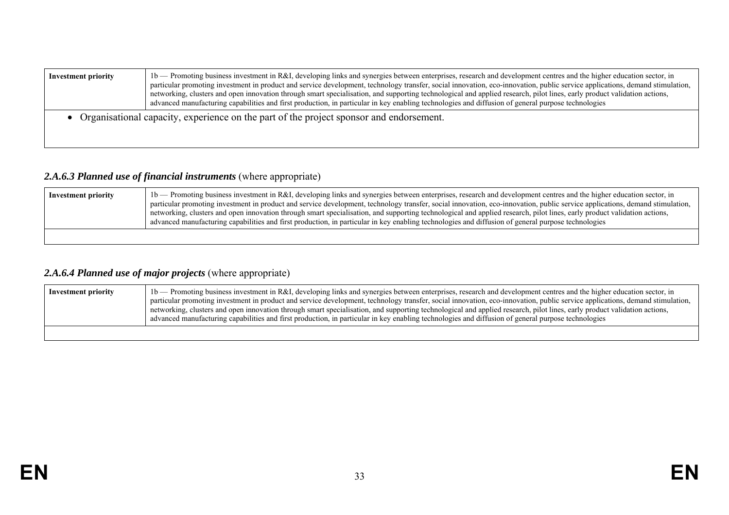| Investment priority | 1b — Promoting business investment in R&I, developing links and synergies between enterprises, research and development centres and the higher education sector, in particular promoting investment in product and service development, technology transfer, social innovation, eco-innovation, public service applications, demand stimulation, networking, clusters and open innovation through smart specialisation, and supporting technological and applied research, pilot lines, early product validation actions, advanced manufacturing capabilities and first production, in particular in key enabling technologies and diffusion of general purpose technologies |
|---|---|
| • Organisational capacity, experience on the part of the project sponsor and endorsement. | |

### *2.A.6.3 Planned use of financial instruments* (where appropriate)

| Investment priority | 1b — Promoting business investment in R&I, developing links and synergies between enterprises, research and development centres and the higher education sector, in particular promoting investment in product and service development, technology transfer, social innovation, eco-innovation, public service applications, demand stimulation, networking, clusters and open innovation through smart specialisation, and supporting technological and applied research, pilot lines, early product validation actions, advanced manufacturing capabilities and first production, in particular in key enabling technologies and diffusion of general purpose technologies |
|---|---|
| | |

### *2.A.6.4 Planned use of major projects* (where appropriate)

| Investment priority | 1b — Promoting business investment in R&I, developing links and synergies between enterprises, research and development centres and the higher education sector, in particular promoting investment in product and service development, technology transfer, social innovation, eco-innovation, public service applications, demand stimulation, networking, clusters and open innovation through smart specialisation, and supporting technological and applied research, pilot lines, early product validation actions, advanced manufacturing capabilities and first production, in particular in key enabling technologies and diffusion of general purpose technologies |
|---|---|
| | |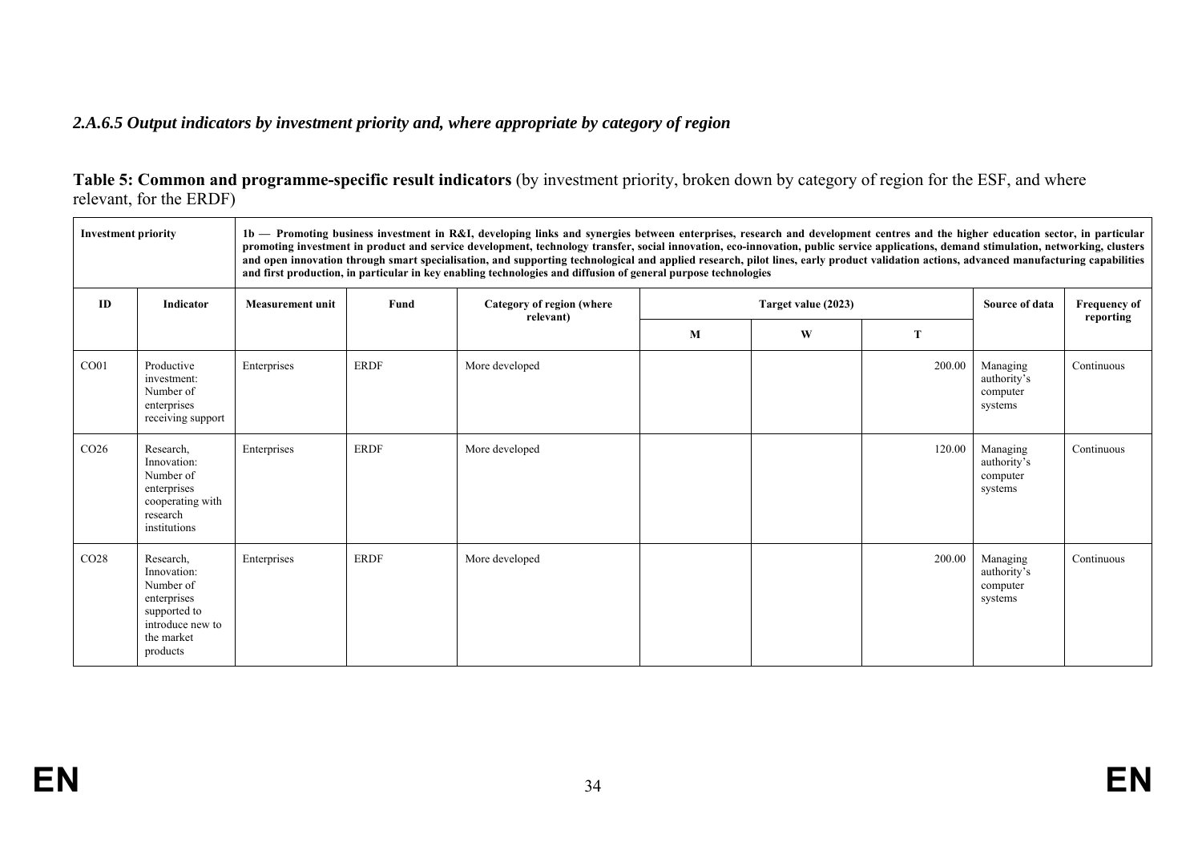### *2.A.6.5 Output indicators by investment priority and, where appropriate by category of region*

**Table 5: Common and programme-specific result indicators** (by investment priority, broken down by category of region for the ESF, and where relevant, for the ERDF)

| **Investment priority** | | **1b — Promoting business investment in R&I, developing links and synergies between enterprises, research and development centres and the higher education sector, in particular promoting investment in product and service development, technology transfer, social innovation, eco-innovation, public service applications, demand stimulation, networking, clusters and open innovation through smart specialisation, and supporting technological and applied research, pilot lines, early product validation actions, advanced manufacturing capabilities and first production, in particular in key enabling technologies and diffusion of general purpose technologies** | | | | | | | |
|---|---|---|---|---|---|---|---|---|---|
| **ID** | **Indicator** | **Measurement unit** | **Fund** | **Category of region (where relevant)** | **Target value (2023)** | | | **Source of data** | **Frequency of reporting** |
| | | | | | **M** | **W** | **T** | | |
| CO01 | Productive investment: Number of enterprises receiving support | Enterprises | ERDF | More developed | | | 200.00 | Managing authority's computer systems | Continuous |
| CO26 | Research, Innovation: Number of enterprises cooperating with research institutions | Enterprises | ERDF | More developed | | | 120.00 | Managing authority's computer systems | Continuous |
| CO28 | Research, Innovation: Number of enterprises supported to introduce new to the market products | Enterprises | ERDF | More developed | | | 200.00 | Managing authority's computer systems | Continuous |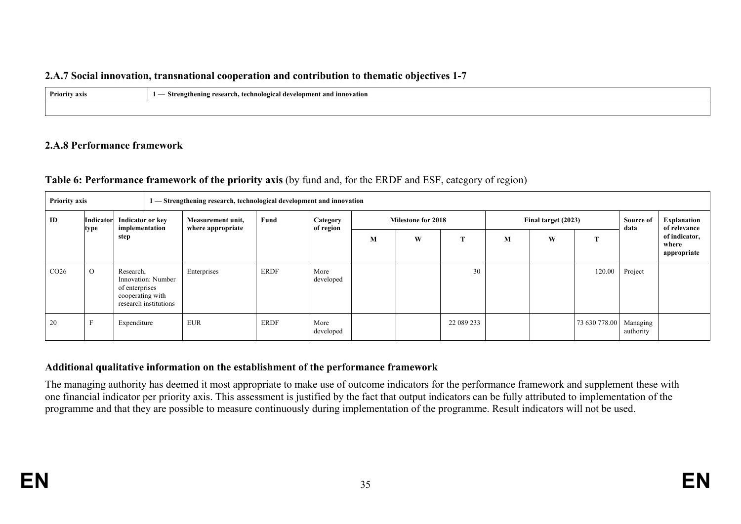### 2.A.7 Social innovation, transnational cooperation and contribution to thematic objectives 1-7

| Priority axis | 1 — Strengthening research, technological development and innovation |
|---|---|
| | |

### 2.A.8 Performance framework

**Table 6: Performance framework of the priority axis** (by fund and, for the ERDF and ESF, category of region)

| Priority axis | | 1 — Strengthening research, technological development and innovation | | | | | | | | | | | |
|---|---|---|---|---|---|---|---|---|---|---|---|---|---|
| ID | Indicator type | Indicator or key implementation step | Measurement unit, where appropriate | Fund | Category of region | Milestone for 2018 | | | Final target (2023) | | | Source of data | Explanation of relevance of indicator, where appropriate |
| | | | | | | M | W | T | M | W | T | | |
| CO26 | O | Research, Innovation: Number of enterprises cooperating with research institutions | Enterprises | ERDF | More developed | | | 30 | | | 120.00 | Project | |
| 20 | F | Expenditure | EUR | ERDF | More developed | | | 22 089 233 | | | 73 630 778.00 | Managing authority | |

**Additional qualitative information on the establishment of the performance framework**

The managing authority has deemed it most appropriate to make use of outcome indicators for the performance framework and supplement these with one financial indicator per priority axis. This assessment is justified by the fact that output indicators can be fully attributed to implementation of the programme and that they are possible to measure continuously during implementation of the programme. Result indicators will not be used.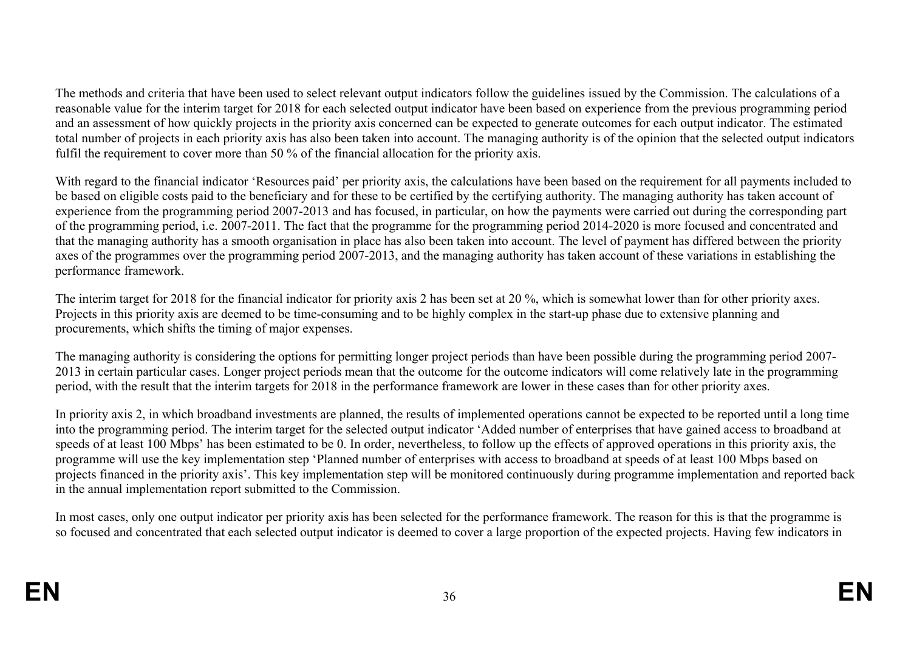The methods and criteria that have been used to select relevant output indicators follow the guidelines issued by the Commission. The calculations of a reasonable value for the interim target for 2018 for each selected output indicator have been based on experience from the previous programming period and an assessment of how quickly projects in the priority axis concerned can be expected to generate outcomes for each output indicator. The estimated total number of projects in each priority axis has also been taken into account. The managing authority is of the opinion that the selected output indicators fulfil the requirement to cover more than 50 % of the financial allocation for the priority axis.

With regard to the financial indicator 'Resources paid' per priority axis, the calculations have been based on the requirement for all payments included to be based on eligible costs paid to the beneficiary and for these to be certified by the certifying authority. The managing authority has taken account of experience from the programming period 2007-2013 and has focused, in particular, on how the payments were carried out during the corresponding part of the programming period, i.e. 2007-2011. The fact that the programme for the programming period 2014-2020 is more focused and concentrated and that the managing authority has a smooth organisation in place has also been taken into account. The level of payment has differed between the priority axes of the programmes over the programming period 2007-2013, and the managing authority has taken account of these variations in establishing the performance framework.

The interim target for 2018 for the financial indicator for priority axis 2 has been set at 20 %, which is somewhat lower than for other priority axes. Projects in this priority axis are deemed to be time-consuming and to be highly complex in the start-up phase due to extensive planning and procurements, which shifts the timing of major expenses.

The managing authority is considering the options for permitting longer project periods than have been possible during the programming period 2007-2013 in certain particular cases. Longer project periods mean that the outcome for the outcome indicators will come relatively late in the programming period, with the result that the interim targets for 2018 in the performance framework are lower in these cases than for other priority axes.

In priority axis 2, in which broadband investments are planned, the results of implemented operations cannot be expected to be reported until a long time into the programming period. The interim target for the selected output indicator 'Added number of enterprises that have gained access to broadband at speeds of at least 100 Mbps' has been estimated to be 0. In order, nevertheless, to follow up the effects of approved operations in this priority axis, the programme will use the key implementation step 'Planned number of enterprises with access to broadband at speeds of at least 100 Mbps based on projects financed in the priority axis'. This key implementation step will be monitored continuously during programme implementation and reported back in the annual implementation report submitted to the Commission.

In most cases, only one output indicator per priority axis has been selected for the performance framework. The reason for this is that the programme is so focused and concentrated that each selected output indicator is deemed to cover a large proportion of the expected projects. Having few indicators in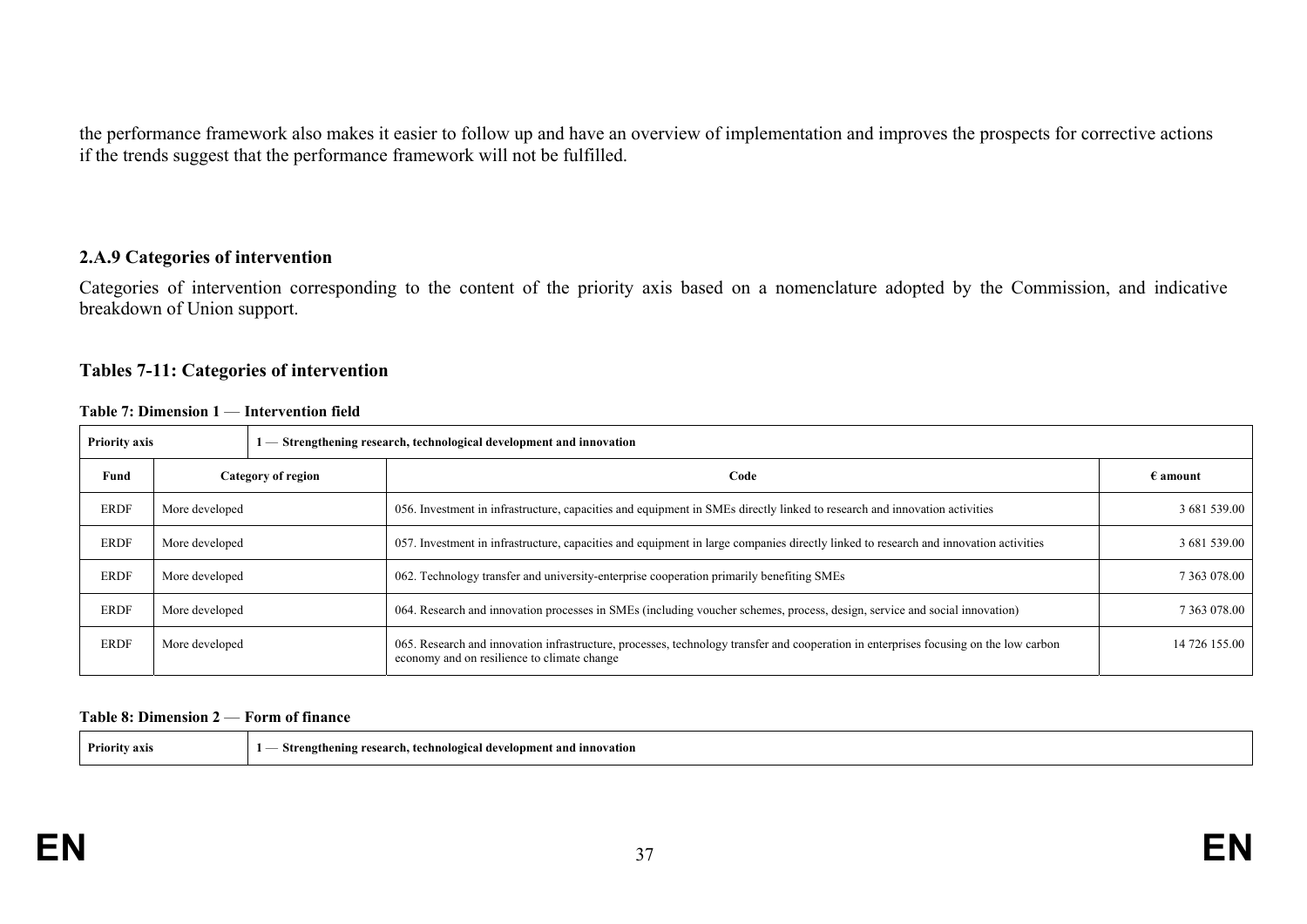the performance framework also makes it easier to follow up and have an overview of implementation and improves the prospects for corrective actions if the trends suggest that the performance framework will not be fulfilled.

### 2.A.9 Categories of intervention

Categories of intervention corresponding to the content of the priority axis based on a nomenclature adopted by the Commission, and indicative breakdown of Union support.

### Tables 7-11: Categories of intervention

**Table 7: Dimension 1 — Intervention field**

| **Priority axis** | **1 — Strengthening research, technological development and innovation** | | |
|---|---|---|---|
| **Fund** | **Category of region** | **Code** | **€ amount** |
| ERDF | More developed | 056. Investment in infrastructure, capacities and equipment in SMEs directly linked to research and innovation activities | 3 681 539.00 |
| ERDF | More developed | 057. Investment in infrastructure, capacities and equipment in large companies directly linked to research and innovation activities | 3 681 539.00 |
| ERDF | More developed | 062. Technology transfer and university-enterprise cooperation primarily benefiting SMEs | 7 363 078.00 |
| ERDF | More developed | 064. Research and innovation processes in SMEs (including voucher schemes, process, design, service and social innovation) | 7 363 078.00 |
| ERDF | More developed | 065. Research and innovation infrastructure, processes, technology transfer and cooperation in enterprises focusing on the low carbon economy and on resilience to climate change | 14 726 155.00 |

**Table 8: Dimension 2 — Form of finance**

| **Priority axis** | **1 — Strengthening research, technological development and innovation** |
|---|---|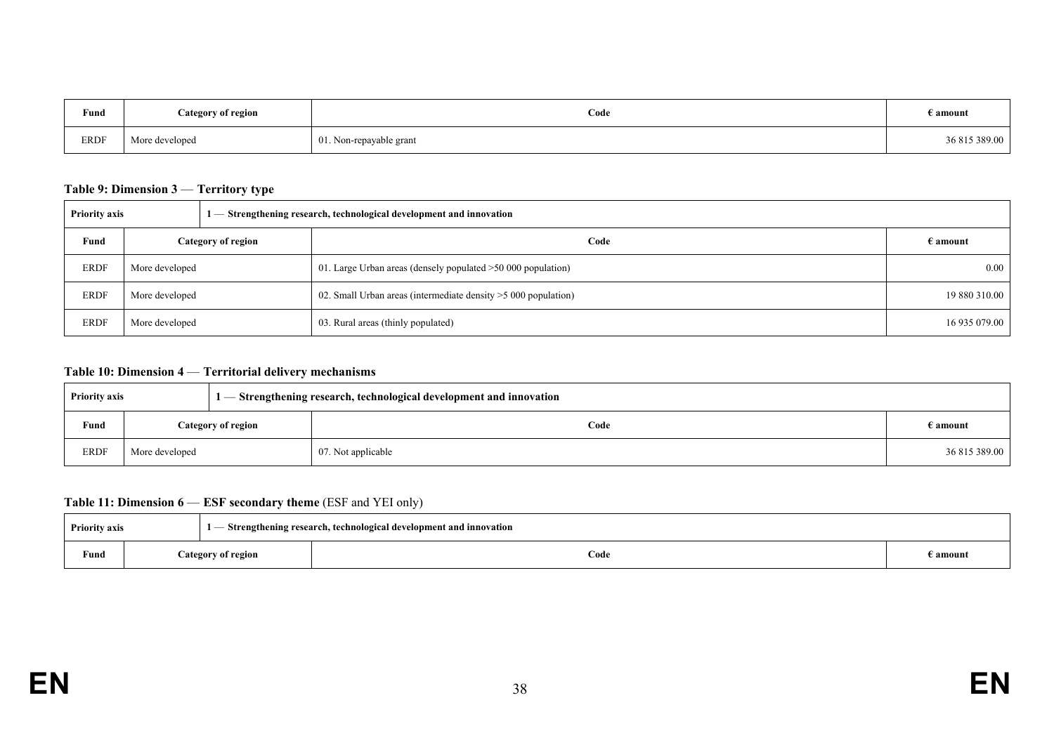| Fund | Category of region | Code | € amount |
|---|---|---|---|
| ERDF | More developed | 01. Non-repayable grant | 36 815 389.00 |

**Table 9: Dimension 3 — Territory type**

| Priority axis | 1 — Strengthening research, technological development and innovation | | |
|---|---|---|---|
| **Fund** | **Category of region** | **Code** | **€ amount** |
| ERDF | More developed | 01. Large Urban areas (densely populated >50 000 population) | 0.00 |
| ERDF | More developed | 02. Small Urban areas (intermediate density >5 000 population) | 19 880 310.00 |
| ERDF | More developed | 03. Rural areas (thinly populated) | 16 935 079.00 |

**Table 10: Dimension 4 — Territorial delivery mechanisms**

| Priority axis | 1 — Strengthening research, technological development and innovation | | |
|---|---|---|---|
| **Fund** | **Category of region** | **Code** | **€ amount** |
| ERDF | More developed | 07. Not applicable | 36 815 389.00 |

**Table 11: Dimension 6 — ESF secondary theme** (ESF and YEI only)

| Priority axis | 1 — Strengthening research, technological development and innovation | | |
|---|---|---|---|
| **Fund** | **Category of region** | **Code** | **€ amount** |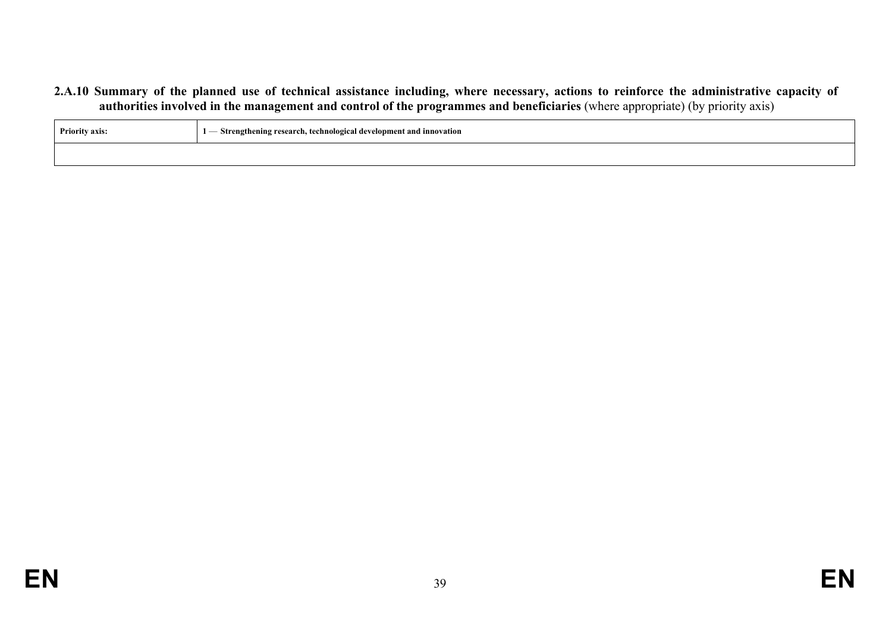**2.A.10 Summary of the planned use of technical assistance including, where necessary, actions to reinforce the administrative capacity of authorities involved in the management and control of the programmes and beneficiaries** (where appropriate) (by priority axis)

| **Priority axis:** | **1 — Strengthening research, technological development and innovation** |
|---|---|
| | |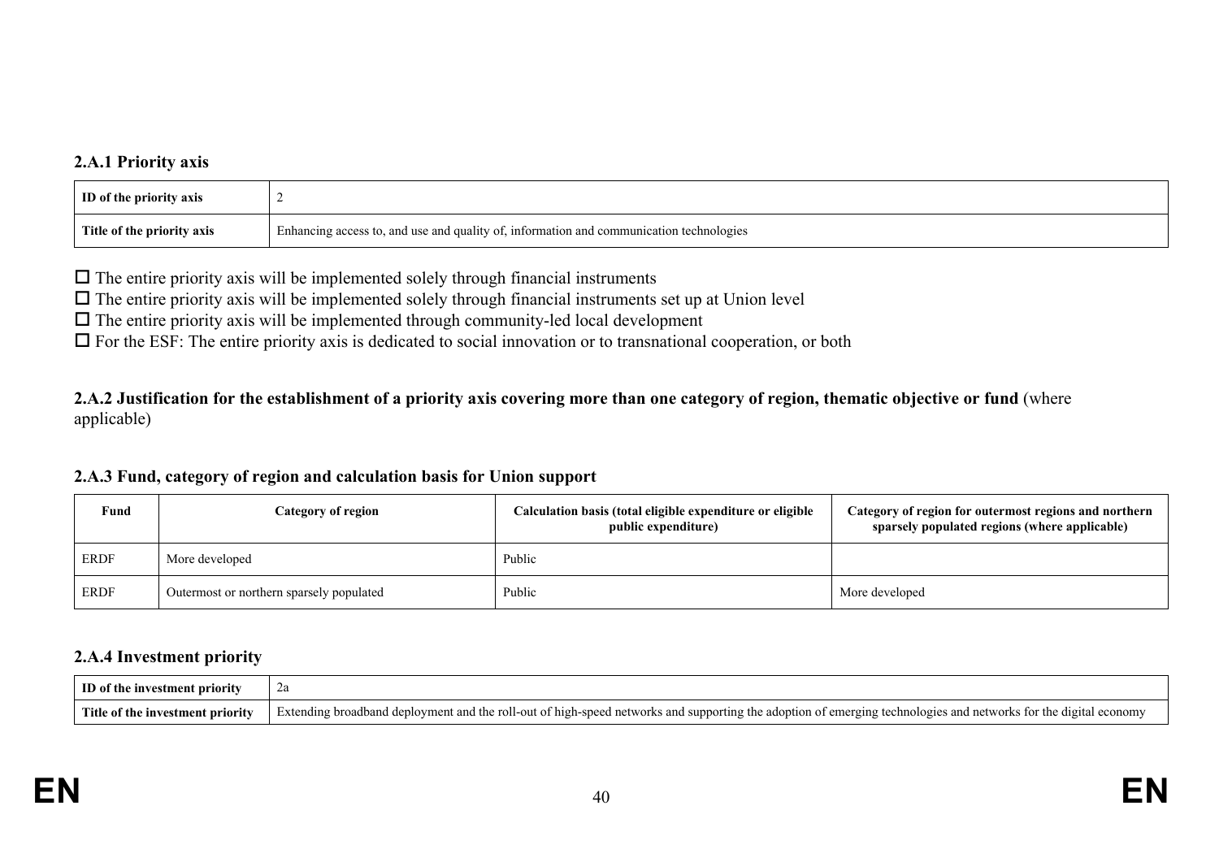### 2.A.1 Priority axis

| ID of the priority axis | 2 |
|---|---|
| Title of the priority axis | Enhancing access to, and use and quality of, information and communication technologies |

☐ The entire priority axis will be implemented solely through financial instruments
☐ The entire priority axis will be implemented solely through financial instruments set up at Union level
☐ The entire priority axis will be implemented through community-led local development
☐ For the ESF: The entire priority axis is dedicated to social innovation or to transnational cooperation, or both

### 2.A.2 Justification for the establishment of a priority axis covering more than one category of region, thematic objective or fund (where applicable)

### 2.A.3 Fund, category of region and calculation basis for Union support

| Fund | Category of region | Calculation basis (total eligible expenditure or eligible public expenditure) | Category of region for outermost regions and northern sparsely populated regions (where applicable) |
|---|---|---|---|
| ERDF | More developed | Public | |
| ERDF | Outermost or northern sparsely populated | Public | More developed |

### 2.A.4 Investment priority

| ID of the investment priority | 2a |
|---|---|
| Title of the investment priority | Extending broadband deployment and the roll-out of high-speed networks and supporting the adoption of emerging technologies and networks for the digital economy |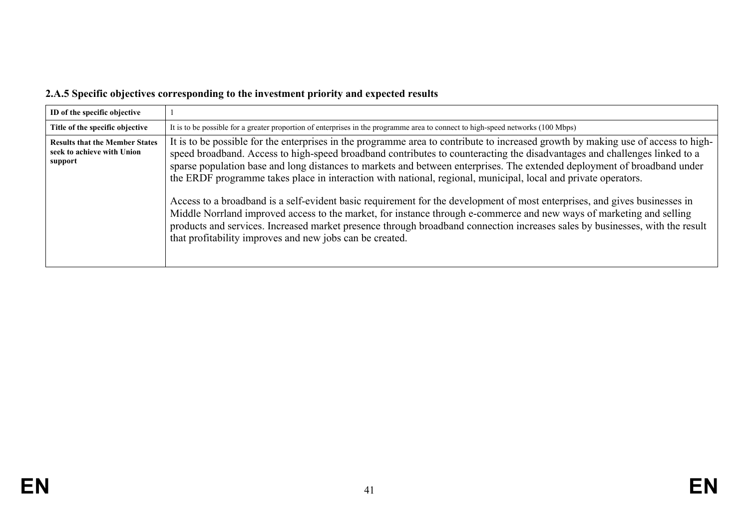**2.A.5 Specific objectives corresponding to the investment priority and expected results**

| ID of the specific objective | 1 |
|---|---|
| Title of the specific objective | It is to be possible for a greater proportion of enterprises in the programme area to connect to high-speed networks (100 Mbps) |
| Results that the Member States seek to achieve with Union support | It is to be possible for the enterprises in the programme area to contribute to increased growth by making use of access to high-speed broadband. Access to high-speed broadband contributes to counteracting the disadvantages and challenges linked to a sparse population base and long distances to markets and between enterprises. The extended deployment of broadband under the ERDF programme takes place in interaction with national, regional, municipal, local and private operators.<br><br>Access to a broadband is a self-evident basic requirement for the development of most enterprises, and gives businesses in Middle Norrland improved access to the market, for instance through e-commerce and new ways of marketing and selling products and services. Increased market presence through broadband connection increases sales by businesses, with the result that profitability improves and new jobs can be created. |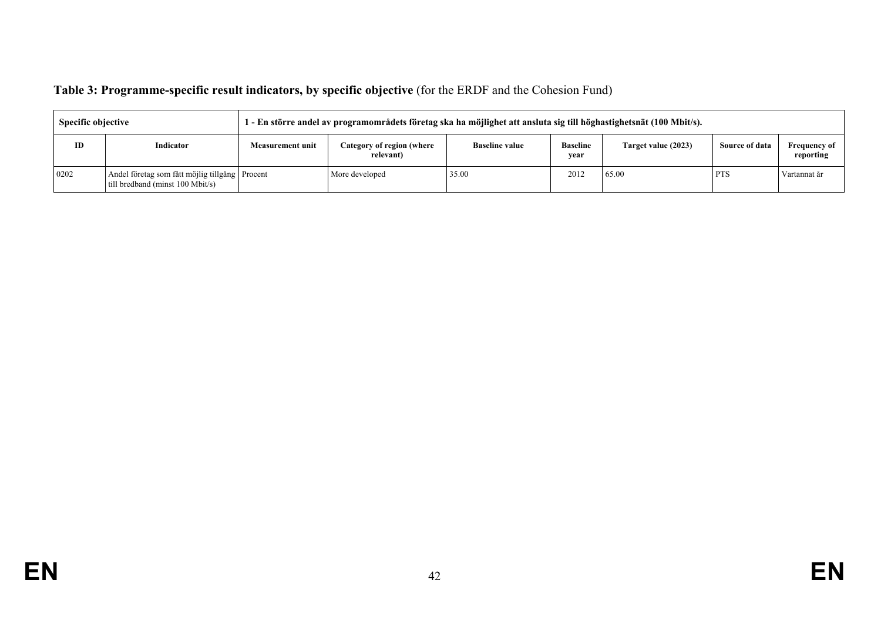**Table 3: Programme-specific result indicators, by specific objective** (for the ERDF and the Cohesion Fund)

| Specific objective | | 1 - En större andel av programområdets företag ska ha möjlighet att ansluta sig till höghastighetsnät (100 Mbit/s). | | | | | | |
|---|---|---|---|---|---|---|---|---|
| **ID** | **Indicator** | **Measurement unit** | **Category of region (where relevant)** | **Baseline value** | **Baseline year** | **Target value (2023)** | **Source of data** | **Frequency of reporting** |
| 0202 | Andel företag som fått möjlig tillgång till bredband (minst 100 Mbit/s) | Procent | More developed | 35.00 | 2012 | 65.00 | PTS | Vartannat år |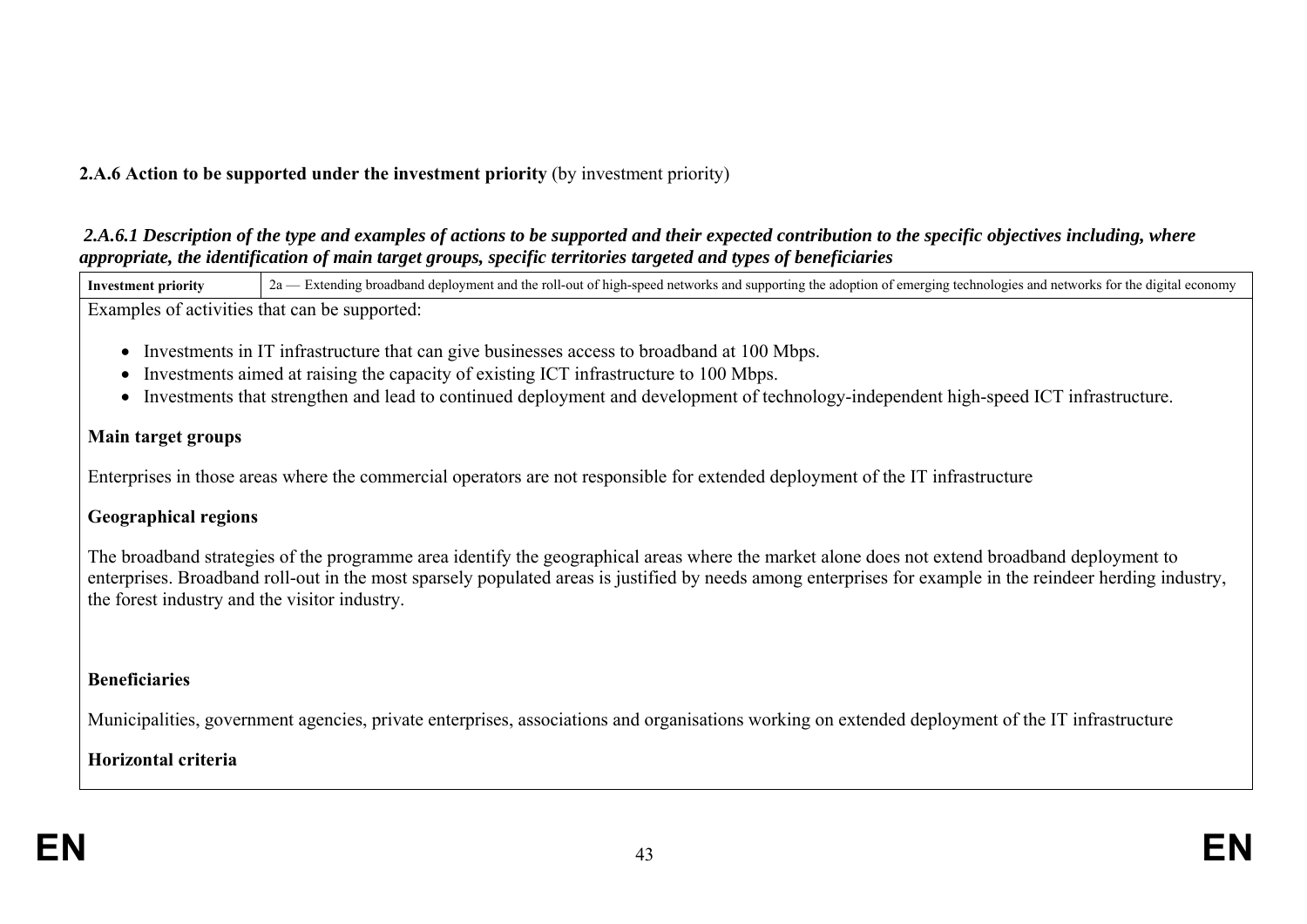**2.A.6 Action to be supported under the investment priority** (by investment priority)

***2.A.6.1 Description of the type and examples of actions to be supported and their expected contribution to the specific objectives including, where appropriate, the identification of main target groups, specific territories targeted and types of beneficiaries***

| **Investment priority** | 2a — Extending broadband deployment and the roll-out of high-speed networks and supporting the adoption of emerging technologies and networks for the digital economy |
|---|---|

Examples of activities that can be supported:

- Investments in IT infrastructure that can give businesses access to broadband at 100 Mbps.
- Investments aimed at raising the capacity of existing ICT infrastructure to 100 Mbps.
- Investments that strengthen and lead to continued deployment and development of technology-independent high-speed ICT infrastructure.

**Main target groups**

Enterprises in those areas where the commercial operators are not responsible for extended deployment of the IT infrastructure

**Geographical regions**

The broadband strategies of the programme area identify the geographical areas where the market alone does not extend broadband deployment to enterprises. Broadband roll-out in the most sparsely populated areas is justified by needs among enterprises for example in the reindeer herding industry, the forest industry and the visitor industry.

**Beneficiaries**

Municipalities, government agencies, private enterprises, associations and organisations working on extended deployment of the IT infrastructure

**Horizontal criteria**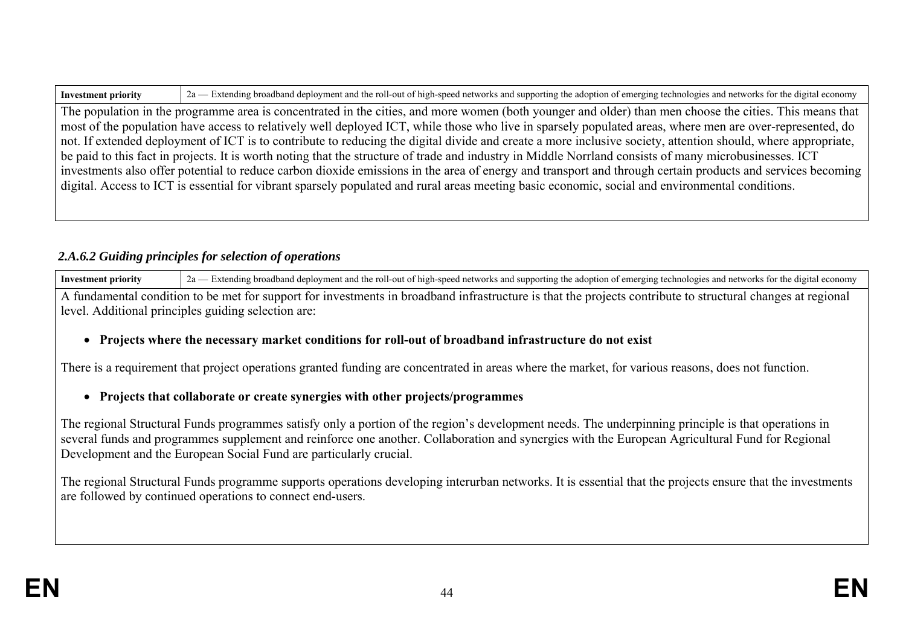| Investment priority | 2a — Extending broadband deployment and the roll-out of high-speed networks and supporting the adoption of emerging technologies and networks for the digital economy |
|---|---|

The population in the programme area is concentrated in the cities, and more women (both younger and older) than men choose the cities. This means that most of the population have access to relatively well deployed ICT, while those who live in sparsely populated areas, where men are over-represented, do not. If extended deployment of ICT is to contribute to reducing the digital divide and create a more inclusive society, attention should, where appropriate, be paid to this fact in projects. It is worth noting that the structure of trade and industry in Middle Norrland consists of many microbusinesses. ICT investments also offer potential to reduce carbon dioxide emissions in the area of energy and transport and through certain products and services becoming digital. Access to ICT is essential for vibrant sparsely populated and rural areas meeting basic economic, social and environmental conditions.

### *2.A.6.2 Guiding principles for selection of operations*

| Investment priority | 2a — Extending broadband deployment and the roll-out of high-speed networks and supporting the adoption of emerging technologies and networks for the digital economy |
|---|---|

A fundamental condition to be met for support for investments in broadband infrastructure is that the projects contribute to structural changes at regional level. Additional principles guiding selection are:

- **Projects where the necessary market conditions for roll-out of broadband infrastructure do not exist**

There is a requirement that project operations granted funding are concentrated in areas where the market, for various reasons, does not function.

- **Projects that collaborate or create synergies with other projects/programmes**

The regional Structural Funds programmes satisfy only a portion of the region's development needs. The underpinning principle is that operations in several funds and programmes supplement and reinforce one another. Collaboration and synergies with the European Agricultural Fund for Regional Development and the European Social Fund are particularly crucial.

The regional Structural Funds programme supports operations developing interurban networks. It is essential that the projects ensure that the investments are followed by continued operations to connect end-users.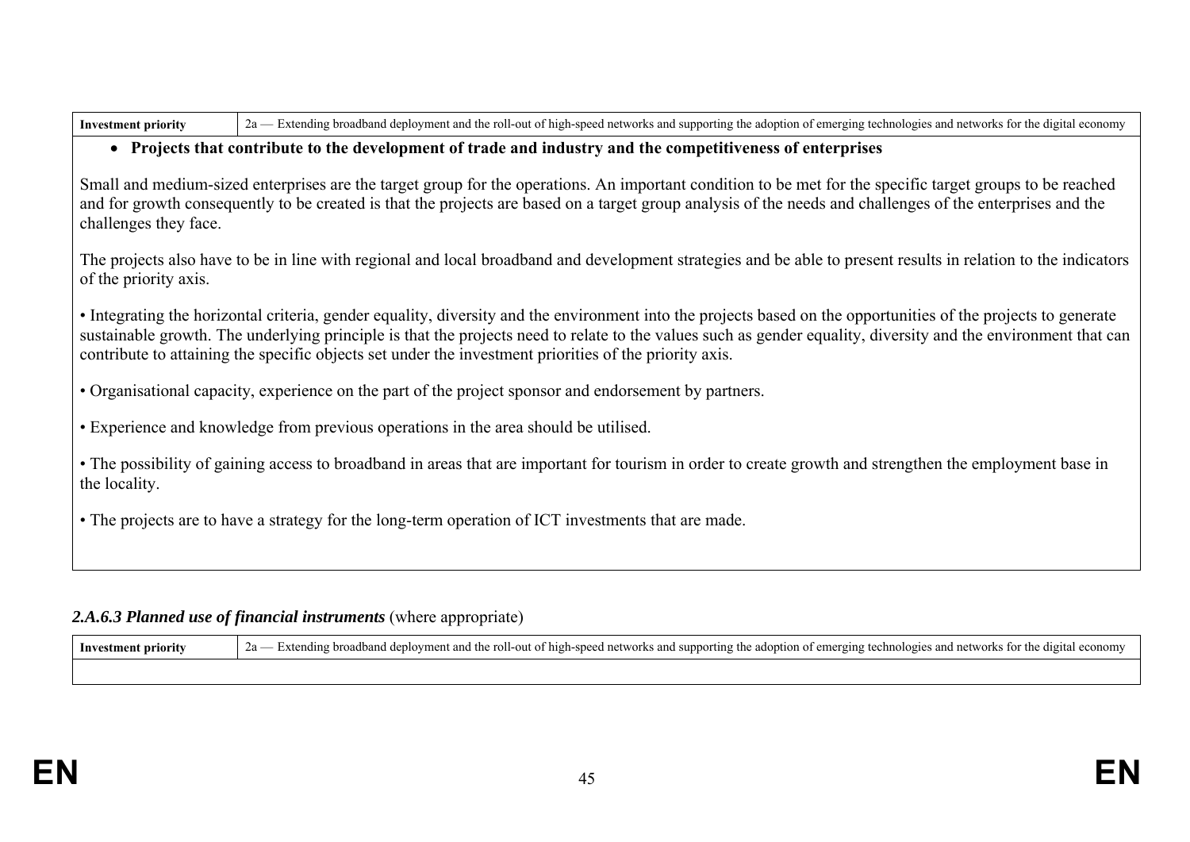| Investment priority | 2a — Extending broadband deployment and the roll-out of high-speed networks and supporting the adoption of emerging technologies and networks for the digital economy |
|---|---|

- **Projects that contribute to the development of trade and industry and the competitiveness of enterprises**

Small and medium-sized enterprises are the target group for the operations. An important condition to be met for the specific target groups to be reached and for growth consequently to be created is that the projects are based on a target group analysis of the needs and challenges of the enterprises and the challenges they face.

The projects also have to be in line with regional and local broadband and development strategies and be able to present results in relation to the indicators of the priority axis.

• Integrating the horizontal criteria, gender equality, diversity and the environment into the projects based on the opportunities of the projects to generate sustainable growth. The underlying principle is that the projects need to relate to the values such as gender equality, diversity and the environment that can contribute to attaining the specific objects set under the investment priorities of the priority axis.

• Organisational capacity, experience on the part of the project sponsor and endorsement by partners.

• Experience and knowledge from previous operations in the area should be utilised.

• The possibility of gaining access to broadband in areas that are important for tourism in order to create growth and strengthen the employment base in the locality.

• The projects are to have a strategy for the long-term operation of ICT investments that are made.

### *2.A.6.3 Planned use of financial instruments* (where appropriate)

| Investment priority | 2a — Extending broadband deployment and the roll-out of high-speed networks and supporting the adoption of emerging technologies and networks for the digital economy |
|---|---|
| | |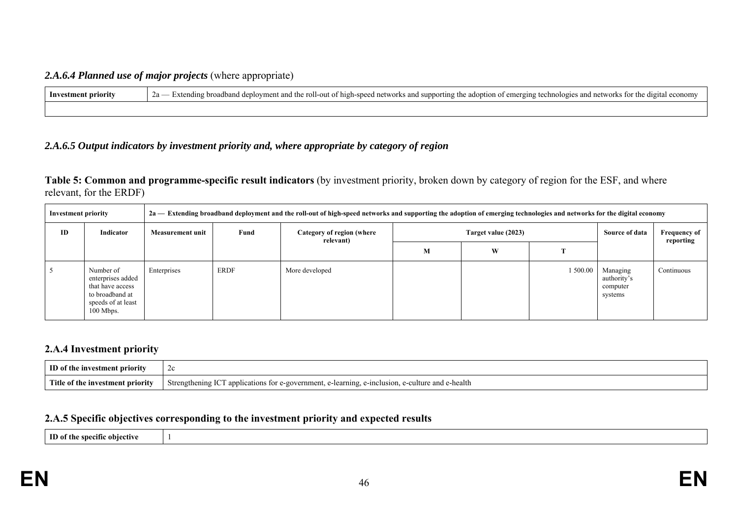#### *2.A.6.4 Planned use of major projects* (where appropriate)

| **Investment priority** | 2a — Extending broadband deployment and the roll-out of high-speed networks and supporting the adoption of emerging technologies and networks for the digital economy |
|---|---|
| | |

#### *2.A.6.5 Output indicators by investment priority and, where appropriate by category of region*

**Table 5: Common and programme-specific result indicators** (by investment priority, broken down by category of region for the ESF, and where relevant, for the ERDF)

| **Investment priority** | | **2a — Extending broadband deployment and the roll-out of high-speed networks and supporting the adoption of emerging technologies and networks for the digital economy** | | | | | | | |
|---|---|---|---|---|---|---|---|---|---|
| **ID** | **Indicator** | **Measurement unit** | **Fund** | **Category of region (where relevant)** | **Target value (2023)** | | | **Source of data** | **Frequency of reporting** |
| | | | | | **M** | **W** | **T** | | |
| 5 | Number of enterprises added that have access to broadband at speeds of at least 100 Mbps. | Enterprises | ERDF | More developed | | | 1 500.00 | Managing authority's computer systems | Continuous |

### 2.A.4 Investment priority

| **ID of the investment priority** | 2c |
|---|---|
| **Title of the investment priority** | Strengthening ICT applications for e-government, e-learning, e-inclusion, e-culture and e-health |

### 2.A.5 Specific objectives corresponding to the investment priority and expected results

| **ID of the specific objective** | 1 |
|---|---|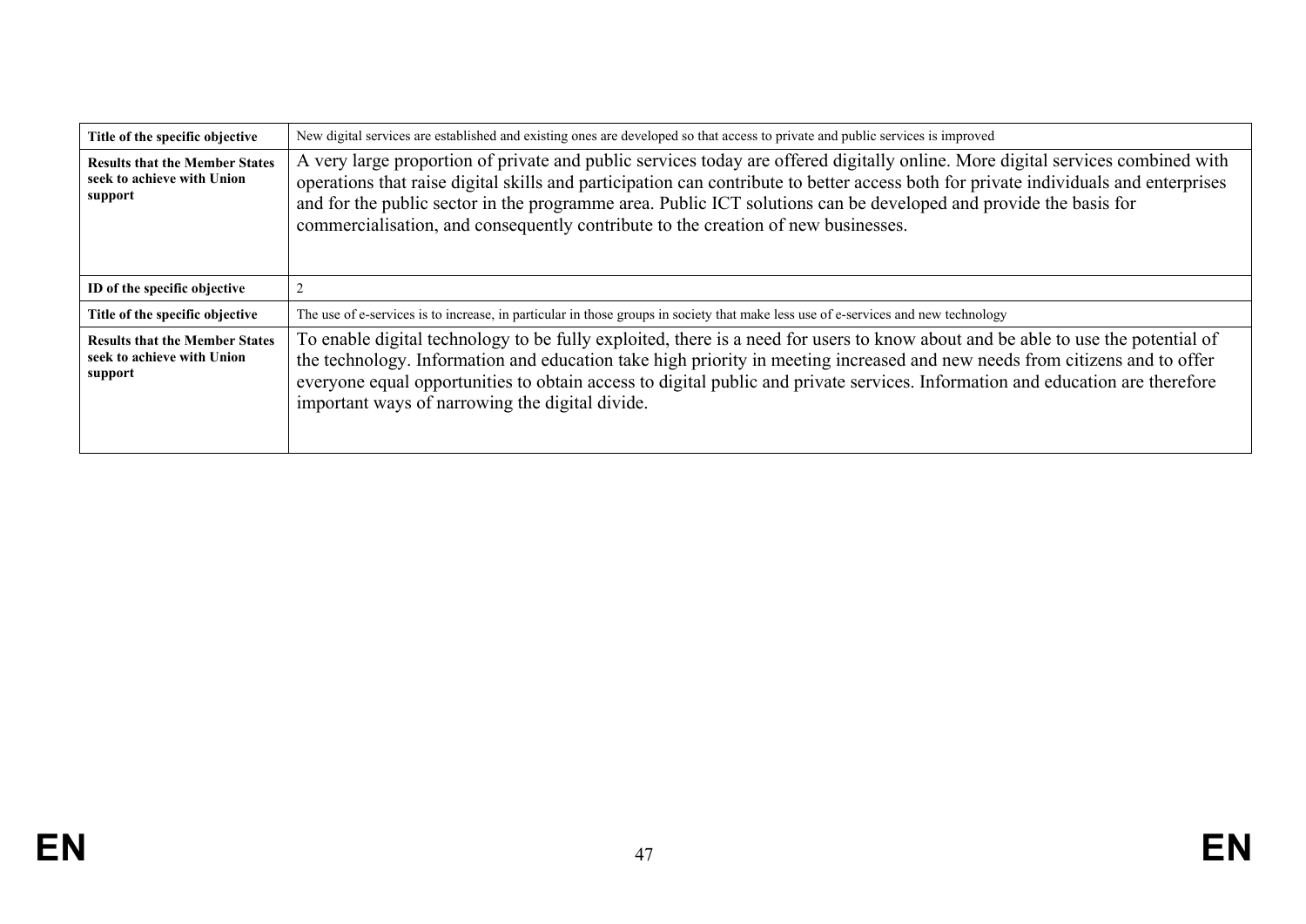| | |
|---|---|
| **Title of the specific objective** | New digital services are established and existing ones are developed so that access to private and public services is improved |
| **Results that the Member States seek to achieve with Union support** | A very large proportion of private and public services today are offered digitally online. More digital services combined with operations that raise digital skills and participation can contribute to better access both for private individuals and enterprises and for the public sector in the programme area. Public ICT solutions can be developed and provide the basis for commercialisation, and consequently contribute to the creation of new businesses. |
| **ID of the specific objective** | 2 |
| **Title of the specific objective** | The use of e-services is to increase, in particular in those groups in society that make less use of e-services and new technology |
| **Results that the Member States seek to achieve with Union support** | To enable digital technology to be fully exploited, there is a need for users to know about and be able to use the potential of the technology. Information and education take high priority in meeting increased and new needs from citizens and to offer everyone equal opportunities to obtain access to digital public and private services. Information and education are therefore important ways of narrowing the digital divide. |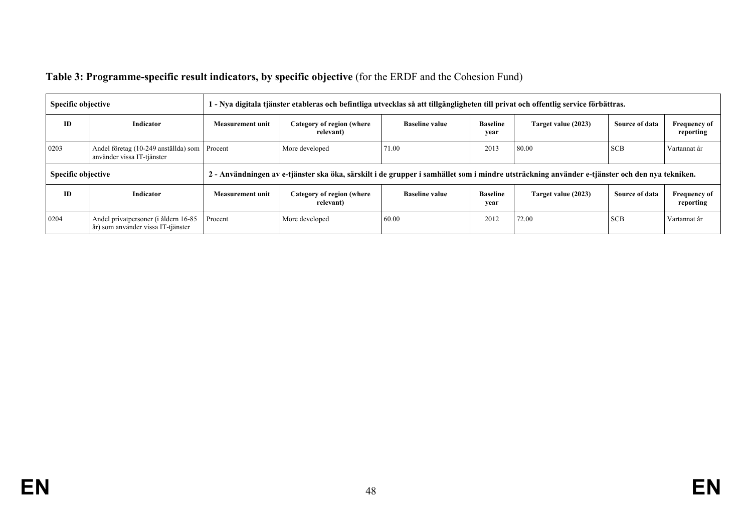**Table 3: Programme-specific result indicators, by specific objective** (for the ERDF and the Cohesion Fund)

| Specific objective | | 1 - Nya digitala tjänster etableras och befintliga utvecklas så att tillgängligheten till privat och offentlig service förbättras. | | | | | | |
|---|---|---|---|---|---|---|---|---|
| **ID** | **Indicator** | **Measurement unit** | **Category of region (where relevant)** | **Baseline value** | **Baseline year** | **Target value (2023)** | **Source of data** | **Frequency of reporting** |
| 0203 | Andel företag (10-249 anställda) som använder vissa IT-tjänster | Procent | More developed | 71.00 | 2013 | 80.00 | SCB | Vartannat år |
| **Specific objective** | | **2 - Användningen av e-tjänster ska öka, särskilt i de grupper i samhället som i mindre utsträckning använder e-tjänster och den nya tekniken.** | | | | | | |
| **ID** | **Indicator** | **Measurement unit** | **Category of region (where relevant)** | **Baseline value** | **Baseline year** | **Target value (2023)** | **Source of data** | **Frequency of reporting** |
| 0204 | Andel privatpersoner (i åldern 16-85 år) som använder vissa IT-tjänster | Procent | More developed | 60.00 | 2012 | 72.00 | SCB | Vartannat år |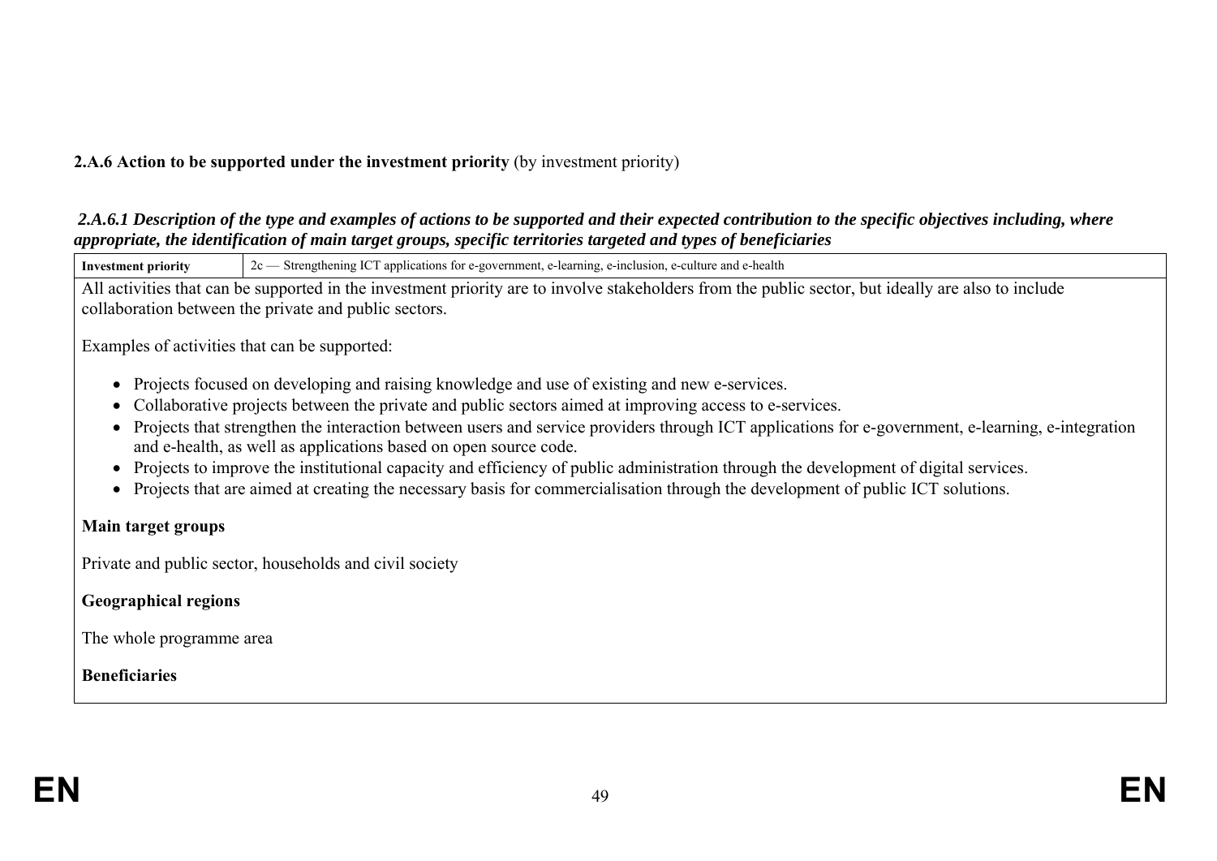**2.A.6 Action to be supported under the investment priority** (by investment priority)

***2.A.6.1 Description of the type and examples of actions to be supported and their expected contribution to the specific objectives including, where appropriate, the identification of main target groups, specific territories targeted and types of beneficiaries***

| **Investment priority** | 2c — Strengthening ICT applications for e-government, e-learning, e-inclusion, e-culture and e-health |
|---|---|

All activities that can be supported in the investment priority are to involve stakeholders from the public sector, but ideally are also to include collaboration between the private and public sectors.

Examples of activities that can be supported:

- Projects focused on developing and raising knowledge and use of existing and new e-services.
- Collaborative projects between the private and public sectors aimed at improving access to e-services.
- Projects that strengthen the interaction between users and service providers through ICT applications for e-government, e-learning, e-integration and e-health, as well as applications based on open source code.
- Projects to improve the institutional capacity and efficiency of public administration through the development of digital services.
- Projects that are aimed at creating the necessary basis for commercialisation through the development of public ICT solutions.

**Main target groups**

Private and public sector, households and civil society

**Geographical regions**

The whole programme area

**Beneficiaries**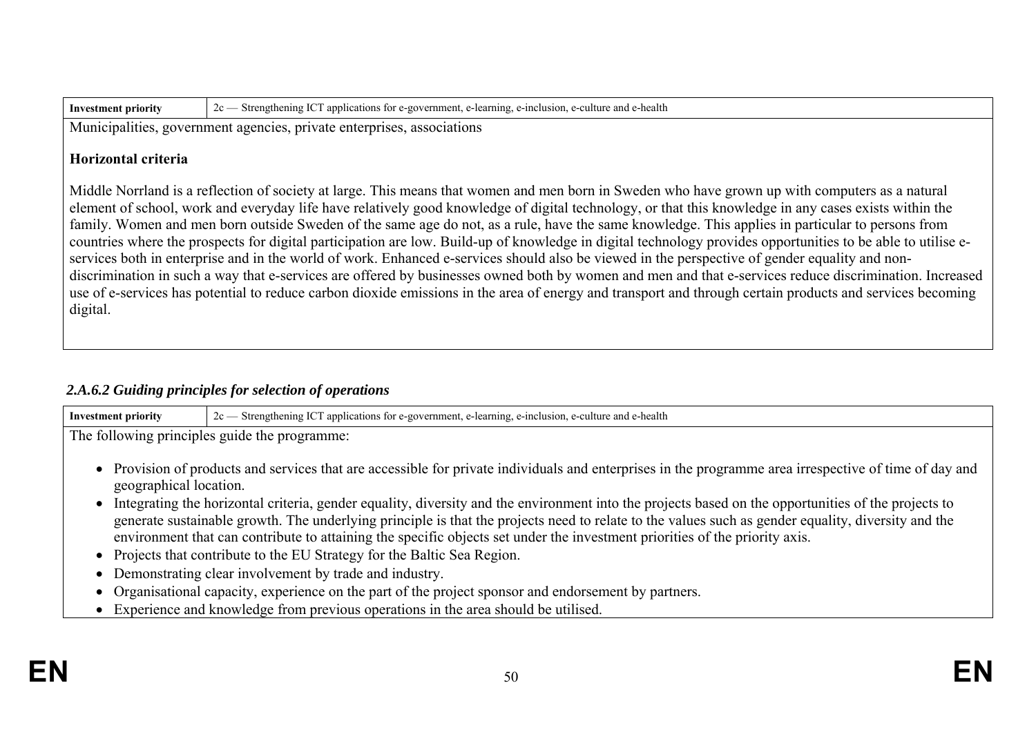| Investment priority | 2c — Strengthening ICT applications for e-government, e-learning, e-inclusion, e-culture and e-health |
|---|---|

Municipalities, government agencies, private enterprises, associations

**Horizontal criteria**

Middle Norrland is a reflection of society at large. This means that women and men born in Sweden who have grown up with computers as a natural element of school, work and everyday life have relatively good knowledge of digital technology, or that this knowledge in any cases exists within the family. Women and men born outside Sweden of the same age do not, as a rule, have the same knowledge. This applies in particular to persons from countries where the prospects for digital participation are low. Build-up of knowledge in digital technology provides opportunities to be able to utilise e-services both in enterprise and in the world of work. Enhanced e-services should also be viewed in the perspective of gender equality and non-discrimination in such a way that e-services are offered by businesses owned both by women and men and that e-services reduce discrimination. Increased use of e-services has potential to reduce carbon dioxide emissions in the area of energy and transport and through certain products and services becoming digital.

### *2.A.6.2 Guiding principles for selection of operations*

| Investment priority | 2c — Strengthening ICT applications for e-government, e-learning, e-inclusion, e-culture and e-health |
|---|---|

The following principles guide the programme:

- Provision of products and services that are accessible for private individuals and enterprises in the programme area irrespective of time of day and geographical location.
- Integrating the horizontal criteria, gender equality, diversity and the environment into the projects based on the opportunities of the projects to generate sustainable growth. The underlying principle is that the projects need to relate to the values such as gender equality, diversity and the environment that can contribute to attaining the specific objects set under the investment priorities of the priority axis.
- Projects that contribute to the EU Strategy for the Baltic Sea Region.
- Demonstrating clear involvement by trade and industry.
- Organisational capacity, experience on the part of the project sponsor and endorsement by partners.
- Experience and knowledge from previous operations in the area should be utilised.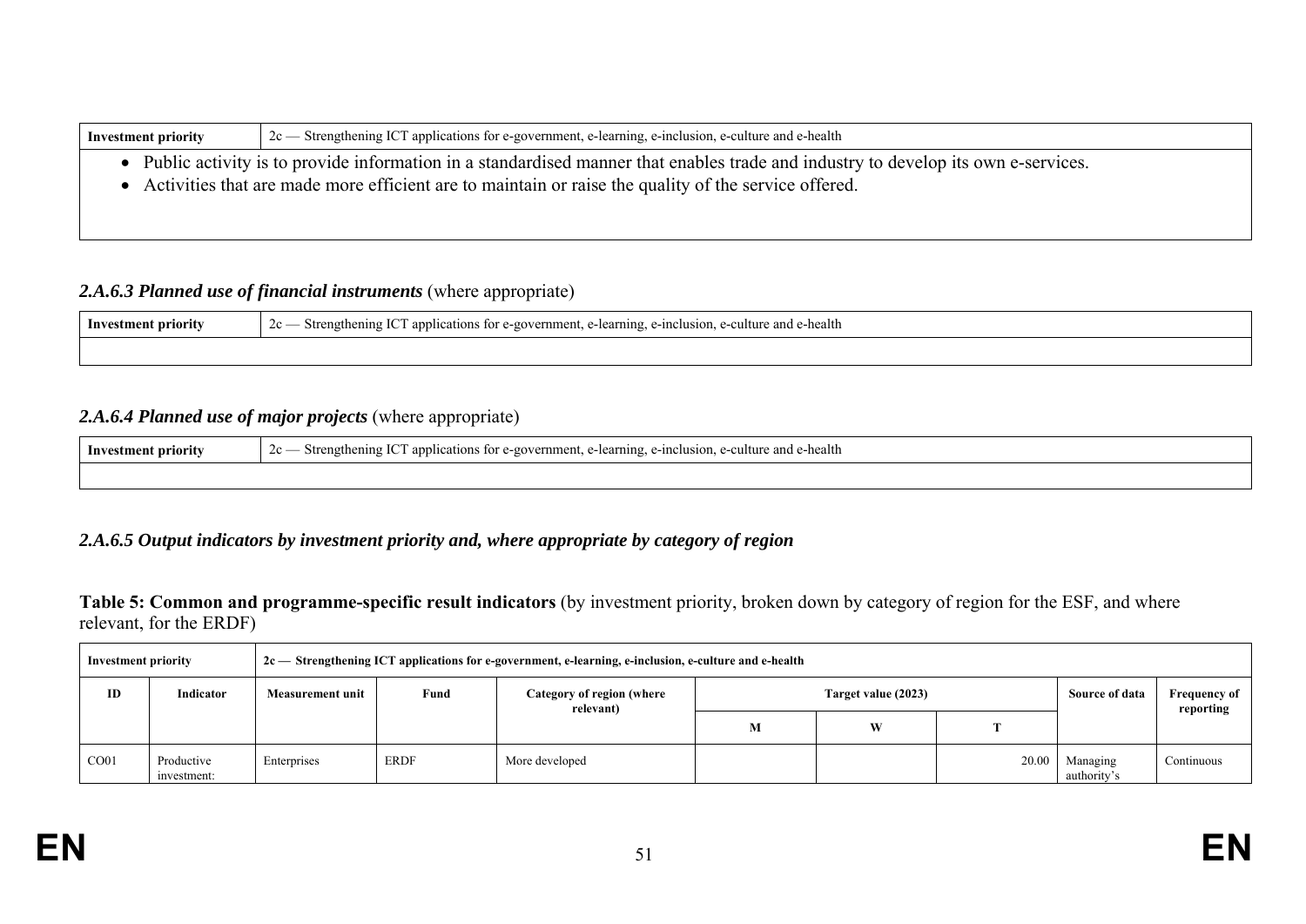| Investment priority | 2c — Strengthening ICT applications for e-government, e-learning, e-inclusion, e-culture and e-health |
|---|---|

- Public activity is to provide information in a standardised manner that enables trade and industry to develop its own e-services.
- Activities that are made more efficient are to maintain or raise the quality of the service offered.

### *2.A.6.3 Planned use of financial instruments* (where appropriate)

| Investment priority | 2c — Strengthening ICT applications for e-government, e-learning, e-inclusion, e-culture and e-health |
|---|---|
| | |

### *2.A.6.4 Planned use of major projects* (where appropriate)

| Investment priority | 2c — Strengthening ICT applications for e-government, e-learning, e-inclusion, e-culture and e-health |
|---|---|
| | |

### *2.A.6.5 Output indicators by investment priority and, where appropriate by category of region*

**Table 5: Common and programme-specific result indicators** (by investment priority, broken down by category of region for the ESF, and where relevant, for the ERDF)

| Investment priority | | 2c — Strengthening ICT applications for e-government, e-learning, e-inclusion, e-culture and e-health | | | | | | | |
|---|---|---|---|---|---|---|---|---|---|
| ID | Indicator | Measurement unit | Fund | Category of region (where relevant) | Target value (2023) | | | Source of data | Frequency of reporting |
| | | | | | M | W | T | | |
| CO01 | Productive investment: | Enterprises | ERDF | More developed | | | 20.00 | Managing authority's | Continuous |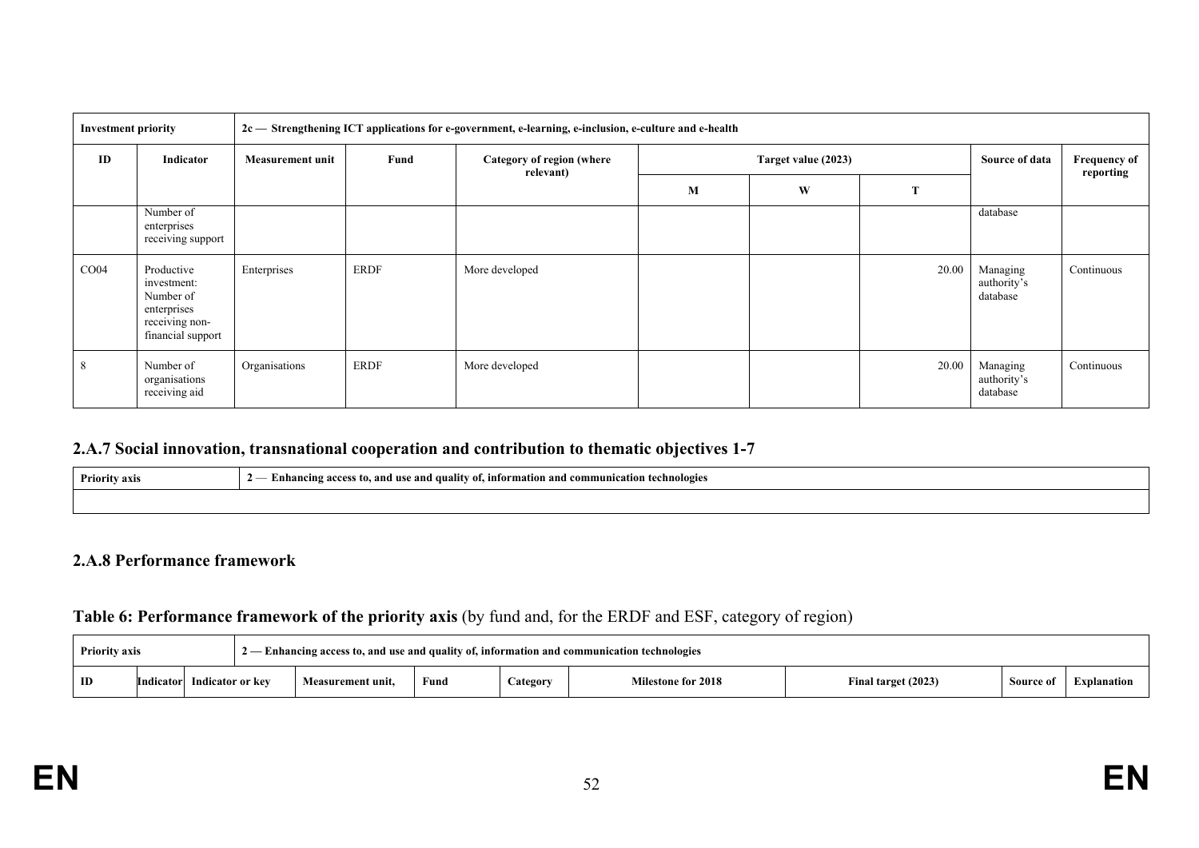| Investment priority | | 2c — Strengthening ICT applications for e-government, e-learning, e-inclusion, e-culture and e-health | | | | | | | |
|---|---|---|---|---|---|---|---|---|---|
| ID | Indicator | Measurement unit | Fund | Category of region (where relevant) | Target value (2023) | | | Source of data | Frequency of reporting |
| | | | | | M | W | T | | |
| | Number of enterprises receiving support | | | | | | | database | |
| CO04 | Productive investment: Number of enterprises receiving non-financial support | Enterprises | ERDF | More developed | | | 20.00 | Managing authority's database | Continuous |
| 8 | Number of organisations receiving aid | Organisations | ERDF | More developed | | | 20.00 | Managing authority's database | Continuous |

## 2.A.7 Social innovation, transnational cooperation and contribution to thematic objectives 1-7

| Priority axis | 2 — Enhancing access to, and use and quality of, information and communication technologies |
|---|---|
| | |

## 2.A.8 Performance framework

**Table 6: Performance framework of the priority axis** (by fund and, for the ERDF and ESF, category of region)

| Priority axis | | 2 — Enhancing access to, and use and quality of, information and communication technologies | | | | | | | |
|---|---|---|---|---|---|---|---|---|---|
| ID | Indicator | Indicator or key | Measurement unit, | Fund | Category | Milestone for 2018 | Final target (2023) | Source of | Explanation |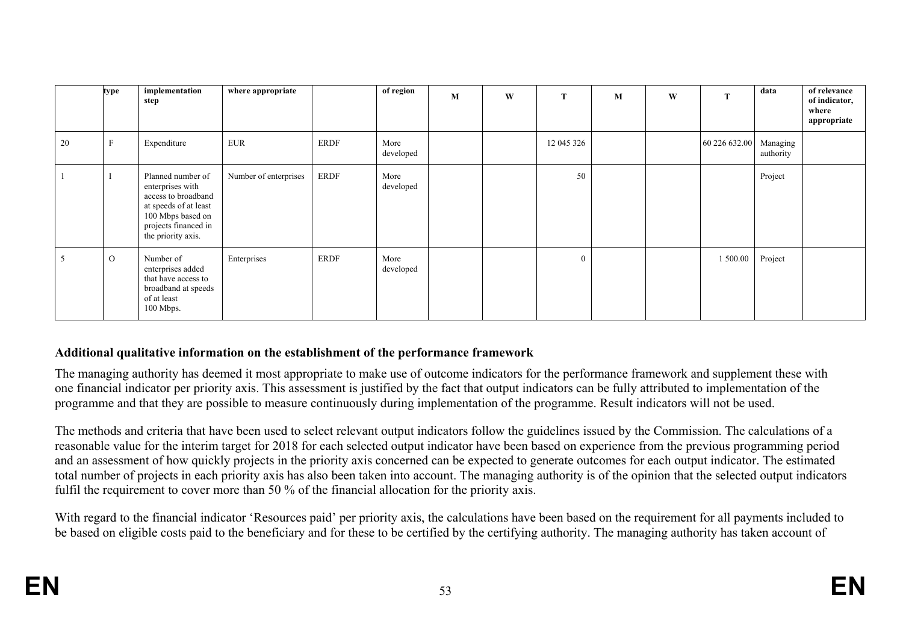| | type | implementation step | where appropriate | | of region | M | W | T | M | W | T | data | of relevance of indicator, where appropriate |
|---|---|---|---|---|---|---|---|---|---|---|---|---|---|
| 20 | F | Expenditure | EUR | ERDF | More developed | | | 12 045 326 | | | 60 226 632.00 | Managing authority | |
| 1 | I | Planned number of enterprises with access to broadband at speeds of at least 100 Mbps based on projects financed in the priority axis. | Number of enterprises | ERDF | More developed | | | 50 | | | | Project | |
| 5 | O | Number of enterprises added that have access to broadband at speeds of at least 100 Mbps. | Enterprises | ERDF | More developed | | | 0 | | | 1 500.00 | Project | |

**Additional qualitative information on the establishment of the performance framework**

The managing authority has deemed it most appropriate to make use of outcome indicators for the performance framework and supplement these with one financial indicator per priority axis. This assessment is justified by the fact that output indicators can be fully attributed to implementation of the programme and that they are possible to measure continuously during implementation of the programme. Result indicators will not be used.

The methods and criteria that have been used to select relevant output indicators follow the guidelines issued by the Commission. The calculations of a reasonable value for the interim target for 2018 for each selected output indicator have been based on experience from the previous programming period and an assessment of how quickly projects in the priority axis concerned can be expected to generate outcomes for each output indicator. The estimated total number of projects in each priority axis has also been taken into account. The managing authority is of the opinion that the selected output indicators fulfil the requirement to cover more than 50 % of the financial allocation for the priority axis.

With regard to the financial indicator 'Resources paid' per priority axis, the calculations have been based on the requirement for all payments included to be based on eligible costs paid to the beneficiary and for these to be certified by the certifying authority. The managing authority has taken account of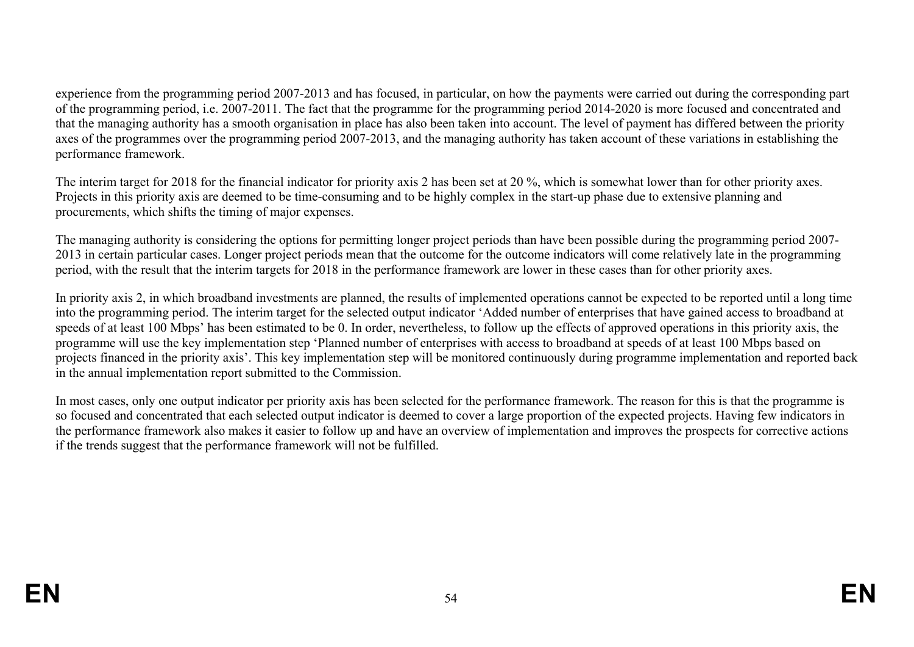experience from the programming period 2007-2013 and has focused, in particular, on how the payments were carried out during the corresponding part of the programming period, i.e. 2007-2011. The fact that the programme for the programming period 2014-2020 is more focused and concentrated and that the managing authority has a smooth organisation in place has also been taken into account. The level of payment has differed between the priority axes of the programmes over the programming period 2007-2013, and the managing authority has taken account of these variations in establishing the performance framework.

The interim target for 2018 for the financial indicator for priority axis 2 has been set at 20 %, which is somewhat lower than for other priority axes. Projects in this priority axis are deemed to be time-consuming and to be highly complex in the start-up phase due to extensive planning and procurements, which shifts the timing of major expenses.

The managing authority is considering the options for permitting longer project periods than have been possible during the programming period 2007-2013 in certain particular cases. Longer project periods mean that the outcome for the outcome indicators will come relatively late in the programming period, with the result that the interim targets for 2018 in the performance framework are lower in these cases than for other priority axes.

In priority axis 2, in which broadband investments are planned, the results of implemented operations cannot be expected to be reported until a long time into the programming period. The interim target for the selected output indicator 'Added number of enterprises that have gained access to broadband at speeds of at least 100 Mbps' has been estimated to be 0. In order, nevertheless, to follow up the effects of approved operations in this priority axis, the programme will use the key implementation step 'Planned number of enterprises with access to broadband at speeds of at least 100 Mbps based on projects financed in the priority axis'. This key implementation step will be monitored continuously during programme implementation and reported back in the annual implementation report submitted to the Commission.

In most cases, only one output indicator per priority axis has been selected for the performance framework. The reason for this is that the programme is so focused and concentrated that each selected output indicator is deemed to cover a large proportion of the expected projects. Having few indicators in the performance framework also makes it easier to follow up and have an overview of implementation and improves the prospects for corrective actions if the trends suggest that the performance framework will not be fulfilled.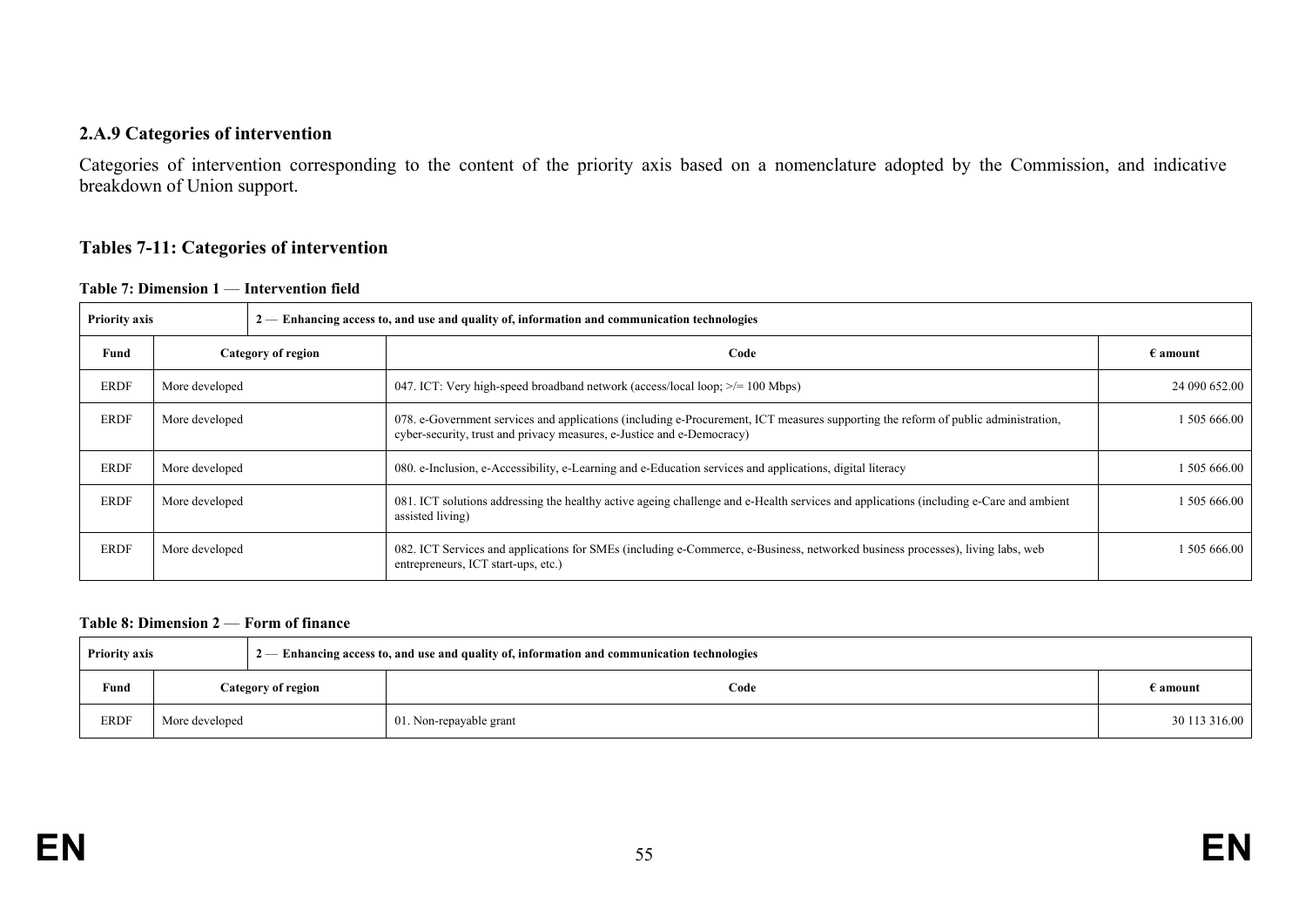### 2.A.9 Categories of intervention

Categories of intervention corresponding to the content of the priority axis based on a nomenclature adopted by the Commission, and indicative breakdown of Union support.

#### Tables 7-11: Categories of intervention

**Table 7: Dimension 1 — Intervention field**

| Priority axis | 2 — Enhancing access to, and use and quality of, information and communication technologies | | |
|---|---|---|---|
| **Fund** | **Category of region** | **Code** | **€ amount** |
| ERDF | More developed | 047. ICT: Very high-speed broadband network (access/local loop; >/= 100 Mbps) | 24 090 652.00 |
| ERDF | More developed | 078. e-Government services and applications (including e-Procurement, ICT measures supporting the reform of public administration, cyber-security, trust and privacy measures, e-Justice and e-Democracy) | 1 505 666.00 |
| ERDF | More developed | 080. e-Inclusion, e-Accessibility, e-Learning and e-Education services and applications, digital literacy | 1 505 666.00 |
| ERDF | More developed | 081. ICT solutions addressing the healthy active ageing challenge and e-Health services and applications (including e-Care and ambient assisted living) | 1 505 666.00 |
| ERDF | More developed | 082. ICT Services and applications for SMEs (including e-Commerce, e-Business, networked business processes), living labs, web entrepreneurs, ICT start-ups, etc.) | 1 505 666.00 |

**Table 8: Dimension 2 — Form of finance**

| Priority axis | 2 — Enhancing access to, and use and quality of, information and communication technologies | | |
|---|---|---|---|
| **Fund** | **Category of region** | **Code** | **€ amount** |
| ERDF | More developed | 01. Non-repayable grant | 30 113 316.00 |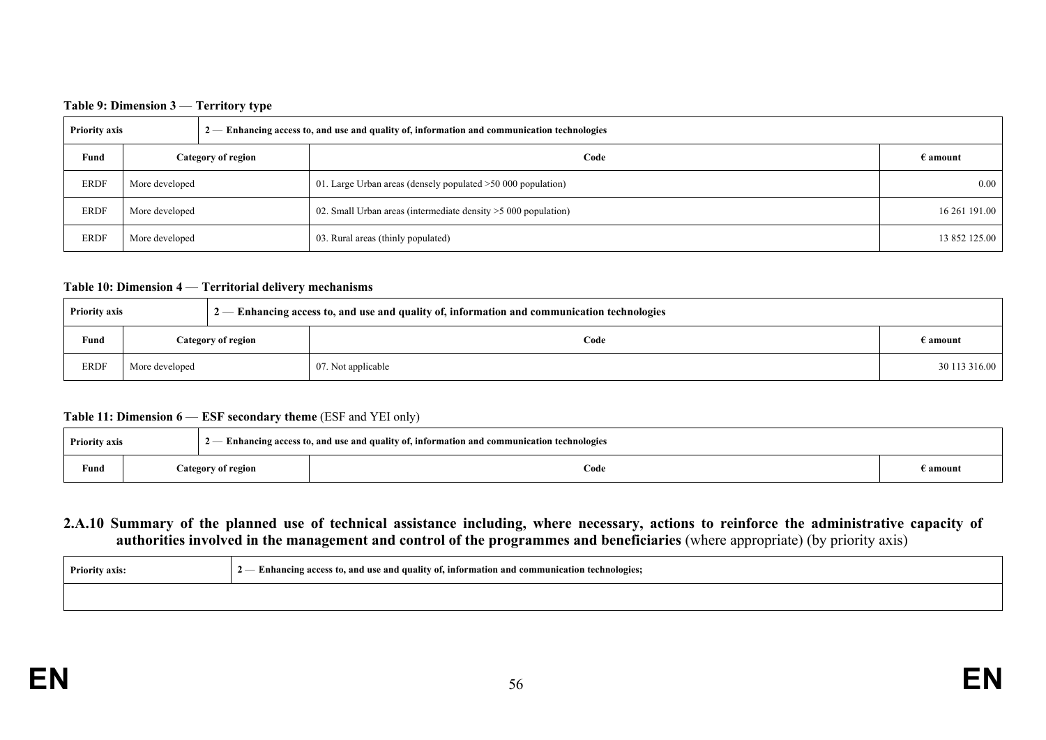**Table 9: Dimension 3 — Territory type**

| Priority axis | 2 — Enhancing access to, and use and quality of, information and communication technologies | | |
|---|---|---|---|
| **Fund** | **Category of region** | **Code** | **€ amount** |
| ERDF | More developed | 01. Large Urban areas (densely populated >50 000 population) | 0.00 |
| ERDF | More developed | 02. Small Urban areas (intermediate density >5 000 population) | 16 261 191.00 |
| ERDF | More developed | 03. Rural areas (thinly populated) | 13 852 125.00 |

**Table 10: Dimension 4 — Territorial delivery mechanisms**

| Priority axis | 2 — Enhancing access to, and use and quality of, information and communication technologies | | |
|---|---|---|---|
| **Fund** | **Category of region** | **Code** | **€ amount** |
| ERDF | More developed | 07. Not applicable | 30 113 316.00 |

**Table 11: Dimension 6 — ESF secondary theme** (ESF and YEI only)

| Priority axis | 2 — Enhancing access to, and use and quality of, information and communication technologies | | |
|---|---|---|---|
| **Fund** | **Category of region** | **Code** | **€ amount** |

## 2.A.10 Summary of the planned use of technical assistance including, where necessary, actions to reinforce the administrative capacity of authorities involved in the management and control of the programmes and beneficiaries (where appropriate) (by priority axis)

| Priority axis: | 2 — Enhancing access to, and use and quality of, information and communication technologies; |
|---|---|
| | |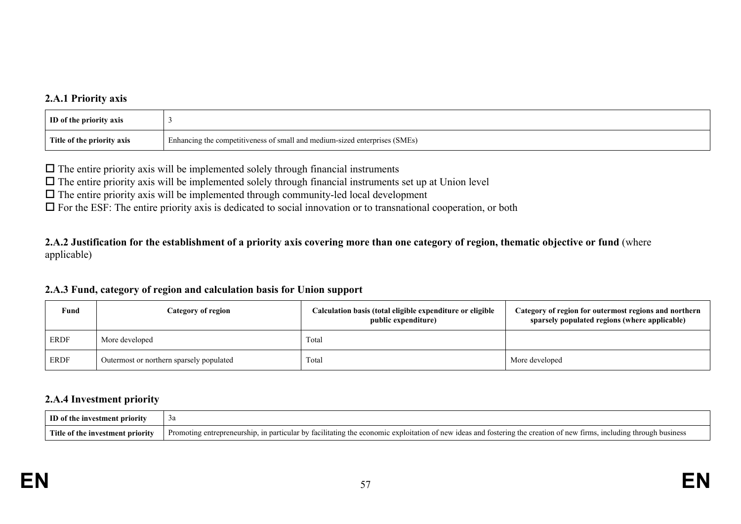### 2.A.1 Priority axis

| ID of the priority axis | 3 |
|---|---|
| Title of the priority axis | Enhancing the competitiveness of small and medium-sized enterprises (SMEs) |

☐ The entire priority axis will be implemented solely through financial instruments
☐ The entire priority axis will be implemented solely through financial instruments set up at Union level
☐ The entire priority axis will be implemented through community-led local development
☐ For the ESF: The entire priority axis is dedicated to social innovation or to transnational cooperation, or both

### 2.A.2 Justification for the establishment of a priority axis covering more than one category of region, thematic objective or fund (where applicable)

### 2.A.3 Fund, category of region and calculation basis for Union support

| Fund | Category of region | Calculation basis (total eligible expenditure or eligible public expenditure) | Category of region for outermost regions and northern sparsely populated regions (where applicable) |
|---|---|---|---|
| ERDF | More developed | Total | |
| ERDF | Outermost or northern sparsely populated | Total | More developed |

### 2.A.4 Investment priority

| ID of the investment priority | 3a |
|---|---|
| Title of the investment priority | Promoting entrepreneurship, in particular by facilitating the economic exploitation of new ideas and fostering the creation of new firms, including through business |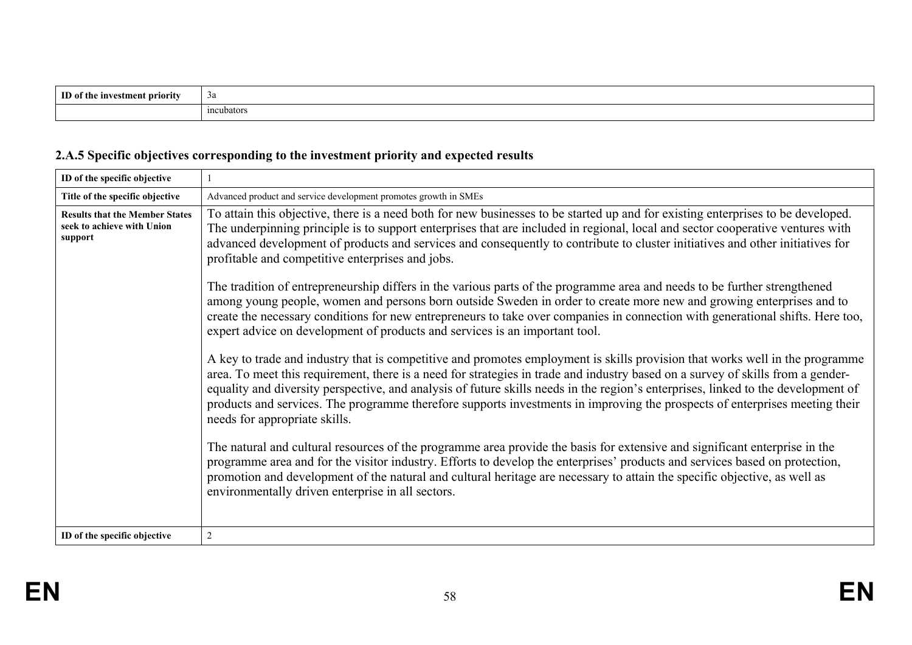| ID of the investment priority | 3a |
| --- | --- |
| | incubators |

### 2.A.5 Specific objectives corresponding to the investment priority and expected results

| ID of the specific objective | 1 |
| --- | --- |
| **Title of the specific objective** | Advanced product and service development promotes growth in SMEs |
| **Results that the Member States seek to achieve with Union support** | To attain this objective, there is a need both for new businesses to be started up and for existing enterprises to be developed. The underpinning principle is to support enterprises that are included in regional, local and sector cooperative ventures with advanced development of products and services and consequently to contribute to cluster initiatives and other initiatives for profitable and competitive enterprises and jobs.<br><br>The tradition of entrepreneurship differs in the various parts of the programme area and needs to be further strengthened among young people, women and persons born outside Sweden in order to create more new and growing enterprises and to create the necessary conditions for new entrepreneurs to take over companies in connection with generational shifts. Here too, expert advice on development of products and services is an important tool.<br><br>A key to trade and industry that is competitive and promotes employment is skills provision that works well in the programme area. To meet this requirement, there is a need for strategies in trade and industry based on a survey of skills from a gender-equality and diversity perspective, and analysis of future skills needs in the region's enterprises, linked to the development of products and services. The programme therefore supports investments in improving the prospects of enterprises meeting their needs for appropriate skills.<br><br>The natural and cultural resources of the programme area provide the basis for extensive and significant enterprise in the programme area and for the visitor industry. Efforts to develop the enterprises' products and services based on protection, promotion and development of the natural and cultural heritage are necessary to attain the specific objective, as well as environmentally driven enterprise in all sectors. |
| **ID of the specific objective** | 2 |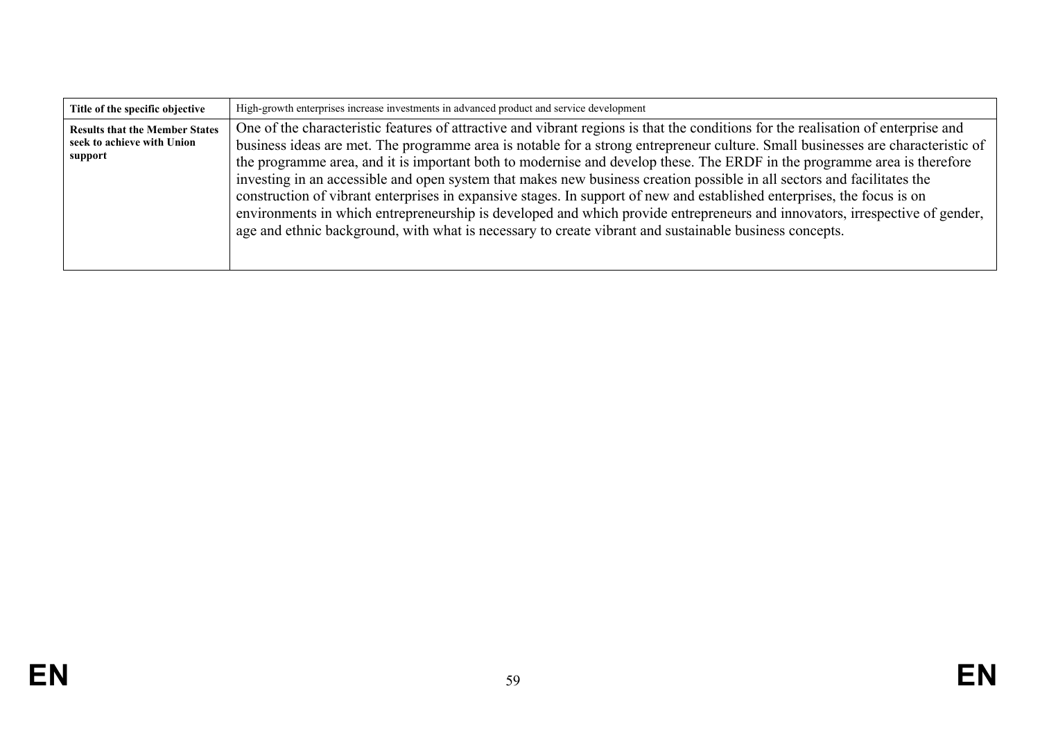| Title of the specific objective | High-growth enterprises increase investments in advanced product and service development |
| --- | --- |
| Results that the Member States seek to achieve with Union support | One of the characteristic features of attractive and vibrant regions is that the conditions for the realisation of enterprise and business ideas are met. The programme area is notable for a strong entrepreneur culture. Small businesses are characteristic of the programme area, and it is important both to modernise and develop these. The ERDF in the programme area is therefore investing in an accessible and open system that makes new business creation possible in all sectors and facilitates the construction of vibrant enterprises in expansive stages. In support of new and established enterprises, the focus is on environments in which entrepreneurship is developed and which provide entrepreneurs and innovators, irrespective of gender, age and ethnic background, with what is necessary to create vibrant and sustainable business concepts. |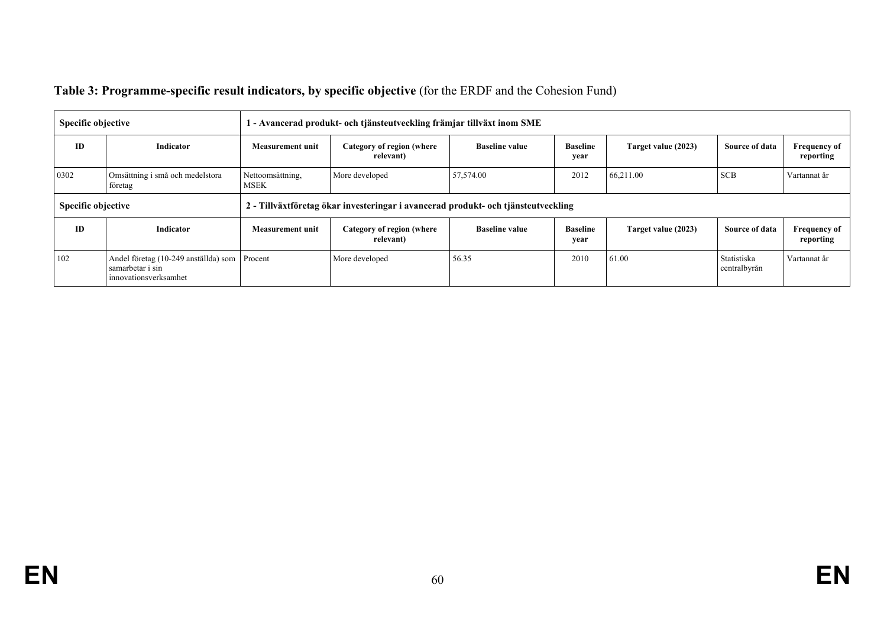**Table 3: Programme-specific result indicators, by specific objective** (for the ERDF and the Cohesion Fund)

| Specific objective | | 1 - Avancerad produkt- och tjänsteutveckling främjar tillväxt inom SME | | | | | | |
|---|---|---|---|---|---|---|---|---|
| **ID** | **Indicator** | **Measurement unit** | **Category of region (where relevant)** | **Baseline value** | **Baseline year** | **Target value (2023)** | **Source of data** | **Frequency of reporting** |
| 0302 | Omsättning i små och medelstora företag | Nettoomsättning, MSEK | More developed | 57,574.00 | 2012 | 66,211.00 | SCB | Vartannat år |

| Specific objective | | 2 - Tillväxtföretag ökar investeringar i avancerad produkt- och tjänsteutveckling | | | | | | |
|---|---|---|---|---|---|---|---|---|
| **ID** | **Indicator** | **Measurement unit** | **Category of region (where relevant)** | **Baseline value** | **Baseline year** | **Target value (2023)** | **Source of data** | **Frequency of reporting** |
| 102 | Andel företag (10-249 anställda) som samarbetar i sin innovationsverksamhet | Procent | More developed | 56.35 | 2010 | 61.00 | Statistiska centralbyrån | Vartannat år |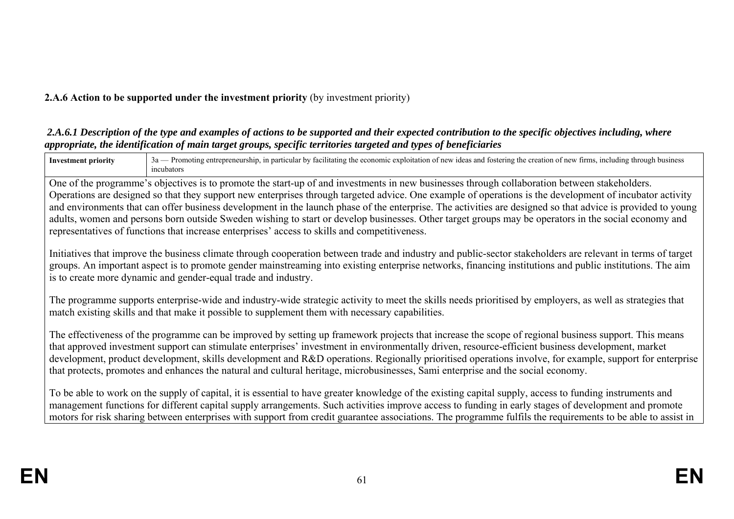**2.A.6 Action to be supported under the investment priority** (by investment priority)

***2.A.6.1 Description of the type and examples of actions to be supported and their expected contribution to the specific objectives including, where appropriate, the identification of main target groups, specific territories targeted and types of beneficiaries***

| **Investment priority** | 3a — Promoting entrepreneurship, in particular by facilitating the economic exploitation of new ideas and fostering the creation of new firms, including through business incubators |
|---|---|

One of the programme's objectives is to promote the start-up of and investments in new businesses through collaboration between stakeholders. Operations are designed so that they support new enterprises through targeted advice. One example of operations is the development of incubator activity and environments that can offer business development in the launch phase of the enterprise. The activities are designed so that advice is provided to young adults, women and persons born outside Sweden wishing to start or develop businesses. Other target groups may be operators in the social economy and representatives of functions that increase enterprises' access to skills and competitiveness.

Initiatives that improve the business climate through cooperation between trade and industry and public-sector stakeholders are relevant in terms of target groups. An important aspect is to promote gender mainstreaming into existing enterprise networks, financing institutions and public institutions. The aim is to create more dynamic and gender-equal trade and industry.

The programme supports enterprise-wide and industry-wide strategic activity to meet the skills needs prioritised by employers, as well as strategies that match existing skills and that make it possible to supplement them with necessary capabilities.

The effectiveness of the programme can be improved by setting up framework projects that increase the scope of regional business support. This means that approved investment support can stimulate enterprises' investment in environmentally driven, resource-efficient business development, market development, product development, skills development and R&D operations. Regionally prioritised operations involve, for example, support for enterprise that protects, promotes and enhances the natural and cultural heritage, microbusinesses, Sami enterprise and the social economy.

To be able to work on the supply of capital, it is essential to have greater knowledge of the existing capital supply, access to funding instruments and management functions for different capital supply arrangements. Such activities improve access to funding in early stages of development and promote motors for risk sharing between enterprises with support from credit guarantee associations. The programme fulfils the requirements to be able to assist in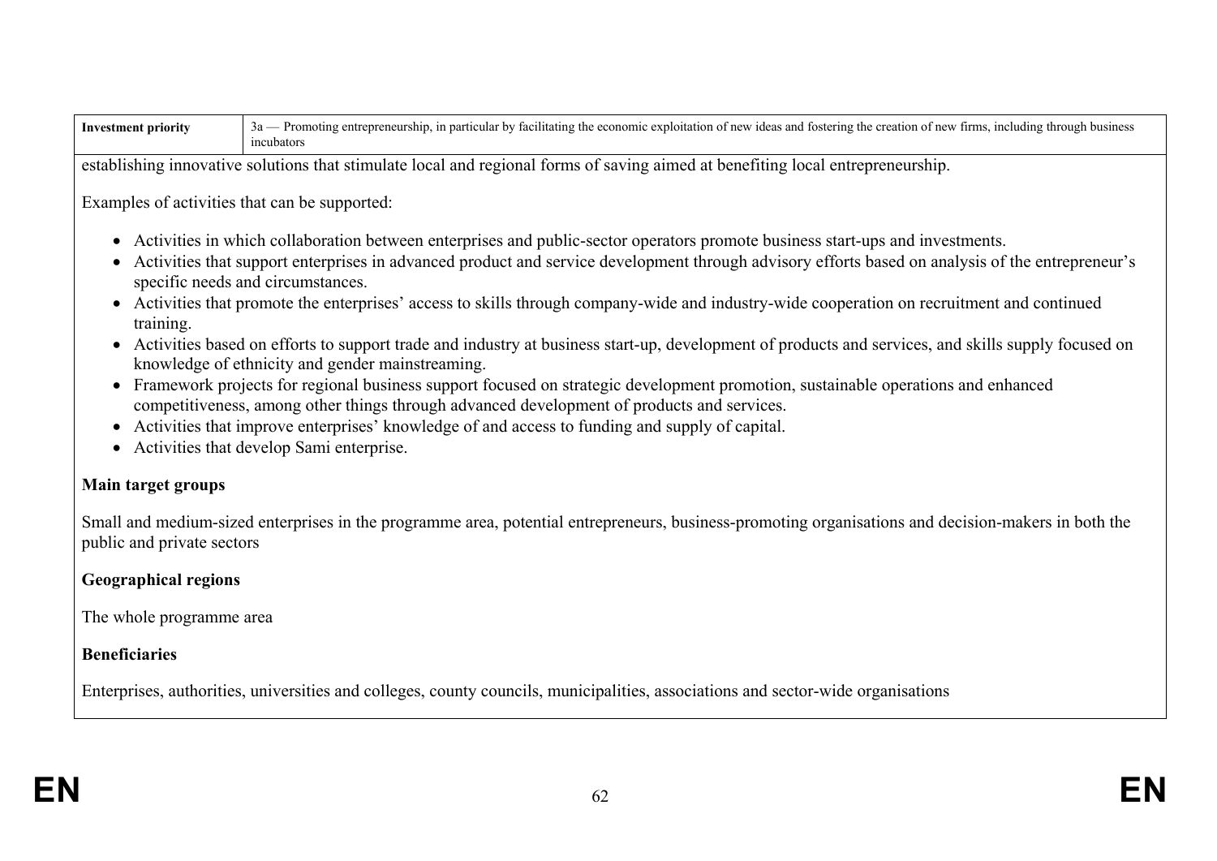| Investment priority | 3a — Promoting entrepreneurship, in particular by facilitating the economic exploitation of new ideas and fostering the creation of new firms, including through business incubators |
|---|---|

establishing innovative solutions that stimulate local and regional forms of saving aimed at benefiting local entrepreneurship.

Examples of activities that can be supported:

- Activities in which collaboration between enterprises and public-sector operators promote business start-ups and investments.
- Activities that support enterprises in advanced product and service development through advisory efforts based on analysis of the entrepreneur's specific needs and circumstances.
- Activities that promote the enterprises' access to skills through company-wide and industry-wide cooperation on recruitment and continued training.
- Activities based on efforts to support trade and industry at business start-up, development of products and services, and skills supply focused on knowledge of ethnicity and gender mainstreaming.
- Framework projects for regional business support focused on strategic development promotion, sustainable operations and enhanced competitiveness, among other things through advanced development of products and services.
- Activities that improve enterprises' knowledge of and access to funding and supply of capital.
- Activities that develop Sami enterprise.

**Main target groups**

Small and medium-sized enterprises in the programme area, potential entrepreneurs, business-promoting organisations and decision-makers in both the public and private sectors

**Geographical regions**

The whole programme area

**Beneficiaries**

Enterprises, authorities, universities and colleges, county councils, municipalities, associations and sector-wide organisations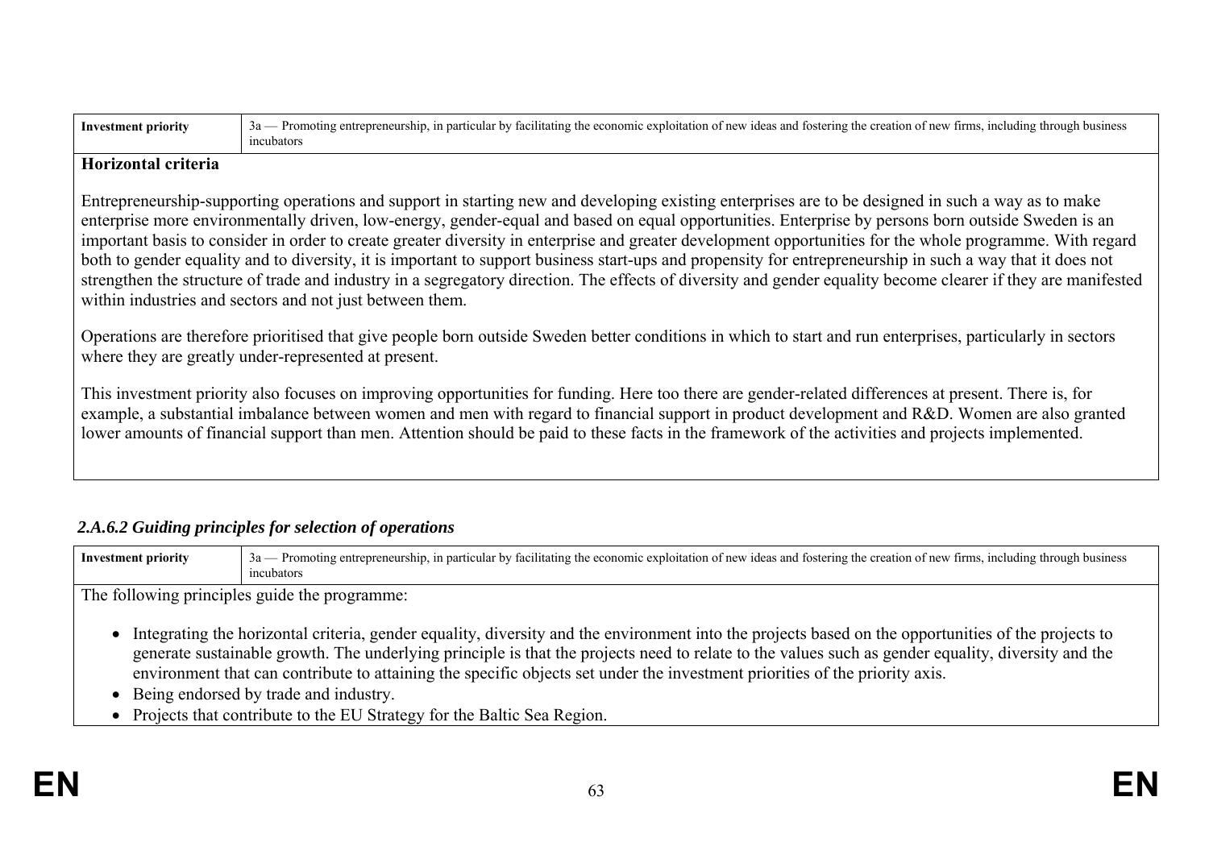| Investment priority | 3a — Promoting entrepreneurship, in particular by facilitating the economic exploitation of new ideas and fostering the creation of new firms, including through business incubators |
|---|---|

**Horizontal criteria**

Entrepreneurship-supporting operations and support in starting new and developing existing enterprises are to be designed in such a way as to make enterprise more environmentally driven, low-energy, gender-equal and based on equal opportunities. Enterprise by persons born outside Sweden is an important basis to consider in order to create greater diversity in enterprise and greater development opportunities for the whole programme. With regard both to gender equality and to diversity, it is important to support business start-ups and propensity for entrepreneurship in such a way that it does not strengthen the structure of trade and industry in a segregatory direction. The effects of diversity and gender equality become clearer if they are manifested within industries and sectors and not just between them.

Operations are therefore prioritised that give people born outside Sweden better conditions in which to start and run enterprises, particularly in sectors where they are greatly under-represented at present.

This investment priority also focuses on improving opportunities for funding. Here too there are gender-related differences at present. There is, for example, a substantial imbalance between women and men with regard to financial support in product development and R&D. Women are also granted lower amounts of financial support than men. Attention should be paid to these facts in the framework of the activities and projects implemented.

### *2.A.6.2 Guiding principles for selection of operations*

| Investment priority | 3a — Promoting entrepreneurship, in particular by facilitating the economic exploitation of new ideas and fostering the creation of new firms, including through business incubators |
|---|---|

The following principles guide the programme:

- Integrating the horizontal criteria, gender equality, diversity and the environment into the projects based on the opportunities of the projects to generate sustainable growth. The underlying principle is that the projects need to relate to the values such as gender equality, diversity and the environment that can contribute to attaining the specific objects set under the investment priorities of the priority axis.
- Being endorsed by trade and industry.
- Projects that contribute to the EU Strategy for the Baltic Sea Region.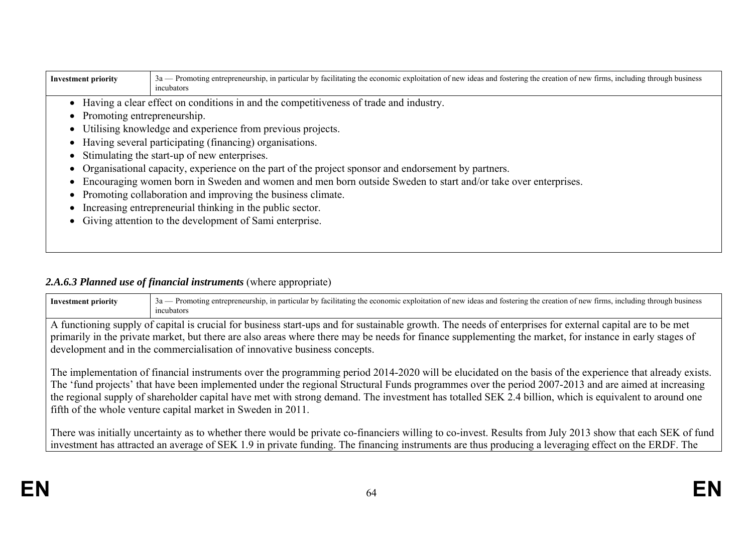| Investment priority | 3a — Promoting entrepreneurship, in particular by facilitating the economic exploitation of new ideas and fostering the creation of new firms, including through business incubators |
|---|---|

- Having a clear effect on conditions in and the competitiveness of trade and industry.
- Promoting entrepreneurship.
- Utilising knowledge and experience from previous projects.
- Having several participating (financing) organisations.
- Stimulating the start-up of new enterprises.
- Organisational capacity, experience on the part of the project sponsor and endorsement by partners.
- Encouraging women born in Sweden and women and men born outside Sweden to start and/or take over enterprises.
- Promoting collaboration and improving the business climate.
- Increasing entrepreneurial thinking in the public sector.
- Giving attention to the development of Sami enterprise.

### *2.A.6.3 Planned use of financial instruments* (where appropriate)

| Investment priority | 3a — Promoting entrepreneurship, in particular by facilitating the economic exploitation of new ideas and fostering the creation of new firms, including through business incubators |
|---|---|

A functioning supply of capital is crucial for business start-ups and for sustainable growth. The needs of enterprises for external capital are to be met primarily in the private market, but there are also areas where there may be needs for finance supplementing the market, for instance in early stages of development and in the commercialisation of innovative business concepts.

The implementation of financial instruments over the programming period 2014-2020 will be elucidated on the basis of the experience that already exists. The 'fund projects' that have been implemented under the regional Structural Funds programmes over the period 2007-2013 and are aimed at increasing the regional supply of shareholder capital have met with strong demand. The investment has totalled SEK 2.4 billion, which is equivalent to around one fifth of the whole venture capital market in Sweden in 2011.

There was initially uncertainty as to whether there would be private co-financiers willing to co-invest. Results from July 2013 show that each SEK of fund investment has attracted an average of SEK 1.9 in private funding. The financing instruments are thus producing a leveraging effect on the ERDF. The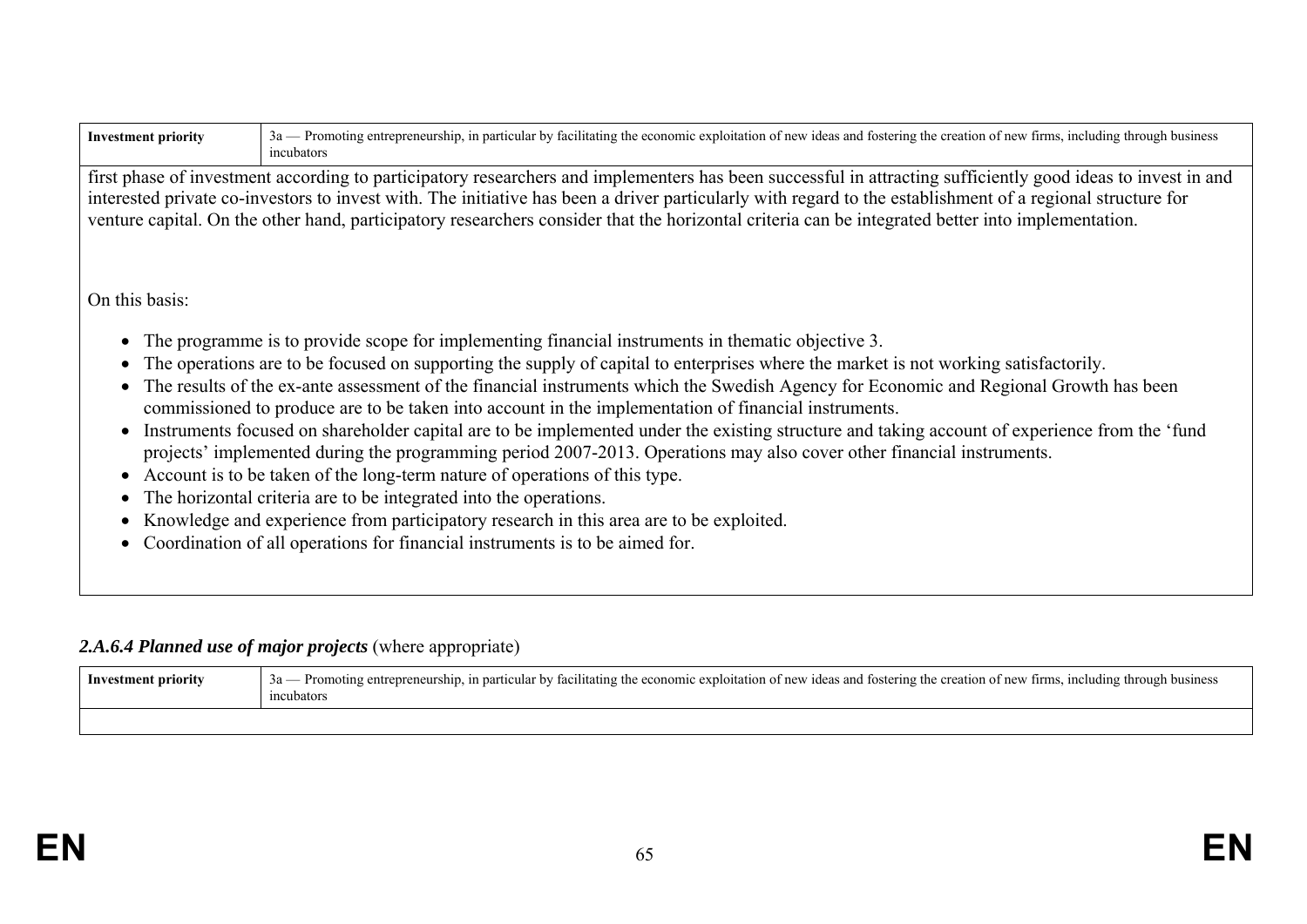| Investment priority | 3a — Promoting entrepreneurship, in particular by facilitating the economic exploitation of new ideas and fostering the creation of new firms, including through business incubators |
|---|---|

first phase of investment according to participatory researchers and implementers has been successful in attracting sufficiently good ideas to invest in and interested private co-investors to invest with. The initiative has been a driver particularly with regard to the establishment of a regional structure for venture capital. On the other hand, participatory researchers consider that the horizontal criteria can be integrated better into implementation.

On this basis:

- The programme is to provide scope for implementing financial instruments in thematic objective 3.
- The operations are to be focused on supporting the supply of capital to enterprises where the market is not working satisfactorily.
- The results of the ex-ante assessment of the financial instruments which the Swedish Agency for Economic and Regional Growth has been commissioned to produce are to be taken into account in the implementation of financial instruments.
- Instruments focused on shareholder capital are to be implemented under the existing structure and taking account of experience from the 'fund projects' implemented during the programming period 2007-2013. Operations may also cover other financial instruments.
- Account is to be taken of the long-term nature of operations of this type.
- The horizontal criteria are to be integrated into the operations.
- Knowledge and experience from participatory research in this area are to be exploited.
- Coordination of all operations for financial instruments is to be aimed for.

#### *2.A.6.4 Planned use of major projects* (where appropriate)

| Investment priority | 3a — Promoting entrepreneurship, in particular by facilitating the economic exploitation of new ideas and fostering the creation of new firms, including through business incubators |
|---|---|
| | |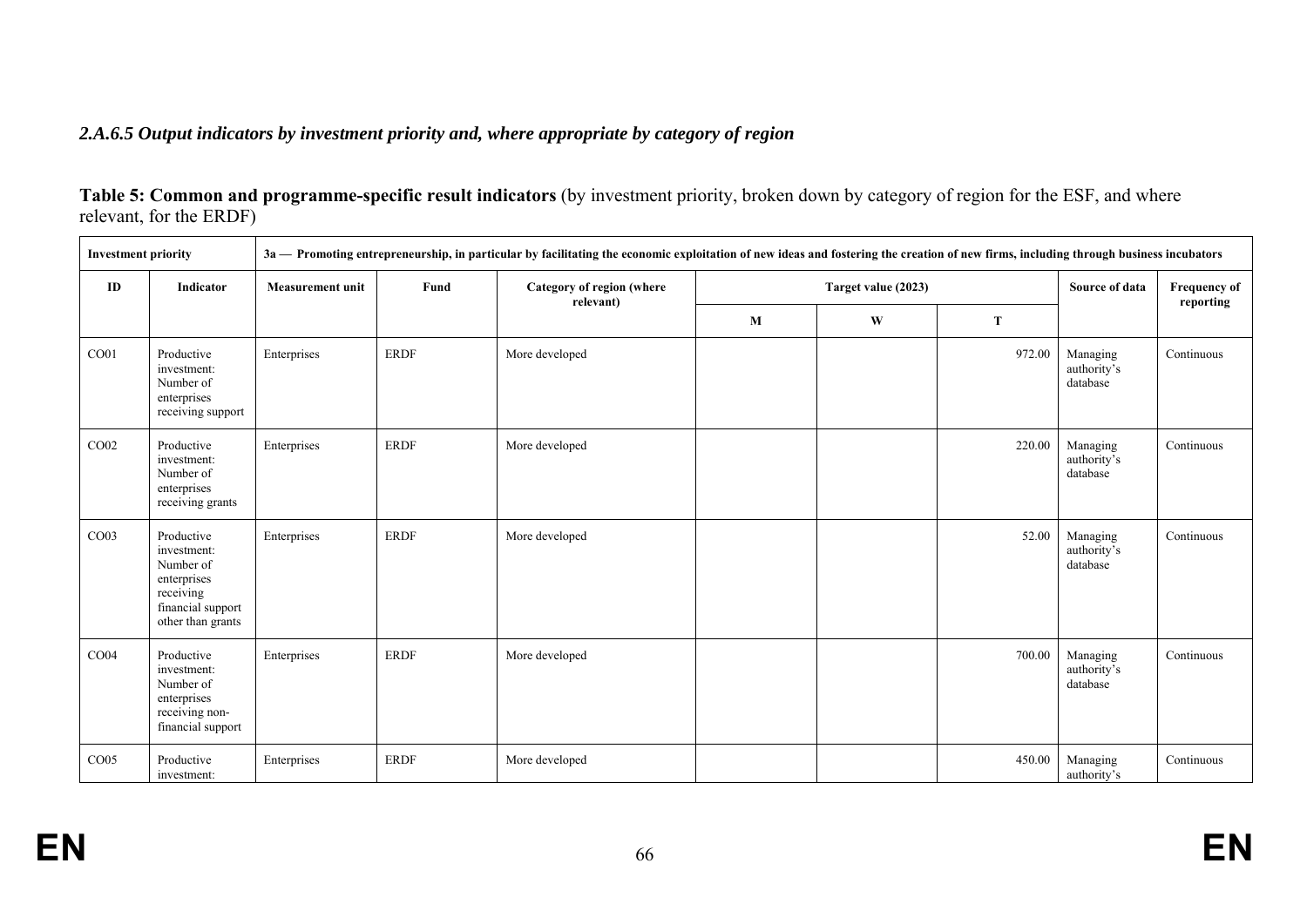### *2.A.6.5 Output indicators by investment priority and, where appropriate by category of region*

**Table 5: Common and programme-specific result indicators** (by investment priority, broken down by category of region for the ESF, and where relevant, for the ERDF)

| Investment priority | | 3a — Promoting entrepreneurship, in particular by facilitating the economic exploitation of new ideas and fostering the creation of new firms, including through business incubators | | | | | | | |
|---|---|---|---|---|---|---|---|---|---|
| ID | Indicator | Measurement unit | Fund | Category of region (where relevant) | Target value (2023) | | | Source of data | Frequency of reporting |
| | | | | | M | W | T | | |
| CO01 | Productive investment: Number of enterprises receiving support | Enterprises | ERDF | More developed | | | 972.00 | Managing authority's database | Continuous |
| CO02 | Productive investment: Number of enterprises receiving grants | Enterprises | ERDF | More developed | | | 220.00 | Managing authority's database | Continuous |
| CO03 | Productive investment: Number of enterprises receiving financial support other than grants | Enterprises | ERDF | More developed | | | 52.00 | Managing authority's database | Continuous |
| CO04 | Productive investment: Number of enterprises receiving non-financial support | Enterprises | ERDF | More developed | | | 700.00 | Managing authority's database | Continuous |
| CO05 | Productive investment: | Enterprises | ERDF | More developed | | | 450.00 | Managing authority's | Continuous |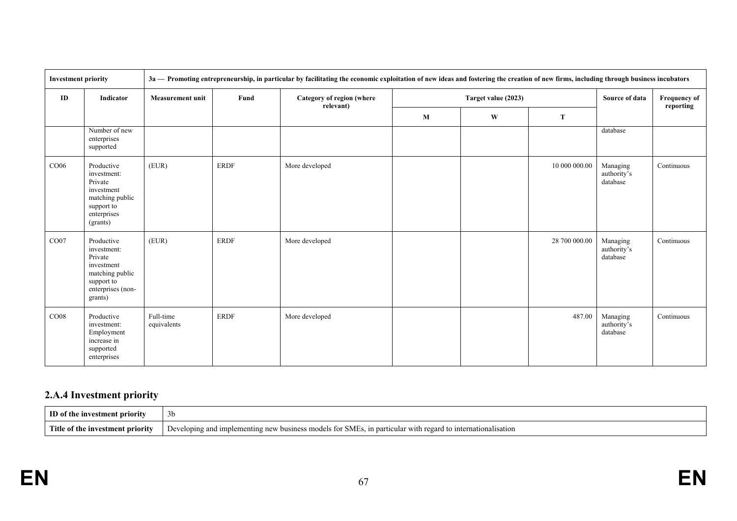| Investment priority | | 3a — Promoting entrepreneurship, in particular by facilitating the economic exploitation of new ideas and fostering the creation of new firms, including through business incubators | | | | | | | |
|---|---|---|---|---|---|---|---|---|---|
| ID | Indicator | Measurement unit | Fund | Category of region (where relevant) | Target value (2023) | | | Source of data | Frequency of reporting |
| | | | | | M | W | T | | |
| | Number of new enterprises supported | | | | | | | database | |
| CO06 | Productive investment: Private investment matching public support to enterprises (grants) | (EUR) | ERDF | More developed | | | 10 000 000.00 | Managing authority's database | Continuous |
| CO07 | Productive investment: Private investment matching public support to enterprises (non-grants) | (EUR) | ERDF | More developed | | | 28 700 000.00 | Managing authority's database | Continuous |
| CO08 | Productive investment: Employment increase in supported enterprises | Full-time equivalents | ERDF | More developed | | | 487.00 | Managing authority's database | Continuous |

## 2.A.4 Investment priority

| ID of the investment priority | 3b |
|---|---|
| Title of the investment priority | Developing and implementing new business models for SMEs, in particular with regard to internationalisation |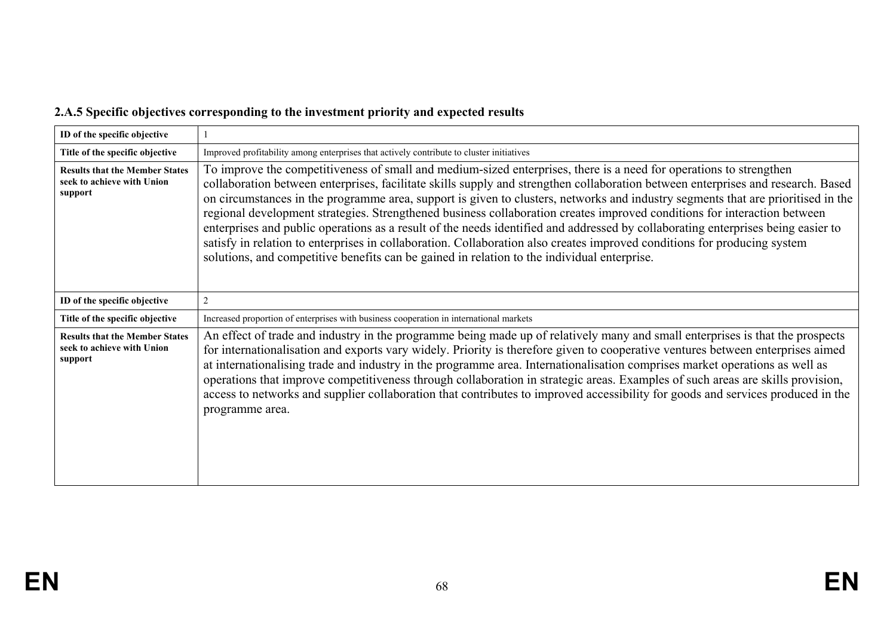### 2.A.5 Specific objectives corresponding to the investment priority and expected results

| ID of the specific objective | 1 |
|---|---|
| Title of the specific objective | Improved profitability among enterprises that actively contribute to cluster initiatives |
| Results that the Member States seek to achieve with Union support | To improve the competitiveness of small and medium-sized enterprises, there is a need for operations to strengthen collaboration between enterprises, facilitate skills supply and strengthen collaboration between enterprises and research. Based on circumstances in the programme area, support is given to clusters, networks and industry segments that are prioritised in the regional development strategies. Strengthened business collaboration creates improved conditions for interaction between enterprises and public operations as a result of the needs identified and addressed by collaborating enterprises being easier to satisfy in relation to enterprises in collaboration. Collaboration also creates improved conditions for producing system solutions, and competitive benefits can be gained in relation to the individual enterprise. |
| ID of the specific objective | 2 |
| Title of the specific objective | Increased proportion of enterprises with business cooperation in international markets |
| Results that the Member States seek to achieve with Union support | An effect of trade and industry in the programme being made up of relatively many and small enterprises is that the prospects for internationalisation and exports vary widely. Priority is therefore given to cooperative ventures between enterprises aimed at internationalising trade and industry in the programme area. Internationalisation comprises market operations as well as operations that improve competitiveness through collaboration in strategic areas. Examples of such areas are skills provision, access to networks and supplier collaboration that contributes to improved accessibility for goods and services produced in the programme area. |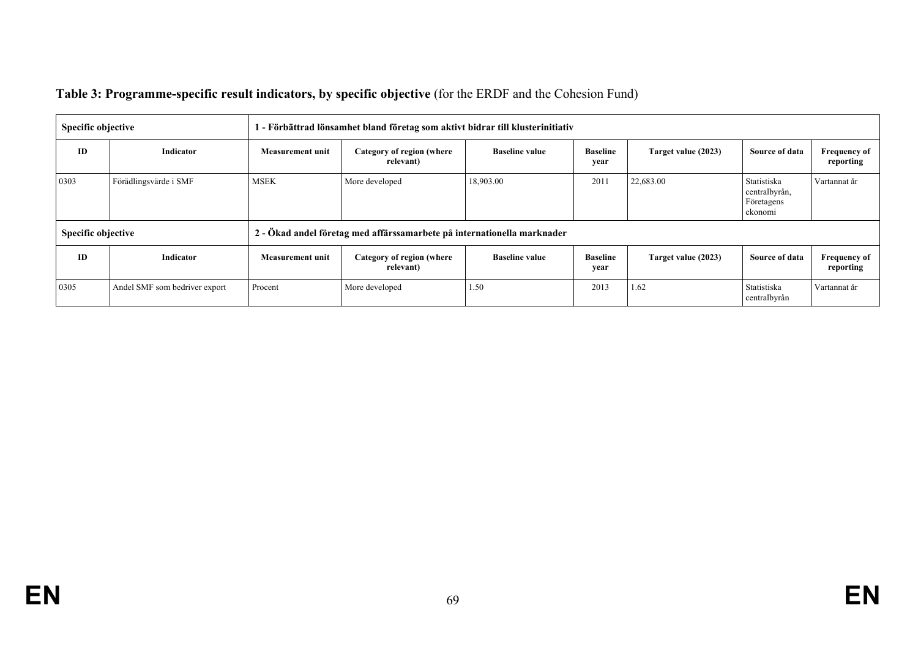**Table 3: Programme-specific result indicators, by specific objective** (for the ERDF and the Cohesion Fund)

| Specific objective | | 1 - Förbättrad lönsamhet bland företag som aktivt bidrar till klusterinitiativ | | | | | | |
|---|---|---|---|---|---|---|---|---|
| **ID** | **Indicator** | **Measurement unit** | **Category of region (where relevant)** | **Baseline value** | **Baseline year** | **Target value (2023)** | **Source of data** | **Frequency of reporting** |
| 0303 | Förädlingsvärde i SMF | MSEK | More developed | 18,903.00 | 2011 | 22,683.00 | Statistiska centralbyrån, Företagens ekonomi | Vartannat år |

| Specific objective | | 2 - Ökad andel företag med affärssamarbete på internationella marknader | | | | | | |
|---|---|---|---|---|---|---|---|---|
| **ID** | **Indicator** | **Measurement unit** | **Category of region (where relevant)** | **Baseline value** | **Baseline year** | **Target value (2023)** | **Source of data** | **Frequency of reporting** |
| 0305 | Andel SMF som bedriver export | Procent | More developed | 1.50 | 2013 | 1.62 | Statistiska centralbyrån | Vartannat år |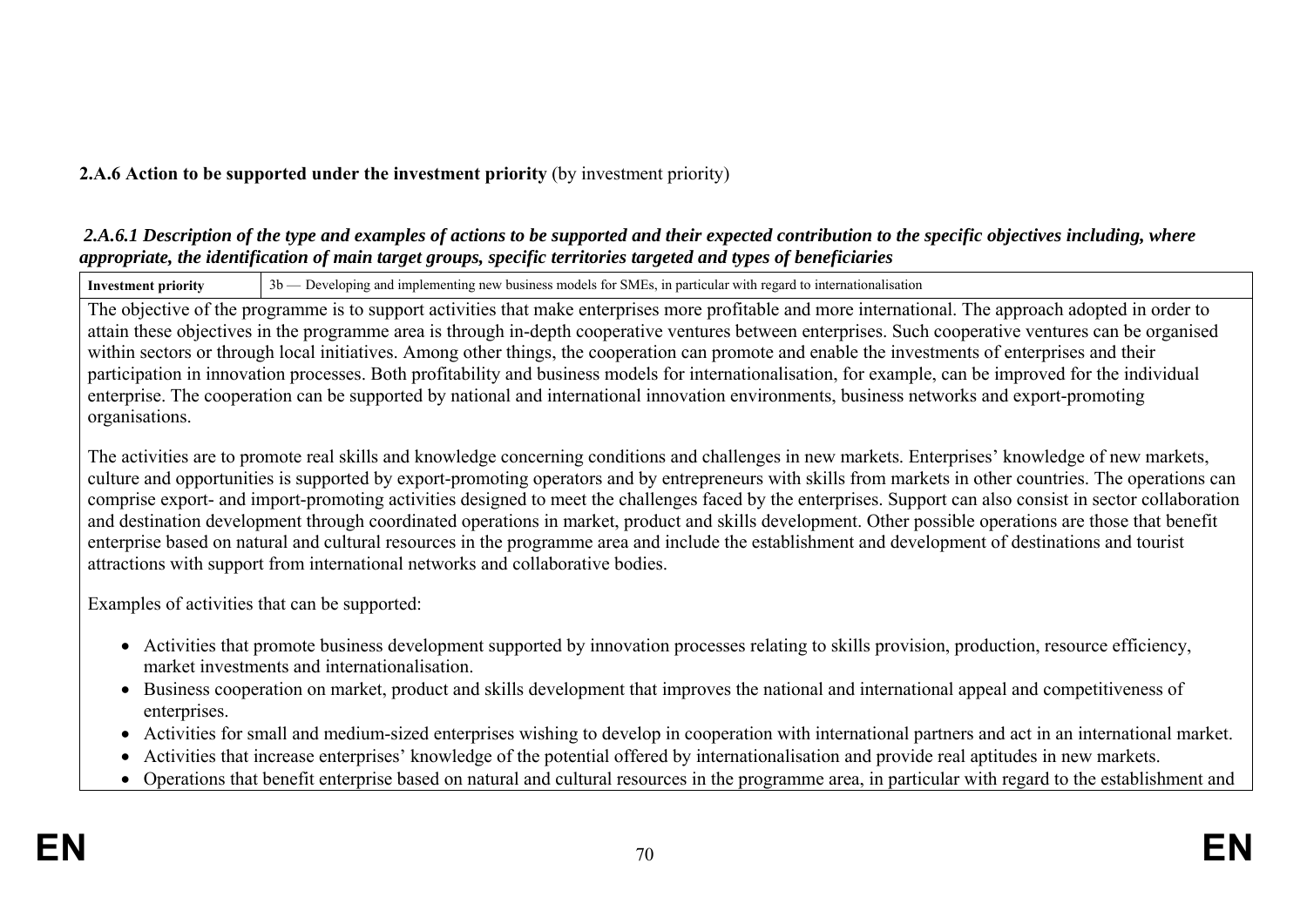**2.A.6 Action to be supported under the investment priority** (by investment priority)

***2.A.6.1 Description of the type and examples of actions to be supported and their expected contribution to the specific objectives including, where appropriate, the identification of main target groups, specific territories targeted and types of beneficiaries***

| **Investment priority** | 3b — Developing and implementing new business models for SMEs, in particular with regard to internationalisation |
|---|---|

The objective of the programme is to support activities that make enterprises more profitable and more international. The approach adopted in order to attain these objectives in the programme area is through in-depth cooperative ventures between enterprises. Such cooperative ventures can be organised within sectors or through local initiatives. Among other things, the cooperation can promote and enable the investments of enterprises and their participation in innovation processes. Both profitability and business models for internationalisation, for example, can be improved for the individual enterprise. The cooperation can be supported by national and international innovation environments, business networks and export-promoting organisations.

The activities are to promote real skills and knowledge concerning conditions and challenges in new markets. Enterprises' knowledge of new markets, culture and opportunities is supported by export-promoting operators and by entrepreneurs with skills from markets in other countries. The operations can comprise export- and import-promoting activities designed to meet the challenges faced by the enterprises. Support can also consist in sector collaboration and destination development through coordinated operations in market, product and skills development. Other possible operations are those that benefit enterprise based on natural and cultural resources in the programme area and include the establishment and development of destinations and tourist attractions with support from international networks and collaborative bodies.

Examples of activities that can be supported:

- Activities that promote business development supported by innovation processes relating to skills provision, production, resource efficiency, market investments and internationalisation.
- Business cooperation on market, product and skills development that improves the national and international appeal and competitiveness of enterprises.
- Activities for small and medium-sized enterprises wishing to develop in cooperation with international partners and act in an international market.
- Activities that increase enterprises' knowledge of the potential offered by internationalisation and provide real aptitudes in new markets.
- Operations that benefit enterprise based on natural and cultural resources in the programme area, in particular with regard to the establishment and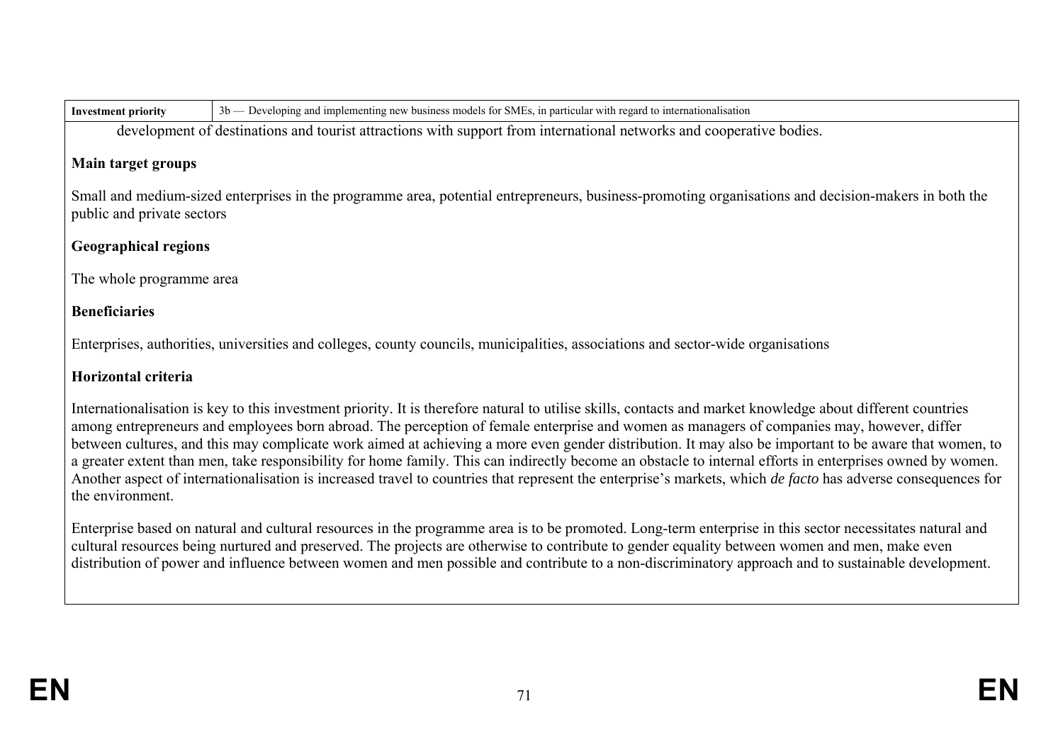| Investment priority | 3b — Developing and implementing new business models for SMEs, in particular with regard to internationalisation |
|---|---|

development of destinations and tourist attractions with support from international networks and cooperative bodies.

**Main target groups**

Small and medium-sized enterprises in the programme area, potential entrepreneurs, business-promoting organisations and decision-makers in both the public and private sectors

**Geographical regions**

The whole programme area

**Beneficiaries**

Enterprises, authorities, universities and colleges, county councils, municipalities, associations and sector-wide organisations

**Horizontal criteria**

Internationalisation is key to this investment priority. It is therefore natural to utilise skills, contacts and market knowledge about different countries among entrepreneurs and employees born abroad. The perception of female enterprise and women as managers of companies may, however, differ between cultures, and this may complicate work aimed at achieving a more even gender distribution. It may also be important to be aware that women, to a greater extent than men, take responsibility for home family. This can indirectly become an obstacle to internal efforts in enterprises owned by women. Another aspect of internationalisation is increased travel to countries that represent the enterprise's markets, which *de facto* has adverse consequences for the environment.

Enterprise based on natural and cultural resources in the programme area is to be promoted. Long-term enterprise in this sector necessitates natural and cultural resources being nurtured and preserved. The projects are otherwise to contribute to gender equality between women and men, make even distribution of power and influence between women and men possible and contribute to a non-discriminatory approach and to sustainable development.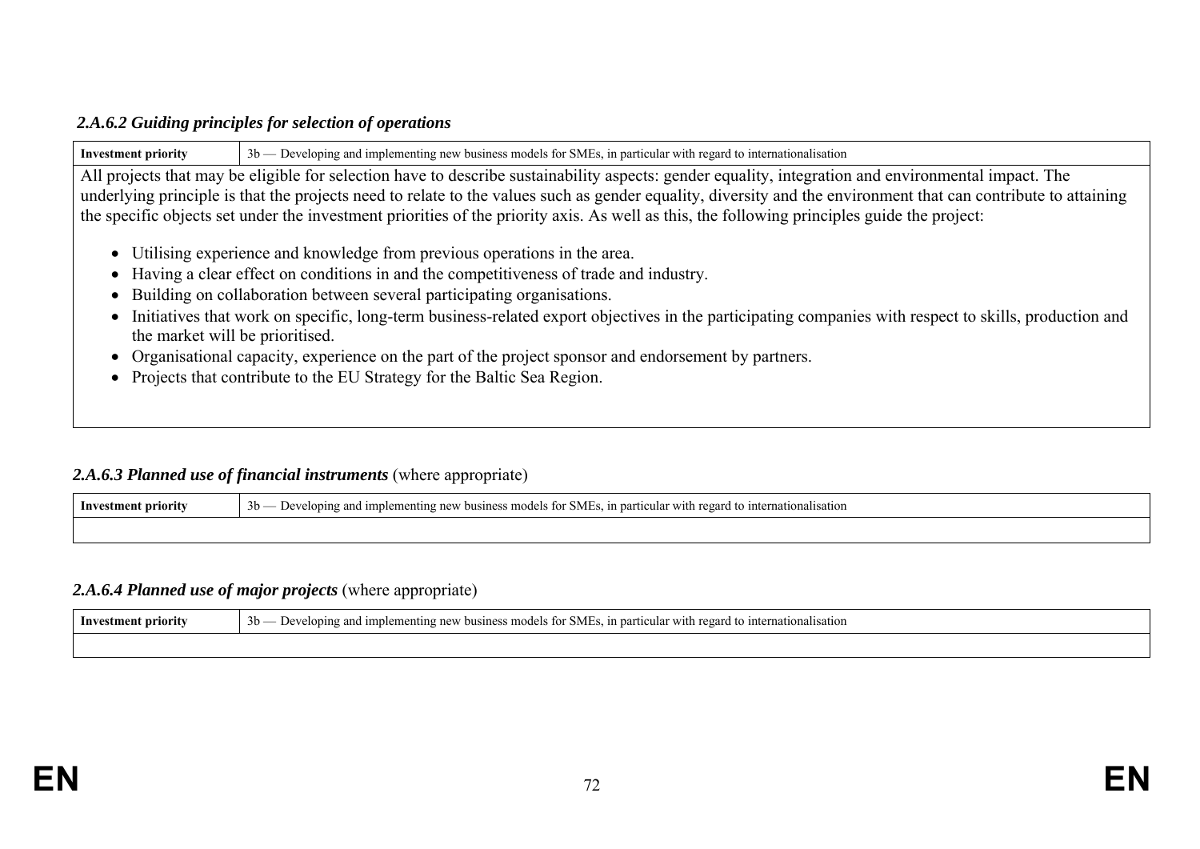#### *2.A.6.2 Guiding principles for selection of operations*

| **Investment priority** | 3b — Developing and implementing new business models for SMEs, in particular with regard to internationalisation |
|---|---|

All projects that may be eligible for selection have to describe sustainability aspects: gender equality, integration and environmental impact. The underlying principle is that the projects need to relate to the values such as gender equality, diversity and the environment that can contribute to attaining the specific objects set under the investment priorities of the priority axis. As well as this, the following principles guide the project:

- Utilising experience and knowledge from previous operations in the area.
- Having a clear effect on conditions in and the competitiveness of trade and industry.
- Building on collaboration between several participating organisations.
- Initiatives that work on specific, long-term business-related export objectives in the participating companies with respect to skills, production and the market will be prioritised.
- Organisational capacity, experience on the part of the project sponsor and endorsement by partners.
- Projects that contribute to the EU Strategy for the Baltic Sea Region.

#### *2.A.6.3 Planned use of financial instruments* (where appropriate)

| **Investment priority** | 3b — Developing and implementing new business models for SMEs, in particular with regard to internationalisation |
|---|---|
| | |

#### *2.A.6.4 Planned use of major projects* (where appropriate)

| **Investment priority** | 3b — Developing and implementing new business models for SMEs, in particular with regard to internationalisation |
|---|---|
| | |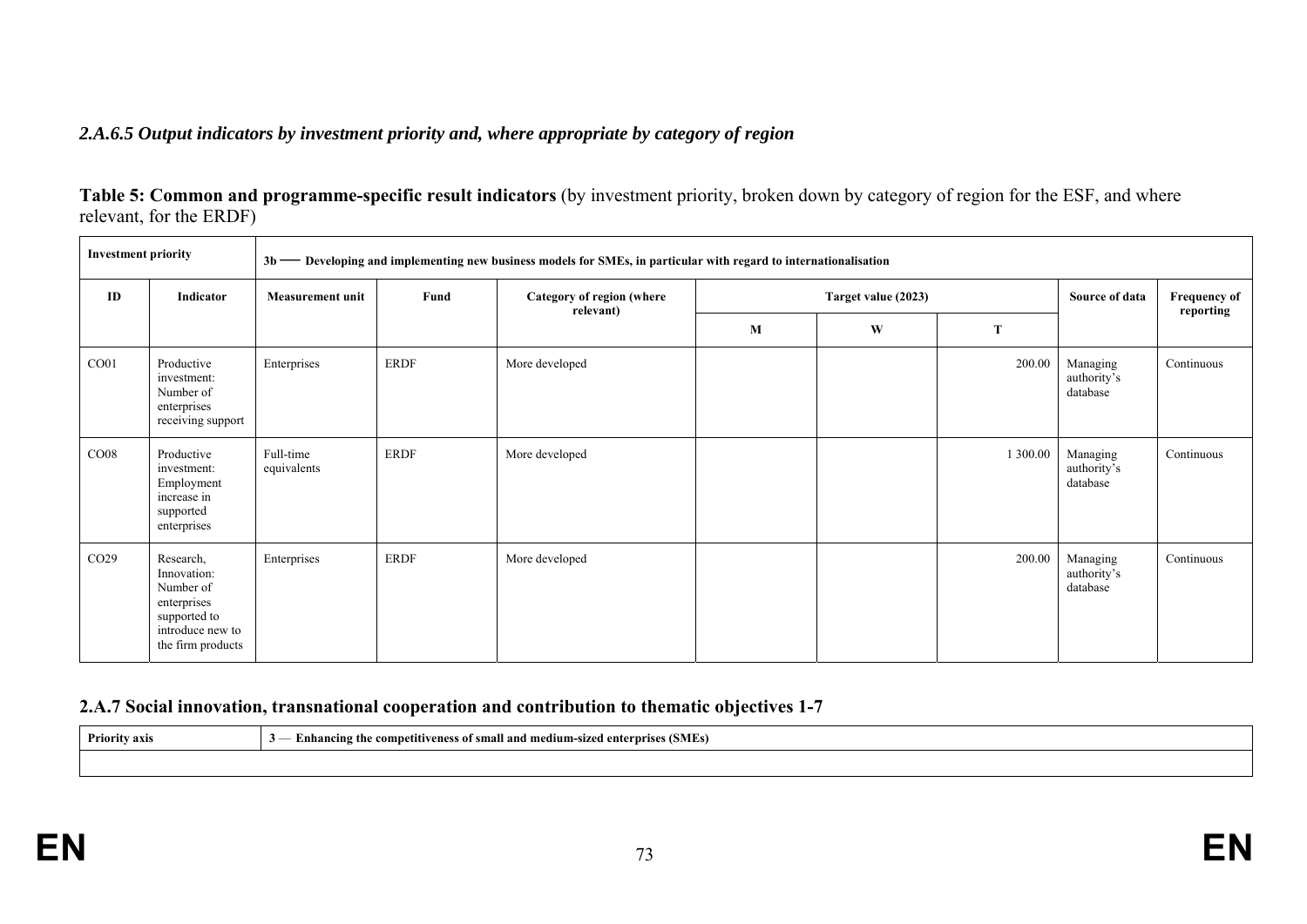### *2.A.6.5 Output indicators by investment priority and, where appropriate by category of region*

**Table 5: Common and programme-specific result indicators** (by investment priority, broken down by category of region for the ESF, and where relevant, for the ERDF)

| Investment priority | | 3b — Developing and implementing new business models for SMEs, in particular with regard to internationalisation | | | | | | | |
|---|---|---|---|---|---|---|---|---|---|
| ID | Indicator | Measurement unit | Fund | Category of region (where relevant) | Target value (2023) | | | Source of data | Frequency of reporting |
| | | | | | M | W | T | | |
| CO01 | Productive investment: Number of enterprises receiving support | Enterprises | ERDF | More developed | | | 200.00 | Managing authority's database | Continuous |
| CO08 | Productive investment: Employment increase in supported enterprises | Full-time equivalents | ERDF | More developed | | | 1 300.00 | Managing authority's database | Continuous |
| CO29 | Research, Innovation: Number of enterprises supported to introduce new to the firm products | Enterprises | ERDF | More developed | | | 200.00 | Managing authority's database | Continuous |

## 2.A.7 Social innovation, transnational cooperation and contribution to thematic objectives 1-7

| Priority axis | 3 — Enhancing the competitiveness of small and medium-sized enterprises (SMEs) |
|---|---|
| | |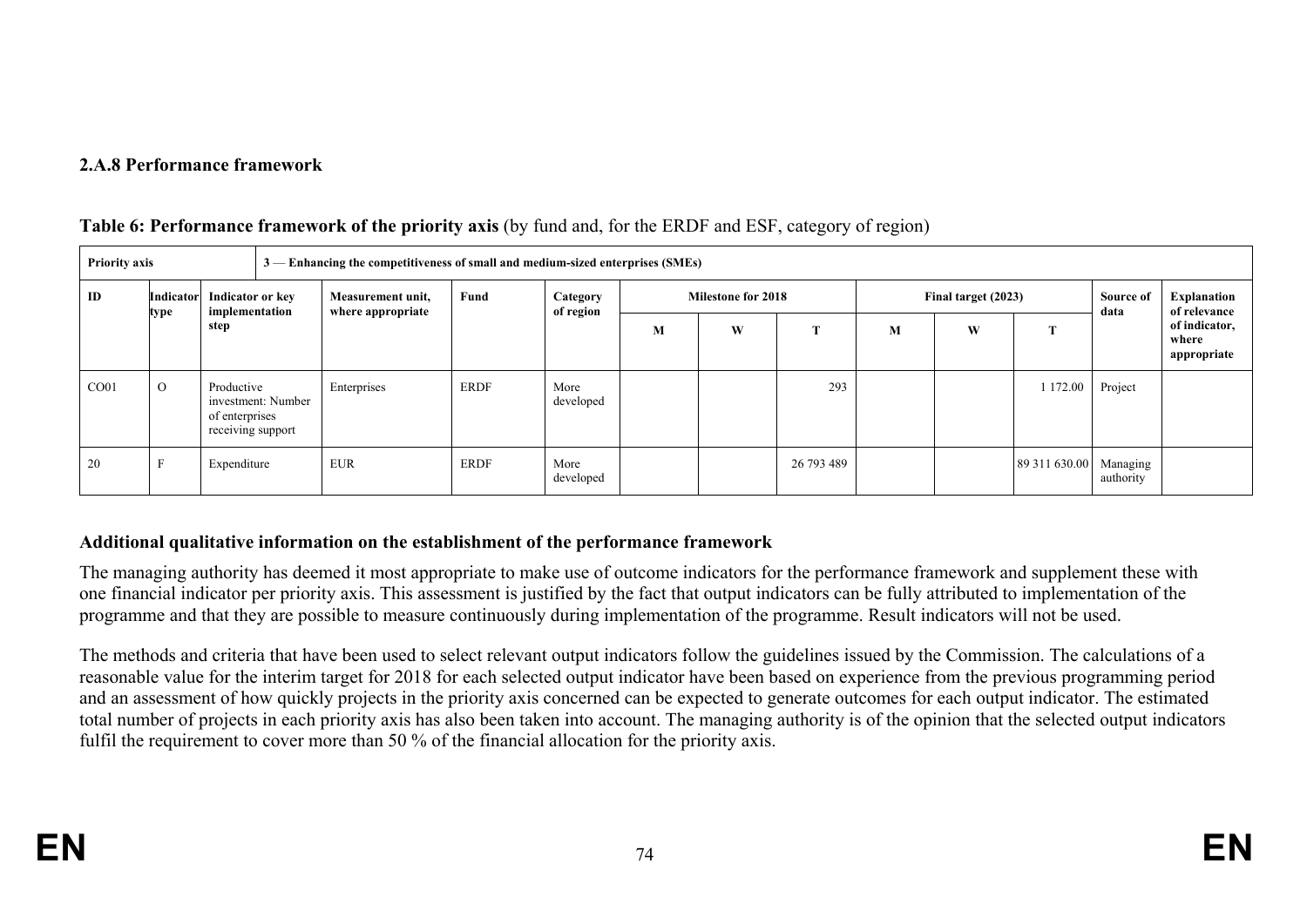### 2.A.8 Performance framework

**Table 6: Performance framework of the priority axis** (by fund and, for the ERDF and ESF, category of region)

| Priority axis | | 3 — Enhancing the competitiveness of small and medium-sized enterprises (SMEs) | | | | | | | | | | | |
|---|---|---|---|---|---|---|---|---|---|---|---|---|---|
| ID | Indicator type | Indicator or key implementation step | Measurement unit, where appropriate | Fund | Category of region | Milestone for 2018 | | | Final target (2023) | | | Source of data | Explanation of relevance of indicator, where appropriate |
| | | | | | | M | W | T | M | W | T | | |
| CO01 | O | Productive investment: Number of enterprises receiving support | Enterprises | ERDF | More developed | | | 293 | | | 1 172.00 | Project | |
| 20 | F | Expenditure | EUR | ERDF | More developed | | | 26 793 489 | | | 89 311 630.00 | Managing authority | |

**Additional qualitative information on the establishment of the performance framework**

The managing authority has deemed it most appropriate to make use of outcome indicators for the performance framework and supplement these with one financial indicator per priority axis. This assessment is justified by the fact that output indicators can be fully attributed to implementation of the programme and that they are possible to measure continuously during implementation of the programme. Result indicators will not be used.

The methods and criteria that have been used to select relevant output indicators follow the guidelines issued by the Commission. The calculations of a reasonable value for the interim target for 2018 for each selected output indicator have been based on experience from the previous programming period and an assessment of how quickly projects in the priority axis concerned can be expected to generate outcomes for each output indicator. The estimated total number of projects in each priority axis has also been taken into account. The managing authority is of the opinion that the selected output indicators fulfil the requirement to cover more than 50 % of the financial allocation for the priority axis.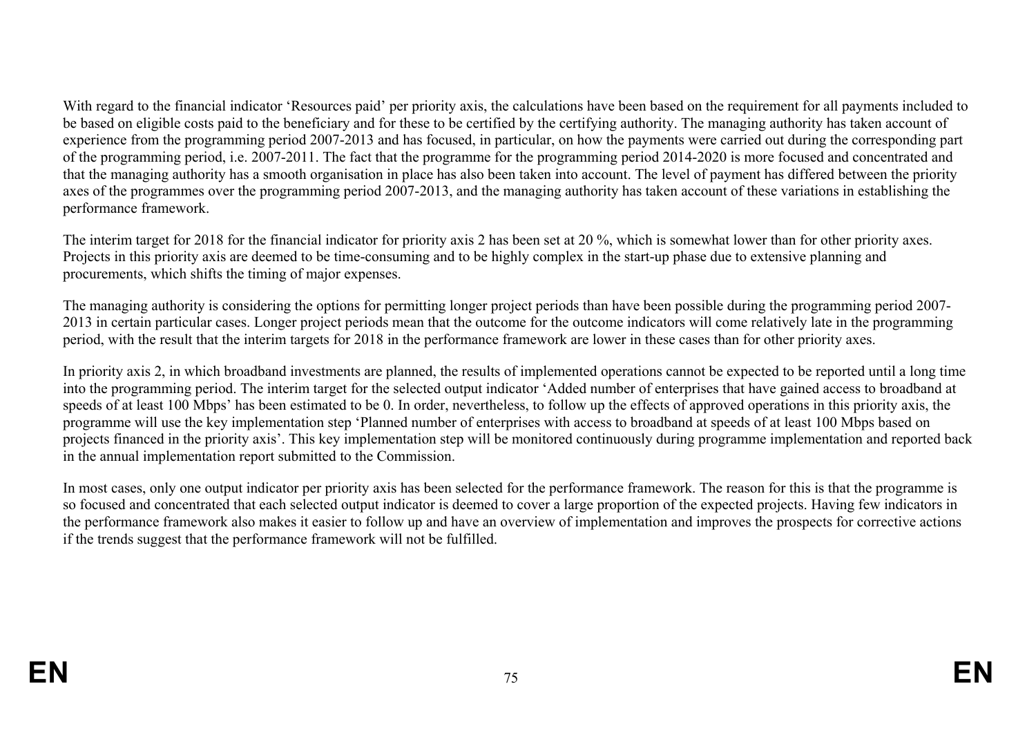With regard to the financial indicator ‘Resources paid’ per priority axis, the calculations have been based on the requirement for all payments included to be based on eligible costs paid to the beneficiary and for these to be certified by the certifying authority. The managing authority has taken account of experience from the programming period 2007-2013 and has focused, in particular, on how the payments were carried out during the corresponding part of the programming period, i.e. 2007-2011. The fact that the programme for the programming period 2014-2020 is more focused and concentrated and that the managing authority has a smooth organisation in place has also been taken into account. The level of payment has differed between the priority axes of the programmes over the programming period 2007-2013, and the managing authority has taken account of these variations in establishing the performance framework.

The interim target for 2018 for the financial indicator for priority axis 2 has been set at 20 %, which is somewhat lower than for other priority axes. Projects in this priority axis are deemed to be time-consuming and to be highly complex in the start-up phase due to extensive planning and procurements, which shifts the timing of major expenses.

The managing authority is considering the options for permitting longer project periods than have been possible during the programming period 2007-2013 in certain particular cases. Longer project periods mean that the outcome for the outcome indicators will come relatively late in the programming period, with the result that the interim targets for 2018 in the performance framework are lower in these cases than for other priority axes.

In priority axis 2, in which broadband investments are planned, the results of implemented operations cannot be expected to be reported until a long time into the programming period. The interim target for the selected output indicator ‘Added number of enterprises that have gained access to broadband at speeds of at least 100 Mbps’ has been estimated to be 0. In order, nevertheless, to follow up the effects of approved operations in this priority axis, the programme will use the key implementation step ‘Planned number of enterprises with access to broadband at speeds of at least 100 Mbps based on projects financed in the priority axis’. This key implementation step will be monitored continuously during programme implementation and reported back in the annual implementation report submitted to the Commission.

In most cases, only one output indicator per priority axis has been selected for the performance framework. The reason for this is that the programme is so focused and concentrated that each selected output indicator is deemed to cover a large proportion of the expected projects. Having few indicators in the performance framework also makes it easier to follow up and have an overview of implementation and improves the prospects for corrective actions if the trends suggest that the performance framework will not be fulfilled.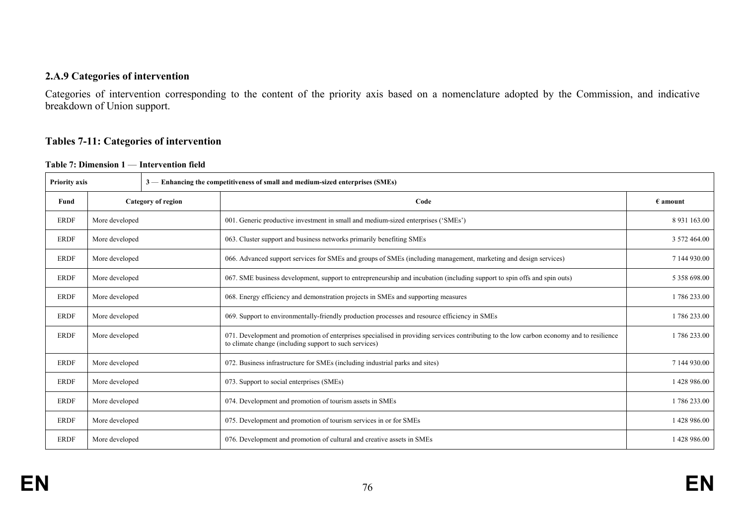### 2.A.9 Categories of intervention

Categories of intervention corresponding to the content of the priority axis based on a nomenclature adopted by the Commission, and indicative breakdown of Union support.

### Tables 7-11: Categories of intervention

**Table 7: Dimension 1 — Intervention field**

| Priority axis | 3 — Enhancing the competitiveness of small and medium-sized enterprises (SMEs) | | |
|---|---|---|---|
| **Fund** | **Category of region** | **Code** | **€ amount** |
| ERDF | More developed | 001. Generic productive investment in small and medium-sized enterprises ('SMEs') | 8 931 163.00 |
| ERDF | More developed | 063. Cluster support and business networks primarily benefiting SMEs | 3 572 464.00 |
| ERDF | More developed | 066. Advanced support services for SMEs and groups of SMEs (including management, marketing and design services) | 7 144 930.00 |
| ERDF | More developed | 067. SME business development, support to entrepreneurship and incubation (including support to spin offs and spin outs) | 5 358 698.00 |
| ERDF | More developed | 068. Energy efficiency and demonstration projects in SMEs and supporting measures | 1 786 233.00 |
| ERDF | More developed | 069. Support to environmentally-friendly production processes and resource efficiency in SMEs | 1 786 233.00 |
| ERDF | More developed | 071. Development and promotion of enterprises specialised in providing services contributing to the low carbon economy and to resilience to climate change (including support to such services) | 1 786 233.00 |
| ERDF | More developed | 072. Business infrastructure for SMEs (including industrial parks and sites) | 7 144 930.00 |
| ERDF | More developed | 073. Support to social enterprises (SMEs) | 1 428 986.00 |
| ERDF | More developed | 074. Development and promotion of tourism assets in SMEs | 1 786 233.00 |
| ERDF | More developed | 075. Development and promotion of tourism services in or for SMEs | 1 428 986.00 |
| ERDF | More developed | 076. Development and promotion of cultural and creative assets in SMEs | 1 428 986.00 |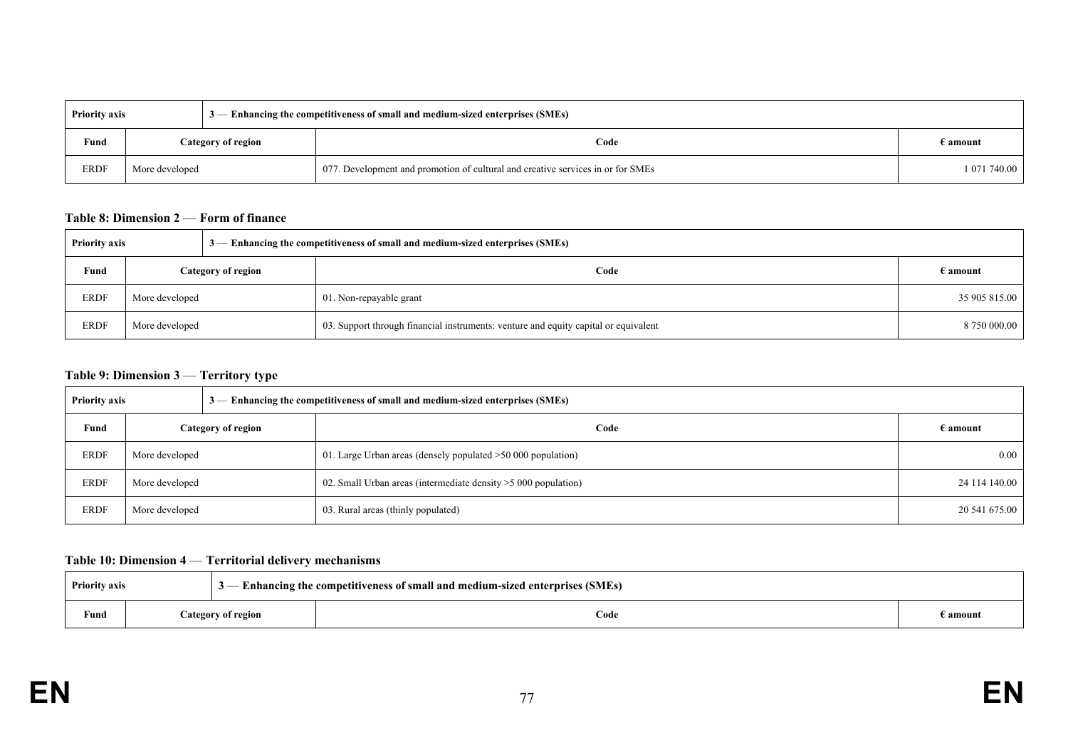| Priority axis | | 3 — Enhancing the competitiveness of small and medium-sized enterprises (SMEs) | |
|---|---|---|---|
| **Fund** | **Category of region** | **Code** | **€ amount** |
| ERDF | More developed | 077. Development and promotion of cultural and creative services in or for SMEs | 1 071 740.00 |

### Table 8: Dimension 2 — Form of finance

| Priority axis | | 3 — Enhancing the competitiveness of small and medium-sized enterprises (SMEs) | |
|---|---|---|---|
| **Fund** | **Category of region** | **Code** | **€ amount** |
| ERDF | More developed | 01. Non-repayable grant | 35 905 815.00 |
| ERDF | More developed | 03. Support through financial instruments: venture and equity capital or equivalent | 8 750 000.00 |

### Table 9: Dimension 3 — Territory type

| Priority axis | | 3 — Enhancing the competitiveness of small and medium-sized enterprises (SMEs) | |
|---|---|---|---|
| **Fund** | **Category of region** | **Code** | **€ amount** |
| ERDF | More developed | 01. Large Urban areas (densely populated >50 000 population) | 0.00 |
| ERDF | More developed | 02. Small Urban areas (intermediate density >5 000 population) | 24 114 140.00 |
| ERDF | More developed | 03. Rural areas (thinly populated) | 20 541 675.00 |

### Table 10: Dimension 4 — Territorial delivery mechanisms

| Priority axis | | 3 — Enhancing the competitiveness of small and medium-sized enterprises (SMEs) | |
|---|---|---|---|
| **Fund** | **Category of region** | **Code** | **€ amount** |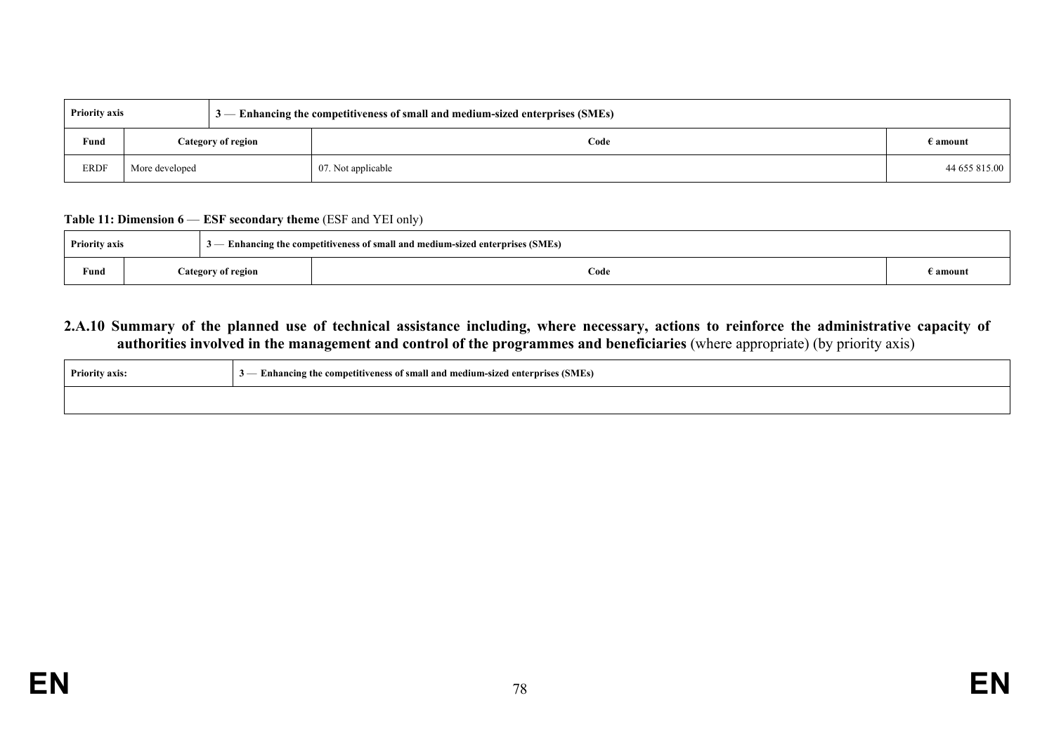| Priority axis | 3 — Enhancing the competitiveness of small and medium-sized enterprises (SMEs) | | |
|---|---|---|---|
| **Fund** | **Category of region** | **Code** | **€ amount** |
| ERDF | More developed | 07. Not applicable | 44 655 815.00 |

**Table 11: Dimension 6** — **ESF secondary theme** (ESF and YEI only)

| Priority axis | 3 — Enhancing the competitiveness of small and medium-sized enterprises (SMEs) | | |
|---|---|---|---|
| **Fund** | **Category of region** | **Code** | **€ amount** |

### 2.A.10 Summary of the planned use of technical assistance including, where necessary, actions to reinforce the administrative capacity of authorities involved in the management and control of the programmes and beneficiaries (where appropriate) (by priority axis)

| Priority axis: | 3 — Enhancing the competitiveness of small and medium-sized enterprises (SMEs) |
|---|---|
| | |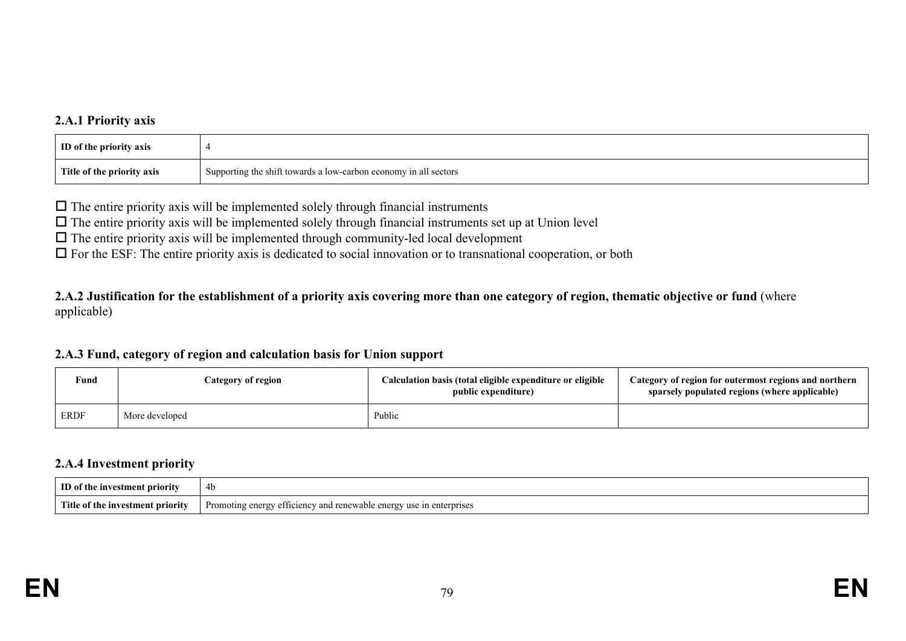### 2.A.1 Priority axis

| ID of the priority axis | 4 |
|---|---|
| Title of the priority axis | Supporting the shift towards a low-carbon economy in all sectors |

☐ The entire priority axis will be implemented solely through financial instruments
☐ The entire priority axis will be implemented solely through financial instruments set up at Union level
☐ The entire priority axis will be implemented through community-led local development
☐ For the ESF: The entire priority axis is dedicated to social innovation or to transnational cooperation, or both

### 2.A.2 Justification for the establishment of a priority axis covering more than one category of region, thematic objective or fund (where applicable)

### 2.A.3 Fund, category of region and calculation basis for Union support

| Fund | Category of region | Calculation basis (total eligible expenditure or eligible public expenditure) | Category of region for outermost regions and northern sparsely populated regions (where applicable) |
|---|---|---|---|
| ERDF | More developed | Public | |

### 2.A.4 Investment priority

| ID of the investment priority | 4b |
|---|---|
| Title of the investment priority | Promoting energy efficiency and renewable energy use in enterprises |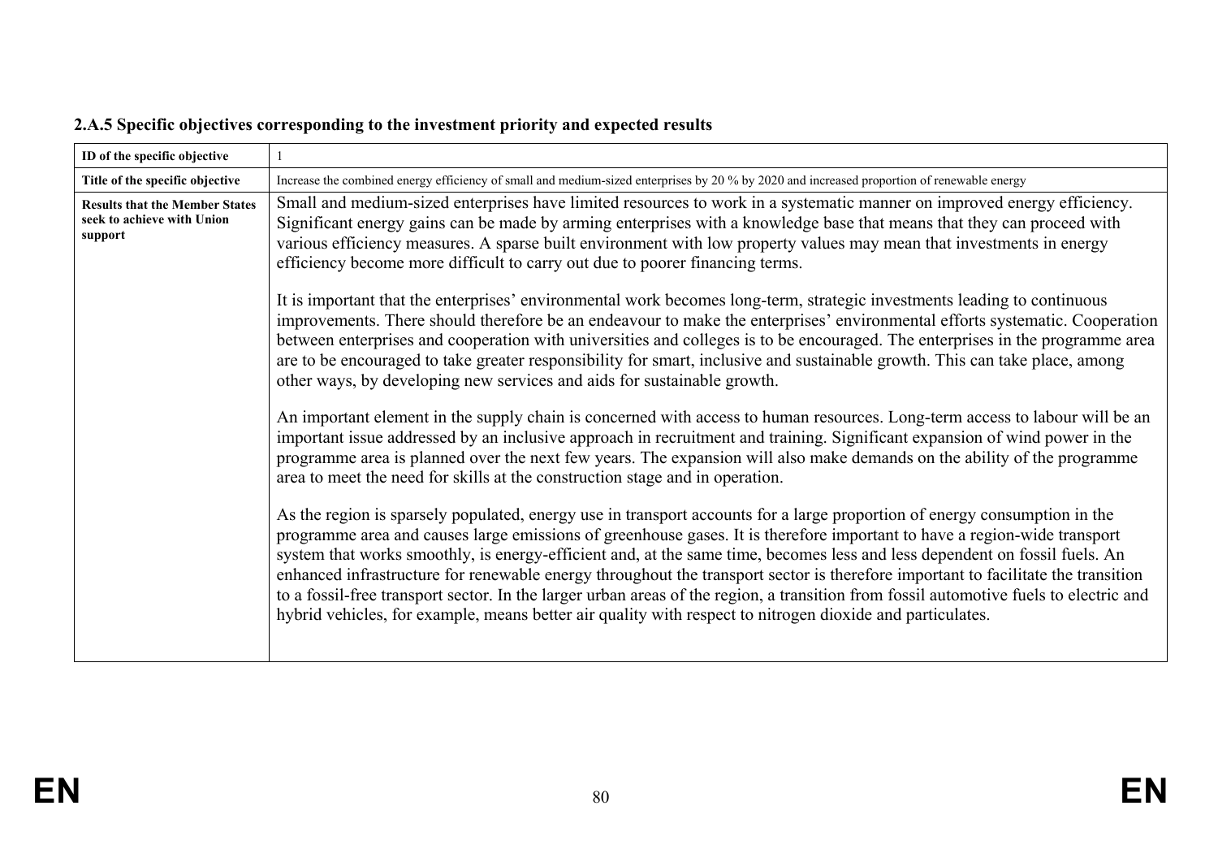### 2.A.5 Specific objectives corresponding to the investment priority and expected results

| ID of the specific objective | 1 |
|---|---|
| Title of the specific objective | Increase the combined energy efficiency of small and medium-sized enterprises by 20 % by 2020 and increased proportion of renewable energy |
| Results that the Member States seek to achieve with Union support | Small and medium-sized enterprises have limited resources to work in a systematic manner on improved energy efficiency. Significant energy gains can be made by arming enterprises with a knowledge base that means that they can proceed with various efficiency measures. A sparse built environment with low property values may mean that investments in energy efficiency become more difficult to carry out due to poorer financing terms.<br><br>It is important that the enterprises' environmental work becomes long-term, strategic investments leading to continuous improvements. There should therefore be an endeavour to make the enterprises' environmental efforts systematic. Cooperation between enterprises and cooperation with universities and colleges is to be encouraged. The enterprises in the programme area are to be encouraged to take greater responsibility for smart, inclusive and sustainable growth. This can take place, among other ways, by developing new services and aids for sustainable growth.<br><br>An important element in the supply chain is concerned with access to human resources. Long-term access to labour will be an important issue addressed by an inclusive approach in recruitment and training. Significant expansion of wind power in the programme area is planned over the next few years. The expansion will also make demands on the ability of the programme area to meet the need for skills at the construction stage and in operation.<br><br>As the region is sparsely populated, energy use in transport accounts for a large proportion of energy consumption in the programme area and causes large emissions of greenhouse gases. It is therefore important to have a region-wide transport system that works smoothly, is energy-efficient and, at the same time, becomes less and less dependent on fossil fuels. An enhanced infrastructure for renewable energy throughout the transport sector is therefore important to facilitate the transition to a fossil-free transport sector. In the larger urban areas of the region, a transition from fossil automotive fuels to electric and hybrid vehicles, for example, means better air quality with respect to nitrogen dioxide and particulates. |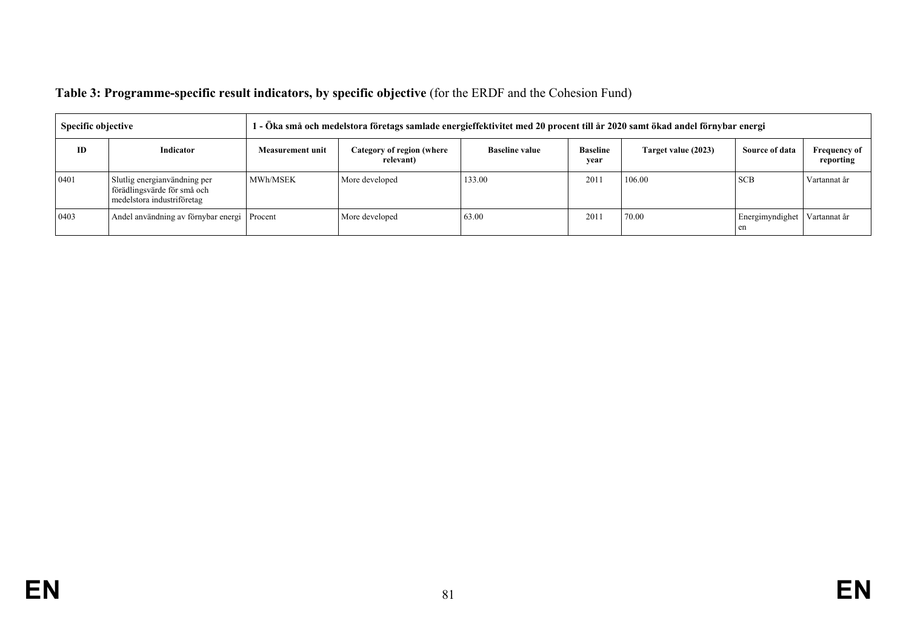**Table 3: Programme-specific result indicators, by specific objective** (for the ERDF and the Cohesion Fund)

| Specific objective | | 1 - Öka små och medelstora företags samlade energieffektivitet med 20 procent till år 2020 samt ökad andel förnybar energi | | | | | | |
|---|---|---|---|---|---|---|---|---|
| **ID** | **Indicator** | **Measurement unit** | **Category of region (where relevant)** | **Baseline value** | **Baseline year** | **Target value (2023)** | **Source of data** | **Frequency of reporting** |
| 0401 | Slutlig energianvändning per förädlingsvärde för små och medelstora industriföretag | MWh/MSEK | More developed | 133.00 | 2011 | 106.00 | SCB | Vartannat år |
| 0403 | Andel användning av förnybar energi | Procent | More developed | 63.00 | 2011 | 70.00 | Energimyndigheten | Vartannat år |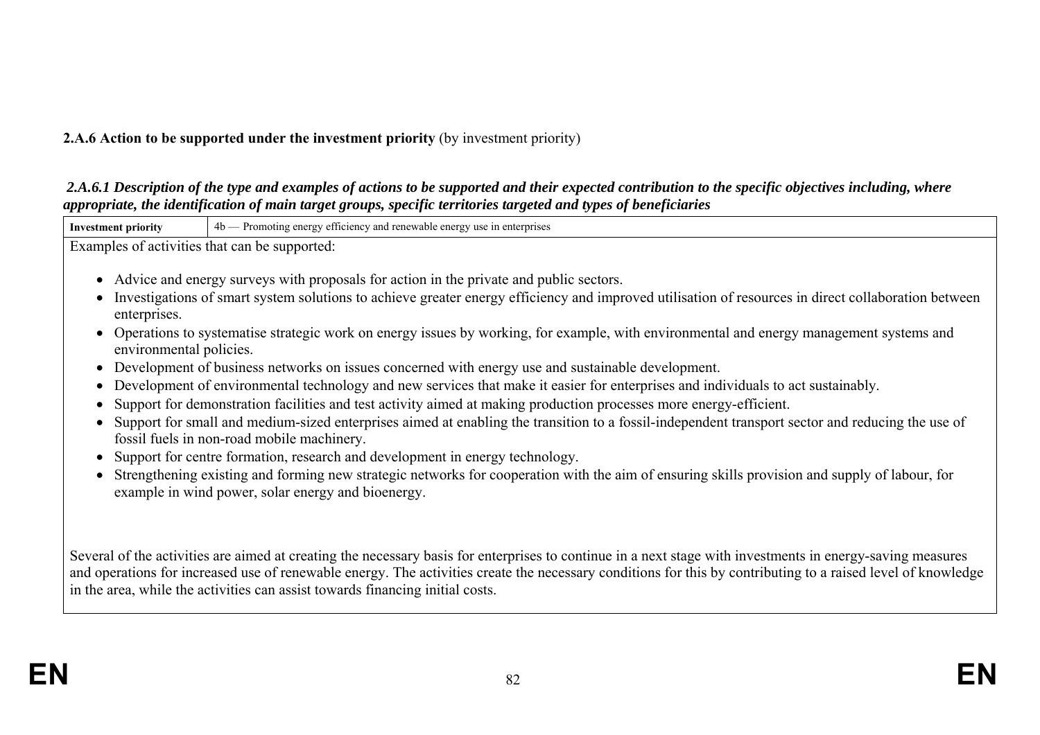**2.A.6 Action to be supported under the investment priority** (by investment priority)

***2.A.6.1 Description of the type and examples of actions to be supported and their expected contribution to the specific objectives including, where appropriate, the identification of main target groups, specific territories targeted and types of beneficiaries***

| **Investment priority** | 4b — Promoting energy efficiency and renewable energy use in enterprises |
|---|---|

Examples of activities that can be supported:

- Advice and energy surveys with proposals for action in the private and public sectors.
- Investigations of smart system solutions to achieve greater energy efficiency and improved utilisation of resources in direct collaboration between enterprises.
- Operations to systematise strategic work on energy issues by working, for example, with environmental and energy management systems and environmental policies.
- Development of business networks on issues concerned with energy use and sustainable development.
- Development of environmental technology and new services that make it easier for enterprises and individuals to act sustainably.
- Support for demonstration facilities and test activity aimed at making production processes more energy-efficient.
- Support for small and medium-sized enterprises aimed at enabling the transition to a fossil-independent transport sector and reducing the use of fossil fuels in non-road mobile machinery.
- Support for centre formation, research and development in energy technology.
- Strengthening existing and forming new strategic networks for cooperation with the aim of ensuring skills provision and supply of labour, for example in wind power, solar energy and bioenergy.

Several of the activities are aimed at creating the necessary basis for enterprises to continue in a next stage with investments in energy-saving measures and operations for increased use of renewable energy. The activities create the necessary conditions for this by contributing to a raised level of knowledge in the area, while the activities can assist towards financing initial costs.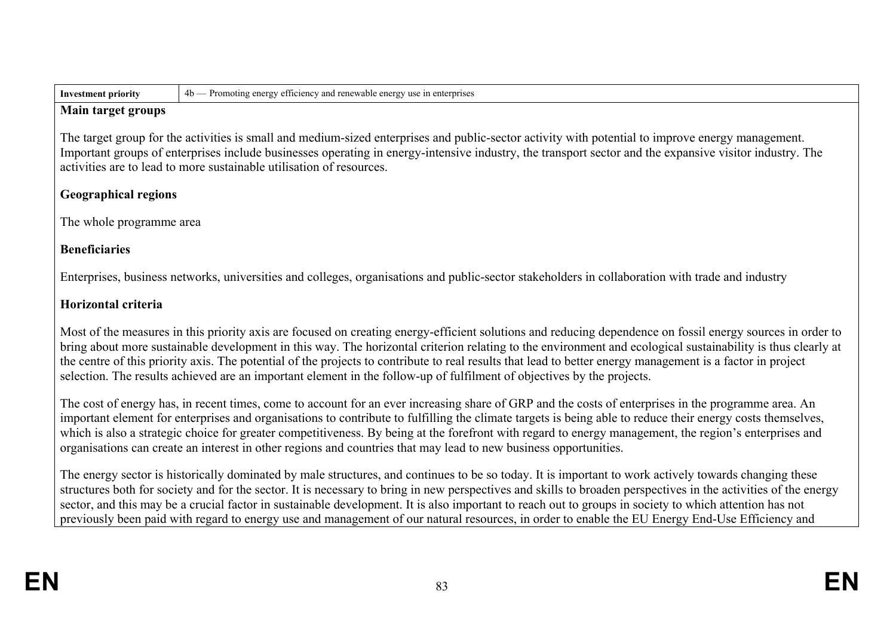| Investment priority | 4b — Promoting energy efficiency and renewable energy use in enterprises |
| --- | --- |

**Main target groups**

The target group for the activities is small and medium-sized enterprises and public-sector activity with potential to improve energy management. Important groups of enterprises include businesses operating in energy-intensive industry, the transport sector and the expansive visitor industry. The activities are to lead to more sustainable utilisation of resources.

**Geographical regions**

The whole programme area

**Beneficiaries**

Enterprises, business networks, universities and colleges, organisations and public-sector stakeholders in collaboration with trade and industry

**Horizontal criteria**

Most of the measures in this priority axis are focused on creating energy-efficient solutions and reducing dependence on fossil energy sources in order to bring about more sustainable development in this way. The horizontal criterion relating to the environment and ecological sustainability is thus clearly at the centre of this priority axis. The potential of the projects to contribute to real results that lead to better energy management is a factor in project selection. The results achieved are an important element in the follow-up of fulfilment of objectives by the projects.

The cost of energy has, in recent times, come to account for an ever increasing share of GRP and the costs of enterprises in the programme area. An important element for enterprises and organisations to contribute to fulfilling the climate targets is being able to reduce their energy costs themselves, which is also a strategic choice for greater competitiveness. By being at the forefront with regard to energy management, the region's enterprises and organisations can create an interest in other regions and countries that may lead to new business opportunities.

The energy sector is historically dominated by male structures, and continues to be so today. It is important to work actively towards changing these structures both for society and for the sector. It is necessary to bring in new perspectives and skills to broaden perspectives in the activities of the energy sector, and this may be a crucial factor in sustainable development. It is also important to reach out to groups in society to which attention has not previously been paid with regard to energy use and management of our natural resources, in order to enable the EU Energy End-Use Efficiency and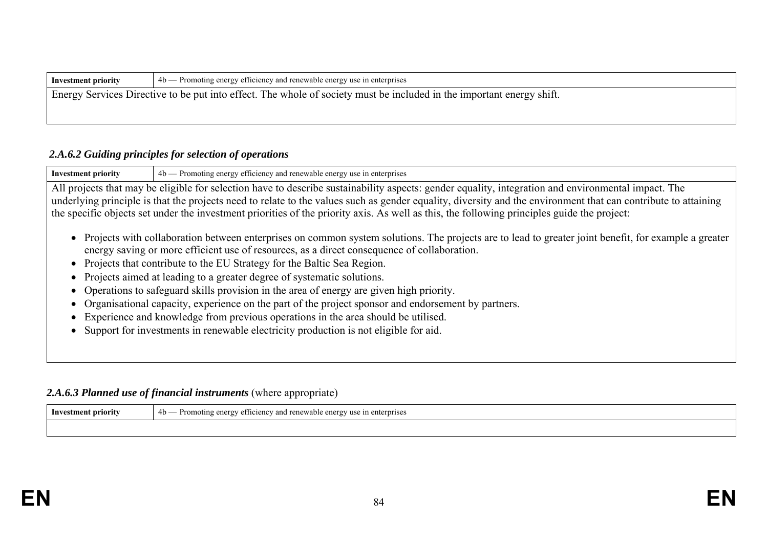| Investment priority | 4b — Promoting energy efficiency and renewable energy use in enterprises |
|---|---|
| Energy Services Directive to be put into effect. The whole of society must be included in the important energy shift. | |

### *2.A.6.2 Guiding principles for selection of operations*

| Investment priority | 4b — Promoting energy efficiency and renewable energy use in enterprises |
|---|---|
| All projects that may be eligible for selection have to describe sustainability aspects: gender equality, integration and environmental impact. The underlying principle is that the projects need to relate to the values such as gender equality, diversity and the environment that can contribute to attaining the specific objects set under the investment priorities of the priority axis. As well as this, the following principles guide the project:<br><br>• Projects with collaboration between enterprises on common system solutions. The projects are to lead to greater joint benefit, for example a greater energy saving or more efficient use of resources, as a direct consequence of collaboration.<br>• Projects that contribute to the EU Strategy for the Baltic Sea Region.<br>• Projects aimed at leading to a greater degree of systematic solutions.<br>• Operations to safeguard skills provision in the area of energy are given high priority.<br>• Organisational capacity, experience on the part of the project sponsor and endorsement by partners.<br>• Experience and knowledge from previous operations in the area should be utilised.<br>• Support for investments in renewable electricity production is not eligible for aid. | |

### *2.A.6.3 Planned use of financial instruments* (where appropriate)

| Investment priority | 4b — Promoting energy efficiency and renewable energy use in enterprises |
|---|---|
| | |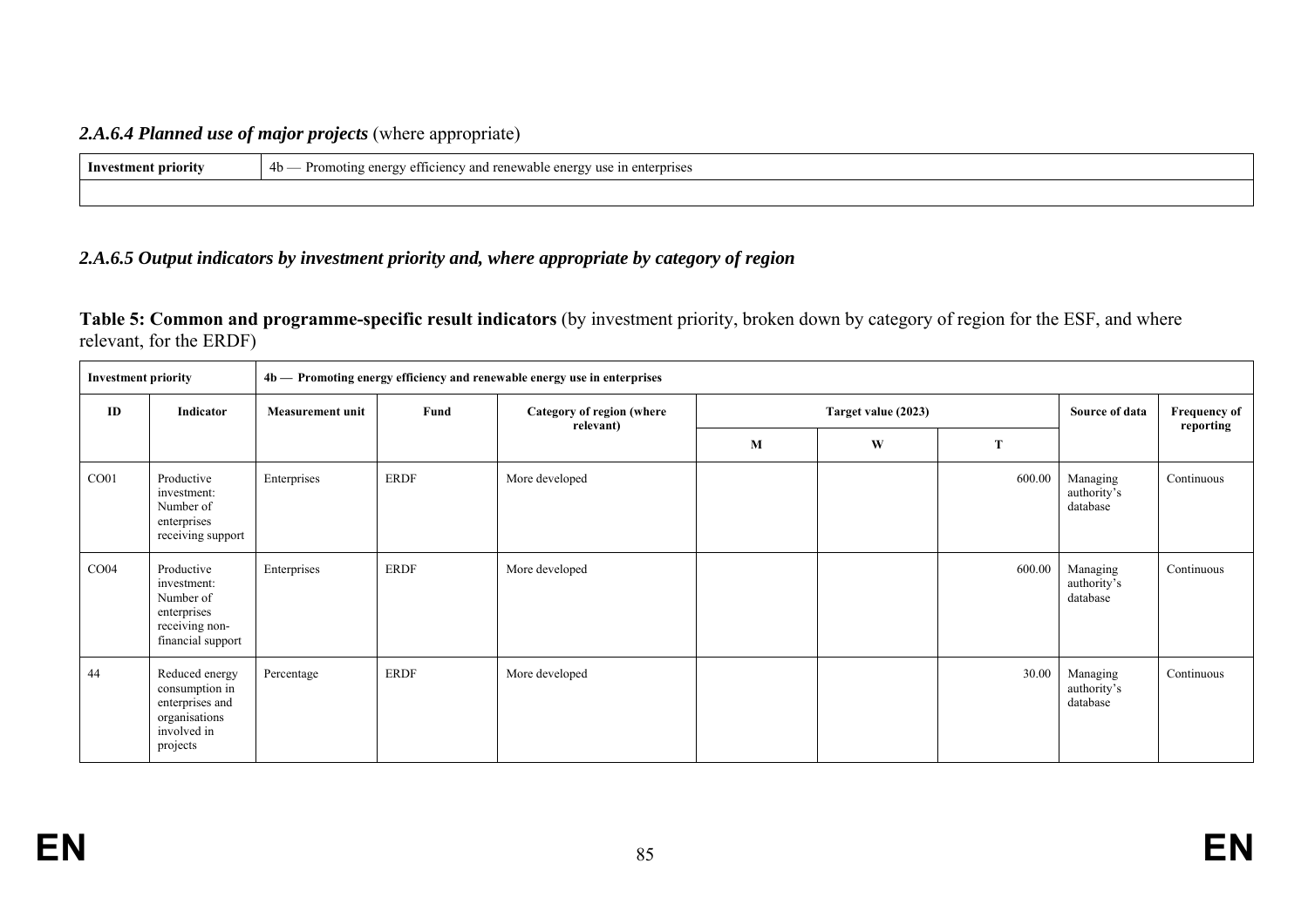### *2.A.6.4 Planned use of major projects* (where appropriate)

| **Investment priority** | 4b — Promoting energy efficiency and renewable energy use in enterprises |
|---|---|
| | |

### *2.A.6.5 Output indicators by investment priority and, where appropriate by category of region*

**Table 5: Common and programme-specific result indicators** (by investment priority, broken down by category of region for the ESF, and where relevant, for the ERDF)

| **Investment priority** | | **4b — Promoting energy efficiency and renewable energy use in enterprises** | | | | | | | |
|---|---|---|---|---|---|---|---|---|---|
| **ID** | **Indicator** | **Measurement unit** | **Fund** | **Category of region (where relevant)** | **Target value (2023)** | | | **Source of data** | **Frequency of reporting** |
| | | | | | **M** | **W** | **T** | | |
| CO01 | Productive investment: Number of enterprises receiving support | Enterprises | ERDF | More developed | | | 600.00 | Managing authority's database | Continuous |
| CO04 | Productive investment: Number of enterprises receiving non-financial support | Enterprises | ERDF | More developed | | | 600.00 | Managing authority's database | Continuous |
| 44 | Reduced energy consumption in enterprises and organisations involved in projects | Percentage | ERDF | More developed | | | 30.00 | Managing authority's database | Continuous |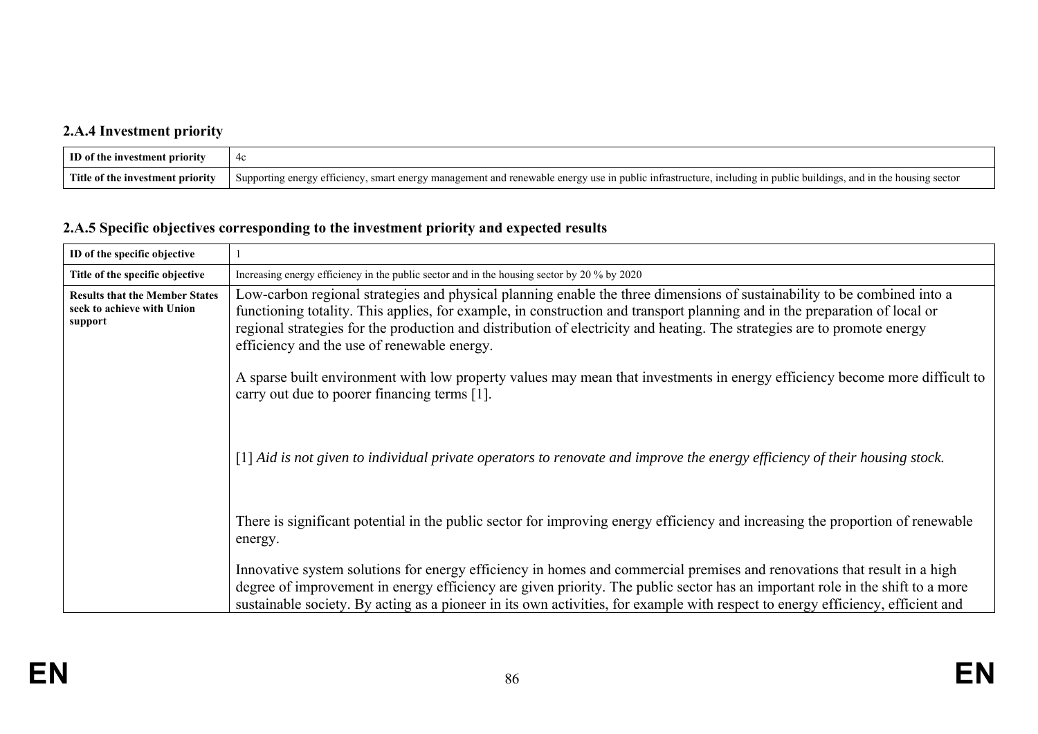### 2.A.4 Investment priority

| ID of the investment priority | 4c |
|---|---|
| Title of the investment priority | Supporting energy efficiency, smart energy management and renewable energy use in public infrastructure, including in public buildings, and in the housing sector |

### 2.A.5 Specific objectives corresponding to the investment priority and expected results

| ID of the specific objective | 1 |
|---|---|
| Title of the specific objective | Increasing energy efficiency in the public sector and in the housing sector by 20 % by 2020 |
| Results that the Member States seek to achieve with Union support | Low-carbon regional strategies and physical planning enable the three dimensions of sustainability to be combined into a functioning totality. This applies, for example, in construction and transport planning and in the preparation of local or regional strategies for the production and distribution of electricity and heating. The strategies are to promote energy efficiency and the use of renewable energy.<br><br>A sparse built environment with low property values may mean that investments in energy efficiency become more difficult to carry out due to poorer financing terms [1].<br><br>[1] *Aid is not given to individual private operators to renovate and improve the energy efficiency of their housing stock.*<br><br>There is significant potential in the public sector for improving energy efficiency and increasing the proportion of renewable energy.<br><br>Innovative system solutions for energy efficiency in homes and commercial premises and renovations that result in a high degree of improvement in energy efficiency are given priority. The public sector has an important role in the shift to a more sustainable society. By acting as a pioneer in its own activities, for example with respect to energy efficiency, efficient and |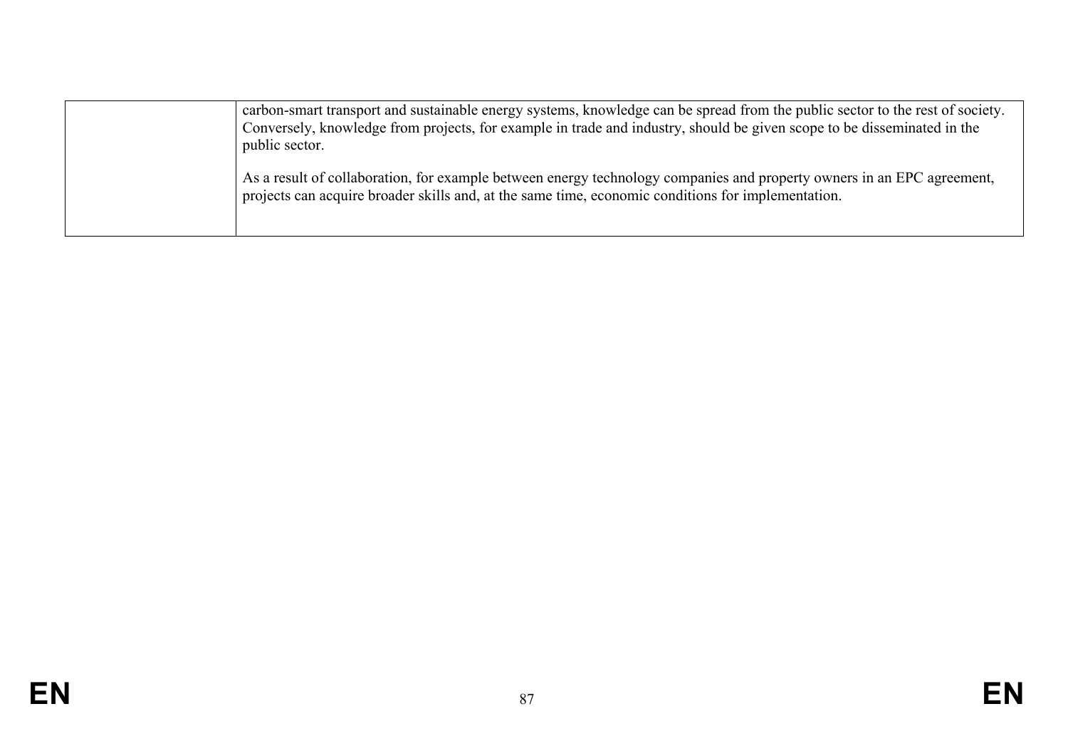| | |
|---|---|
| | carbon-smart transport and sustainable energy systems, knowledge can be spread from the public sector to the rest of society. Conversely, knowledge from projects, for example in trade and industry, should be given scope to be disseminated in the public sector.<br><br>As a result of collaboration, for example between energy technology companies and property owners in an EPC agreement, projects can acquire broader skills and, at the same time, economic conditions for implementation. |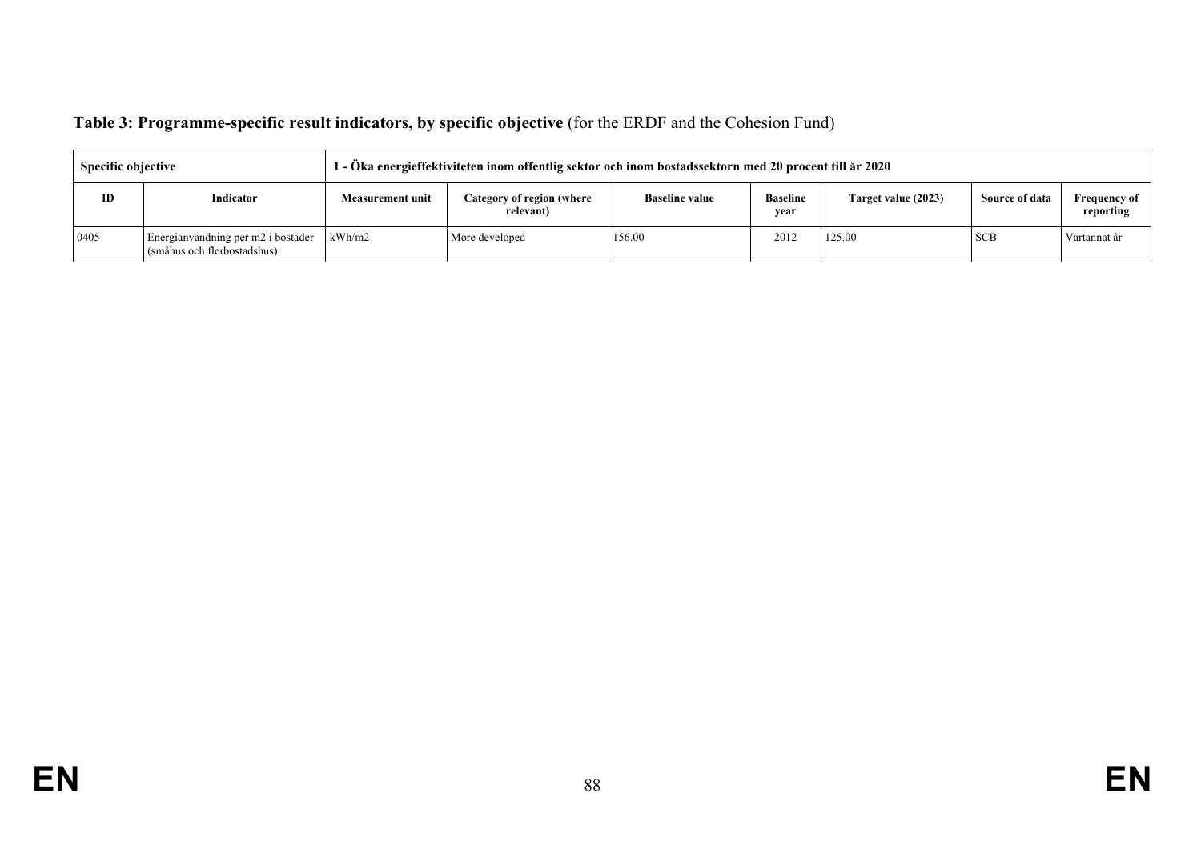**Table 3: Programme-specific result indicators, by specific objective** (for the ERDF and the Cohesion Fund)

| Specific objective | | 1 - Öka energieffektiviteten inom offentlig sektor och inom bostadssektorn med 20 procent till år 2020 | | | | | | |
|---|---|---|---|---|---|---|---|---|
| **ID** | **Indicator** | **Measurement unit** | **Category of region (where relevant)** | **Baseline value** | **Baseline year** | **Target value (2023)** | **Source of data** | **Frequency of reporting** |
| 0405 | Energianvändning per m2 i bostäder (småhus och flerbostadshus) | kWh/m2 | More developed | 156.00 | 2012 | 125.00 | SCB | Vartannat år |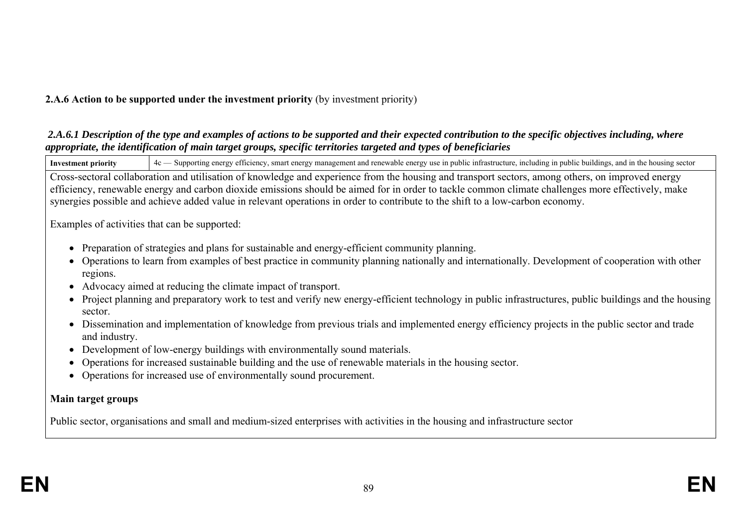**2.A.6 Action to be supported under the investment priority** (by investment priority)

***2.A.6.1 Description of the type and examples of actions to be supported and their expected contribution to the specific objectives including, where appropriate, the identification of main target groups, specific territories targeted and types of beneficiaries***

| **Investment priority** | 4c — Supporting energy efficiency, smart energy management and renewable energy use in public infrastructure, including in public buildings, and in the housing sector |
|---|---|

Cross-sectoral collaboration and utilisation of knowledge and experience from the housing and transport sectors, among others, on improved energy efficiency, renewable energy and carbon dioxide emissions should be aimed for in order to tackle common climate challenges more effectively, make synergies possible and achieve added value in relevant operations in order to contribute to the shift to a low-carbon economy.

Examples of activities that can be supported:

- Preparation of strategies and plans for sustainable and energy-efficient community planning.
- Operations to learn from examples of best practice in community planning nationally and internationally. Development of cooperation with other regions.
- Advocacy aimed at reducing the climate impact of transport.
- Project planning and preparatory work to test and verify new energy-efficient technology in public infrastructures, public buildings and the housing sector.
- Dissemination and implementation of knowledge from previous trials and implemented energy efficiency projects in the public sector and trade and industry.
- Development of low-energy buildings with environmentally sound materials.
- Operations for increased sustainable building and the use of renewable materials in the housing sector.
- Operations for increased use of environmentally sound procurement.

**Main target groups**

Public sector, organisations and small and medium-sized enterprises with activities in the housing and infrastructure sector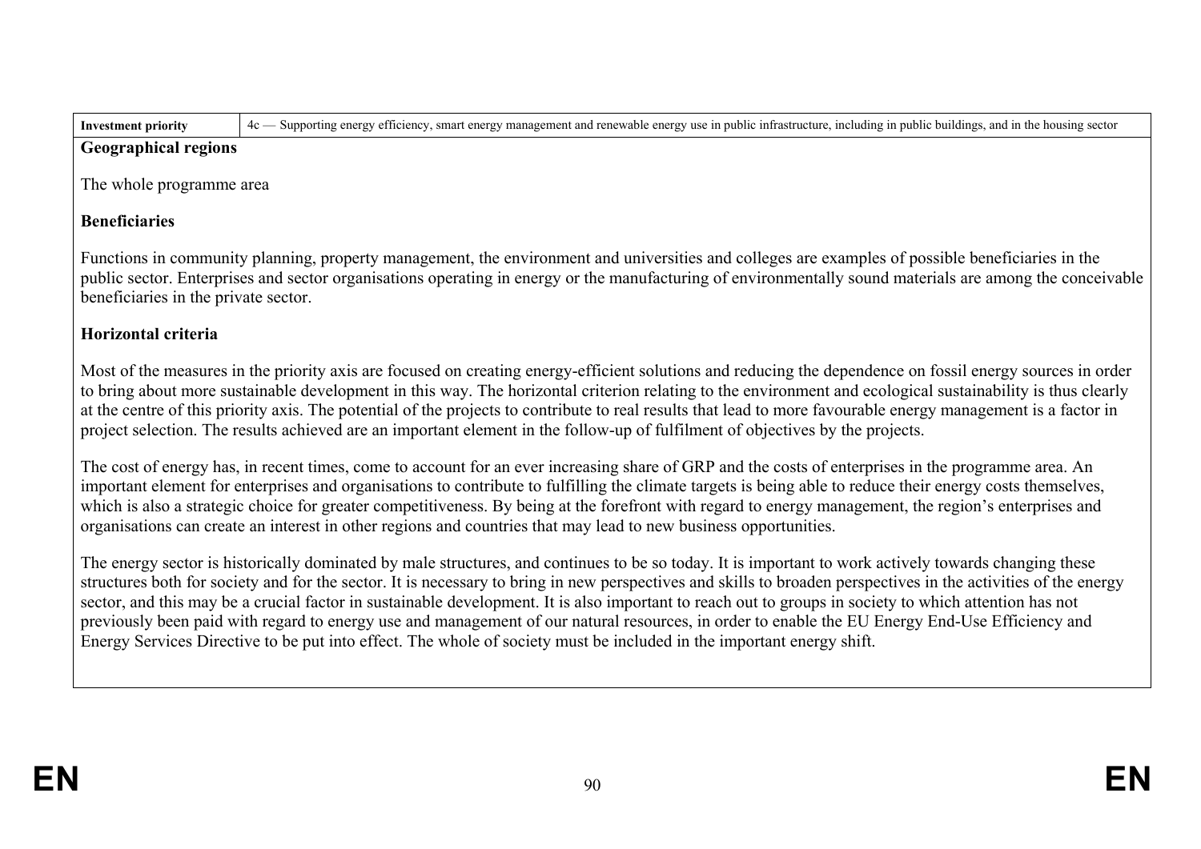| Investment priority | 4c — Supporting energy efficiency, smart energy management and renewable energy use in public infrastructure, including in public buildings, and in the housing sector |
| --- | --- |

**Geographical regions**

The whole programme area

**Beneficiaries**

Functions in community planning, property management, the environment and universities and colleges are examples of possible beneficiaries in the public sector. Enterprises and sector organisations operating in energy or the manufacturing of environmentally sound materials are among the conceivable beneficiaries in the private sector.

**Horizontal criteria**

Most of the measures in the priority axis are focused on creating energy-efficient solutions and reducing the dependence on fossil energy sources in order to bring about more sustainable development in this way. The horizontal criterion relating to the environment and ecological sustainability is thus clearly at the centre of this priority axis. The potential of the projects to contribute to real results that lead to more favourable energy management is a factor in project selection. The results achieved are an important element in the follow-up of fulfilment of objectives by the projects.

The cost of energy has, in recent times, come to account for an ever increasing share of GRP and the costs of enterprises in the programme area. An important element for enterprises and organisations to contribute to fulfilling the climate targets is being able to reduce their energy costs themselves, which is also a strategic choice for greater competitiveness. By being at the forefront with regard to energy management, the region's enterprises and organisations can create an interest in other regions and countries that may lead to new business opportunities.

The energy sector is historically dominated by male structures, and continues to be so today. It is important to work actively towards changing these structures both for society and for the sector. It is necessary to bring in new perspectives and skills to broaden perspectives in the activities of the energy sector, and this may be a crucial factor in sustainable development. It is also important to reach out to groups in society to which attention has not previously been paid with regard to energy use and management of our natural resources, in order to enable the EU Energy End-Use Efficiency and Energy Services Directive to be put into effect. The whole of society must be included in the important energy shift.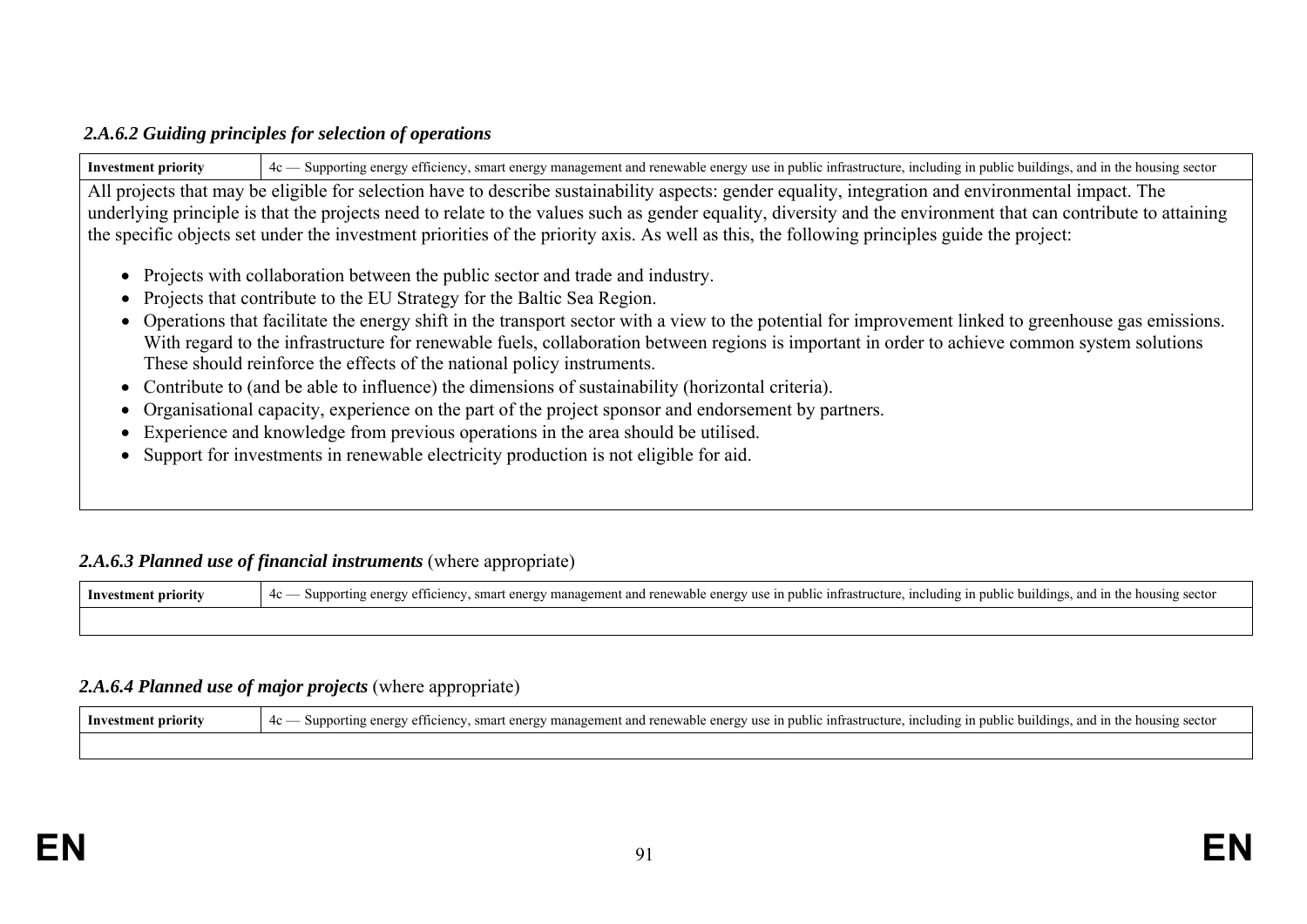#### *2.A.6.2 Guiding principles for selection of operations*

| **Investment priority** | 4c — Supporting energy efficiency, smart energy management and renewable energy use in public infrastructure, including in public buildings, and in the housing sector |
|---|---|

All projects that may be eligible for selection have to describe sustainability aspects: gender equality, integration and environmental impact. The underlying principle is that the projects need to relate to the values such as gender equality, diversity and the environment that can contribute to attaining the specific objects set under the investment priorities of the priority axis. As well as this, the following principles guide the project:

- Projects with collaboration between the public sector and trade and industry.
- Projects that contribute to the EU Strategy for the Baltic Sea Region.
- Operations that facilitate the energy shift in the transport sector with a view to the potential for improvement linked to greenhouse gas emissions. With regard to the infrastructure for renewable fuels, collaboration between regions is important in order to achieve common system solutions These should reinforce the effects of the national policy instruments.
- Contribute to (and be able to influence) the dimensions of sustainability (horizontal criteria).
- Organisational capacity, experience on the part of the project sponsor and endorsement by partners.
- Experience and knowledge from previous operations in the area should be utilised.
- Support for investments in renewable electricity production is not eligible for aid.

#### ***2.A.6.3 Planned use of financial instruments*** (where appropriate)

| **Investment priority** | 4c — Supporting energy efficiency, smart energy management and renewable energy use in public infrastructure, including in public buildings, and in the housing sector |
|---|---|
| | |

#### ***2.A.6.4 Planned use of major projects*** (where appropriate)

| **Investment priority** | 4c — Supporting energy efficiency, smart energy management and renewable energy use in public infrastructure, including in public buildings, and in the housing sector |
|---|---|
| | |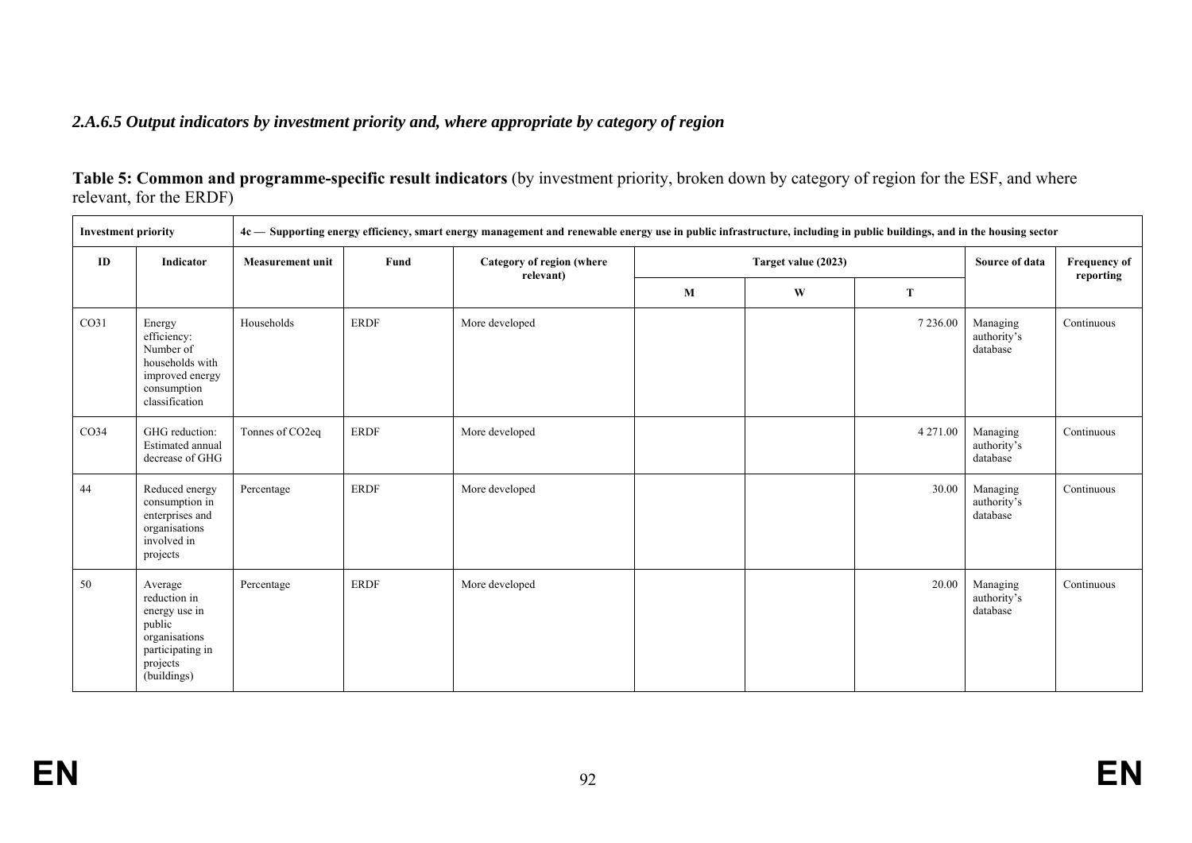### *2.A.6.5 Output indicators by investment priority and, where appropriate by category of region*

**Table 5: Common and programme-specific result indicators** (by investment priority, broken down by category of region for the ESF, and where relevant, for the ERDF)

| **Investment priority** | **4c — Supporting energy efficiency, smart energy management and renewable energy use in public infrastructure, including in public buildings, and in the housing sector** | | | | | | | | |
|---|---|---|---|---|---|---|---|---|---|
| **ID** | **Indicator** | **Measurement unit** | **Fund** | **Category of region (where relevant)** | **Target value (2023)** | | | **Source of data** | **Frequency of reporting** |
| | | | | | **M** | **W** | **T** | | |
| CO31 | Energy efficiency: Number of households with improved energy consumption classification | Households | ERDF | More developed | | | 7 236.00 | Managing authority's database | Continuous |
| CO34 | GHG reduction: Estimated annual decrease of GHG | Tonnes of $CO_2$eq | ERDF | More developed | | | 4 271.00 | Managing authority's database | Continuous |
| 44 | Reduced energy consumption in enterprises and organisations involved in projects | Percentage | ERDF | More developed | | | 30.00 | Managing authority's database | Continuous |
| 50 | Average reduction in energy use in public organisations participating in projects (buildings) | Percentage | ERDF | More developed | | | 20.00 | Managing authority's database | Continuous |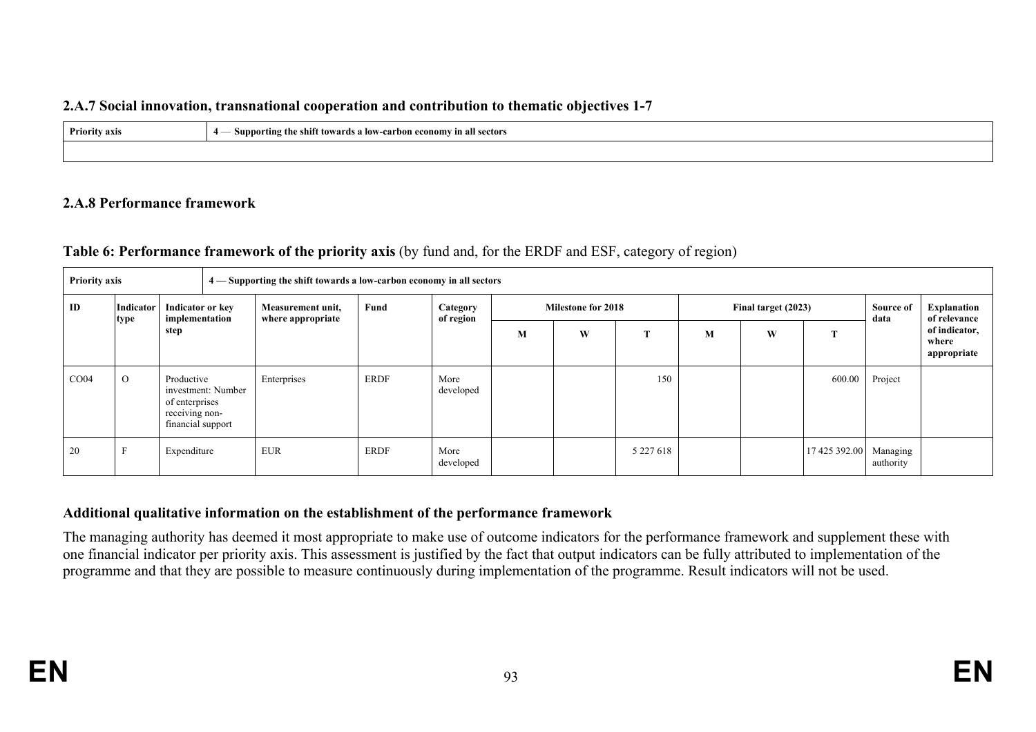### 2.A.7 Social innovation, transnational cooperation and contribution to thematic objectives 1-7

| Priority axis | 4 — Supporting the shift towards a low-carbon economy in all sectors |
|---|---|
| | |

### 2.A.8 Performance framework

**Table 6: Performance framework of the priority axis** (by fund and, for the ERDF and ESF, category of region)

| Priority axis | | 4 — Supporting the shift towards a low-carbon economy in all sectors | | | | | | | | | | | |
|---|---|---|---|---|---|---|---|---|---|---|---|---|---|
| ID | Indicator type | Indicator or key implementation step | Measurement unit, where appropriate | Fund | Category of region | Milestone for 2018 | | | Final target (2023) | | | Source of data | Explanation of relevance of indicator, where appropriate |
| | | | | | | M | W | T | M | W | T | | |
| CO04 | O | Productive investment: Number of enterprises receiving non-financial support | Enterprises | ERDF | More developed | | | 150 | | | 600.00 | Project | |
| 20 | F | Expenditure | EUR | ERDF | More developed | | | 5 227 618 | | | 17 425 392.00 | Managing authority | |

**Additional qualitative information on the establishment of the performance framework**

The managing authority has deemed it most appropriate to make use of outcome indicators for the performance framework and supplement these with one financial indicator per priority axis. This assessment is justified by the fact that output indicators can be fully attributed to implementation of the programme and that they are possible to measure continuously during implementation of the programme. Result indicators will not be used.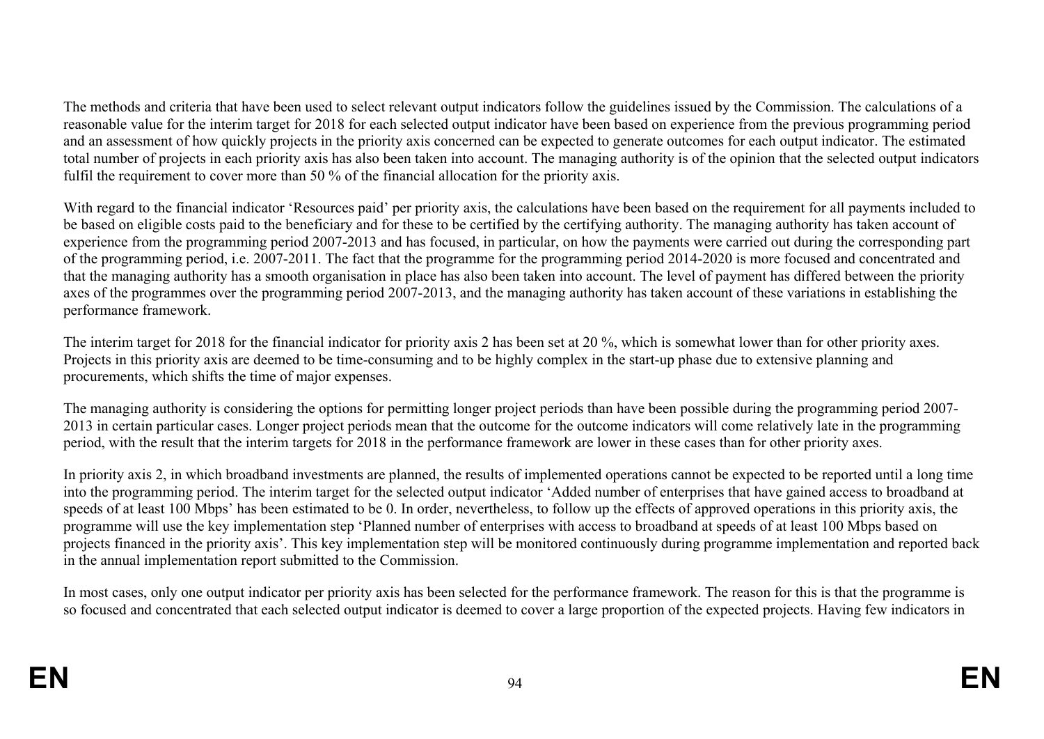The methods and criteria that have been used to select relevant output indicators follow the guidelines issued by the Commission. The calculations of a reasonable value for the interim target for 2018 for each selected output indicator have been based on experience from the previous programming period and an assessment of how quickly projects in the priority axis concerned can be expected to generate outcomes for each output indicator. The estimated total number of projects in each priority axis has also been taken into account. The managing authority is of the opinion that the selected output indicators fulfil the requirement to cover more than 50 % of the financial allocation for the priority axis.

With regard to the financial indicator 'Resources paid' per priority axis, the calculations have been based on the requirement for all payments included to be based on eligible costs paid to the beneficiary and for these to be certified by the certifying authority. The managing authority has taken account of experience from the programming period 2007-2013 and has focused, in particular, on how the payments were carried out during the corresponding part of the programming period, i.e. 2007-2011. The fact that the programme for the programming period 2014-2020 is more focused and concentrated and that the managing authority has a smooth organisation in place has also been taken into account. The level of payment has differed between the priority axes of the programmes over the programming period 2007-2013, and the managing authority has taken account of these variations in establishing the performance framework.

The interim target for 2018 for the financial indicator for priority axis 2 has been set at 20 %, which is somewhat lower than for other priority axes. Projects in this priority axis are deemed to be time-consuming and to be highly complex in the start-up phase due to extensive planning and procurements, which shifts the time of major expenses.

The managing authority is considering the options for permitting longer project periods than have been possible during the programming period 2007-2013 in certain particular cases. Longer project periods mean that the outcome for the outcome indicators will come relatively late in the programming period, with the result that the interim targets for 2018 in the performance framework are lower in these cases than for other priority axes.

In priority axis 2, in which broadband investments are planned, the results of implemented operations cannot be expected to be reported until a long time into the programming period. The interim target for the selected output indicator 'Added number of enterprises that have gained access to broadband at speeds of at least 100 Mbps' has been estimated to be 0. In order, nevertheless, to follow up the effects of approved operations in this priority axis, the programme will use the key implementation step 'Planned number of enterprises with access to broadband at speeds of at least 100 Mbps based on projects financed in the priority axis'. This key implementation step will be monitored continuously during programme implementation and reported back in the annual implementation report submitted to the Commission.

In most cases, only one output indicator per priority axis has been selected for the performance framework. The reason for this is that the programme is so focused and concentrated that each selected output indicator is deemed to cover a large proportion of the expected projects. Having few indicators in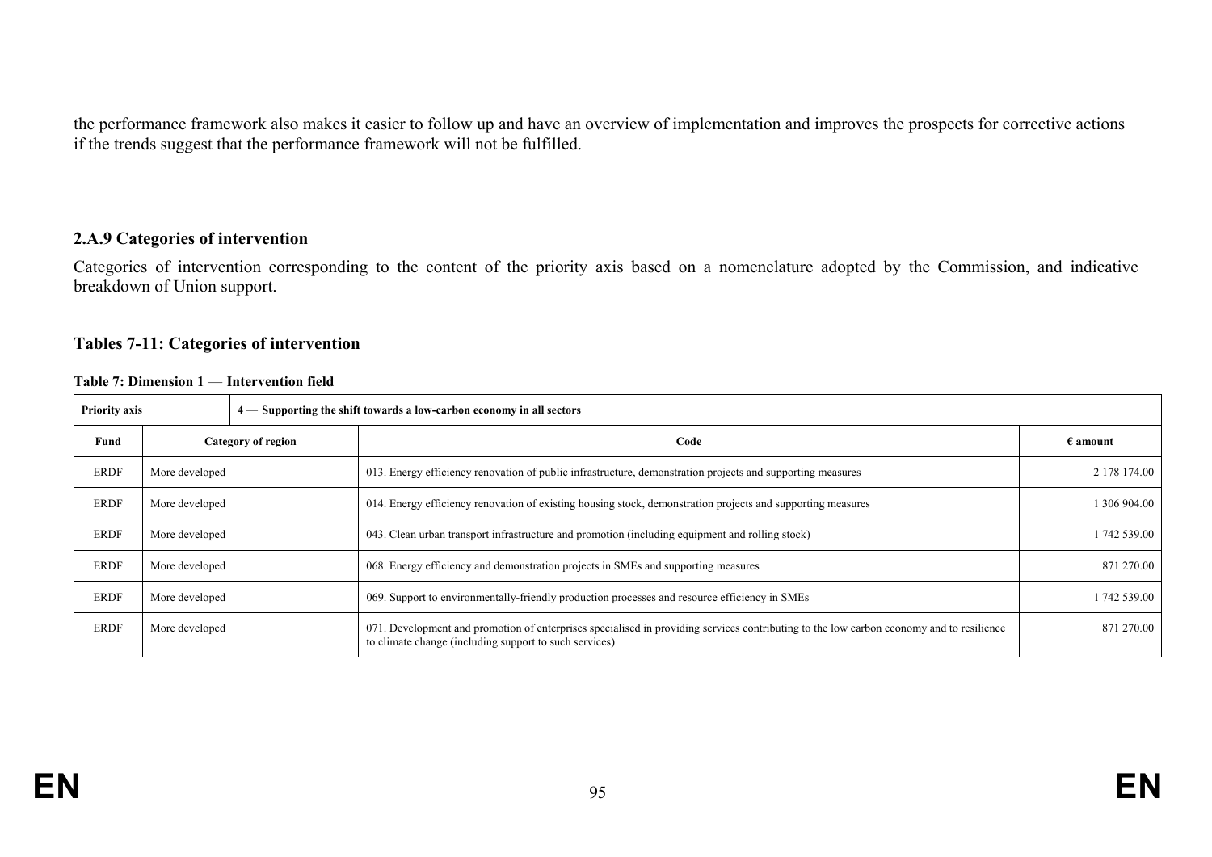the performance framework also makes it easier to follow up and have an overview of implementation and improves the prospects for corrective actions if the trends suggest that the performance framework will not be fulfilled.

### 2.A.9 Categories of intervention

Categories of intervention corresponding to the content of the priority axis based on a nomenclature adopted by the Commission, and indicative breakdown of Union support.

### Tables 7-11: Categories of intervention

**Table 7: Dimension 1 — Intervention field**

| **Priority axis** | **4 — Supporting the shift towards a low-carbon economy in all sectors** | | |
|---|---|---|---|
| **Fund** | **Category of region** | **Code** | **€ amount** |
| ERDF | More developed | 013. Energy efficiency renovation of public infrastructure, demonstration projects and supporting measures | 2 178 174.00 |
| ERDF | More developed | 014. Energy efficiency renovation of existing housing stock, demonstration projects and supporting measures | 1 306 904.00 |
| ERDF | More developed | 043. Clean urban transport infrastructure and promotion (including equipment and rolling stock) | 1 742 539.00 |
| ERDF | More developed | 068. Energy efficiency and demonstration projects in SMEs and supporting measures | 871 270.00 |
| ERDF | More developed | 069. Support to environmentally-friendly production processes and resource efficiency in SMEs | 1 742 539.00 |
| ERDF | More developed | 071. Development and promotion of enterprises specialised in providing services contributing to the low carbon economy and to resilience to climate change (including support to such services) | 871 270.00 |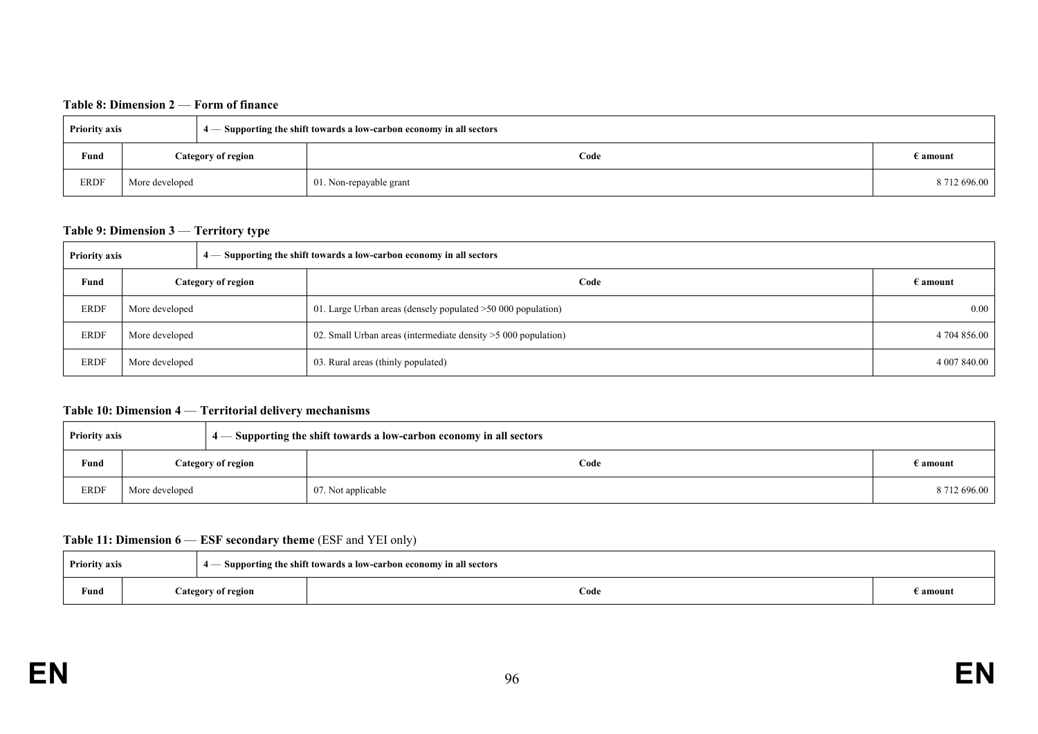**Table 8: Dimension 2 — Form of finance**

| Priority axis | 4 — Supporting the shift towards a low-carbon economy in all sectors | | |
|---|---|---|---|
| **Fund** | **Category of region** | **Code** | **€ amount** |
| ERDF | More developed | 01. Non-repayable grant | 8 712 696.00 |

**Table 9: Dimension 3 — Territory type**

| Priority axis | 4 — Supporting the shift towards a low-carbon economy in all sectors | | |
|---|---|---|---|
| **Fund** | **Category of region** | **Code** | **€ amount** |
| ERDF | More developed | 01. Large Urban areas (densely populated >50 000 population) | 0.00 |
| ERDF | More developed | 02. Small Urban areas (intermediate density >5 000 population) | 4 704 856.00 |
| ERDF | More developed | 03. Rural areas (thinly populated) | 4 007 840.00 |

**Table 10: Dimension 4 — Territorial delivery mechanisms**

| Priority axis | 4 — Supporting the shift towards a low-carbon economy in all sectors | | |
|---|---|---|---|
| **Fund** | **Category of region** | **Code** | **€ amount** |
| ERDF | More developed | 07. Not applicable | 8 712 696.00 |

**Table 11: Dimension 6 — ESF secondary theme** (ESF and YEI only)

| Priority axis | 4 — Supporting the shift towards a low-carbon economy in all sectors | | |
|---|---|---|---|
| **Fund** | **Category of region** | **Code** | **€ amount** |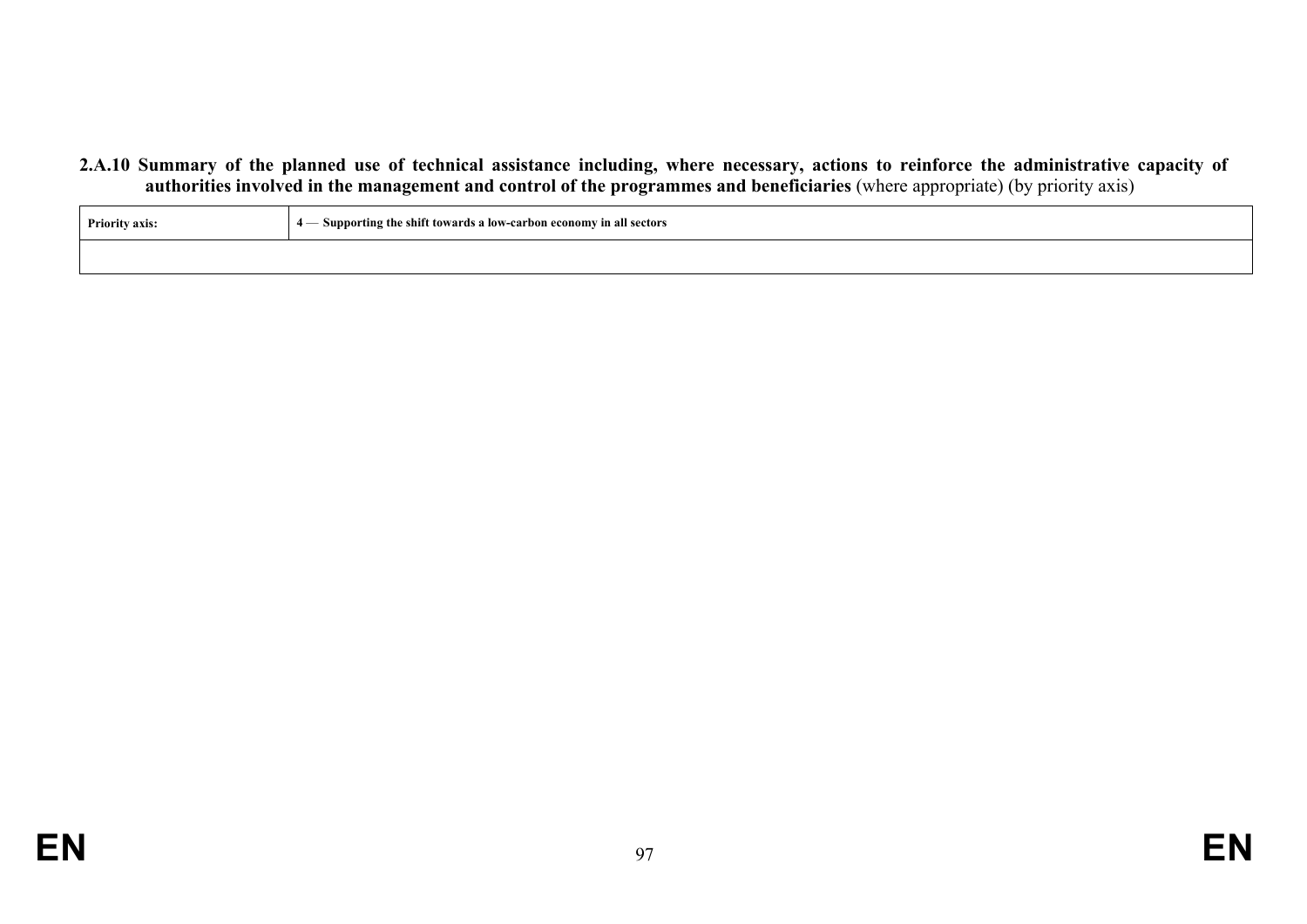**2.A.10 Summary of the planned use of technical assistance including, where necessary, actions to reinforce the administrative capacity of authorities involved in the management and control of the programmes and beneficiaries** (where appropriate) (by priority axis)

| Priority axis: | 4 — Supporting the shift towards a low-carbon economy in all sectors |
|---|---|
| | |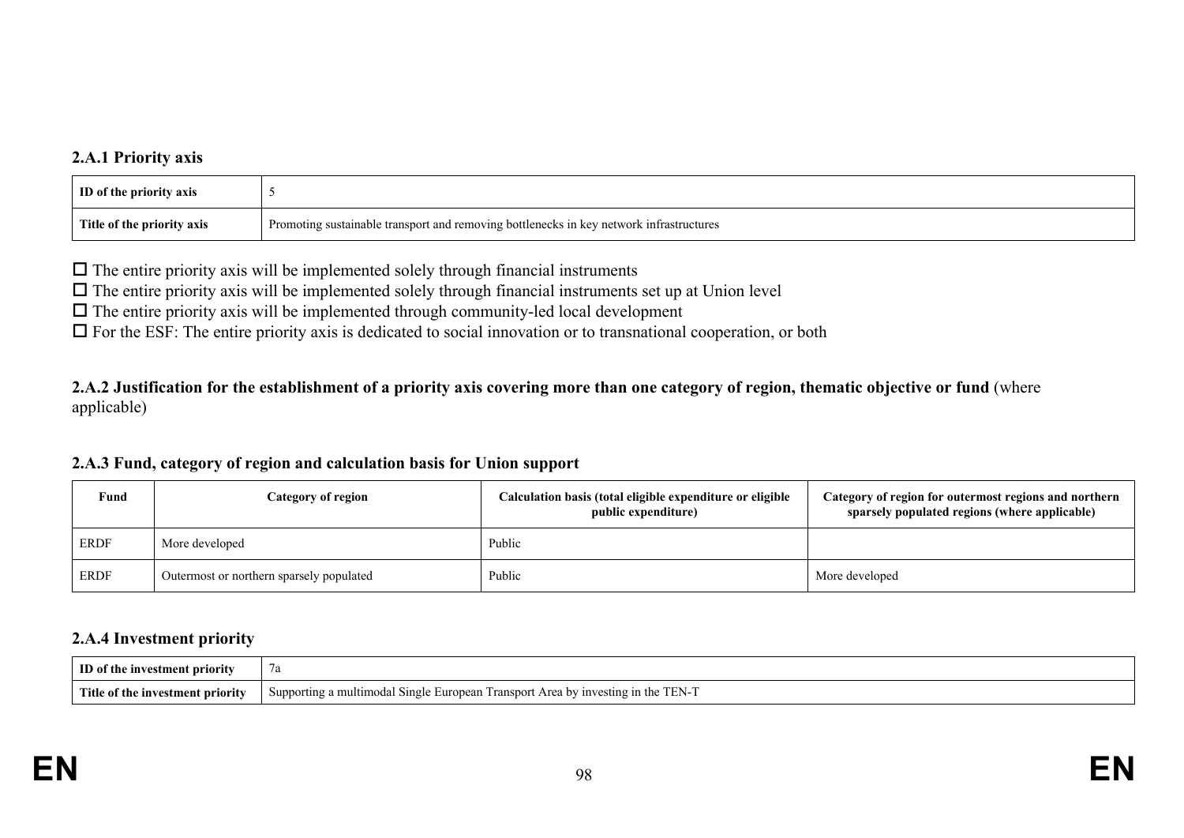### 2.A.1 Priority axis

| ID of the priority axis | 5 |
|---|---|
| Title of the priority axis | Promoting sustainable transport and removing bottlenecks in key network infrastructures |

☐ The entire priority axis will be implemented solely through financial instruments
☐ The entire priority axis will be implemented solely through financial instruments set up at Union level
☐ The entire priority axis will be implemented through community-led local development
☐ For the ESF: The entire priority axis is dedicated to social innovation or to transnational cooperation, or both

### 2.A.2 Justification for the establishment of a priority axis covering more than one category of region, thematic objective or fund (where applicable)

### 2.A.3 Fund, category of region and calculation basis for Union support

| Fund | Category of region | Calculation basis (total eligible expenditure or eligible public expenditure) | Category of region for outermost regions and northern sparsely populated regions (where applicable) |
|---|---|---|---|
| ERDF | More developed | Public | |
| ERDF | Outermost or northern sparsely populated | Public | More developed |

### 2.A.4 Investment priority

| ID of the investment priority | 7a |
|---|---|
| Title of the investment priority | Supporting a multimodal Single European Transport Area by investing in the TEN-T |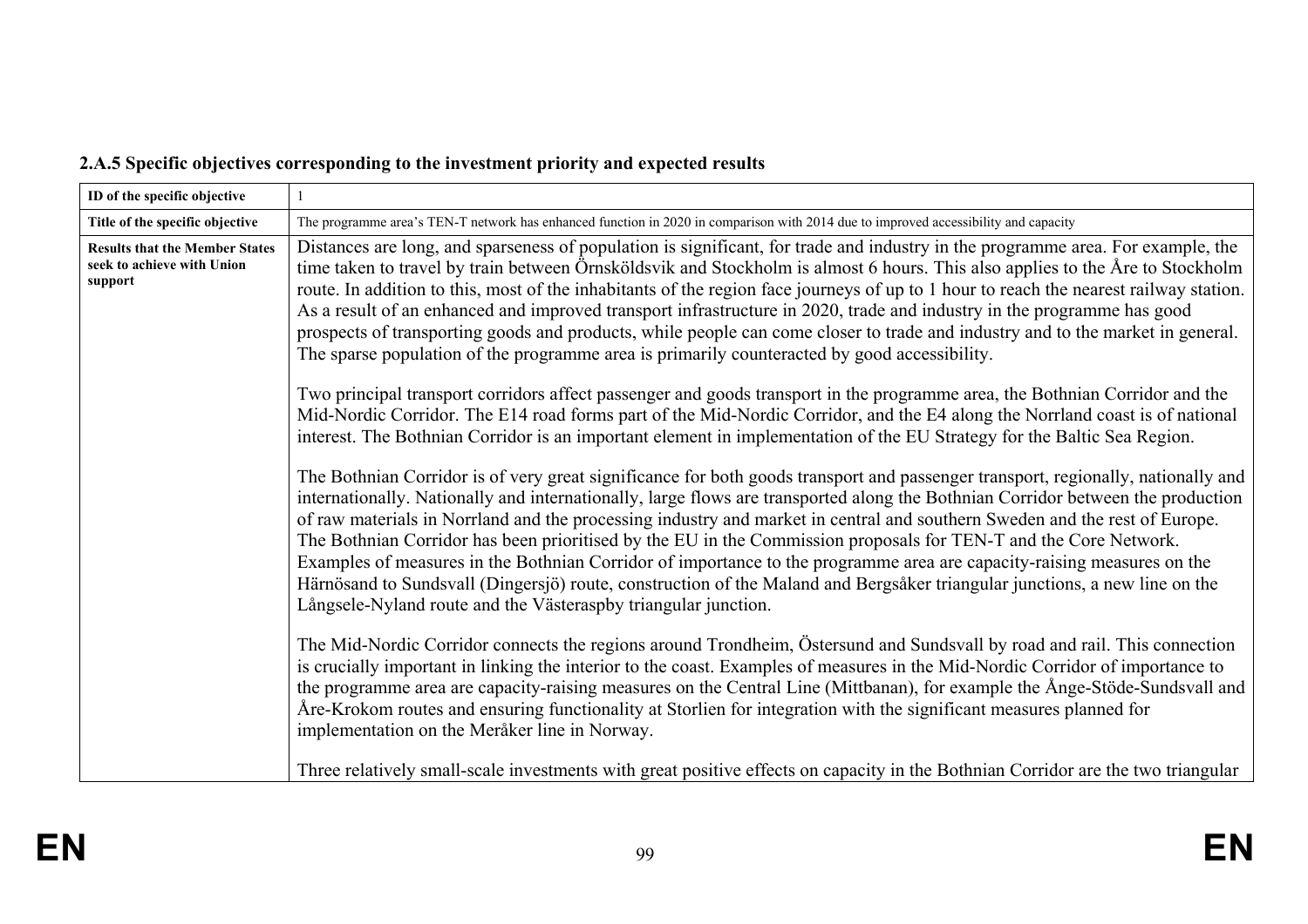### 2.A.5 Specific objectives corresponding to the investment priority and expected results

| ID of the specific objective | 1 |
|---|---|
| Title of the specific objective | The programme area's TEN-T network has enhanced function in 2020 in comparison with 2014 due to improved accessibility and capacity |
| Results that the Member States seek to achieve with Union support | Distances are long, and sparseness of population is significant, for trade and industry in the programme area. For example, the time taken to travel by train between Örnsköldsvik and Stockholm is almost 6 hours. This also applies to the Åre to Stockholm route. In addition to this, most of the inhabitants of the region face journeys of up to 1 hour to reach the nearest railway station. As a result of an enhanced and improved transport infrastructure in 2020, trade and industry in the programme has good prospects of transporting goods and products, while people can come closer to trade and industry and to the market in general. The sparse population of the programme area is primarily counteracted by good accessibility.<br><br>Two principal transport corridors affect passenger and goods transport in the programme area, the Bothnian Corridor and the Mid-Nordic Corridor. The E14 road forms part of the Mid-Nordic Corridor, and the E4 along the Norrland coast is of national interest. The Bothnian Corridor is an important element in implementation of the EU Strategy for the Baltic Sea Region.<br><br>The Bothnian Corridor is of very great significance for both goods transport and passenger transport, regionally, nationally and internationally. Nationally and internationally, large flows are transported along the Bothnian Corridor between the production of raw materials in Norrland and the processing industry and market in central and southern Sweden and the rest of Europe. The Bothnian Corridor has been prioritised by the EU in the Commission proposals for TEN-T and the Core Network. Examples of measures in the Bothnian Corridor of importance to the programme area are capacity-raising measures on the Härnösand to Sundsvall (Dingersjö) route, construction of the Maland and Bergsåker triangular junctions, a new line on the Långsele-Nyland route and the Västeraspby triangular junction.<br><br>The Mid-Nordic Corridor connects the regions around Trondheim, Östersund and Sundsvall by road and rail. This connection is crucially important in linking the interior to the coast. Examples of measures in the Mid-Nordic Corridor of importance to the programme area are capacity-raising measures on the Central Line (Mittbanan), for example the Ånge-Stöde-Sundsvall and Åre-Krokom routes and ensuring functionality at Storlien for integration with the significant measures planned for implementation on the Meråker line in Norway.<br><br>Three relatively small-scale investments with great positive effects on capacity in the Bothnian Corridor are the two triangular |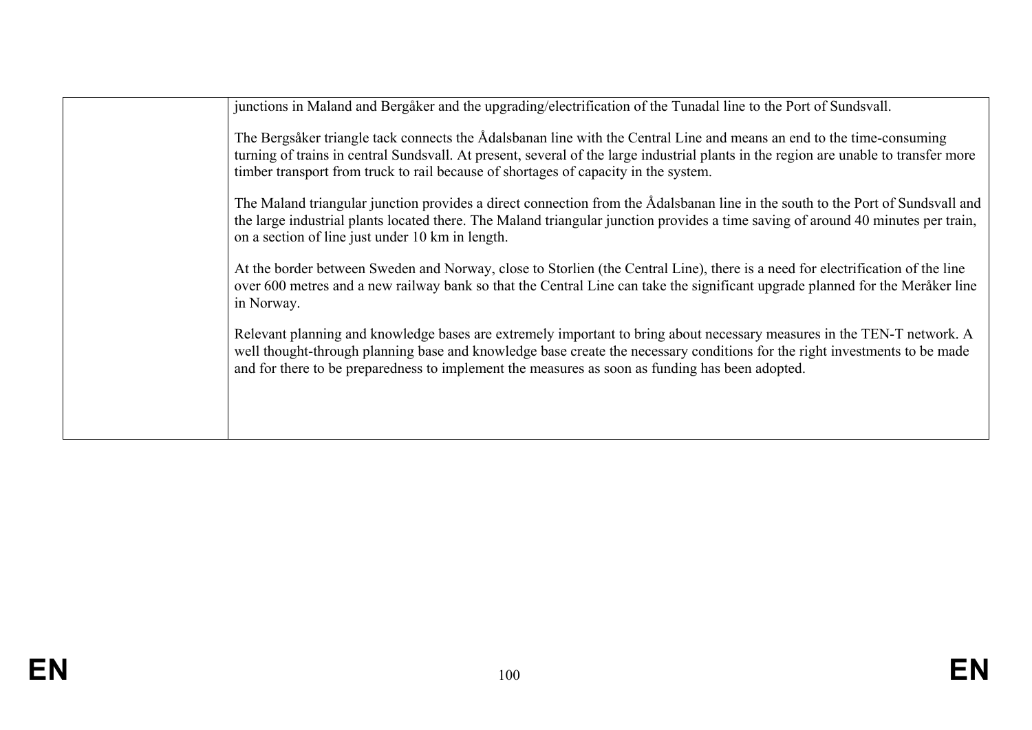| | |
|---|---|
| | junctions in Maland and Bergåker and the upgrading/electrification of the Tunadal line to the Port of Sundsvall.<br><br>The Bergsåker triangle tack connects the Ådalsbanan line with the Central Line and means an end to the time-consuming turning of trains in central Sundsvall. At present, several of the large industrial plants in the region are unable to transfer more timber transport from truck to rail because of shortages of capacity in the system.<br><br>The Maland triangular junction provides a direct connection from the Ådalsbanan line in the south to the Port of Sundsvall and the large industrial plants located there. The Maland triangular junction provides a time saving of around 40 minutes per train, on a section of line just under 10 km in length.<br><br>At the border between Sweden and Norway, close to Storlien (the Central Line), there is a need for electrification of the line over 600 metres and a new railway bank so that the Central Line can take the significant upgrade planned for the Meråker line in Norway.<br><br>Relevant planning and knowledge bases are extremely important to bring about necessary measures in the TEN-T network. A well thought-through planning base and knowledge base create the necessary conditions for the right investments to be made and for there to be preparedness to implement the measures as soon as funding has been adopted. |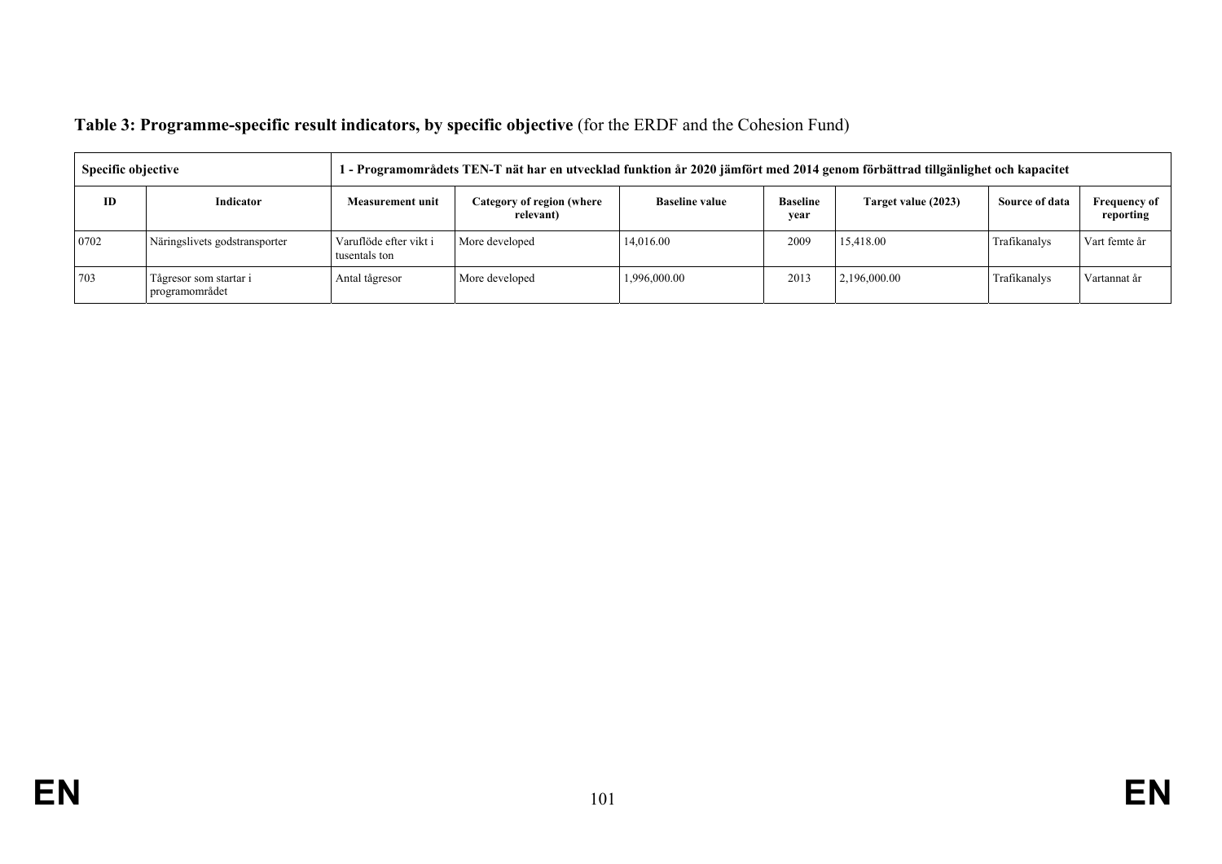**Table 3: Programme-specific result indicators, by specific objective** (for the ERDF and the Cohesion Fund)

| Specific objective | | 1 - Programområdets TEN-T nät har en utvecklad funktion år 2020 jämfört med 2014 genom förbättrad tillgänlighet och kapacitet | | | | | | |
|---|---|---|---|---|---|---|---|---|
| **ID** | **Indicator** | **Measurement unit** | **Category of region (where relevant)** | **Baseline value** | **Baseline year** | **Target value (2023)** | **Source of data** | **Frequency of reporting** |
| 0702 | Näringslivets godstransporter | Varuflöde efter vikt i tusentals ton | More developed | 14,016.00 | 2009 | 15,418.00 | Trafikanalys | Vart femte år |
| 703 | Tågresor som startar i programområdet | Antal tågresor | More developed | 1,996,000.00 | 2013 | 2,196,000.00 | Trafikanalys | Vartannat år |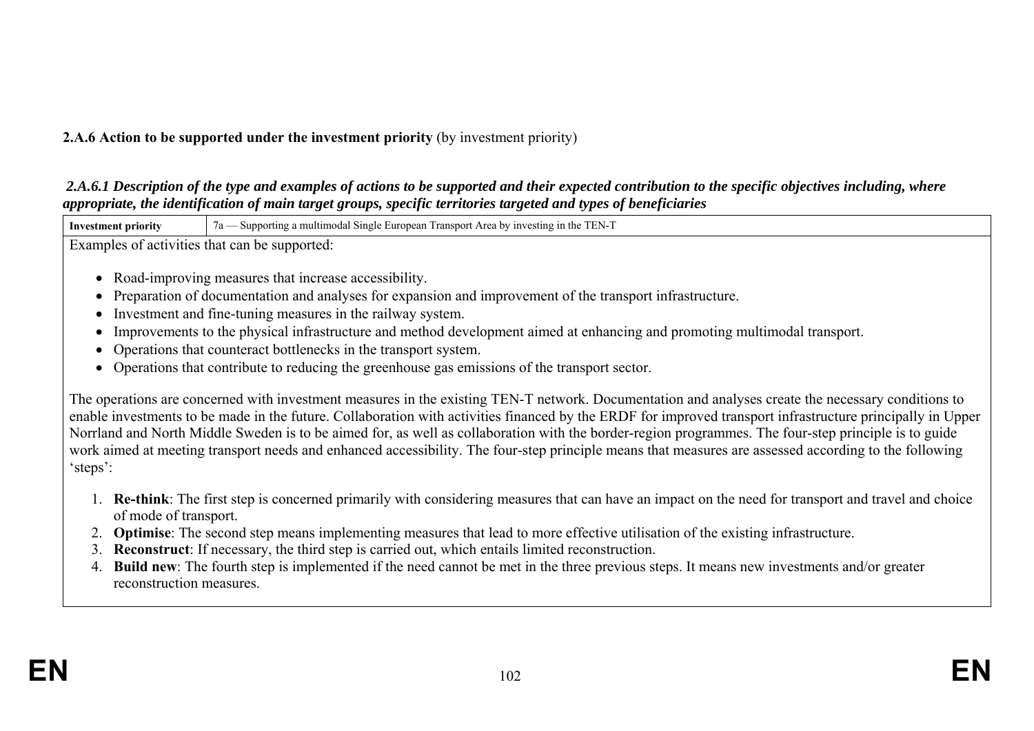**2.A.6 Action to be supported under the investment priority** (by investment priority)

***2.A.6.1 Description of the type and examples of actions to be supported and their expected contribution to the specific objectives including, where appropriate, the identification of main target groups, specific territories targeted and types of beneficiaries***

| **Investment priority** | 7a — Supporting a multimodal Single European Transport Area by investing in the TEN-T |
|---|---|

Examples of activities that can be supported:

- Road-improving measures that increase accessibility.
- Preparation of documentation and analyses for expansion and improvement of the transport infrastructure.
- Investment and fine-tuning measures in the railway system.
- Improvements to the physical infrastructure and method development aimed at enhancing and promoting multimodal transport.
- Operations that counteract bottlenecks in the transport system.
- Operations that contribute to reducing the greenhouse gas emissions of the transport sector.

The operations are concerned with investment measures in the existing TEN-T network. Documentation and analyses create the necessary conditions to enable investments to be made in the future. Collaboration with activities financed by the ERDF for improved transport infrastructure principally in Upper Norrland and North Middle Sweden is to be aimed for, as well as collaboration with the border-region programmes. The four-step principle is to guide work aimed at meeting transport needs and enhanced accessibility. The four-step principle means that measures are assessed according to the following 'steps':

1. **Re-think**: The first step is concerned primarily with considering measures that can have an impact on the need for transport and travel and choice of mode of transport.
2. **Optimise**: The second step means implementing measures that lead to more effective utilisation of the existing infrastructure.
3. **Reconstruct**: If necessary, the third step is carried out, which entails limited reconstruction.
4. **Build new**: The fourth step is implemented if the need cannot be met in the three previous steps. It means new investments and/or greater reconstruction measures.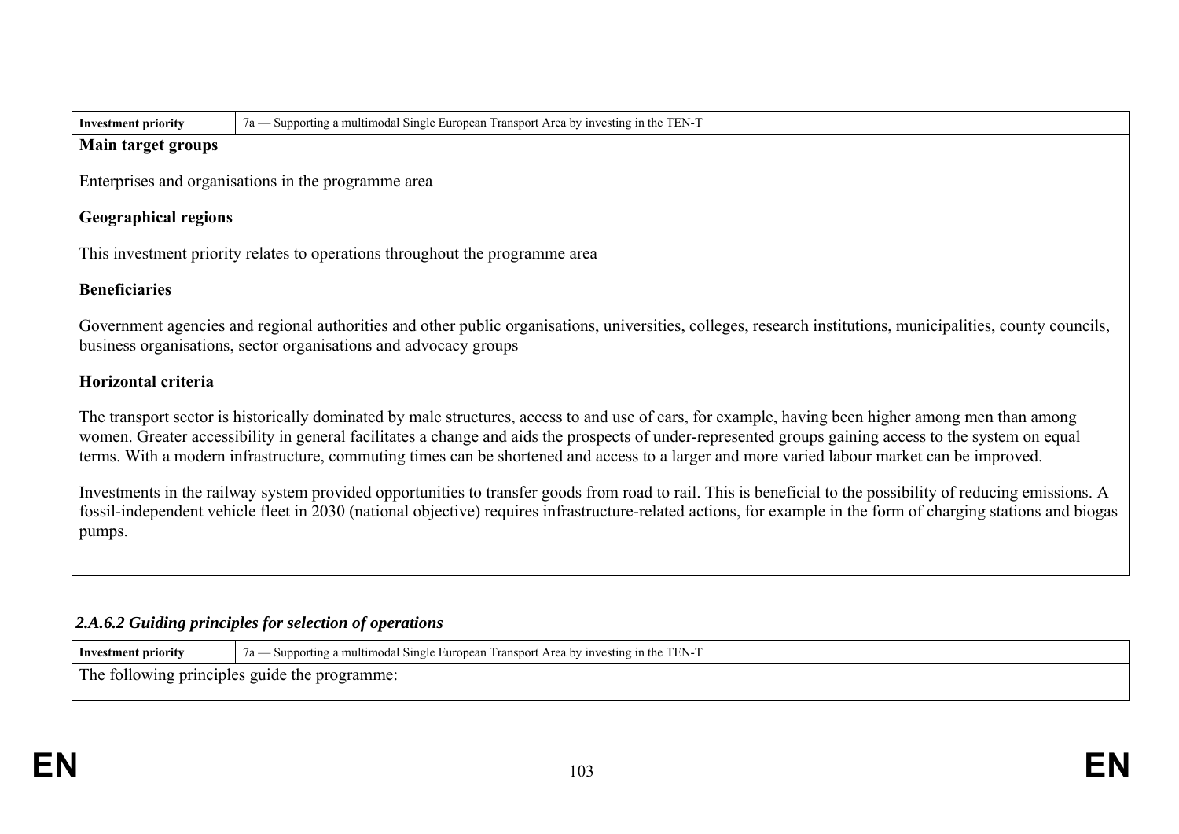| Investment priority | 7a — Supporting a multimodal Single European Transport Area by investing in the TEN-T |
|---|---|

**Main target groups**

Enterprises and organisations in the programme area

**Geographical regions**

This investment priority relates to operations throughout the programme area

**Beneficiaries**

Government agencies and regional authorities and other public organisations, universities, colleges, research institutions, municipalities, county councils, business organisations, sector organisations and advocacy groups

**Horizontal criteria**

The transport sector is historically dominated by male structures, access to and use of cars, for example, having been higher among men than among women. Greater accessibility in general facilitates a change and aids the prospects of under-represented groups gaining access to the system on equal terms. With a modern infrastructure, commuting times can be shortened and access to a larger and more varied labour market can be improved.

Investments in the railway system provided opportunities to transfer goods from road to rail. This is beneficial to the possibility of reducing emissions. A fossil-independent vehicle fleet in 2030 (national objective) requires infrastructure-related actions, for example in the form of charging stations and biogas pumps.

### *2.A.6.2 Guiding principles for selection of operations*

| Investment priority | 7a — Supporting a multimodal Single European Transport Area by investing in the TEN-T |
|---|---|

The following principles guide the programme: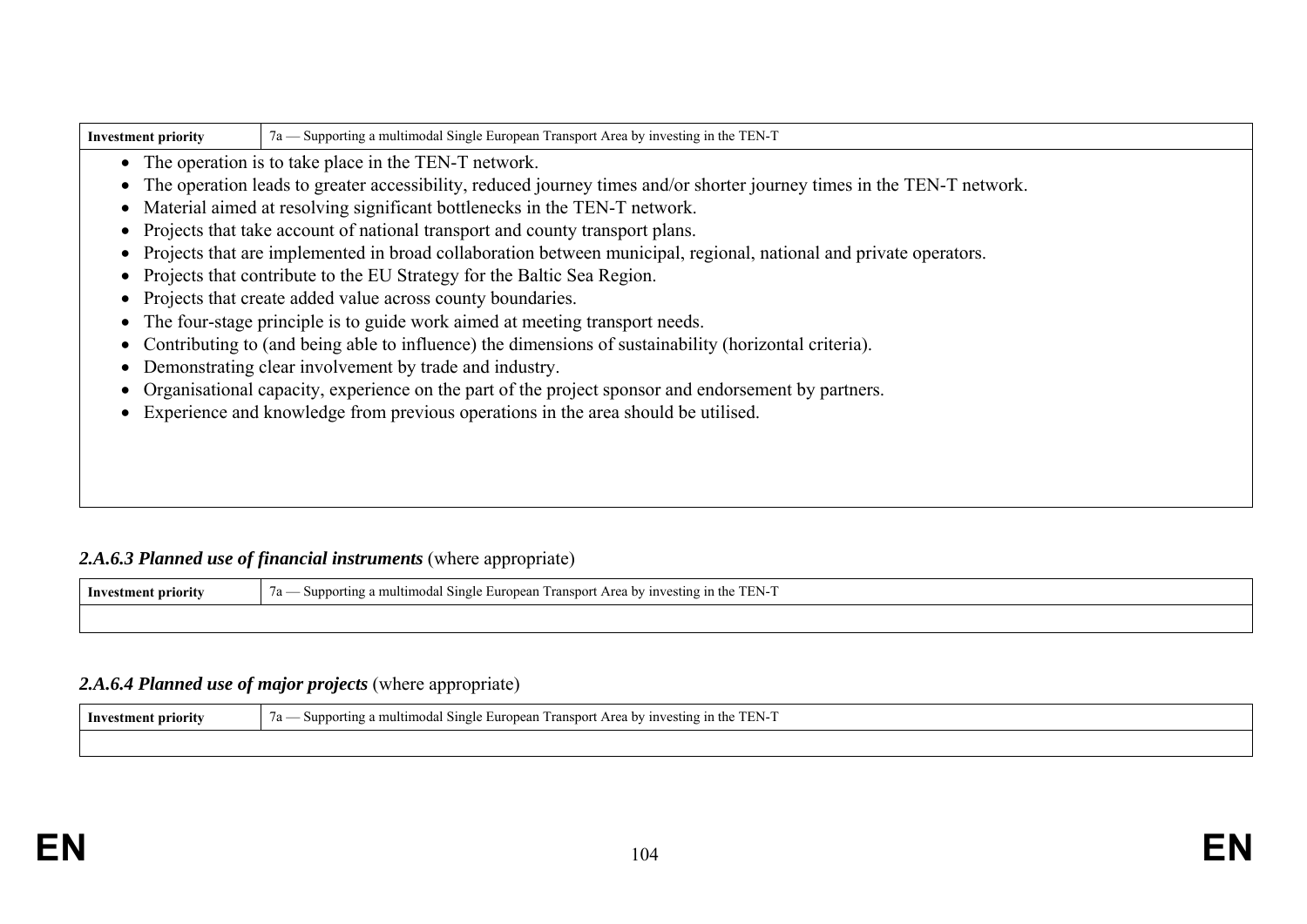| Investment priority | 7a — Supporting a multimodal Single European Transport Area by investing in the TEN-T |
|---|---|
| • The operation is to take place in the TEN-T network.<br>• The operation leads to greater accessibility, reduced journey times and/or shorter journey times in the TEN-T network.<br>• Material aimed at resolving significant bottlenecks in the TEN-T network.<br>• Projects that take account of national transport and county transport plans.<br>• Projects that are implemented in broad collaboration between municipal, regional, national and private operators.<br>• Projects that contribute to the EU Strategy for the Baltic Sea Region.<br>• Projects that create added value across county boundaries.<br>• The four-stage principle is to guide work aimed at meeting transport needs.<br>• Contributing to (and being able to influence) the dimensions of sustainability (horizontal criteria).<br>• Demonstrating clear involvement by trade and industry.<br>• Organisational capacity, experience on the part of the project sponsor and endorsement by partners.<br>• Experience and knowledge from previous operations in the area should be utilised. | |

### *2.A.6.3 Planned use of financial instruments* (where appropriate)

| Investment priority | 7a — Supporting a multimodal Single European Transport Area by investing in the TEN-T |
|---|---|
| | |

### *2.A.6.4 Planned use of major projects* (where appropriate)

| Investment priority | 7a — Supporting a multimodal Single European Transport Area by investing in the TEN-T |
|---|---|
| | |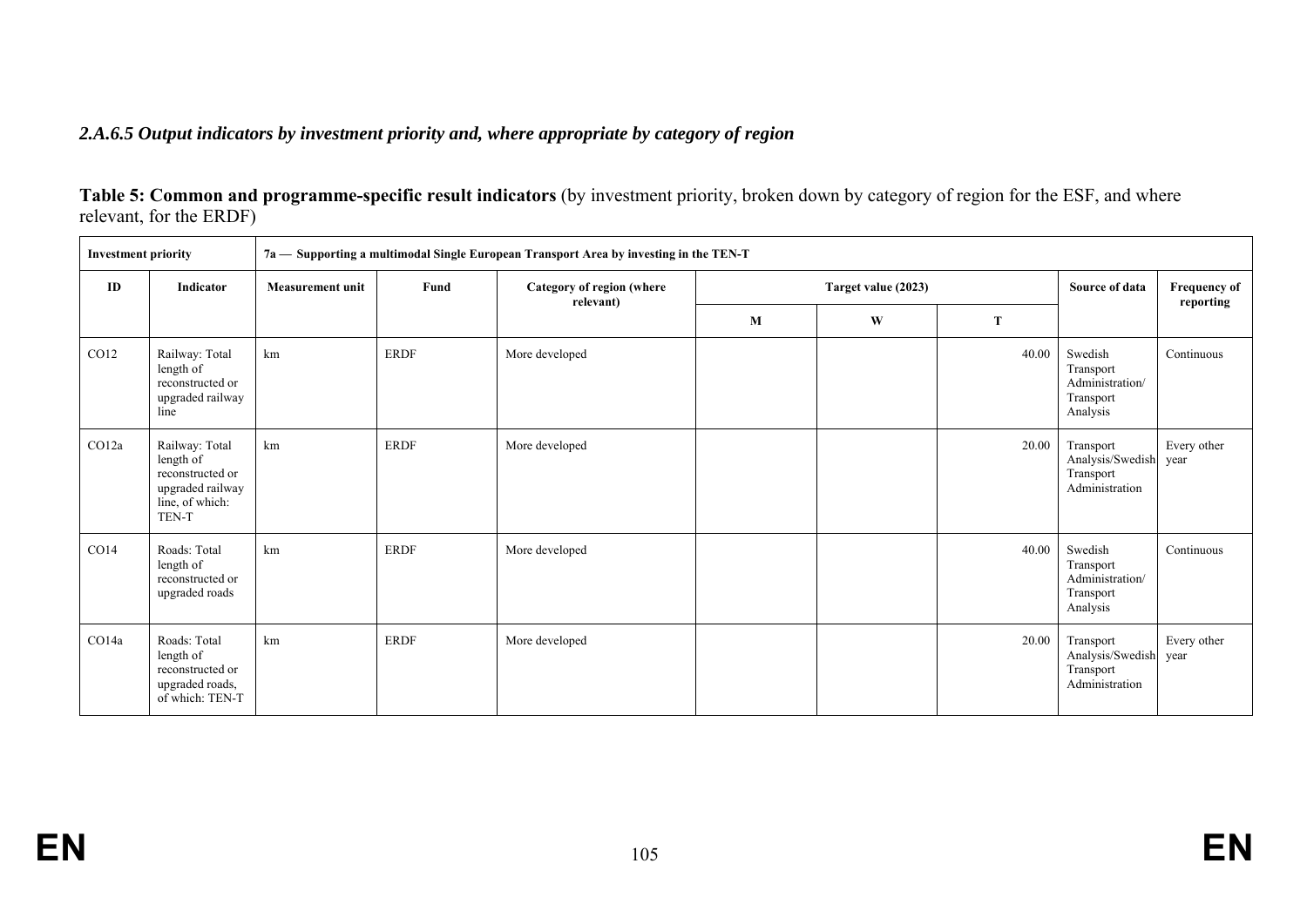*2.A.6.5 Output indicators by investment priority and, where appropriate by category of region*

**Table 5: Common and programme-specific result indicators** (by investment priority, broken down by category of region for the ESF, and where relevant, for the ERDF)

| **Investment priority** | | **7a — Supporting a multimodal Single European Transport Area by investing in the TEN-T** | | | | | | | |
|---|---|---|---|---|---|---|---|---|---|
| **ID** | **Indicator** | **Measurement unit** | **Fund** | **Category of region (where relevant)** | **Target value (2023)** | | | **Source of data** | **Frequency of reporting** |
| | | | | | **M** | **W** | **T** | | |
| CO12 | Railway: Total length of reconstructed or upgraded railway line | km | ERDF | More developed | | | 40.00 | Swedish Transport Administration/ Transport Analysis | Continuous |
| CO12a | Railway: Total length of reconstructed or upgraded railway line, of which: TEN-T | km | ERDF | More developed | | | 20.00 | Transport Analysis/Swedish Transport Administration | Every other year |
| CO14 | Roads: Total length of reconstructed or upgraded roads | km | ERDF | More developed | | | 40.00 | Swedish Transport Administration/ Transport Analysis | Continuous |
| CO14a | Roads: Total length of reconstructed or upgraded roads, of which: TEN-T | km | ERDF | More developed | | | 20.00 | Transport Analysis/Swedish Transport Administration | Every other year |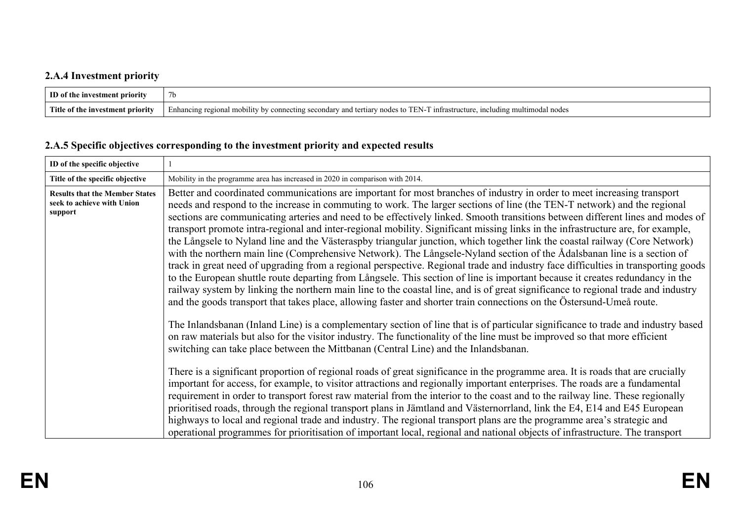### 2.A.4 Investment priority

| ID of the investment priority | 7b |
|---|---|
| Title of the investment priority | Enhancing regional mobility by connecting secondary and tertiary nodes to TEN-T infrastructure, including multimodal nodes |

### 2.A.5 Specific objectives corresponding to the investment priority and expected results

| ID of the specific objective | 1 |
|---|---|
| Title of the specific objective | Mobility in the programme area has increased in 2020 in comparison with 2014. |
| Results that the Member States seek to achieve with Union support | Better and coordinated communications are important for most branches of industry in order to meet increasing transport needs and respond to the increase in commuting to work. The larger sections of line (the TEN-T network) and the regional sections are communicating arteries and need to be effectively linked. Smooth transitions between different lines and modes of transport promote intra-regional and inter-regional mobility. Significant missing links in the infrastructure are, for example, the Långsele to Nyland line and the Västeraspby triangular junction, which together link the coastal railway (Core Network) with the northern main line (Comprehensive Network). The Långsele-Nyland section of the Ådalsbanan line is a section of track in great need of upgrading from a regional perspective. Regional trade and industry face difficulties in transporting goods to the European shuttle route departing from Långsele. This section of line is important because it creates redundancy in the railway system by linking the northern main line to the coastal line, and is of great significance to regional trade and industry and the goods transport that takes place, allowing faster and shorter train connections on the Östersund-Umeå route.<br><br>The Inlandsbanan (Inland Line) is a complementary section of line that is of particular significance to trade and industry based on raw materials but also for the visitor industry. The functionality of the line must be improved so that more efficient switching can take place between the Mittbanan (Central Line) and the Inlandsbanan.<br><br>There is a significant proportion of regional roads of great significance in the programme area. It is roads that are crucially important for access, for example, to visitor attractions and regionally important enterprises. The roads are a fundamental requirement in order to transport forest raw material from the interior to the coast and to the railway line. These regionally prioritised roads, through the regional transport plans in Jämtland and Västernorrland, link the E4, E14 and E45 European highways to local and regional trade and industry. The regional transport plans are the programme area's strategic and operational programmes for prioritisation of important local, regional and national objects of infrastructure. The transport |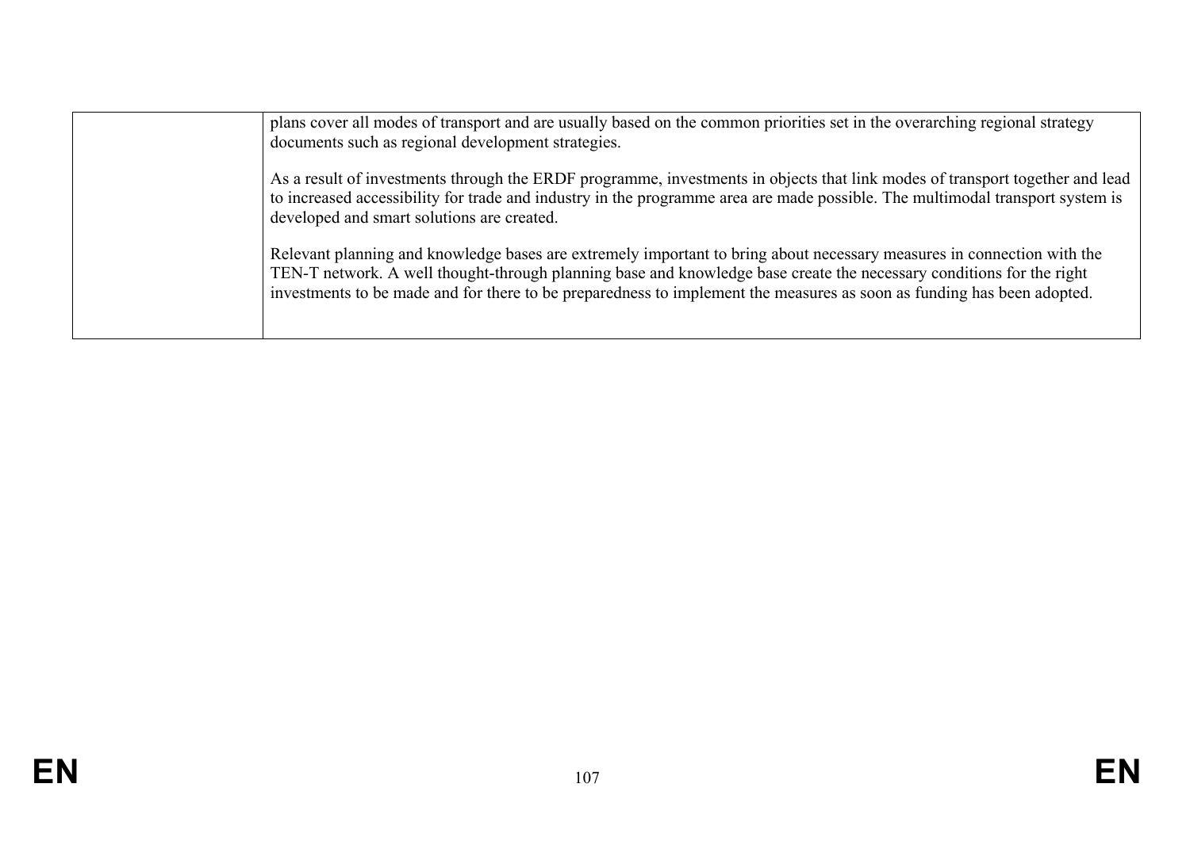|  | plans cover all modes of transport and are usually based on the common priorities set in the overarching regional strategy documents such as regional development strategies.<br><br>As a result of investments through the ERDF programme, investments in objects that link modes of transport together and lead to increased accessibility for trade and industry in the programme area are made possible. The multimodal transport system is developed and smart solutions are created.<br><br>Relevant planning and knowledge bases are extremely important to bring about necessary measures in connection with the TEN-T network. A well thought-through planning base and knowledge base create the necessary conditions for the right investments to be made and for there to be preparedness to implement the measures as soon as funding has been adopted. |
|---|---|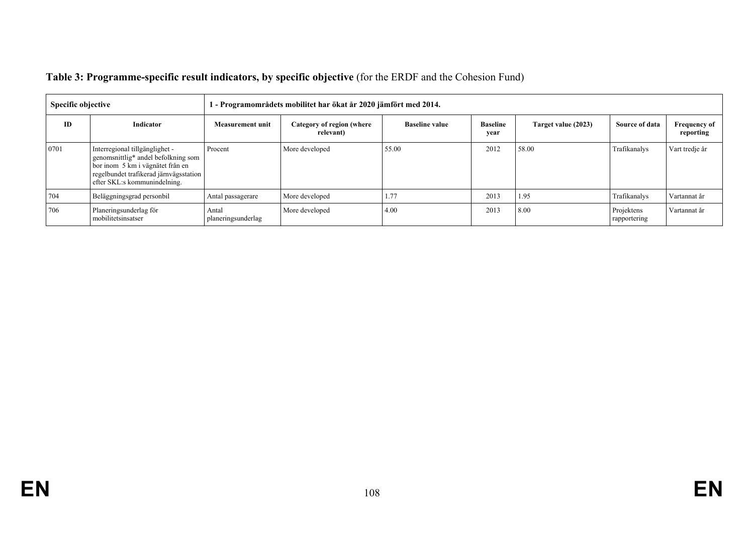**Table 3: Programme-specific result indicators, by specific objective** (for the ERDF and the Cohesion Fund)

| Specific objective | | 1 - Programområdets mobilitet har ökat år 2020 jämfört med 2014. | | | | | | |
|---|---|---|---|---|---|---|---|---|
| **ID** | **Indicator** | **Measurement unit** | **Category of region (where relevant)** | **Baseline value** | **Baseline year** | **Target value (2023)** | **Source of data** | **Frequency of reporting** |
| 0701 | Interregional tillgänglighet - genomsnittlig* andel befolkning som bor inom 5 km i vägnätet från en regelbundet trafikerad järnvägsstation efter SKL:s kommunindelning. | Procent | More developed | 55.00 | 2012 | 58.00 | Trafikanalys | Vart tredje år |
| 704 | Beläggningsgrad personbil | Antal passagerare | More developed | 1.77 | 2013 | 1.95 | Trafikanalys | Vartannat år |
| 706 | Planeringsunderlag för mobilitetsinsatser | Antal planeringsunderlag | More developed | 4.00 | 2013 | 8.00 | Projektens rapportering | Vartannat år |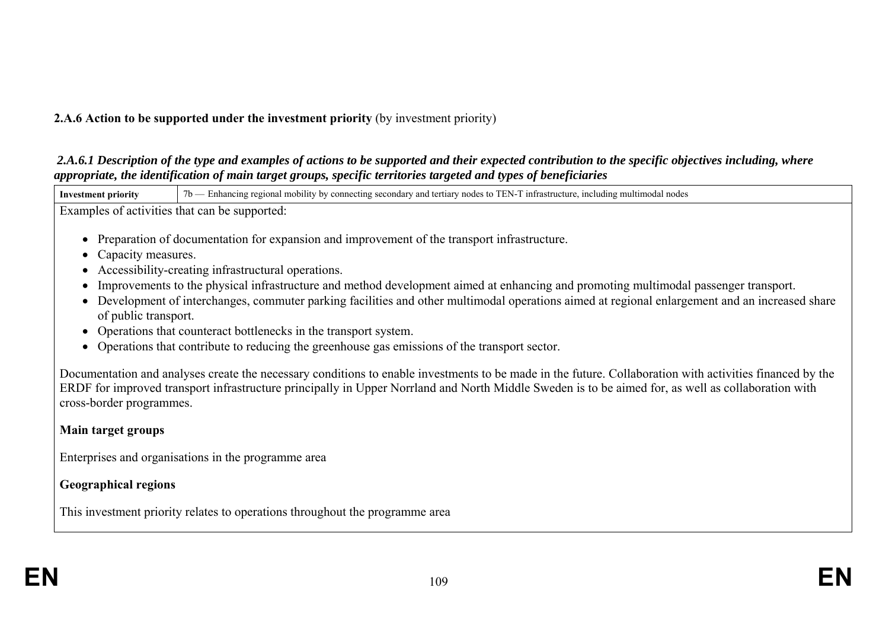**2.A.6 Action to be supported under the investment priority** (by investment priority)

***2.A.6.1 Description of the type and examples of actions to be supported and their expected contribution to the specific objectives including, where appropriate, the identification of main target groups, specific territories targeted and types of beneficiaries***

| **Investment priority** | 7b — Enhancing regional mobility by connecting secondary and tertiary nodes to TEN-T infrastructure, including multimodal nodes |
|---|---|

Examples of activities that can be supported:

- Preparation of documentation for expansion and improvement of the transport infrastructure.
- Capacity measures.
- Accessibility-creating infrastructural operations.
- Improvements to the physical infrastructure and method development aimed at enhancing and promoting multimodal passenger transport.
- Development of interchanges, commuter parking facilities and other multimodal operations aimed at regional enlargement and an increased share of public transport.
- Operations that counteract bottlenecks in the transport system.
- Operations that contribute to reducing the greenhouse gas emissions of the transport sector.

Documentation and analyses create the necessary conditions to enable investments to be made in the future. Collaboration with activities financed by the ERDF for improved transport infrastructure principally in Upper Norrland and North Middle Sweden is to be aimed for, as well as collaboration with cross-border programmes.

**Main target groups**

Enterprises and organisations in the programme area

**Geographical regions**

This investment priority relates to operations throughout the programme area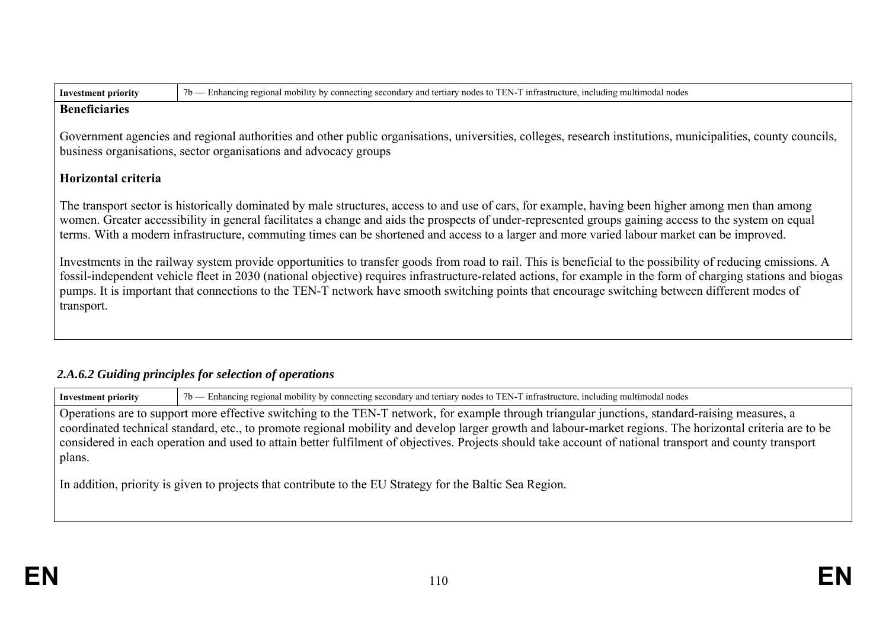| Investment priority | 7b — Enhancing regional mobility by connecting secondary and tertiary nodes to TEN-T infrastructure, including multimodal nodes |
|---|---|

**Beneficiaries**

Government agencies and regional authorities and other public organisations, universities, colleges, research institutions, municipalities, county councils, business organisations, sector organisations and advocacy groups

**Horizontal criteria**

The transport sector is historically dominated by male structures, access to and use of cars, for example, having been higher among men than among women. Greater accessibility in general facilitates a change and aids the prospects of under-represented groups gaining access to the system on equal terms. With a modern infrastructure, commuting times can be shortened and access to a larger and more varied labour market can be improved.

Investments in the railway system provide opportunities to transfer goods from road to rail. This is beneficial to the possibility of reducing emissions. A fossil-independent vehicle fleet in 2030 (national objective) requires infrastructure-related actions, for example in the form of charging stations and biogas pumps. It is important that connections to the TEN-T network have smooth switching points that encourage switching between different modes of transport.

### *2.A.6.2 Guiding principles for selection of operations*

| Investment priority | 7b — Enhancing regional mobility by connecting secondary and tertiary nodes to TEN-T infrastructure, including multimodal nodes |
|---|---|

Operations are to support more effective switching to the TEN-T network, for example through triangular junctions, standard-raising measures, a coordinated technical standard, etc., to promote regional mobility and develop larger growth and labour-market regions. The horizontal criteria are to be considered in each operation and used to attain better fulfilment of objectives. Projects should take account of national transport and county transport plans.

In addition, priority is given to projects that contribute to the EU Strategy for the Baltic Sea Region.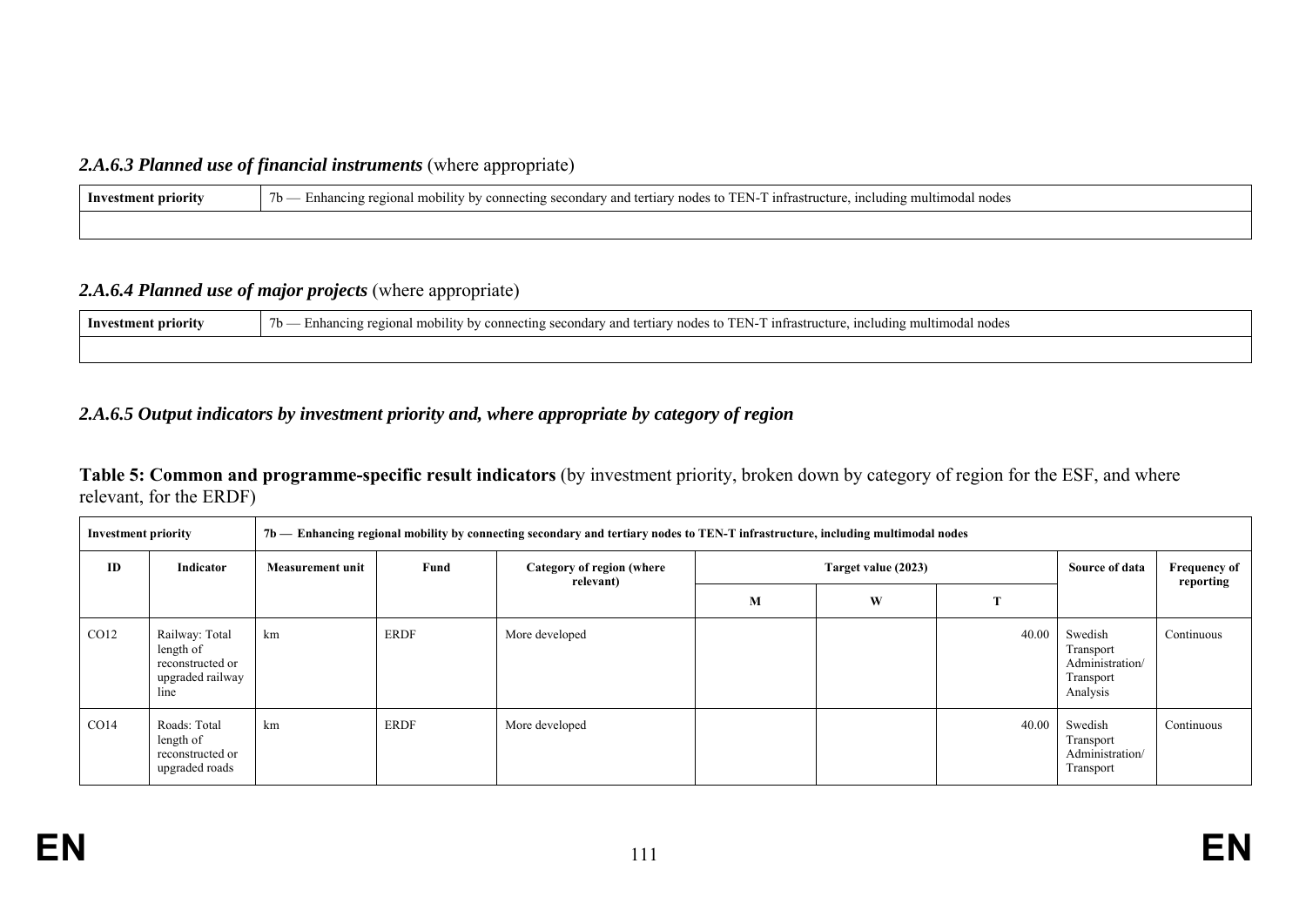### *2.A.6.3 Planned use of financial instruments* (where appropriate)

| Investment priority | 7b — Enhancing regional mobility by connecting secondary and tertiary nodes to TEN-T infrastructure, including multimodal nodes |
|---|---|
| | |

### *2.A.6.4 Planned use of major projects* (where appropriate)

| Investment priority | 7b — Enhancing regional mobility by connecting secondary and tertiary nodes to TEN-T infrastructure, including multimodal nodes |
|---|---|
| | |

### *2.A.6.5 Output indicators by investment priority and, where appropriate by category of region*

**Table 5: Common and programme-specific result indicators** (by investment priority, broken down by category of region for the ESF, and where relevant, for the ERDF)

| Investment priority | | 7b — Enhancing regional mobility by connecting secondary and tertiary nodes to TEN-T infrastructure, including multimodal nodes | | | | | | | |
|---|---|---|---|---|---|---|---|---|---|
| ID | Indicator | Measurement unit | Fund | Category of region (where relevant) | Target value (2023) | | | Source of data | Frequency of reporting |
| | | | | | M | W | T | | |
| CO12 | Railway: Total length of reconstructed or upgraded railway line | km | ERDF | More developed | | | 40.00 | Swedish Transport Administration/ Transport Analysis | Continuous |
| CO14 | Roads: Total length of reconstructed or upgraded roads | km | ERDF | More developed | | | 40.00 | Swedish Transport Administration/ Transport | Continuous |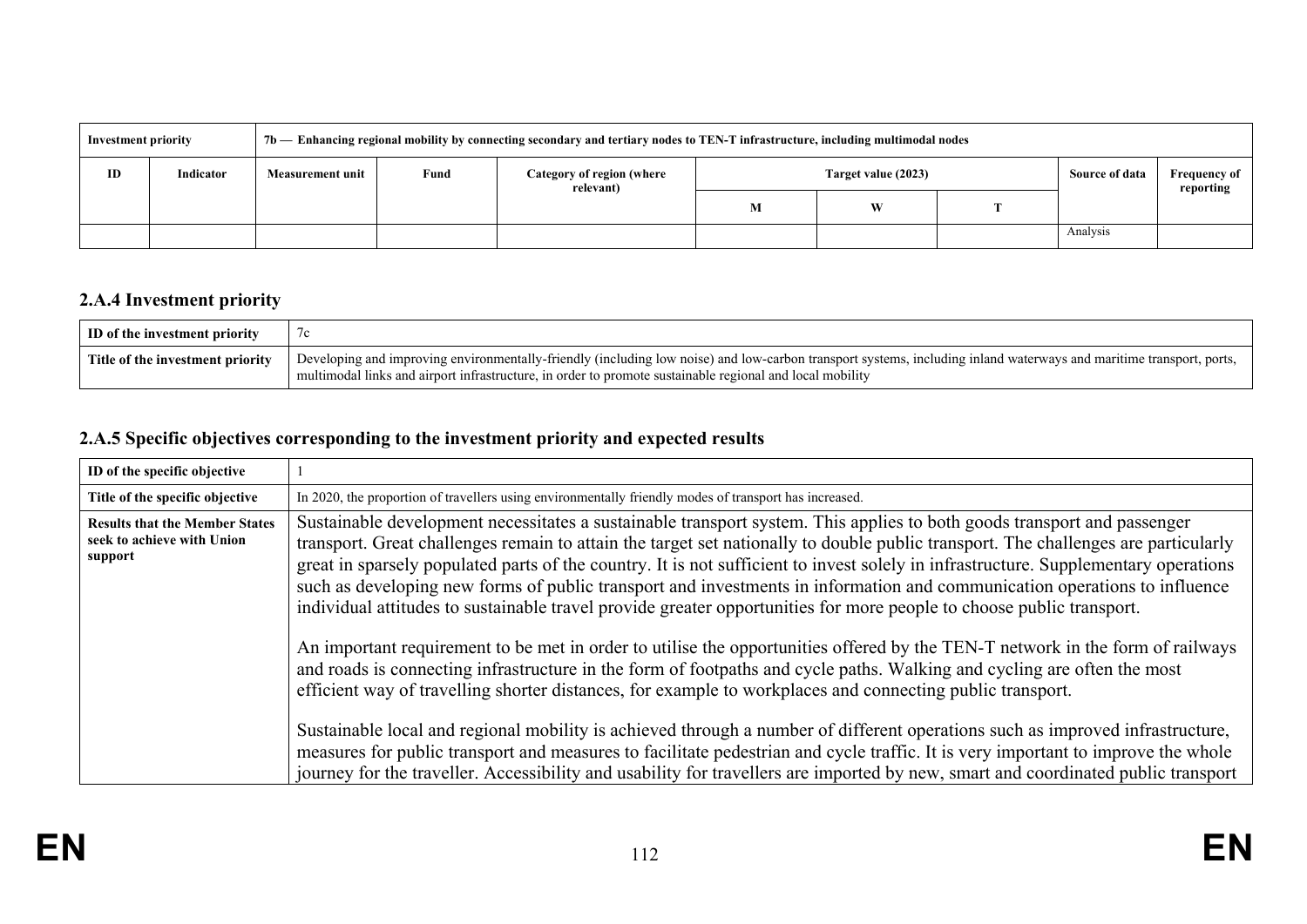| Investment priority | | 7b — Enhancing regional mobility by connecting secondary and tertiary nodes to TEN-T infrastructure, including multimodal nodes | | | | | | | |
|---|---|---|---|---|---|---|---|---|---|
| ID | Indicator | Measurement unit | Fund | Category of region (where relevant) | Target value (2023) | | | Source of data | Frequency of reporting |
| | | | | | M | W | T | | |
| | | | | | | | | Analysis | |

### 2.A.4 Investment priority

| ID of the investment priority | 7c |
|---|---|
| Title of the investment priority | Developing and improving environmentally-friendly (including low noise) and low-carbon transport systems, including inland waterways and maritime transport, ports, multimodal links and airport infrastructure, in order to promote sustainable regional and local mobility |

### 2.A.5 Specific objectives corresponding to the investment priority and expected results

| ID of the specific objective | 1 |
|---|---|
| Title of the specific objective | In 2020, the proportion of travellers using environmentally friendly modes of transport has increased. |
| Results that the Member States seek to achieve with Union support | Sustainable development necessitates a sustainable transport system. This applies to both goods transport and passenger transport. Great challenges remain to attain the target set nationally to double public transport. The challenges are particularly great in sparsely populated parts of the country. It is not sufficient to invest solely in infrastructure. Supplementary operations such as developing new forms of public transport and investments in information and communication operations to influence individual attitudes to sustainable travel provide greater opportunities for more people to choose public transport.<br><br>An important requirement to be met in order to utilise the opportunities offered by the TEN-T network in the form of railways and roads is connecting infrastructure in the form of footpaths and cycle paths. Walking and cycling are often the most efficient way of travelling shorter distances, for example to workplaces and connecting public transport.<br><br>Sustainable local and regional mobility is achieved through a number of different operations such as improved infrastructure, measures for public transport and measures to facilitate pedestrian and cycle traffic. It is very important to improve the whole journey for the traveller. Accessibility and usability for travellers are imported by new, smart and coordinated public transport |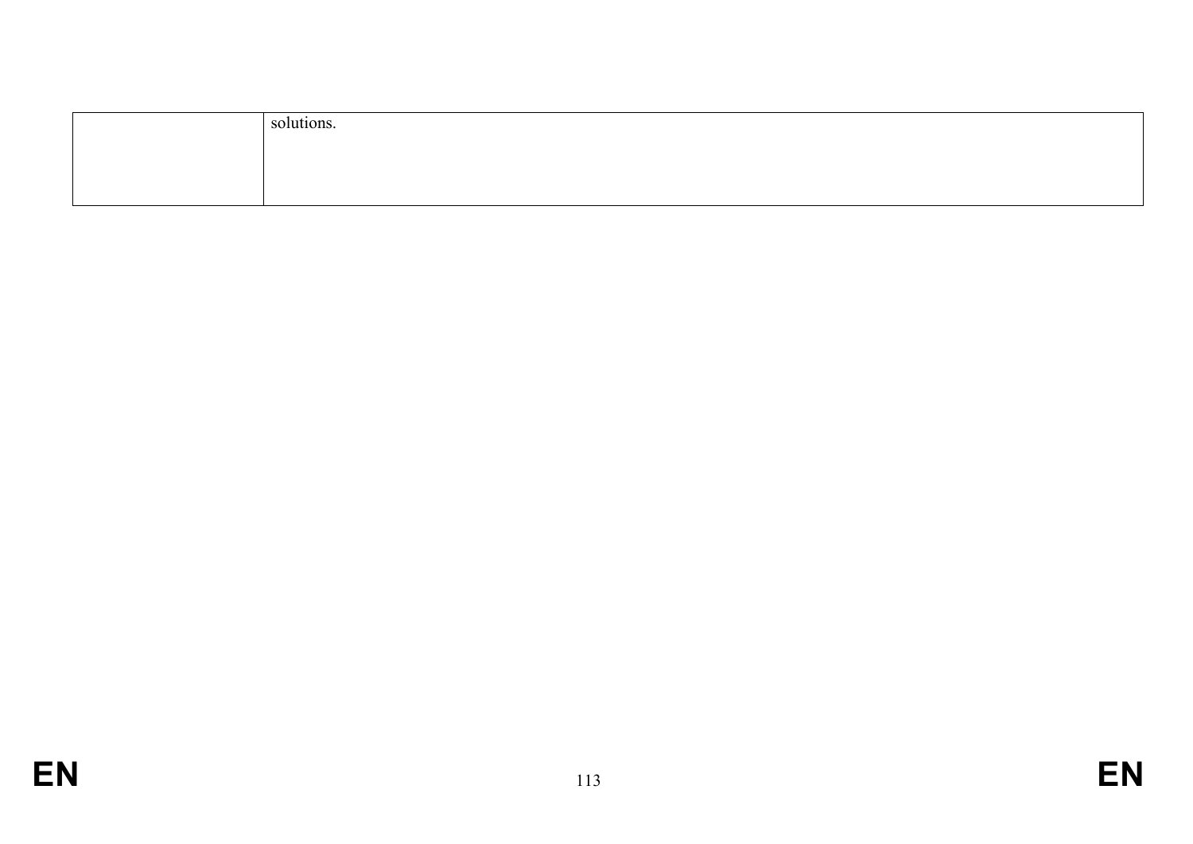|  | solutions. |
|---|---|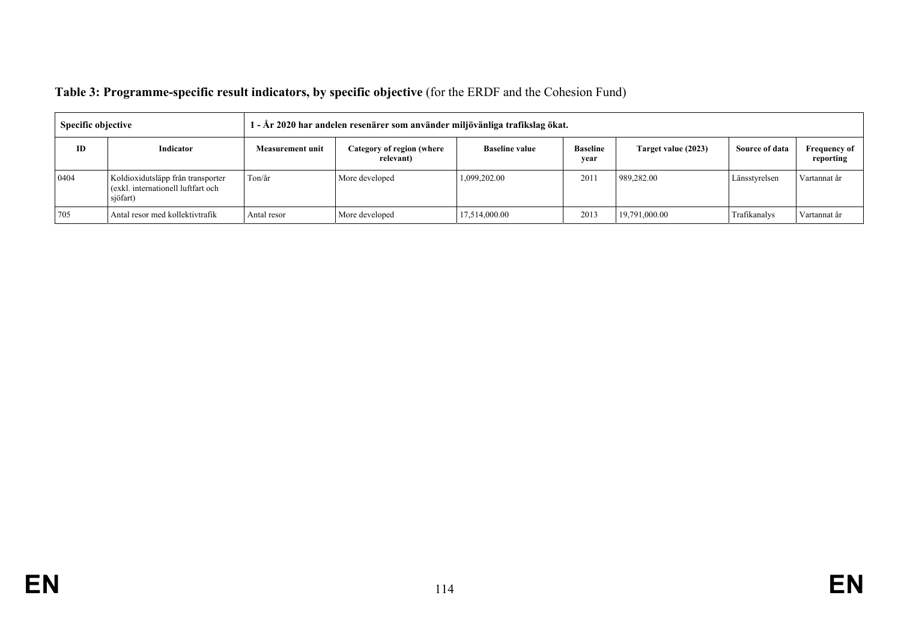**Table 3: Programme-specific result indicators, by specific objective** (for the ERDF and the Cohesion Fund)

| Specific objective | | 1 - År 2020 har andelen resenärer som använder miljövänliga trafikslag ökat. | | | | | | |
|---|---|---|---|---|---|---|---|---|
| **ID** | **Indicator** | **Measurement unit** | **Category of region (where relevant)** | **Baseline value** | **Baseline year** | **Target value (2023)** | **Source of data** | **Frequency of reporting** |
| 0404 | Koldioxidutsläpp från transporter (exkl. internationell luftfart och sjöfart) | Ton/år | More developed | 1,099,202.00 | 2011 | 989,282.00 | Länsstyrelsen | Vartannat år |
| 705 | Antal resor med kollektivtrafik | Antal resor | More developed | 17,514,000.00 | 2013 | 19,791,000.00 | Trafikanalys | Vartannat år |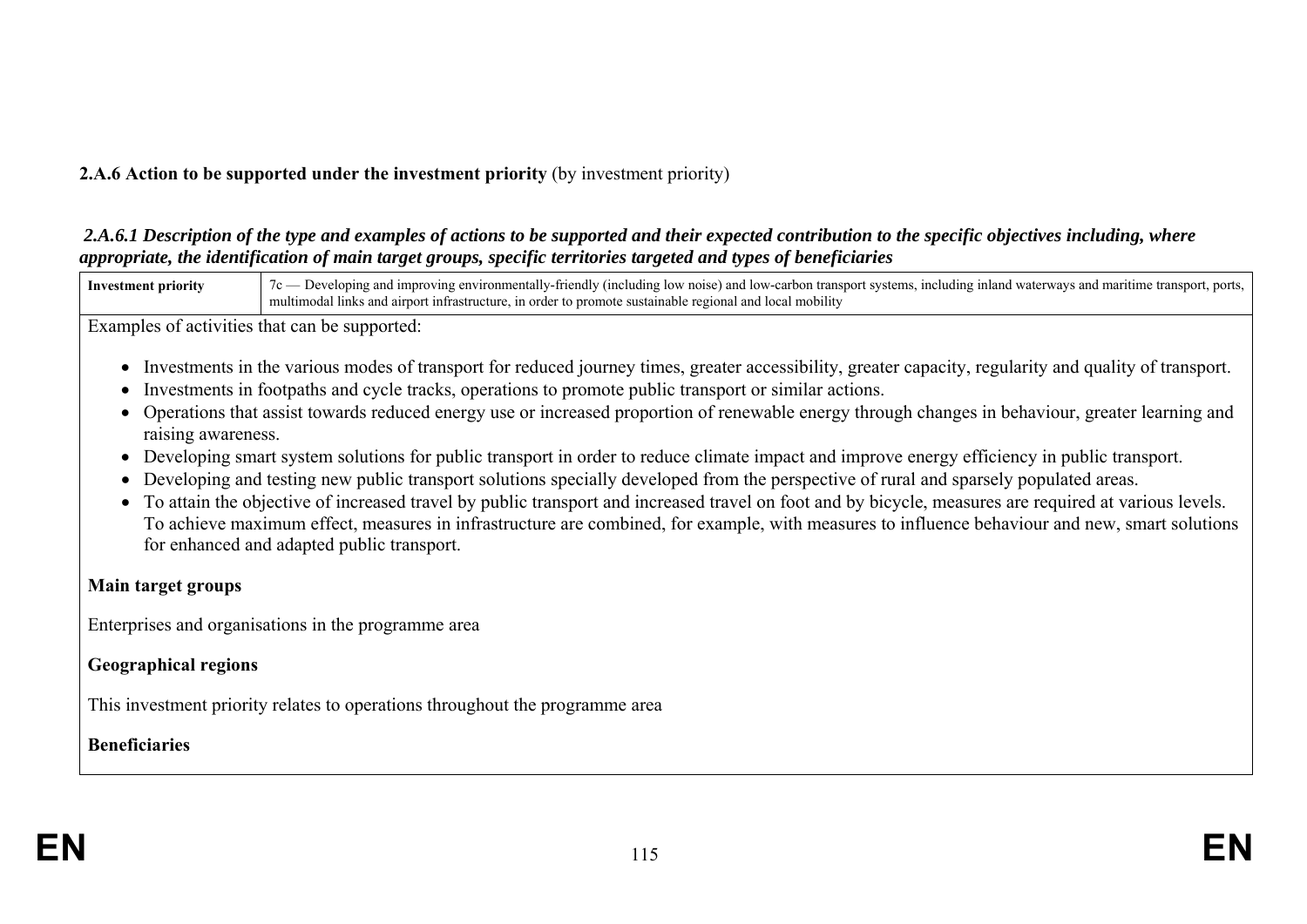**2.A.6 Action to be supported under the investment priority** (by investment priority)

***2.A.6.1 Description of the type and examples of actions to be supported and their expected contribution to the specific objectives including, where appropriate, the identification of main target groups, specific territories targeted and types of beneficiaries***

| **Investment priority** | 7c — Developing and improving environmentally-friendly (including low noise) and low-carbon transport systems, including inland waterways and maritime transport, ports, multimodal links and airport infrastructure, in order to promote sustainable regional and local mobility |
|---|---|

Examples of activities that can be supported:

- Investments in the various modes of transport for reduced journey times, greater accessibility, greater capacity, regularity and quality of transport.
- Investments in footpaths and cycle tracks, operations to promote public transport or similar actions.
- Operations that assist towards reduced energy use or increased proportion of renewable energy through changes in behaviour, greater learning and raising awareness.
- Developing smart system solutions for public transport in order to reduce climate impact and improve energy efficiency in public transport.
- Developing and testing new public transport solutions specially developed from the perspective of rural and sparsely populated areas.
- To attain the objective of increased travel by public transport and increased travel on foot and by bicycle, measures are required at various levels. To achieve maximum effect, measures in infrastructure are combined, for example, with measures to influence behaviour and new, smart solutions for enhanced and adapted public transport.

**Main target groups**

Enterprises and organisations in the programme area

**Geographical regions**

This investment priority relates to operations throughout the programme area

**Beneficiaries**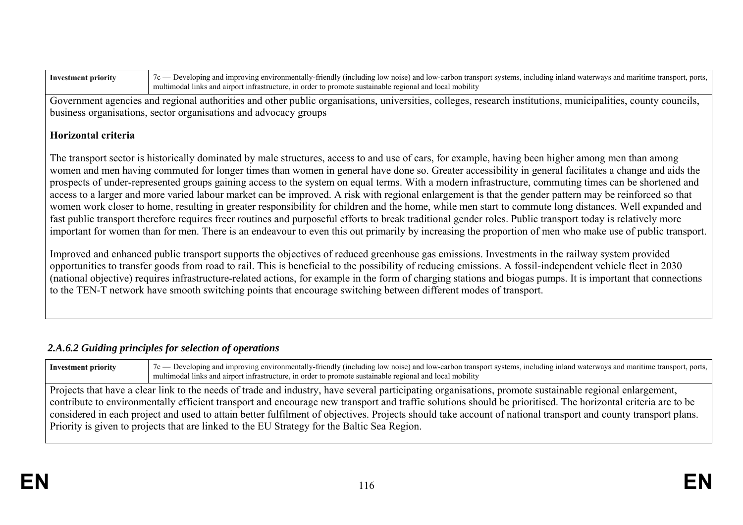| Investment priority | 7c — Developing and improving environmentally-friendly (including low noise) and low-carbon transport systems, including inland waterways and maritime transport, ports, multimodal links and airport infrastructure, in order to promote sustainable regional and local mobility |
|---|---|

Government agencies and regional authorities and other public organisations, universities, colleges, research institutions, municipalities, county councils, business organisations, sector organisations and advocacy groups

**Horizontal criteria**

The transport sector is historically dominated by male structures, access to and use of cars, for example, having been higher among men than among women and men having commuted for longer times than women in general have done so. Greater accessibility in general facilitates a change and aids the prospects of under-represented groups gaining access to the system on equal terms. With a modern infrastructure, commuting times can be shortened and access to a larger and more varied labour market can be improved. A risk with regional enlargement is that the gender pattern may be reinforced so that women work closer to home, resulting in greater responsibility for children and the home, while men start to commute long distances. Well expanded and fast public transport therefore requires freer routines and purposeful efforts to break traditional gender roles. Public transport today is relatively more important for women than for men. There is an endeavour to even this out primarily by increasing the proportion of men who make use of public transport.

Improved and enhanced public transport supports the objectives of reduced greenhouse gas emissions. Investments in the railway system provided opportunities to transfer goods from road to rail. This is beneficial to the possibility of reducing emissions. A fossil-independent vehicle fleet in 2030 (national objective) requires infrastructure-related actions, for example in the form of charging stations and biogas pumps. It is important that connections to the TEN-T network have smooth switching points that encourage switching between different modes of transport.

### *2.A.6.2 Guiding principles for selection of operations*

| Investment priority | 7c — Developing and improving environmentally-friendly (including low noise) and low-carbon transport systems, including inland waterways and maritime transport, ports, multimodal links and airport infrastructure, in order to promote sustainable regional and local mobility |
|---|---|

Projects that have a clear link to the needs of trade and industry, have several participating organisations, promote sustainable regional enlargement, contribute to environmentally efficient transport and encourage new transport and traffic solutions should be prioritised. The horizontal criteria are to be considered in each project and used to attain better fulfilment of objectives. Projects should take account of national transport and county transport plans. Priority is given to projects that are linked to the EU Strategy for the Baltic Sea Region.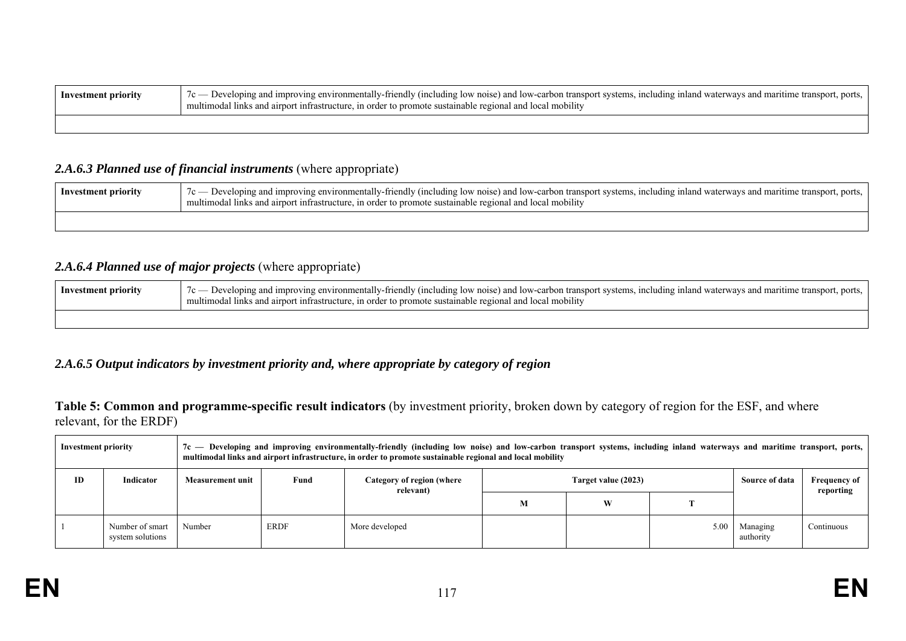| Investment priority | 7c — Developing and improving environmentally-friendly (including low noise) and low-carbon transport systems, including inland waterways and maritime transport, ports, multimodal links and airport infrastructure, in order to promote sustainable regional and local mobility |
|---|---|
| | |

### *2.A.6.3 Planned use of financial instruments* (where appropriate)

| Investment priority | 7c — Developing and improving environmentally-friendly (including low noise) and low-carbon transport systems, including inland waterways and maritime transport, ports, multimodal links and airport infrastructure, in order to promote sustainable regional and local mobility |
|---|---|
| | |

### *2.A.6.4 Planned use of major projects* (where appropriate)

| Investment priority | 7c — Developing and improving environmentally-friendly (including low noise) and low-carbon transport systems, including inland waterways and maritime transport, ports, multimodal links and airport infrastructure, in order to promote sustainable regional and local mobility |
|---|---|
| | |

### *2.A.6.5 Output indicators by investment priority and, where appropriate by category of region*

**Table 5: Common and programme-specific result indicators** (by investment priority, broken down by category of region for the ESF, and where relevant, for the ERDF)

| **Investment priority** | | **7c — Developing and improving environmentally-friendly (including low noise) and low-carbon transport systems, including inland waterways and maritime transport, ports, multimodal links and airport infrastructure, in order to promote sustainable regional and local mobility** | | | | | | | |
|---|---|---|---|---|---|---|---|---|---|
| **ID** | **Indicator** | **Measurement unit** | **Fund** | **Category of region (where relevant)** | **Target value (2023)** | | | **Source of data** | **Frequency of reporting** |
| | | | | | **M** | **W** | **T** | | |
| 1 | Number of smart system solutions | Number | ERDF | More developed | | | 5.00 | Managing authority | Continuous |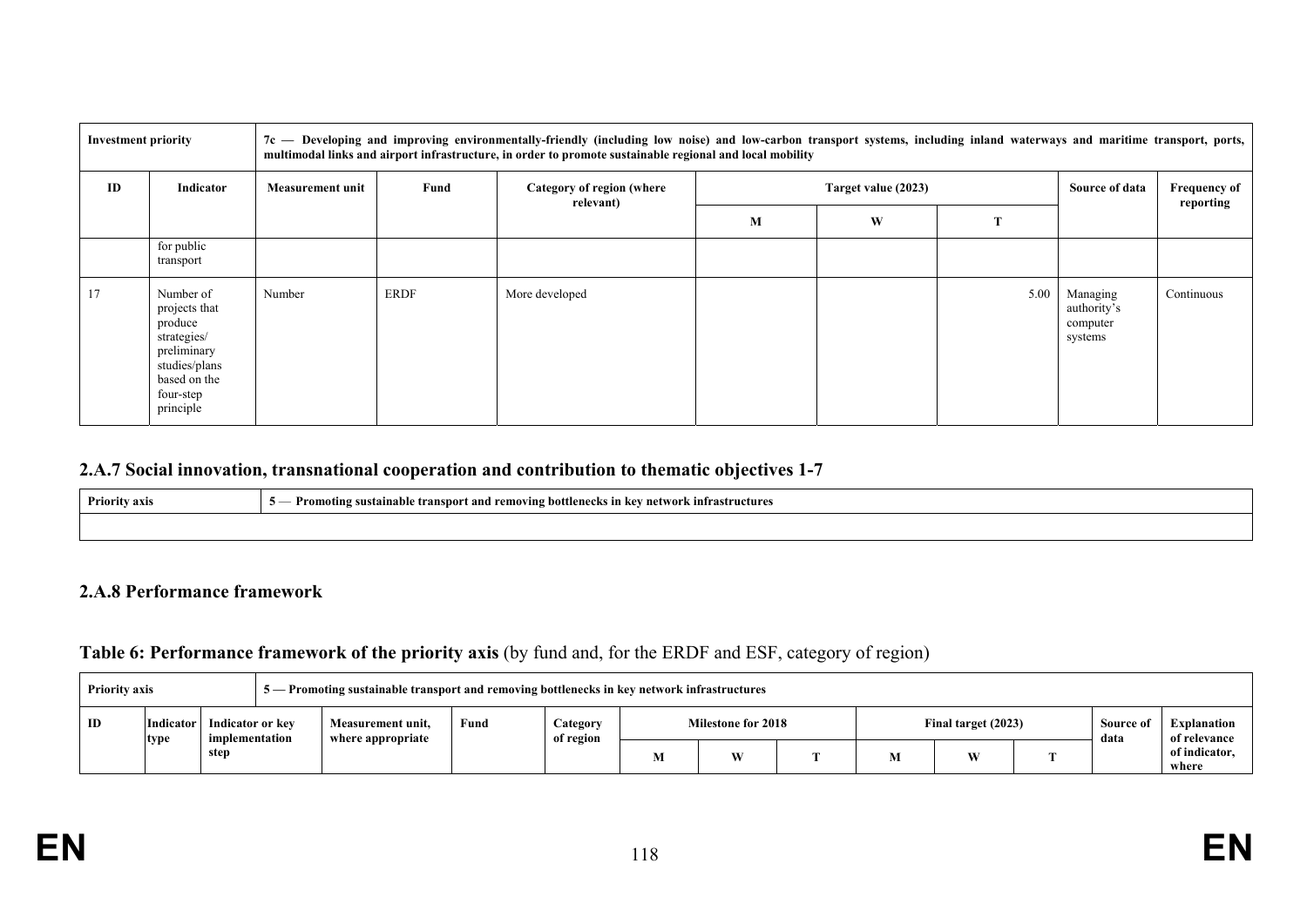| Investment priority | | 7c — Developing and improving environmentally-friendly (including low noise) and low-carbon transport systems, including inland waterways and maritime transport, ports, multimodal links and airport infrastructure, in order to promote sustainable regional and local mobility | | | | | | | |
|---|---|---|---|---|---|---|---|---|---|
| ID | Indicator | Measurement unit | Fund | Category of region (where relevant) | Target value (2023) | | | Source of data | Frequency of reporting |
| | | | | | M | W | T | | |
| | for public transport | | | | | | | | |
| 17 | Number of projects that produce strategies/ preliminary studies/plans based on the four-step principle | Number | ERDF | More developed | | | 5.00 | Managing authority's computer systems | Continuous |

### 2.A.7 Social innovation, transnational cooperation and contribution to thematic objectives 1-7

| Priority axis | 5 — Promoting sustainable transport and removing bottlenecks in key network infrastructures |
|---|---|
| | |

### 2.A.8 Performance framework

**Table 6: Performance framework of the priority axis** (by fund and, for the ERDF and ESF, category of region)

| Priority axis | | 5 — Promoting sustainable transport and removing bottlenecks in key network infrastructures | | | | | | | | | | | |
|---|---|---|---|---|---|---|---|---|---|---|---|---|---|
| ID | Indicator type | Indicator or key implementation step | Measurement unit, where appropriate | Fund | Category of region | Milestone for 2018 | | | Final target (2023) | | | Source of data | Explanation of relevance of indicator, where |
| | | | | | | M | W | T | M | W | T | | |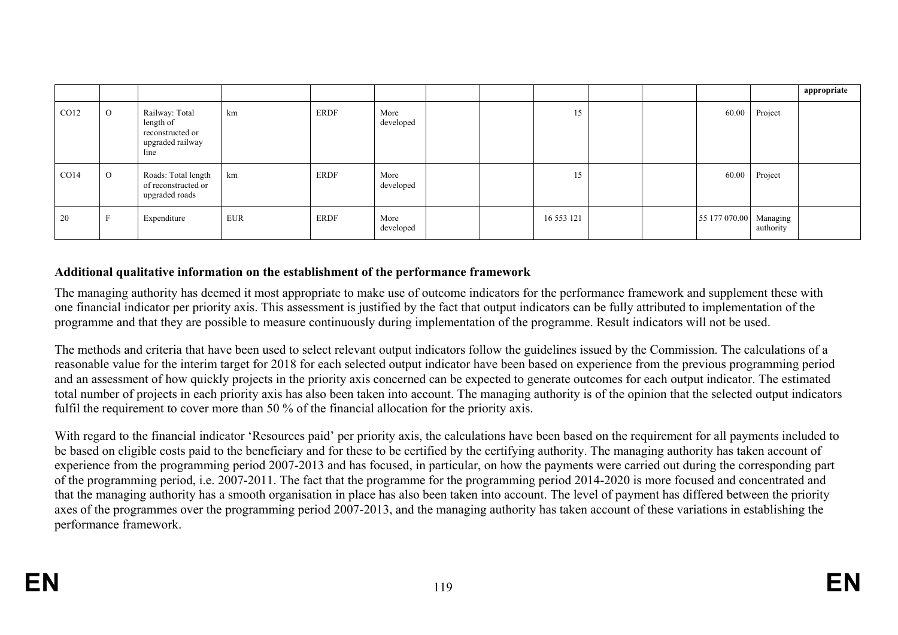| | | | | | | | | | | | | | appropriate |
|---|---|---|---|---|---|---|---|---|---|---|---|---|---|
| CO12 | O | Railway: Total length of reconstructed or upgraded railway line | km | ERDF | More developed | | | 15 | | | 60.00 | Project | |
| CO14 | O | Roads: Total length of reconstructed or upgraded roads | km | ERDF | More developed | | | 15 | | | 60.00 | Project | |
| 20 | F | Expenditure | EUR | ERDF | More developed | | | 16 553 121 | | | 55 177 070.00 | Managing authority | |

**Additional qualitative information on the establishment of the performance framework**

The managing authority has deemed it most appropriate to make use of outcome indicators for the performance framework and supplement these with one financial indicator per priority axis. This assessment is justified by the fact that output indicators can be fully attributed to implementation of the programme and that they are possible to measure continuously during implementation of the programme. Result indicators will not be used.

The methods and criteria that have been used to select relevant output indicators follow the guidelines issued by the Commission. The calculations of a reasonable value for the interim target for 2018 for each selected output indicator have been based on experience from the previous programming period and an assessment of how quickly projects in the priority axis concerned can be expected to generate outcomes for each output indicator. The estimated total number of projects in each priority axis has also been taken into account. The managing authority is of the opinion that the selected output indicators fulfil the requirement to cover more than 50 % of the financial allocation for the priority axis.

With regard to the financial indicator 'Resources paid' per priority axis, the calculations have been based on the requirement for all payments included to be based on eligible costs paid to the beneficiary and for these to be certified by the certifying authority. The managing authority has taken account of experience from the programming period 2007-2013 and has focused, in particular, on how the payments were carried out during the corresponding part of the programming period, i.e. 2007-2011. The fact that the programme for the programming period 2014-2020 is more focused and concentrated and that the managing authority has a smooth organisation in place has also been taken into account. The level of payment has differed between the priority axes of the programmes over the programming period 2007-2013, and the managing authority has taken account of these variations in establishing the performance framework.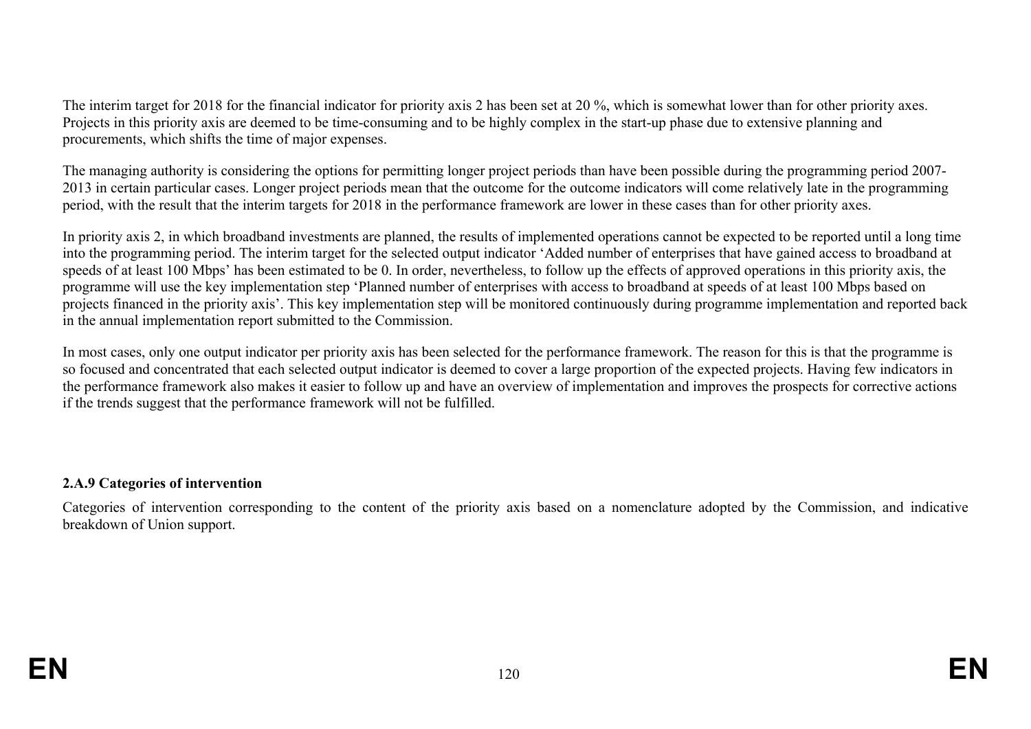The interim target for 2018 for the financial indicator for priority axis 2 has been set at 20 %, which is somewhat lower than for other priority axes. Projects in this priority axis are deemed to be time-consuming and to be highly complex in the start-up phase due to extensive planning and procurements, which shifts the time of major expenses.

The managing authority is considering the options for permitting longer project periods than have been possible during the programming period 2007-2013 in certain particular cases. Longer project periods mean that the outcome for the outcome indicators will come relatively late in the programming period, with the result that the interim targets for 2018 in the performance framework are lower in these cases than for other priority axes.

In priority axis 2, in which broadband investments are planned, the results of implemented operations cannot be expected to be reported until a long time into the programming period. The interim target for the selected output indicator 'Added number of enterprises that have gained access to broadband at speeds of at least 100 Mbps' has been estimated to be 0. In order, nevertheless, to follow up the effects of approved operations in this priority axis, the programme will use the key implementation step 'Planned number of enterprises with access to broadband at speeds of at least 100 Mbps based on projects financed in the priority axis'. This key implementation step will be monitored continuously during programme implementation and reported back in the annual implementation report submitted to the Commission.

In most cases, only one output indicator per priority axis has been selected for the performance framework. The reason for this is that the programme is so focused and concentrated that each selected output indicator is deemed to cover a large proportion of the expected projects. Having few indicators in the performance framework also makes it easier to follow up and have an overview of implementation and improves the prospects for corrective actions if the trends suggest that the performance framework will not be fulfilled.

**2.A.9 Categories of intervention**

Categories of intervention corresponding to the content of the priority axis based on a nomenclature adopted by the Commission, and indicative breakdown of Union support.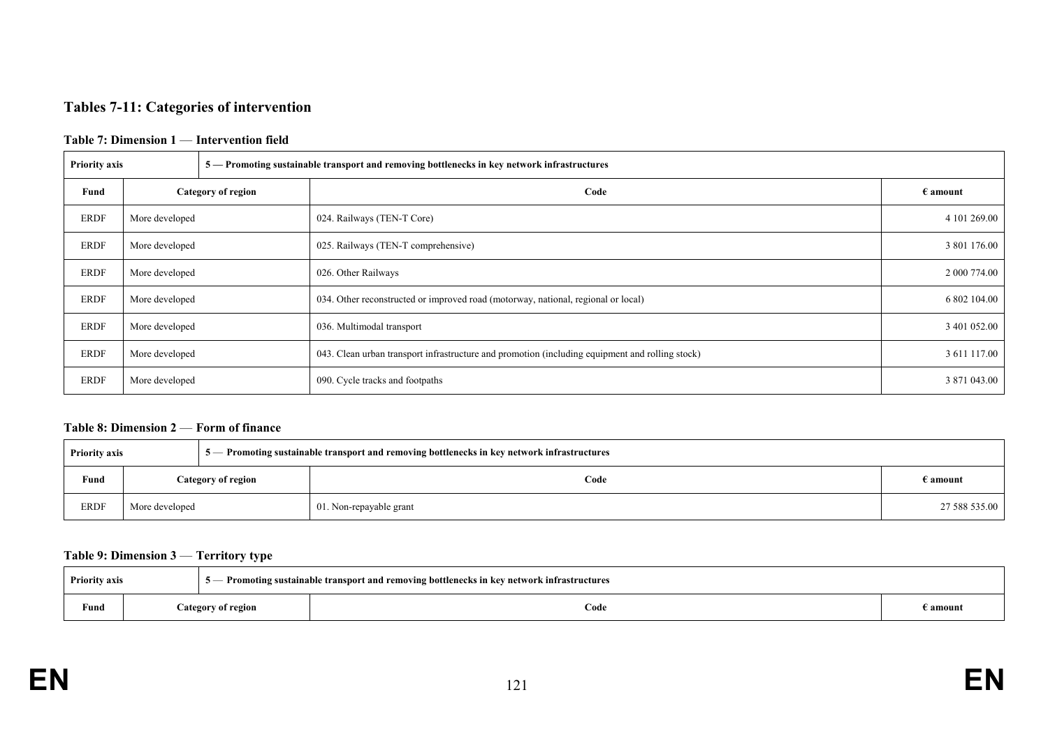## Tables 7-11: Categories of intervention

### Table 7: Dimension 1 — Intervention field

| Priority axis | 5 — Promoting sustainable transport and removing bottlenecks in key network infrastructures | | |
|---|---|---|---|
| **Fund** | **Category of region** | **Code** | **€ amount** |
| ERDF | More developed | 024. Railways (TEN-T Core) | 4 101 269.00 |
| ERDF | More developed | 025. Railways (TEN-T comprehensive) | 3 801 176.00 |
| ERDF | More developed | 026. Other Railways | 2 000 774.00 |
| ERDF | More developed | 034. Other reconstructed or improved road (motorway, national, regional or local) | 6 802 104.00 |
| ERDF | More developed | 036. Multimodal transport | 3 401 052.00 |
| ERDF | More developed | 043. Clean urban transport infrastructure and promotion (including equipment and rolling stock) | 3 611 117.00 |
| ERDF | More developed | 090. Cycle tracks and footpaths | 3 871 043.00 |

### Table 8: Dimension 2 — Form of finance

| Priority axis | 5 — Promoting sustainable transport and removing bottlenecks in key network infrastructures | | |
|---|---|---|---|
| **Fund** | **Category of region** | **Code** | **€ amount** |
| ERDF | More developed | 01. Non-repayable grant | 27 588 535.00 |

### Table 9: Dimension 3 — Territory type

| Priority axis | 5 — Promoting sustainable transport and removing bottlenecks in key network infrastructures | | |
|---|---|---|---|
| **Fund** | **Category of region** | **Code** | **€ amount** |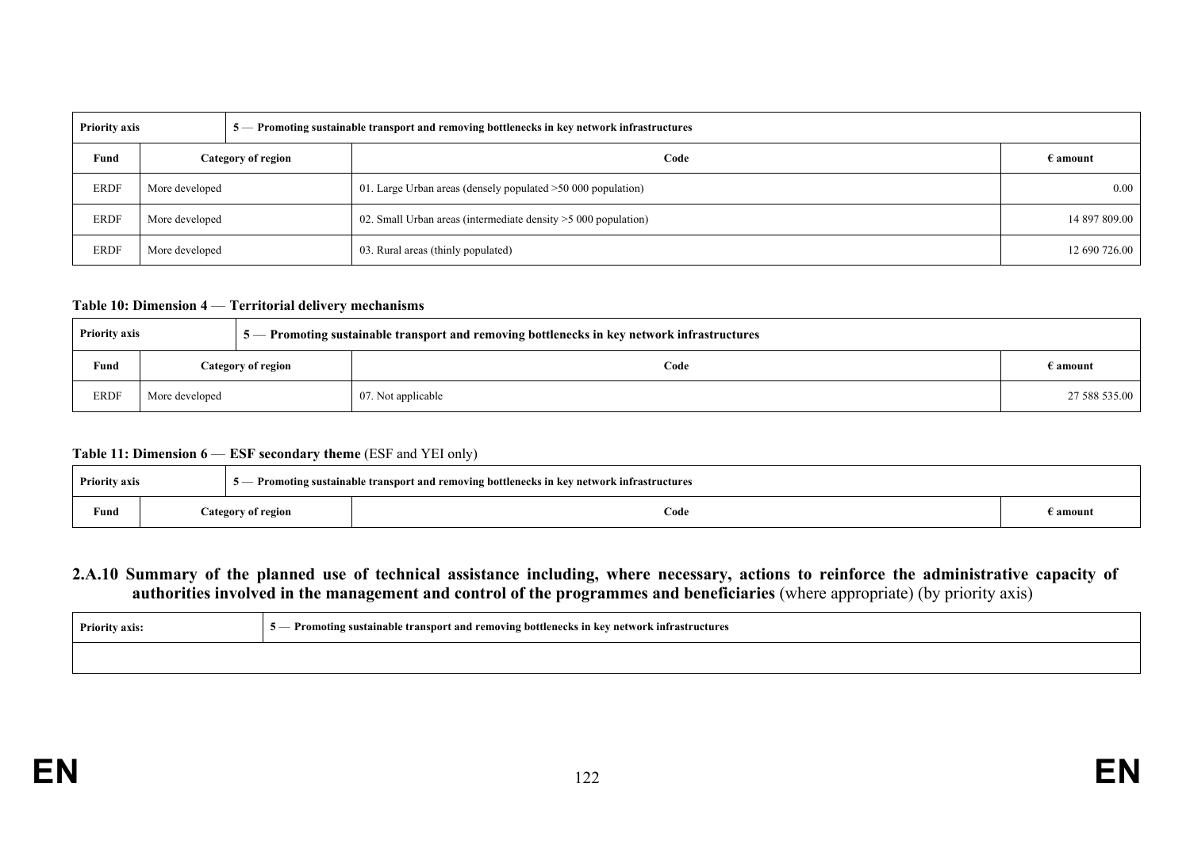| Priority axis | | 5 — Promoting sustainable transport and removing bottlenecks in key network infrastructures | |
|---|---|---|---|
| **Fund** | **Category of region** | **Code** | **€ amount** |
| ERDF | More developed | 01. Large Urban areas (densely populated >50 000 population) | 0.00 |
| ERDF | More developed | 02. Small Urban areas (intermediate density >5 000 population) | 14 897 809.00 |
| ERDF | More developed | 03. Rural areas (thinly populated) | 12 690 726.00 |

**Table 10: Dimension 4** — **Territorial delivery mechanisms**

| Priority axis | | 5 — Promoting sustainable transport and removing bottlenecks in key network infrastructures | |
|---|---|---|---|
| **Fund** | **Category of region** | **Code** | **€ amount** |
| ERDF | More developed | 07. Not applicable | 27 588 535.00 |

**Table 11: Dimension 6** — **ESF secondary theme** (ESF and YEI only)

| Priority axis | | 5 — Promoting sustainable transport and removing bottlenecks in key network infrastructures | |
|---|---|---|---|
| **Fund** | **Category of region** | **Code** | **€ amount** |

### 2.A.10 Summary of the planned use of technical assistance including, where necessary, actions to reinforce the administrative capacity of authorities involved in the management and control of the programmes and beneficiaries (where appropriate) (by priority axis)

| Priority axis: | 5 — Promoting sustainable transport and removing bottlenecks in key network infrastructures |
|---|---|
| | |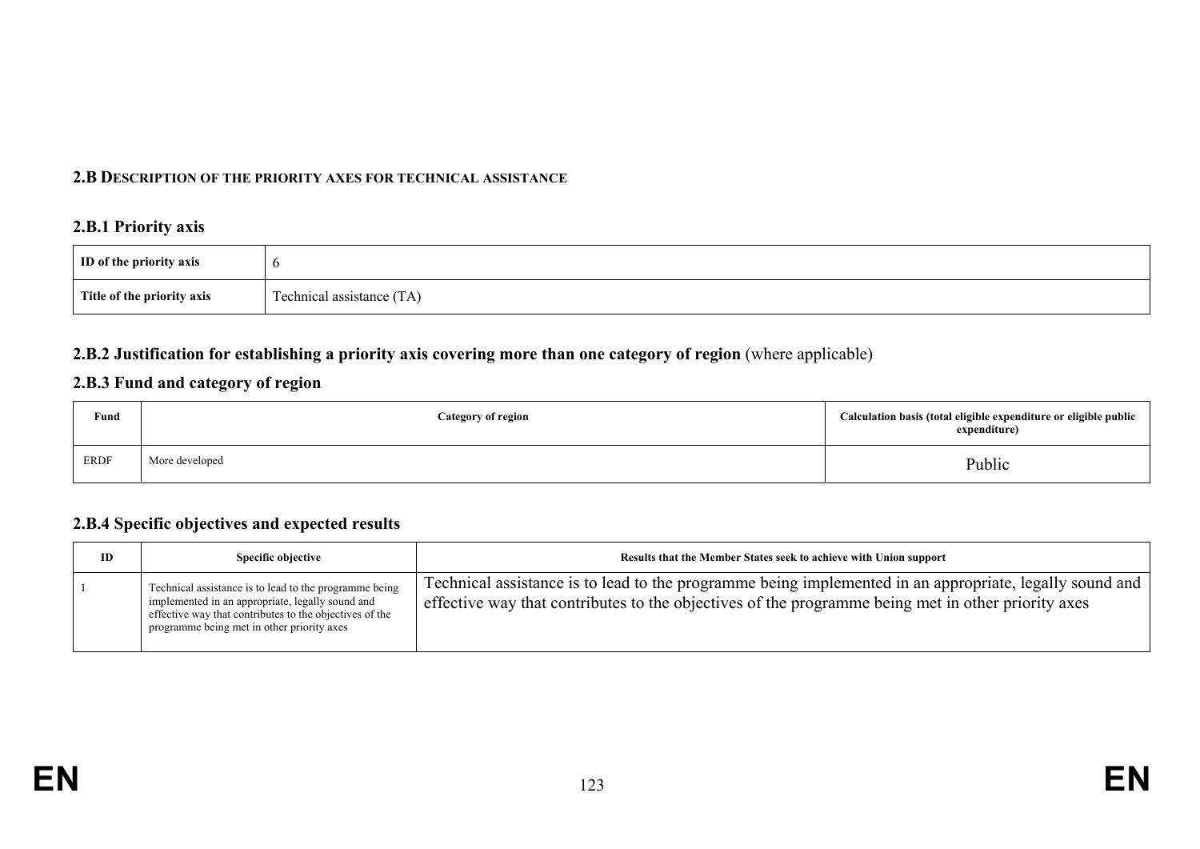## 2.B DESCRIPTION OF THE PRIORITY AXES FOR TECHNICAL ASSISTANCE

### 2.B.1 Priority axis

| ID of the priority axis | 6 |
|---|---|
| Title of the priority axis | Technical assistance (TA) |

### 2.B.2 Justification for establishing a priority axis covering more than one category of region (where applicable)

### 2.B.3 Fund and category of region

| Fund | Category of region | Calculation basis (total eligible expenditure or eligible public expenditure) |
|---|---|---|
| ERDF | More developed | Public |

### 2.B.4 Specific objectives and expected results

| ID | Specific objective | Results that the Member States seek to achieve with Union support |
|---|---|---|
| 1 | Technical assistance is to lead to the programme being implemented in an appropriate, legally sound and effective way that contributes to the objectives of the programme being met in other priority axes | Technical assistance is to lead to the programme being implemented in an appropriate, legally sound and effective way that contributes to the objectives of the programme being met in other priority axes |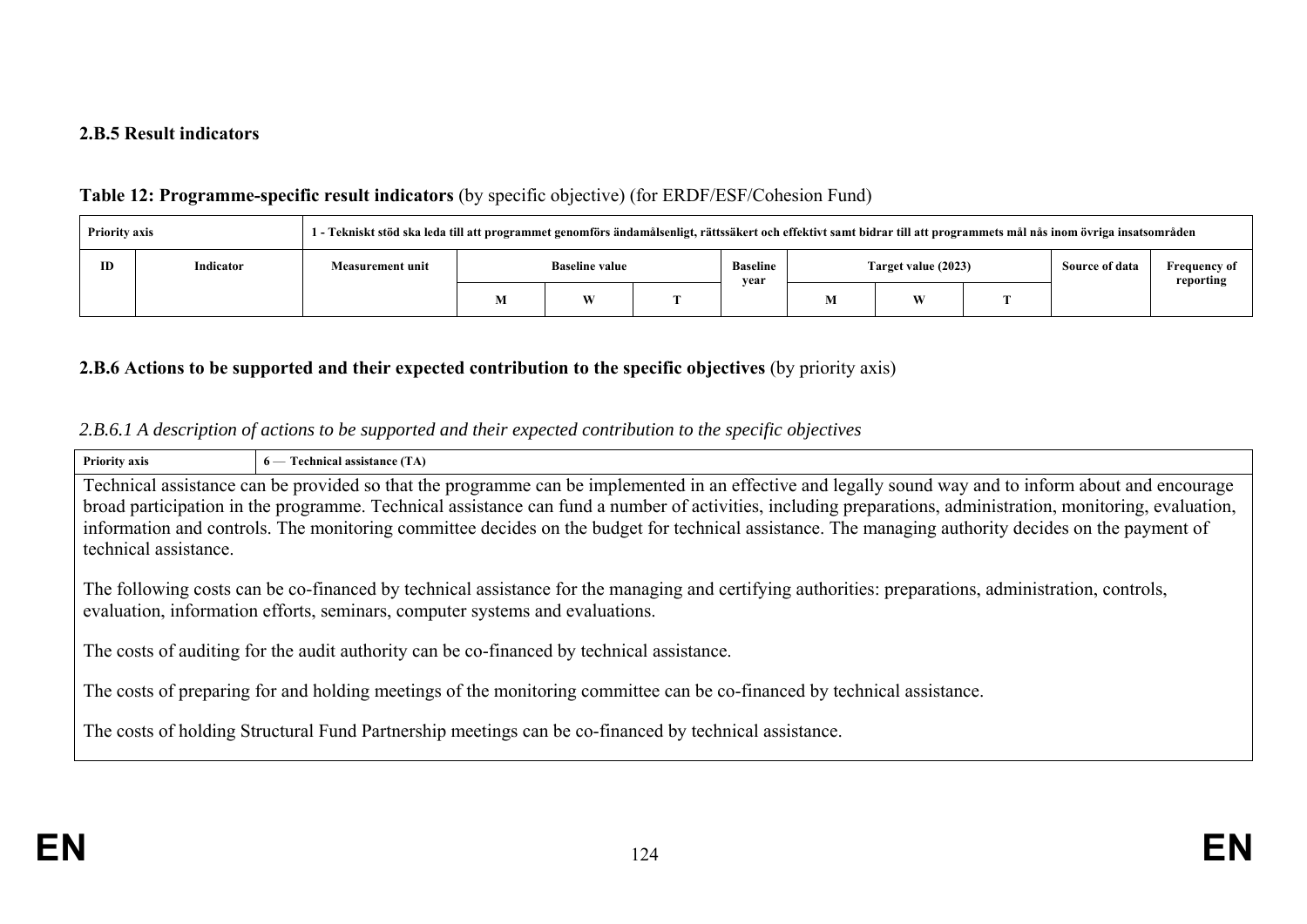### 2.B.5 Result indicators

**Table 12: Programme-specific result indicators** (by specific objective) (for ERDF/ESF/Cohesion Fund)

| Priority axis | | 1 - Tekniskt stöd ska leda till att programmet genomförs ändamålsenligt, rättssäkert och effektivt samt bidrar till att programmets mål nås inom övriga insatsområden | | | | | | | | | |
|---|---|---|---|---|---|---|---|---|---|---|---|
| ID | Indicator | Measurement unit | Baseline value | | | Baseline year | Target value (2023) | | | Source of data | Frequency of reporting |
| | | | M | W | T | | M | W | T | | |

### 2.B.6 Actions to be supported and their expected contribution to the specific objectives (by priority axis)

*2.B.6.1 A description of actions to be supported and their expected contribution to the specific objectives*

| Priority axis | 6 — Technical assistance (TA) |
|---|---|

Technical assistance can be provided so that the programme can be implemented in an effective and legally sound way and to inform about and encourage broad participation in the programme. Technical assistance can fund a number of activities, including preparations, administration, monitoring, evaluation, information and controls. The monitoring committee decides on the budget for technical assistance. The managing authority decides on the payment of technical assistance.

The following costs can be co-financed by technical assistance for the managing and certifying authorities: preparations, administration, controls, evaluation, information efforts, seminars, computer systems and evaluations.

The costs of auditing for the audit authority can be co-financed by technical assistance.

The costs of preparing for and holding meetings of the monitoring committee can be co-financed by technical assistance.

The costs of holding Structural Fund Partnership meetings can be co-financed by technical assistance.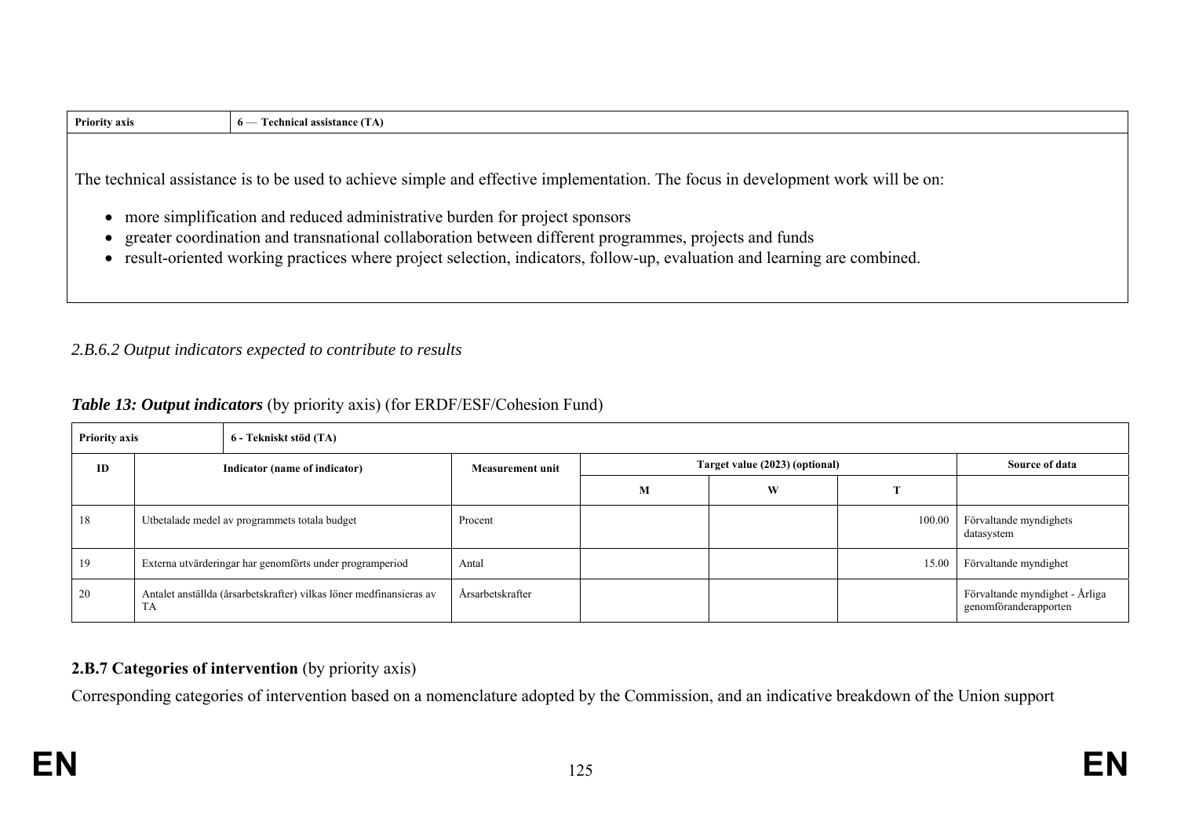| Priority axis | 6 — Technical assistance (TA) |
| --- | --- |

The technical assistance is to be used to achieve simple and effective implementation. The focus in development work will be on:

- more simplification and reduced administrative burden for project sponsors
- greater coordination and transnational collaboration between different programmes, projects and funds
- result-oriented working practices where project selection, indicators, follow-up, evaluation and learning are combined.

*2.B.6.2 Output indicators expected to contribute to results*

***Table 13: Output indicators*** (by priority axis) (for ERDF/ESF/Cohesion Fund)

| Priority axis | 6 - Tekniskt stöd (TA) | | | | | |
| --- | --- | --- | --- | --- | --- | --- |
| ID | Indicator (name of indicator) | Measurement unit | Target value (2023) (optional) | | | Source of data |
| | | | M | W | T | |
| 18 | Utbetalade medel av programmets totala budget | Procent | | | 100.00 | Förvaltande myndighets datasystem |
| 19 | Externa utvärderingar har genomförts under programperiod | Antal | | | 15.00 | Förvaltande myndighet |
| 20 | Antalet anställda (årsarbetskrafter) vilkas löner medfinansieras av TA | Årsarbetskrafter | | | | Förvaltande myndighet - Årliga genomföranderapporten |

**2.B.7 Categories of intervention** (by priority axis)

Corresponding categories of intervention based on a nomenclature adopted by the Commission, and an indicative breakdown of the Union support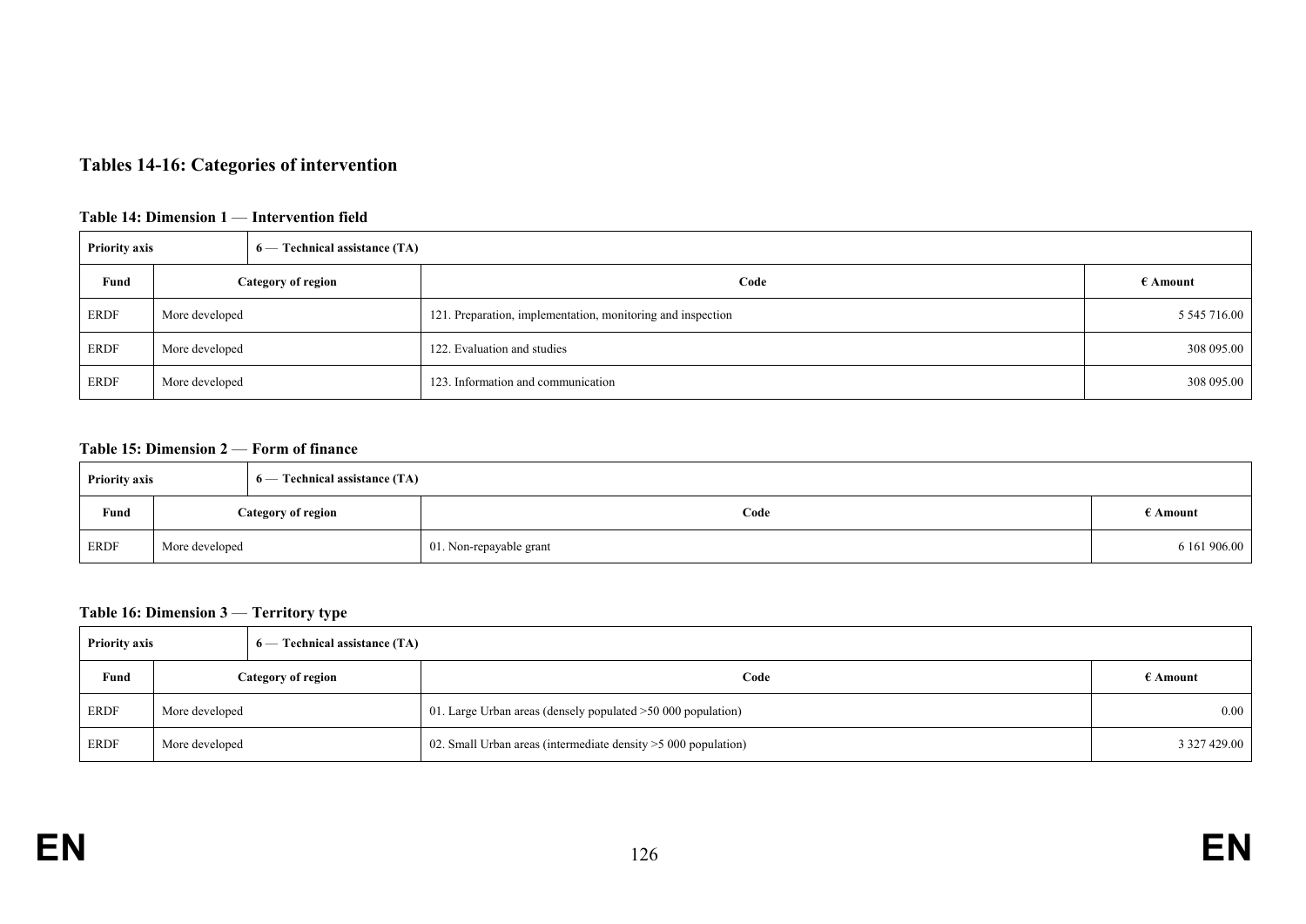## Tables 14-16: Categories of intervention

### Table 14: Dimension 1 — Intervention field

| Priority axis | 6 — Technical assistance (TA) | | |
|---|---|---|---|
| **Fund** | **Category of region** | **Code** | **€ Amount** |
| ERDF | More developed | 121. Preparation, implementation, monitoring and inspection | 5 545 716.00 |
| ERDF | More developed | 122. Evaluation and studies | 308 095.00 |
| ERDF | More developed | 123. Information and communication | 308 095.00 |

### Table 15: Dimension 2 — Form of finance

| Priority axis | 6 — Technical assistance (TA) | | |
|---|---|---|---|
| **Fund** | **Category of region** | **Code** | **€ Amount** |
| ERDF | More developed | 01. Non-repayable grant | 6 161 906.00 |

### Table 16: Dimension 3 — Territory type

| Priority axis | 6 — Technical assistance (TA) | | |
|---|---|---|---|
| **Fund** | **Category of region** | **Code** | **€ Amount** |
| ERDF | More developed | 01. Large Urban areas (densely populated >50 000 population) | 0.00 |
| ERDF | More developed | 02. Small Urban areas (intermediate density >5 000 population) | 3 327 429.00 |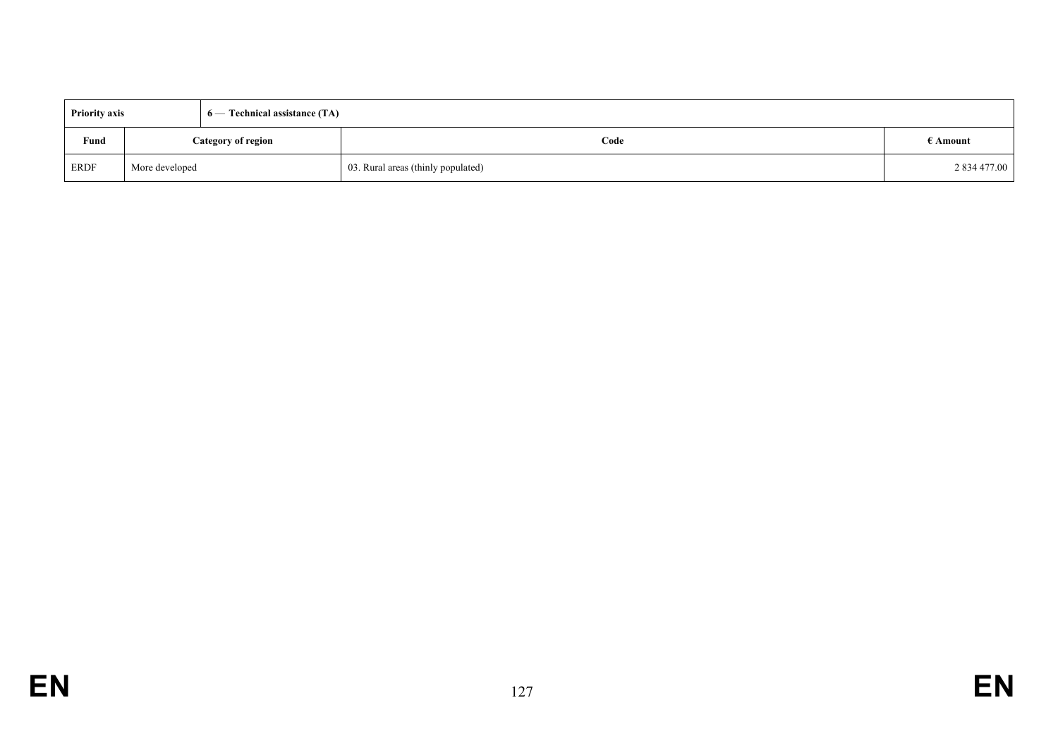| Priority axis | | 6 — Technical assistance (TA) | |
|---|---|---|---|
| **Fund** | **Category of region** | **Code** | **€ Amount** |
| ERDF | More developed | 03. Rural areas (thinly populated) | 2 834 477.00 |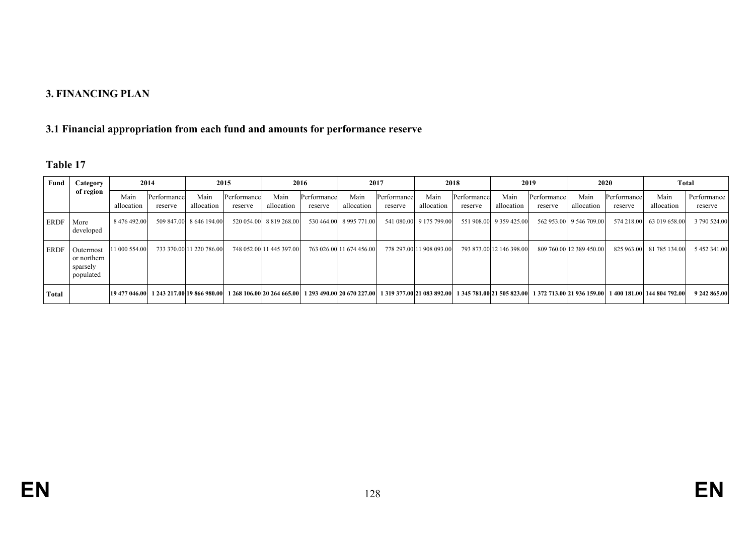## 3. FINANCING PLAN

### 3.1 Financial appropriation from each fund and amounts for performance reserve

**Table 17**

| Fund | Category of region | 2014 | | 2015 | | 2016 | | 2017 | | 2018 | | 2019 | | 2020 | | Total | |
|---|---|---|---|---|---|---|---|---|---|---|---|---|---|---|---|---|---|
| | | Main allocation | Performance reserve | Main allocation | Performance reserve | Main allocation | Performance reserve | Main allocation | Performance reserve | Main allocation | Performance reserve | Main allocation | Performance reserve | Main allocation | Performance reserve | Main allocation | Performance reserve |
| ERDF | More developed | 8 476 492.00 | 509 847.00 | 8 646 194.00 | 520 054.00 | 8 819 268.00 | 530 464.00 | 8 995 771.00 | 541 080.00 | 9 175 799.00 | 551 908.00 | 9 359 425.00 | 562 953.00 | 9 546 709.00 | 574 218.00 | 63 019 658.00 | 3 790 524.00 |
| ERDF | Outermost or northern sparsely populated | 11 000 554.00 | 733 370.00 | 11 220 786.00 | 748 052.00 | 11 445 397.00 | 763 026.00 | 11 674 456.00 | 778 297.00 | 11 908 093.00 | 793 873.00 | 12 146 398.00 | 809 760.00 | 12 389 450.00 | 825 963.00 | 81 785 134.00 | 5 452 341.00 |
| **Total** | | **19 477 046.00** | **1 243 217.00** | **19 866 980.00** | **1 268 106.00** | **20 264 665.00** | **1 293 490.00** | **20 670 227.00** | **1 319 377.00** | **21 083 892.00** | **1 345 781.00** | **21 505 823.00** | **1 372 713.00** | **21 936 159.00** | **1 400 181.00** | **144 804 792.00** | **9 242 865.00** |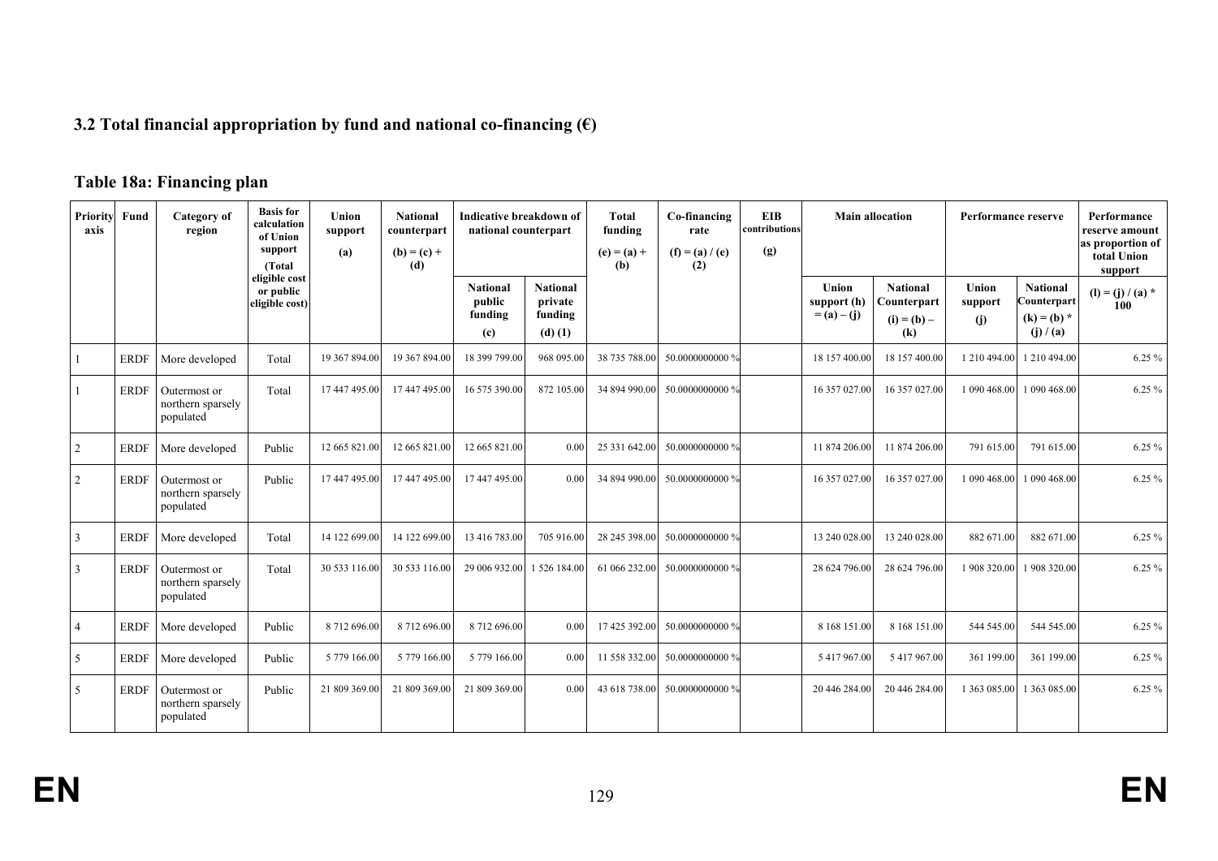### 3.2 Total financial appropriation by fund and national co-financing (€)

### Table 18a: Financing plan

| Priority axis | Fund | Category of region | Basis for calculation of Union support (Total eligible cost or public eligible cost) | Union support (a) | National counterpart (b) = (c) + (d) | Indicative breakdown of national counterpart | | Total funding (e) = (a) + (b) | Co-financing rate (f) = (a) / (e) (2) | EIB contributions (g) | Main allocation | | Performance reserve | | Performance reserve amount as proportion of total Union support |
|---|---|---|---|---|---|---|---|---|---|---|---|---|---|---|---|
| | | | | | | National public funding (c) | National private funding (d) (1) | | | | Union support (h) = (a) – (j) | National Counterpart (i) = (b) – (k) | Union support (j) | National Counterpart (k) = (b) * (j) / (a) | (l) = (j) / (a) * 100 |
| 1 | ERDF | More developed | Total | 19 367 894.00 | 19 367 894.00 | 18 399 799.00 | 968 095.00 | 38 735 788.00 | 50.0000000000 % | | 18 157 400.00 | 18 157 400.00 | 1 210 494.00 | 1 210 494.00 | 6.25 % |
| 1 | ERDF | Outermost or northern sparsely populated | Total | 17 447 495.00 | 17 447 495.00 | 16 575 390.00 | 872 105.00 | 34 894 990.00 | 50.0000000000 % | | 16 357 027.00 | 16 357 027.00 | 1 090 468.00 | 1 090 468.00 | 6.25 % |
| 2 | ERDF | More developed | Public | 12 665 821.00 | 12 665 821.00 | 12 665 821.00 | 0.00 | 25 331 642.00 | 50.0000000000 % | | 11 874 206.00 | 11 874 206.00 | 791 615.00 | 791 615.00 | 6.25 % |
| 2 | ERDF | Outermost or northern sparsely populated | Public | 17 447 495.00 | 17 447 495.00 | 17 447 495.00 | 0.00 | 34 894 990.00 | 50.0000000000 % | | 16 357 027.00 | 16 357 027.00 | 1 090 468.00 | 1 090 468.00 | 6.25 % |
| 3 | ERDF | More developed | Total | 14 122 699.00 | 14 122 699.00 | 13 416 783.00 | 705 916.00 | 28 245 398.00 | 50.0000000000 % | | 13 240 028.00 | 13 240 028.00 | 882 671.00 | 882 671.00 | 6.25 % |
| 3 | ERDF | Outermost or northern sparsely populated | Total | 30 533 116.00 | 30 533 116.00 | 29 006 932.00 | 1 526 184.00 | 61 066 232.00 | 50.0000000000 % | | 28 624 796.00 | 28 624 796.00 | 1 908 320.00 | 1 908 320.00 | 6.25 % |
| 4 | ERDF | More developed | Public | 8 712 696.00 | 8 712 696.00 | 8 712 696.00 | 0.00 | 17 425 392.00 | 50.0000000000 % | | 8 168 151.00 | 8 168 151.00 | 544 545.00 | 544 545.00 | 6.25 % |
| 5 | ERDF | More developed | Public | 5 779 166.00 | 5 779 166.00 | 5 779 166.00 | 0.00 | 11 558 332.00 | 50.0000000000 % | | 5 417 967.00 | 5 417 967.00 | 361 199.00 | 361 199.00 | 6.25 % |
| 5 | ERDF | Outermost or northern sparsely populated | Public | 21 809 369.00 | 21 809 369.00 | 21 809 369.00 | 0.00 | 43 618 738.00 | 50.0000000000 % | | 20 446 284.00 | 20 446 284.00 | 1 363 085.00 | 1 363 085.00 | 6.25 % |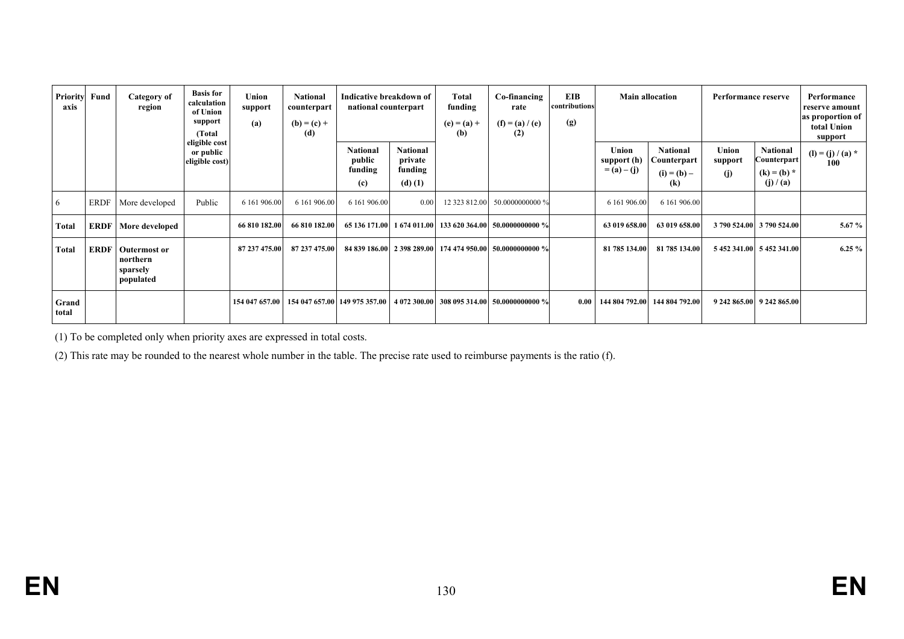| Priority axis | Fund | Category of region | Basis for calculation of Union support (Total eligible cost or public eligible cost) | Union support (a) | National counterpart (b) = (c) + (d) | Indicative breakdown of national counterpart | | Total funding (e) = (a) + (b) | Co-financing rate (f) = (a) / (e) (2) | EIB contributions (g) | Main allocation | | Performance reserve | | Performance reserve amount as proportion of total Union support |
|---|---|---|---|---|---|---|---|---|---|---|---|---|---|---|---|
| | | | | | | National public funding (c) | National private funding (d) (1) | | | | Union support (h) = (a) – (j) | National Counterpart (i) = (b) – (k) | Union support (j) | National Counterpart (k) = (b) * (j) / (a) | (l) = (j) / (a) * 100 |
| 6 | ERDF | More developed | Public | 6 161 906.00 | 6 161 906.00 | 6 161 906.00 | 0.00 | 12 323 812.00 | 50.0000000000 % | | 6 161 906.00 | 6 161 906.00 | | | |
| **Total** | **ERDF** | **More developed** | | **66 810 182.00** | **66 810 182.00** | **65 136 171.00** | **1 674 011.00** | **133 620 364.00** | **50.0000000000 %** | | **63 019 658.00** | **63 019 658.00** | **3 790 524.00** | **3 790 524.00** | **5.67 %** |
| **Total** | **ERDF** | **Outermost or northern sparsely populated** | | **87 237 475.00** | **87 237 475.00** | **84 839 186.00** | **2 398 289.00** | **174 474 950.00** | **50.0000000000 %** | | **81 785 134.00** | **81 785 134.00** | **5 452 341.00** | **5 452 341.00** | **6.25 %** |
| **Grand total** | | | | **154 047 657.00** | **154 047 657.00** | **149 975 357.00** | **4 072 300.00** | **308 095 314.00** | **50.0000000000 %** | **0.00** | **144 804 792.00** | **144 804 792.00** | **9 242 865.00** | **9 242 865.00** | |

(1) To be completed only when priority axes are expressed in total costs.

(2) This rate may be rounded to the nearest whole number in the table. The precise rate used to reimburse payments is the ratio (f).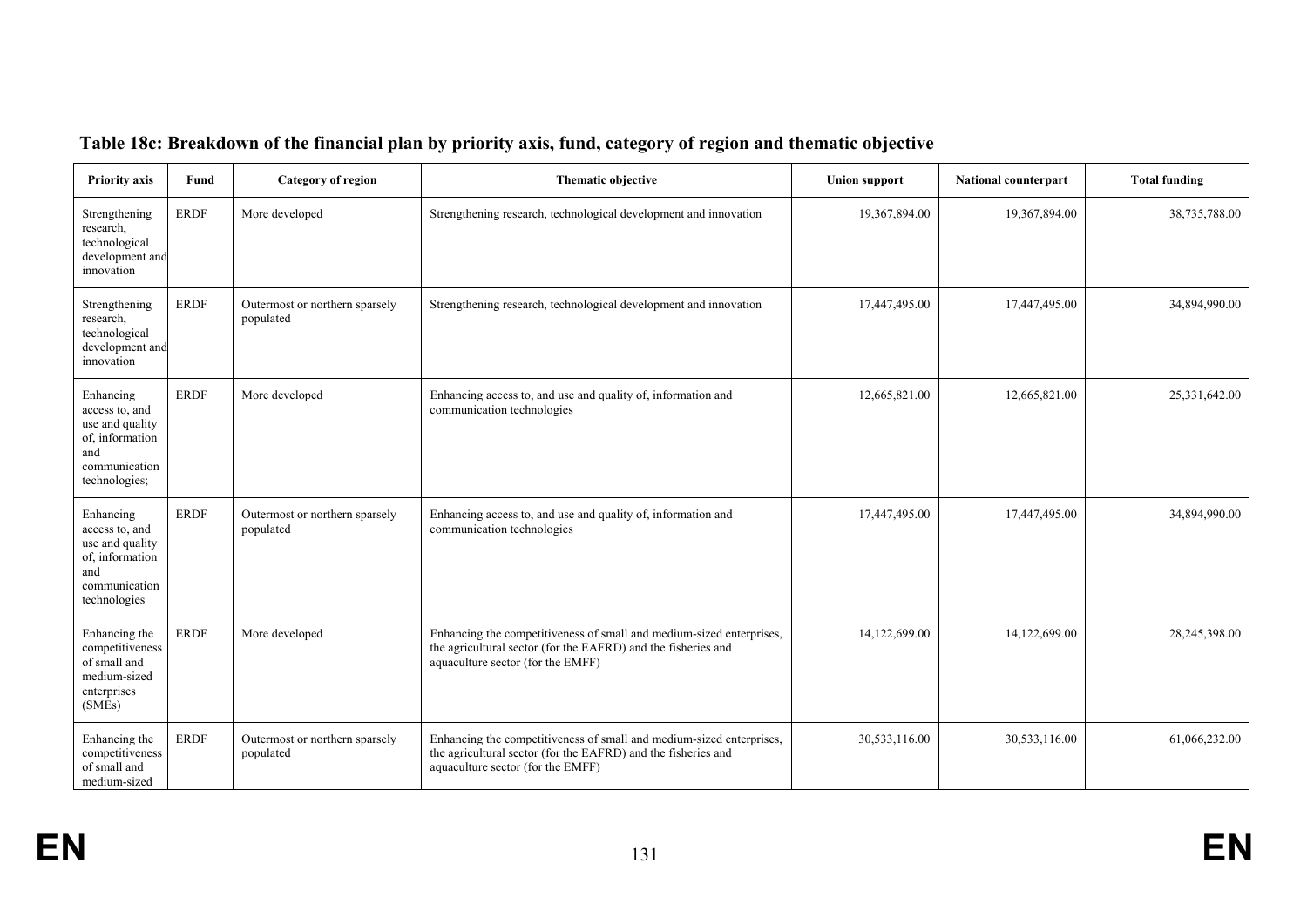## Table 18c: Breakdown of the financial plan by priority axis, fund, category of region and thematic objective

| Priority axis | Fund | Category of region | Thematic objective | Union support | National counterpart | Total funding |
|---|---|---|---|---|---|---|
| Strengthening research, technological development and innovation | ERDF | More developed | Strengthening research, technological development and innovation | 19,367,894.00 | 19,367,894.00 | 38,735,788.00 |
| Strengthening research, technological development and innovation | ERDF | Outermost or northern sparsely populated | Strengthening research, technological development and innovation | 17,447,495.00 | 17,447,495.00 | 34,894,990.00 |
| Enhancing access to, and use and quality of, information and communication technologies; | ERDF | More developed | Enhancing access to, and use and quality of, information and communication technologies | 12,665,821.00 | 12,665,821.00 | 25,331,642.00 |
| Enhancing access to, and use and quality of, information and communication technologies | ERDF | Outermost or northern sparsely populated | Enhancing access to, and use and quality of, information and communication technologies | 17,447,495.00 | 17,447,495.00 | 34,894,990.00 |
| Enhancing the competitiveness of small and medium-sized enterprises (SMEs) | ERDF | More developed | Enhancing the competitiveness of small and medium-sized enterprises, the agricultural sector (for the EAFRD) and the fisheries and aquaculture sector (for the EMFF) | 14,122,699.00 | 14,122,699.00 | 28,245,398.00 |
| Enhancing the competitiveness of small and medium-sized | ERDF | Outermost or northern sparsely populated | Enhancing the competitiveness of small and medium-sized enterprises, the agricultural sector (for the EAFRD) and the fisheries and aquaculture sector (for the EMFF) | 30,533,116.00 | 30,533,116.00 | 61,066,232.00 |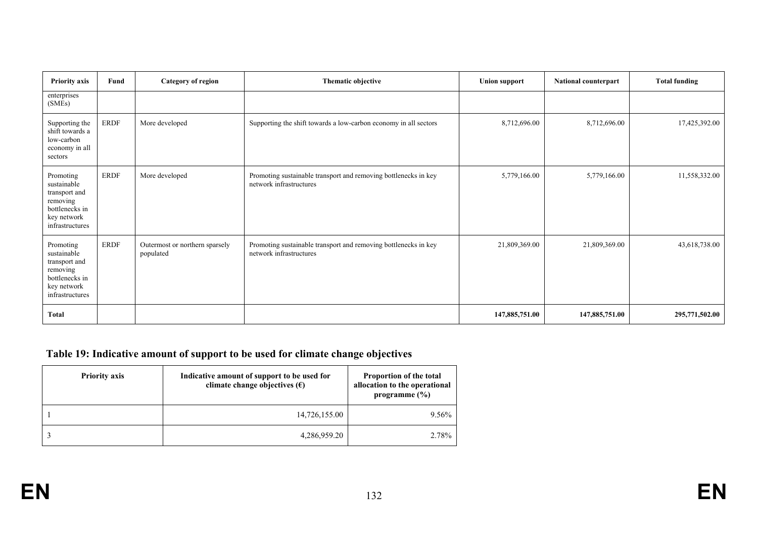| Priority axis | Fund | Category of region | Thematic objective | Union support | National counterpart | Total funding |
|---|---|---|---|---|---|---|
| enterprises (SMEs) | | | | | | |
| Supporting the shift towards a low-carbon economy in all sectors | ERDF | More developed | Supporting the shift towards a low-carbon economy in all sectors | 8,712,696.00 | 8,712,696.00 | 17,425,392.00 |
| Promoting sustainable transport and removing bottlenecks in key network infrastructures | ERDF | More developed | Promoting sustainable transport and removing bottlenecks in key network infrastructures | 5,779,166.00 | 5,779,166.00 | 11,558,332.00 |
| Promoting sustainable transport and removing bottlenecks in key network infrastructures | ERDF | Outermost or northern sparsely populated | Promoting sustainable transport and removing bottlenecks in key network infrastructures | 21,809,369.00 | 21,809,369.00 | 43,618,738.00 |
| **Total** | | | | **147,885,751.00** | **147,885,751.00** | **295,771,502.00** |

## Table 19: Indicative amount of support to be used for climate change objectives

| Priority axis | Indicative amount of support to be used for climate change objectives (€) | Proportion of the total allocation to the operational programme (%) |
|---|---|---|
| 1 | 14,726,155.00 | 9.56% |
| 3 | 4,286,959.20 | 2.78% |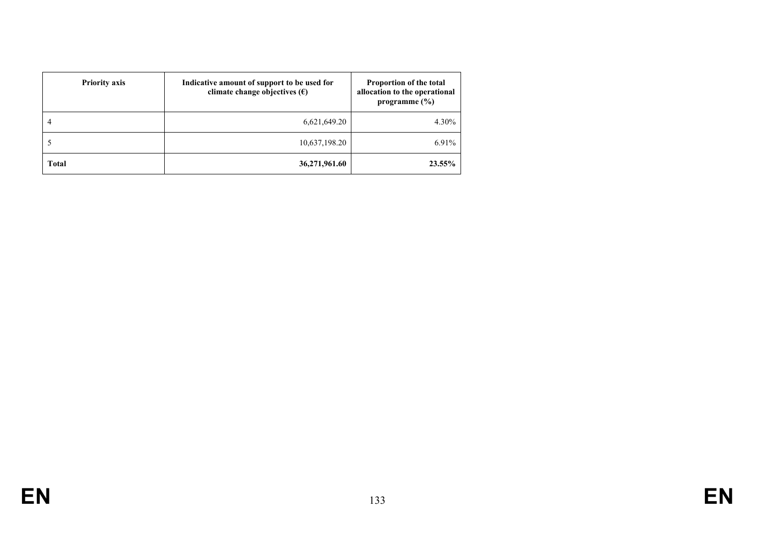| Priority axis | Indicative amount of support to be used for climate change objectives (€) | Proportion of the total allocation to the operational programme (%) |
|---|---|---|
| 4 | 6,621,649.20 | 4.30% |
| 5 | 10,637,198.20 | 6.91% |
| **Total** | **36,271,961.60** | **23.55%** |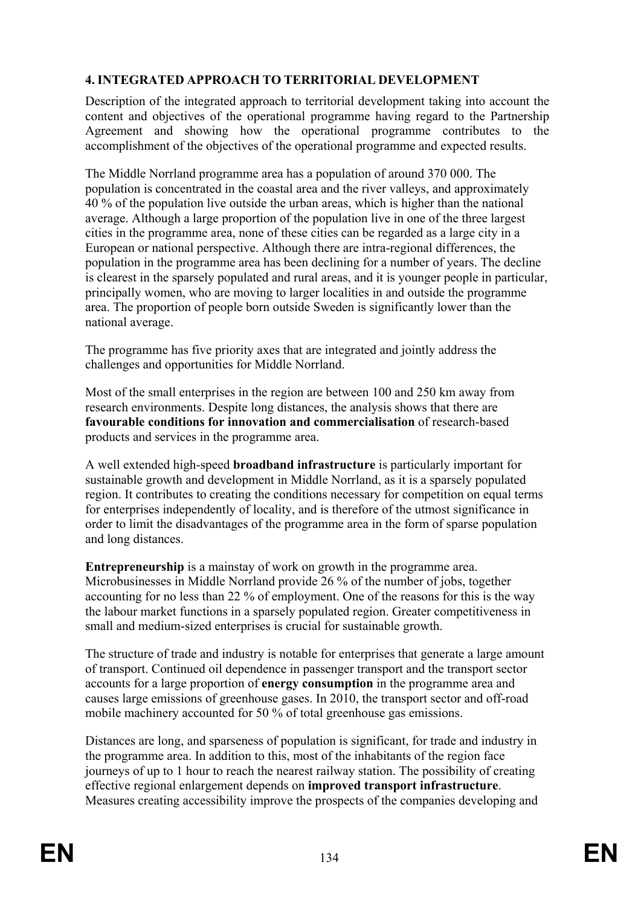## 4. INTEGRATED APPROACH TO TERRITORIAL DEVELOPMENT

Description of the integrated approach to territorial development taking into account the content and objectives of the operational programme having regard to the Partnership Agreement and showing how the operational programme contributes to the accomplishment of the objectives of the operational programme and expected results.

The Middle Norrland programme area has a population of around 370 000. The population is concentrated in the coastal area and the river valleys, and approximately 40 % of the population live outside the urban areas, which is higher than the national average. Although a large proportion of the population live in one of the three largest cities in the programme area, none of these cities can be regarded as a large city in a European or national perspective. Although there are intra-regional differences, the population in the programme area has been declining for a number of years. The decline is clearest in the sparsely populated and rural areas, and it is younger people in particular, principally women, who are moving to larger localities in and outside the programme area. The proportion of people born outside Sweden is significantly lower than the national average.

The programme has five priority axes that are integrated and jointly address the challenges and opportunities for Middle Norrland.

Most of the small enterprises in the region are between 100 and 250 km away from research environments. Despite long distances, the analysis shows that there are **favourable conditions for innovation and commercialisation** of research-based products and services in the programme area.

A well extended high-speed **broadband infrastructure** is particularly important for sustainable growth and development in Middle Norrland, as it is a sparsely populated region. It contributes to creating the conditions necessary for competition on equal terms for enterprises independently of locality, and is therefore of the utmost significance in order to limit the disadvantages of the programme area in the form of sparse population and long distances.

**Entrepreneurship** is a mainstay of work on growth in the programme area. Microbusinesses in Middle Norrland provide 26 % of the number of jobs, together accounting for no less than 22 % of employment. One of the reasons for this is the way the labour market functions in a sparsely populated region. Greater competitiveness in small and medium-sized enterprises is crucial for sustainable growth.

The structure of trade and industry is notable for enterprises that generate a large amount of transport. Continued oil dependence in passenger transport and the transport sector accounts for a large proportion of **energy consumption** in the programme area and causes large emissions of greenhouse gases. In 2010, the transport sector and off-road mobile machinery accounted for 50 % of total greenhouse gas emissions.

Distances are long, and sparseness of population is significant, for trade and industry in the programme area. In addition to this, most of the inhabitants of the region face journeys of up to 1 hour to reach the nearest railway station. The possibility of creating effective regional enlargement depends on **improved transport infrastructure**. Measures creating accessibility improve the prospects of the companies developing and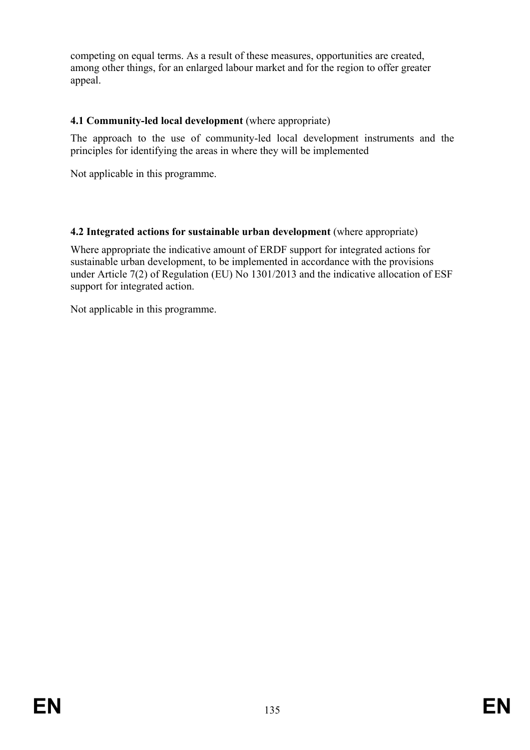competing on equal terms. As a result of these measures, opportunities are created, among other things, for an enlarged labour market and for the region to offer greater appeal.

### 4.1 Community-led local development (where appropriate)

The approach to the use of community-led local development instruments and the principles for identifying the areas in where they will be implemented

Not applicable in this programme.

### 4.2 Integrated actions for sustainable urban development (where appropriate)

Where appropriate the indicative amount of ERDF support for integrated actions for sustainable urban development, to be implemented in accordance with the provisions under Article 7(2) of Regulation (EU) No 1301/2013 and the indicative allocation of ESF support for integrated action.

Not applicable in this programme.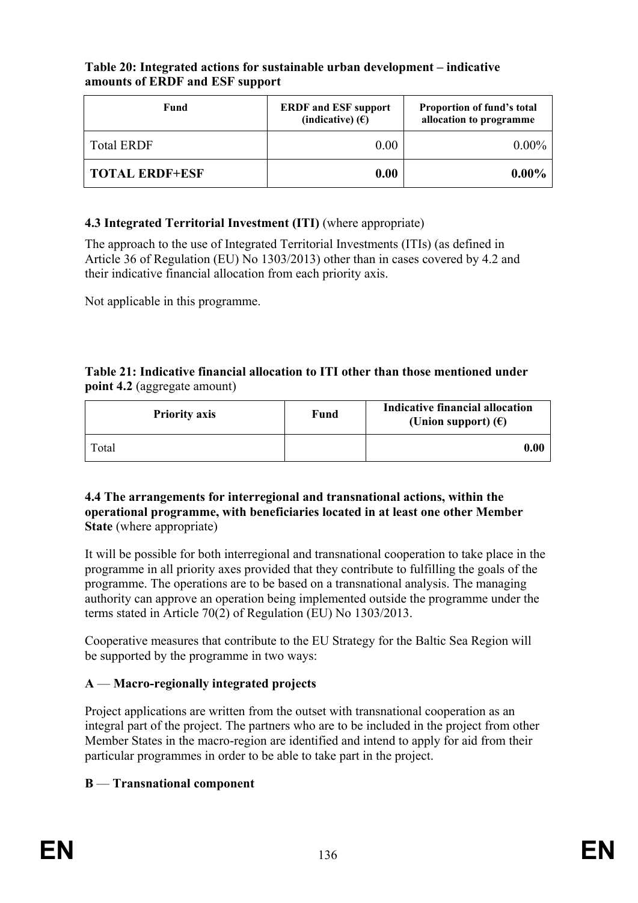**Table 20: Integrated actions for sustainable urban development – indicative amounts of ERDF and ESF support**

| Fund | ERDF and ESF support (indicative) (€) | Proportion of fund's total allocation to programme |
|---|---|---|
| Total ERDF | 0.00 | 0.00% |
| **TOTAL ERDF+ESF** | **0.00** | **0.00%** |

### 4.3 Integrated Territorial Investment (ITI) (where appropriate)

The approach to the use of Integrated Territorial Investments (ITIs) (as defined in Article 36 of Regulation (EU) No 1303/2013) other than in cases covered by 4.2 and their indicative financial allocation from each priority axis.

Not applicable in this programme.

**Table 21: Indicative financial allocation to ITI other than those mentioned under point 4.2** (aggregate amount)

| Priority axis | Fund | Indicative financial allocation (Union support) (€) |
|---|---|---|
| Total | | **0.00** |

### 4.4 The arrangements for interregional and transnational actions, within the operational programme, with beneficiaries located in at least one other Member State (where appropriate)

It will be possible for both interregional and transnational cooperation to take place in the programme in all priority axes provided that they contribute to fulfilling the goals of the programme. The operations are to be based on a transnational analysis. The managing authority can approve an operation being implemented outside the programme under the terms stated in Article 70(2) of Regulation (EU) No 1303/2013.

Cooperative measures that contribute to the EU Strategy for the Baltic Sea Region will be supported by the programme in two ways:

**A — Macro-regionally integrated projects**

Project applications are written from the outset with transnational cooperation as an integral part of the project. The partners who are to be included in the project from other Member States in the macro-region are identified and intend to apply for aid from their particular programmes in order to be able to take part in the project.

**B — Transnational component**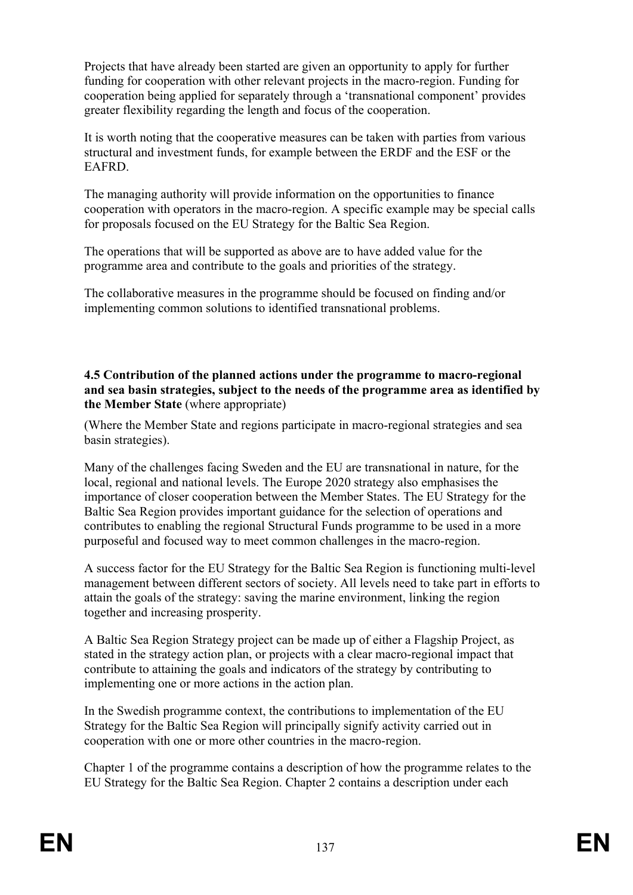Projects that have already been started are given an opportunity to apply for further funding for cooperation with other relevant projects in the macro-region. Funding for cooperation being applied for separately through a 'transnational component' provides greater flexibility regarding the length and focus of the cooperation.

It is worth noting that the cooperative measures can be taken with parties from various structural and investment funds, for example between the ERDF and the ESF or the EAFRD.

The managing authority will provide information on the opportunities to finance cooperation with operators in the macro-region. A specific example may be special calls for proposals focused on the EU Strategy for the Baltic Sea Region.

The operations that will be supported as above are to have added value for the programme area and contribute to the goals and priorities of the strategy.

The collaborative measures in the programme should be focused on finding and/or implementing common solutions to identified transnational problems.

**4.5 Contribution of the planned actions under the programme to macro-regional and sea basin strategies, subject to the needs of the programme area as identified by the Member State** (where appropriate)

(Where the Member State and regions participate in macro-regional strategies and sea basin strategies).

Many of the challenges facing Sweden and the EU are transnational in nature, for the local, regional and national levels. The Europe 2020 strategy also emphasises the importance of closer cooperation between the Member States. The EU Strategy for the Baltic Sea Region provides important guidance for the selection of operations and contributes to enabling the regional Structural Funds programme to be used in a more purposeful and focused way to meet common challenges in the macro-region.

A success factor for the EU Strategy for the Baltic Sea Region is functioning multi-level management between different sectors of society. All levels need to take part in efforts to attain the goals of the strategy: saving the marine environment, linking the region together and increasing prosperity.

A Baltic Sea Region Strategy project can be made up of either a Flagship Project, as stated in the strategy action plan, or projects with a clear macro-regional impact that contribute to attaining the goals and indicators of the strategy by contributing to implementing one or more actions in the action plan.

In the Swedish programme context, the contributions to implementation of the EU Strategy for the Baltic Sea Region will principally signify activity carried out in cooperation with one or more other countries in the macro-region.

Chapter 1 of the programme contains a description of how the programme relates to the EU Strategy for the Baltic Sea Region. Chapter 2 contains a description under each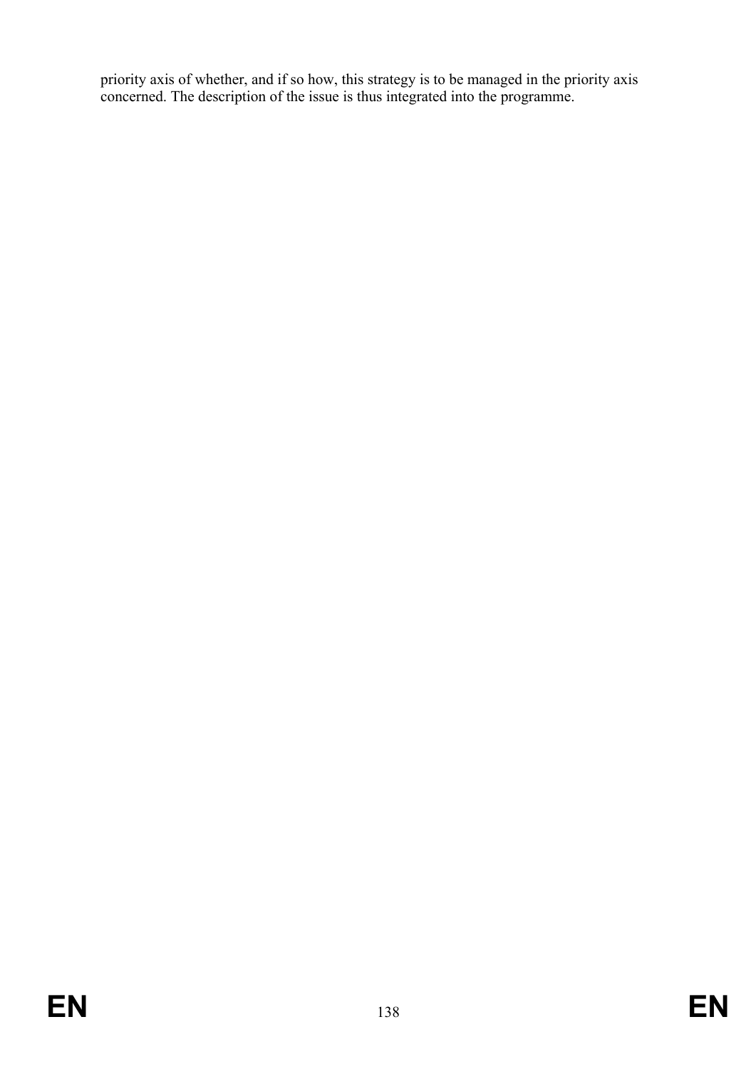priority axis of whether, and if so how, this strategy is to be managed in the priority axis concerned. The description of the issue is thus integrated into the programme.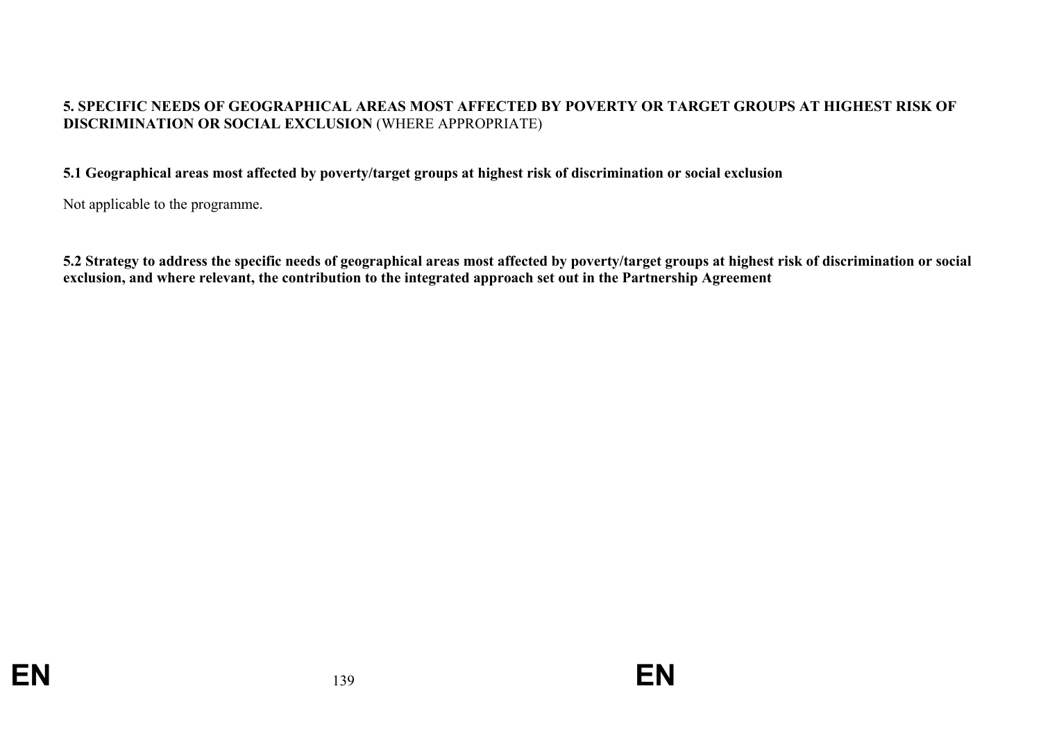## 5. SPECIFIC NEEDS OF GEOGRAPHICAL AREAS MOST AFFECTED BY POVERTY OR TARGET GROUPS AT HIGHEST RISK OF DISCRIMINATION OR SOCIAL EXCLUSION (WHERE APPROPRIATE)

### 5.1 Geographical areas most affected by poverty/target groups at highest risk of discrimination or social exclusion

Not applicable to the programme.

### 5.2 Strategy to address the specific needs of geographical areas most affected by poverty/target groups at highest risk of discrimination or social exclusion, and where relevant, the contribution to the integrated approach set out in the Partnership Agreement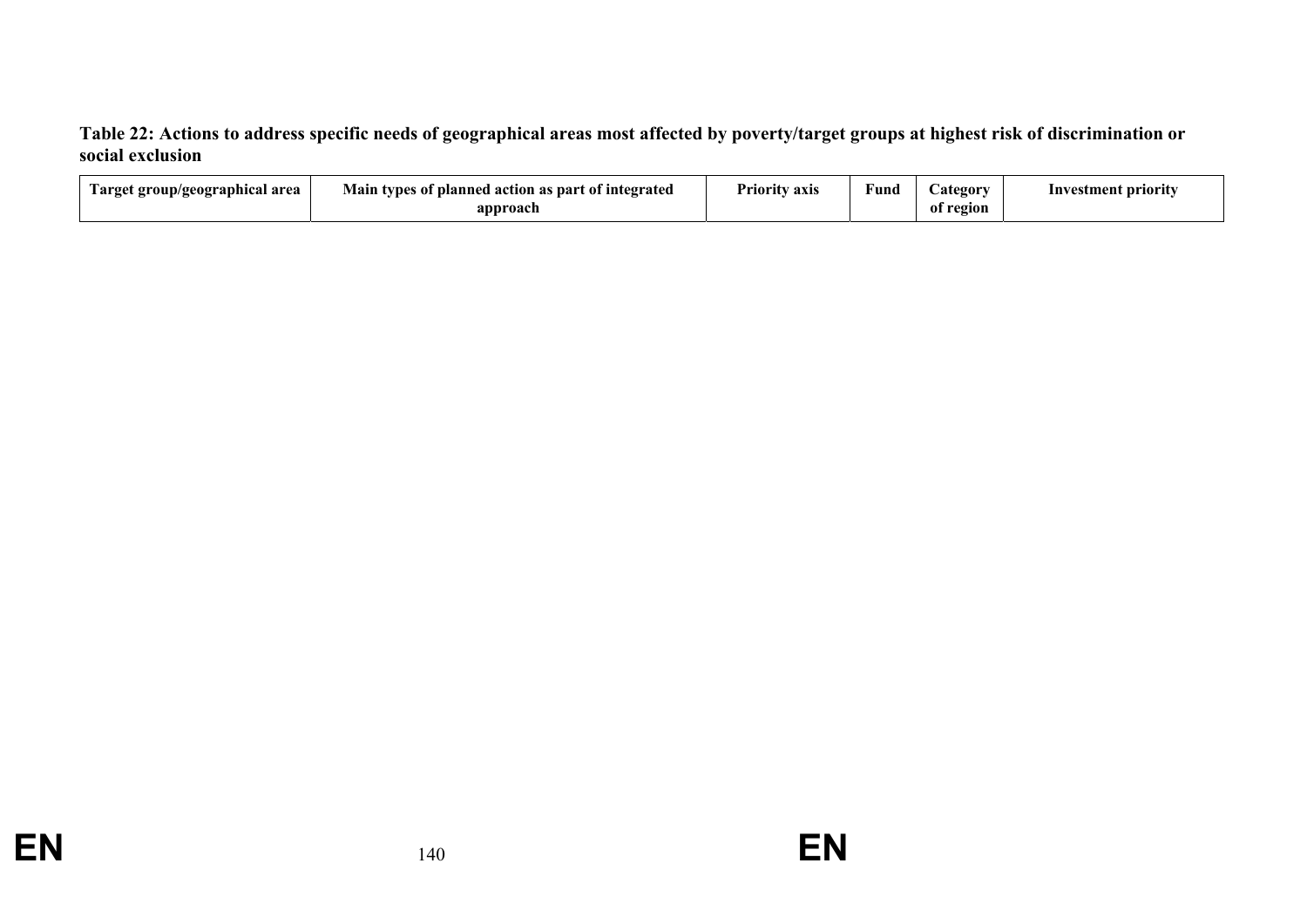**Table 22: Actions to address specific needs of geographical areas most affected by poverty/target groups at highest risk of discrimination or social exclusion**

| Target group/geographical area | Main types of planned action as part of integrated approach | Priority axis | Fund | Category of region | Investment priority |
|---|---|---|---|---|---|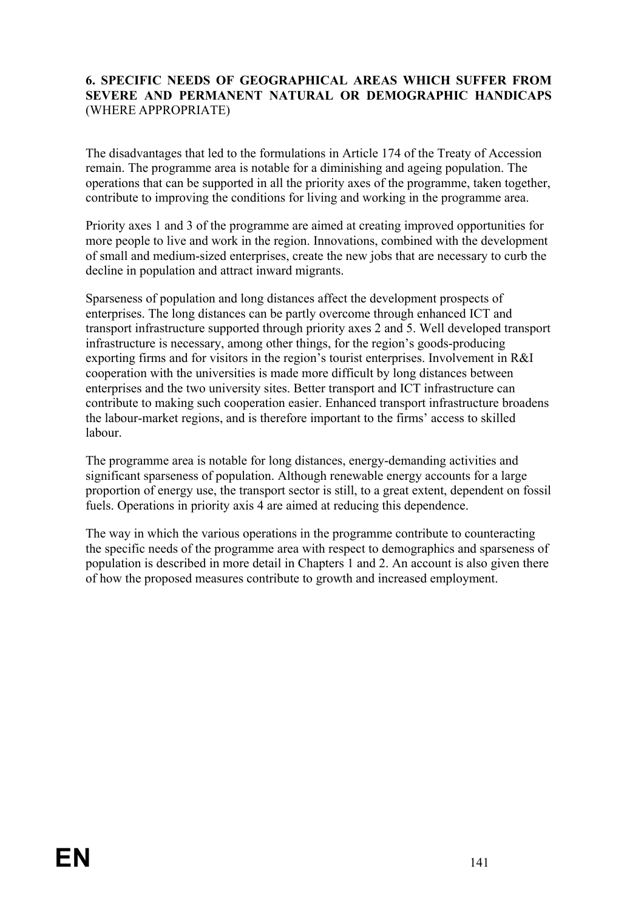## 6. SPECIFIC NEEDS OF GEOGRAPHICAL AREAS WHICH SUFFER FROM SEVERE AND PERMANENT NATURAL OR DEMOGRAPHIC HANDICAPS (WHERE APPROPRIATE)

The disadvantages that led to the formulations in Article 174 of the Treaty of Accession remain. The programme area is notable for a diminishing and ageing population. The operations that can be supported in all the priority axes of the programme, taken together, contribute to improving the conditions for living and working in the programme area.

Priority axes 1 and 3 of the programme are aimed at creating improved opportunities for more people to live and work in the region. Innovations, combined with the development of small and medium-sized enterprises, create the new jobs that are necessary to curb the decline in population and attract inward migrants.

Sparseness of population and long distances affect the development prospects of enterprises. The long distances can be partly overcome through enhanced ICT and transport infrastructure supported through priority axes 2 and 5. Well developed transport infrastructure is necessary, among other things, for the region's goods-producing exporting firms and for visitors in the region's tourist enterprises. Involvement in R&I cooperation with the universities is made more difficult by long distances between enterprises and the two university sites. Better transport and ICT infrastructure can contribute to making such cooperation easier. Enhanced transport infrastructure broadens the labour-market regions, and is therefore important to the firms' access to skilled labour.

The programme area is notable for long distances, energy-demanding activities and significant sparseness of population. Although renewable energy accounts for a large proportion of energy use, the transport sector is still, to a great extent, dependent on fossil fuels. Operations in priority axis 4 are aimed at reducing this dependence.

The way in which the various operations in the programme contribute to counteracting the specific needs of the programme area with respect to demographics and sparseness of population is described in more detail in Chapters 1 and 2. An account is also given there of how the proposed measures contribute to growth and increased employment.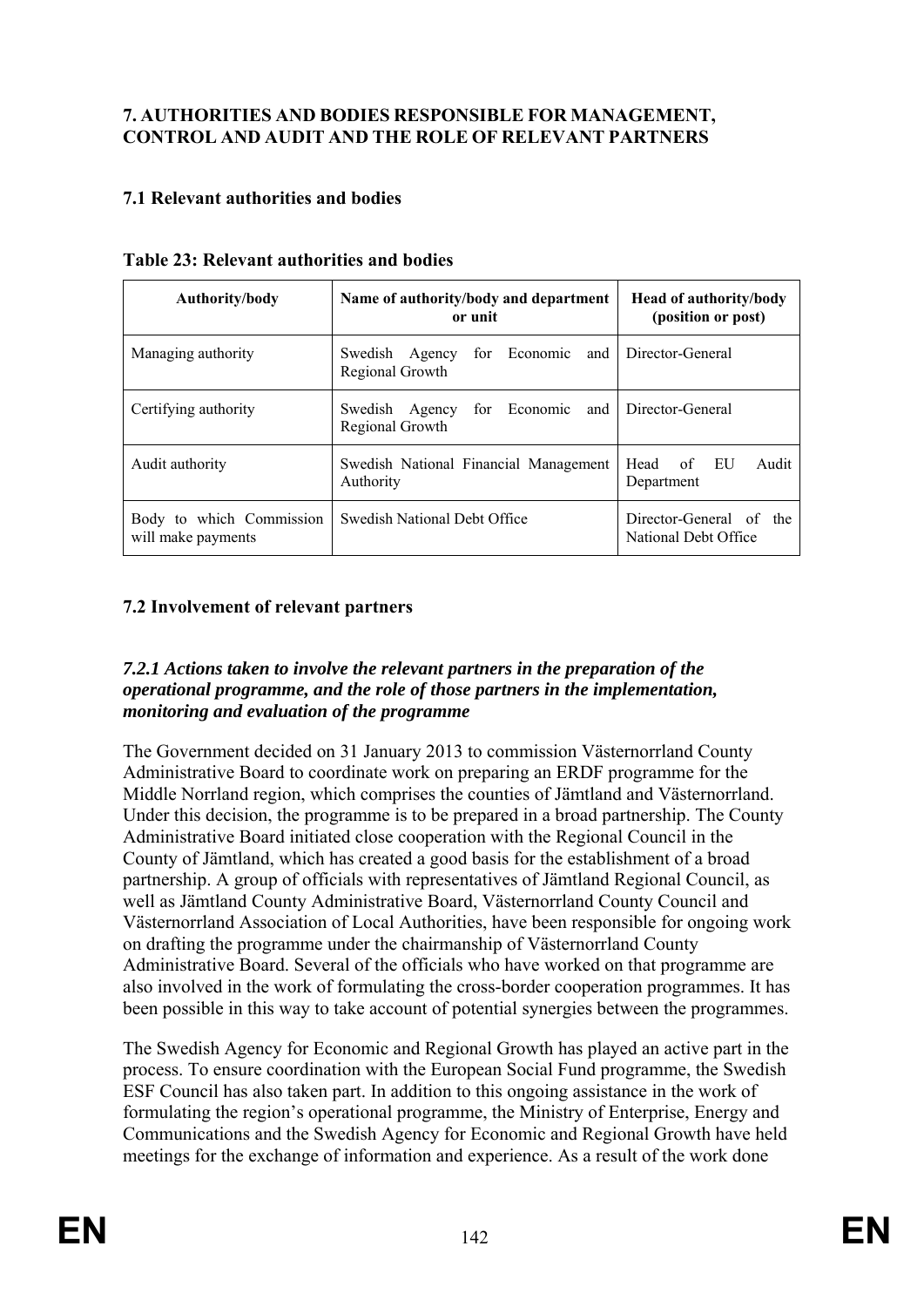## 7. AUTHORITIES AND BODIES RESPONSIBLE FOR MANAGEMENT, CONTROL AND AUDIT AND THE ROLE OF RELEVANT PARTNERS

### 7.1 Relevant authorities and bodies

**Table 23: Relevant authorities and bodies**

| Authority/body | Name of authority/body and department or unit | Head of authority/body (position or post) |
|---|---|---|
| Managing authority | Swedish Agency for Economic and Regional Growth | Director-General |
| Certifying authority | Swedish Agency for Economic and Regional Growth | Director-General |
| Audit authority | Swedish National Financial Management Authority | Head of EU Audit Department |
| Body to which Commission will make payments | Swedish National Debt Office | Director-General of the National Debt Office |

### 7.2 Involvement of relevant partners

#### *7.2.1 Actions taken to involve the relevant partners in the preparation of the operational programme, and the role of those partners in the implementation, monitoring and evaluation of the programme*

The Government decided on 31 January 2013 to commission Västernorrland County Administrative Board to coordinate work on preparing an ERDF programme for the Middle Norrland region, which comprises the counties of Jämtland and Västernorrland. Under this decision, the programme is to be prepared in a broad partnership. The County Administrative Board initiated close cooperation with the Regional Council in the County of Jämtland, which has created a good basis for the establishment of a broad partnership. A group of officials with representatives of Jämtland Regional Council, as well as Jämtland County Administrative Board, Västernorrland County Council and Västernorrland Association of Local Authorities, have been responsible for ongoing work on drafting the programme under the chairmanship of Västernorrland County Administrative Board. Several of the officials who have worked on that programme are also involved in the work of formulating the cross-border cooperation programmes. It has been possible in this way to take account of potential synergies between the programmes.

The Swedish Agency for Economic and Regional Growth has played an active part in the process. To ensure coordination with the European Social Fund programme, the Swedish ESF Council has also taken part. In addition to this ongoing assistance in the work of formulating the region's operational programme, the Ministry of Enterprise, Energy and Communications and the Swedish Agency for Economic and Regional Growth have held meetings for the exchange of information and experience. As a result of the work done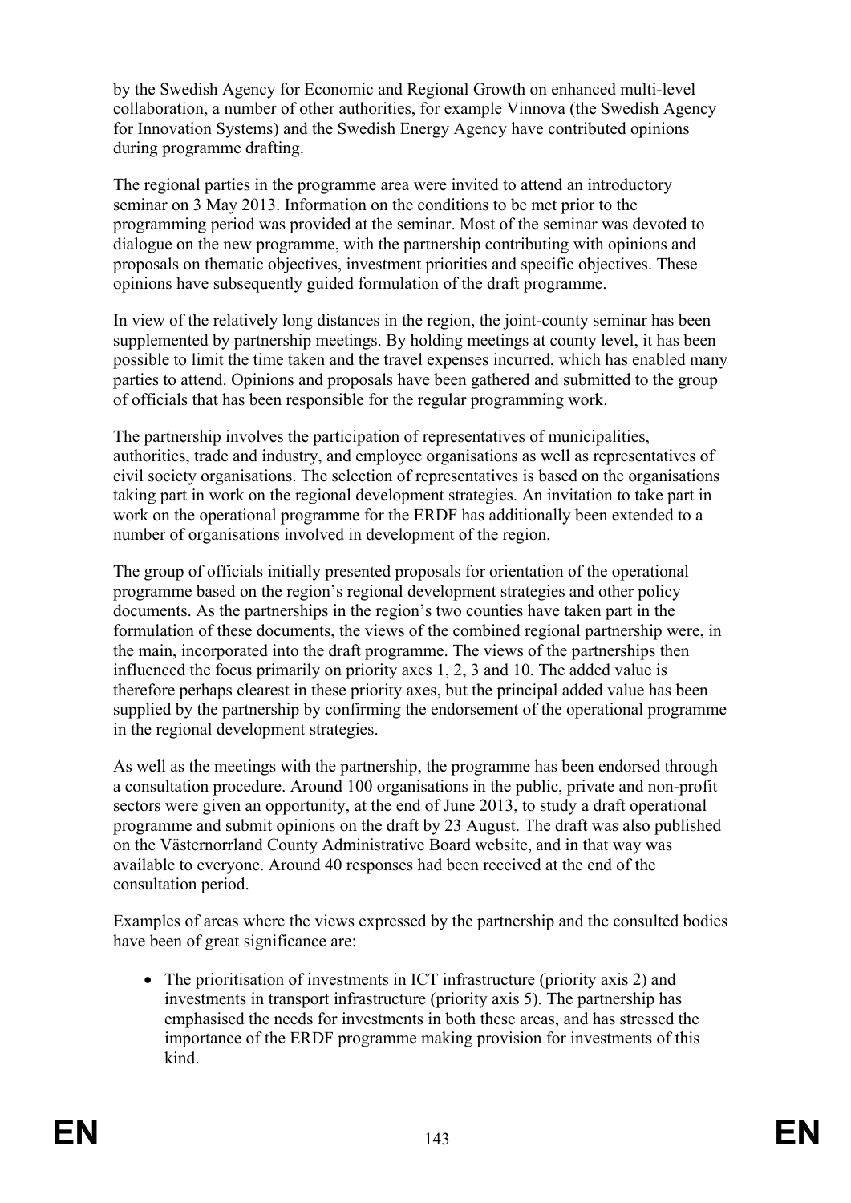by the Swedish Agency for Economic and Regional Growth on enhanced multi-level collaboration, a number of other authorities, for example Vinnova (the Swedish Agency for Innovation Systems) and the Swedish Energy Agency have contributed opinions during programme drafting.

The regional parties in the programme area were invited to attend an introductory seminar on 3 May 2013. Information on the conditions to be met prior to the programming period was provided at the seminar. Most of the seminar was devoted to dialogue on the new programme, with the partnership contributing with opinions and proposals on thematic objectives, investment priorities and specific objectives. These opinions have subsequently guided formulation of the draft programme.

In view of the relatively long distances in the region, the joint-county seminar has been supplemented by partnership meetings. By holding meetings at county level, it has been possible to limit the time taken and the travel expenses incurred, which has enabled many parties to attend. Opinions and proposals have been gathered and submitted to the group of officials that has been responsible for the regular programming work.

The partnership involves the participation of representatives of municipalities, authorities, trade and industry, and employee organisations as well as representatives of civil society organisations. The selection of representatives is based on the organisations taking part in work on the regional development strategies. An invitation to take part in work on the operational programme for the ERDF has additionally been extended to a number of organisations involved in development of the region.

The group of officials initially presented proposals for orientation of the operational programme based on the region's regional development strategies and other policy documents. As the partnerships in the region's two counties have taken part in the formulation of these documents, the views of the combined regional partnership were, in the main, incorporated into the draft programme. The views of the partnerships then influenced the focus primarily on priority axes 1, 2, 3 and 10. The added value is therefore perhaps clearest in these priority axes, but the principal added value has been supplied by the partnership by confirming the endorsement of the operational programme in the regional development strategies.

As well as the meetings with the partnership, the programme has been endorsed through a consultation procedure. Around 100 organisations in the public, private and non-profit sectors were given an opportunity, at the end of June 2013, to study a draft operational programme and submit opinions on the draft by 23 August. The draft was also published on the Västernorrland County Administrative Board website, and in that way was available to everyone. Around 40 responses had been received at the end of the consultation period.

Examples of areas where the views expressed by the partnership and the consulted bodies have been of great significance are:

- The prioritisation of investments in ICT infrastructure (priority axis 2) and investments in transport infrastructure (priority axis 5). The partnership has emphasised the needs for investments in both these areas, and has stressed the importance of the ERDF programme making provision for investments of this kind.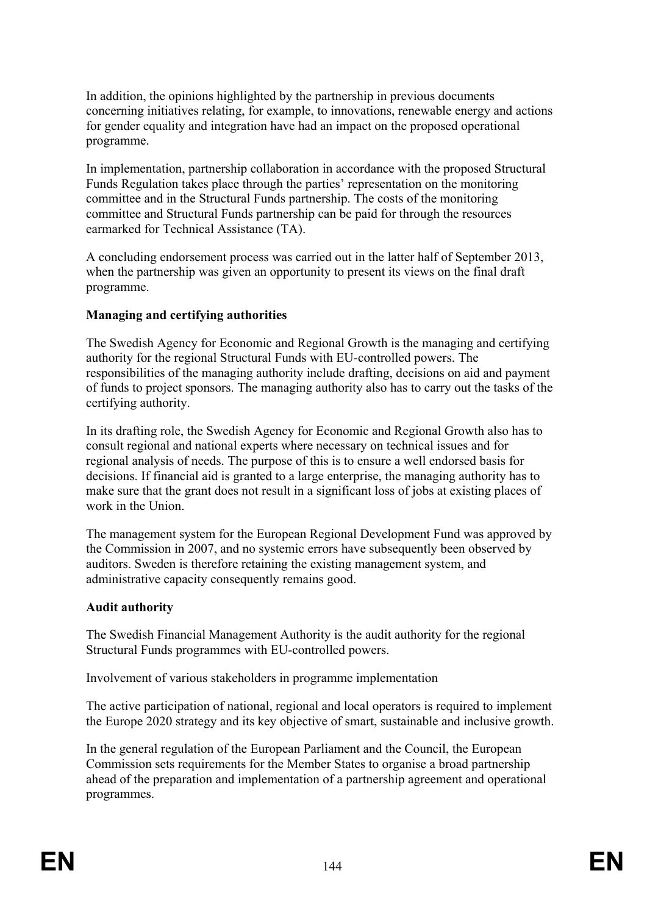In addition, the opinions highlighted by the partnership in previous documents concerning initiatives relating, for example, to innovations, renewable energy and actions for gender equality and integration have had an impact on the proposed operational programme.

In implementation, partnership collaboration in accordance with the proposed Structural Funds Regulation takes place through the parties' representation on the monitoring committee and in the Structural Funds partnership. The costs of the monitoring committee and Structural Funds partnership can be paid for through the resources earmarked for Technical Assistance (TA).

A concluding endorsement process was carried out in the latter half of September 2013, when the partnership was given an opportunity to present its views on the final draft programme.

**Managing and certifying authorities**

The Swedish Agency for Economic and Regional Growth is the managing and certifying authority for the regional Structural Funds with EU-controlled powers. The responsibilities of the managing authority include drafting, decisions on aid and payment of funds to project sponsors. The managing authority also has to carry out the tasks of the certifying authority.

In its drafting role, the Swedish Agency for Economic and Regional Growth also has to consult regional and national experts where necessary on technical issues and for regional analysis of needs. The purpose of this is to ensure a well endorsed basis for decisions. If financial aid is granted to a large enterprise, the managing authority has to make sure that the grant does not result in a significant loss of jobs at existing places of work in the Union.

The management system for the European Regional Development Fund was approved by the Commission in 2007, and no systemic errors have subsequently been observed by auditors. Sweden is therefore retaining the existing management system, and administrative capacity consequently remains good.

**Audit authority**

The Swedish Financial Management Authority is the audit authority for the regional Structural Funds programmes with EU-controlled powers.

Involvement of various stakeholders in programme implementation

The active participation of national, regional and local operators is required to implement the Europe 2020 strategy and its key objective of smart, sustainable and inclusive growth.

In the general regulation of the European Parliament and the Council, the European Commission sets requirements for the Member States to organise a broad partnership ahead of the preparation and implementation of a partnership agreement and operational programmes.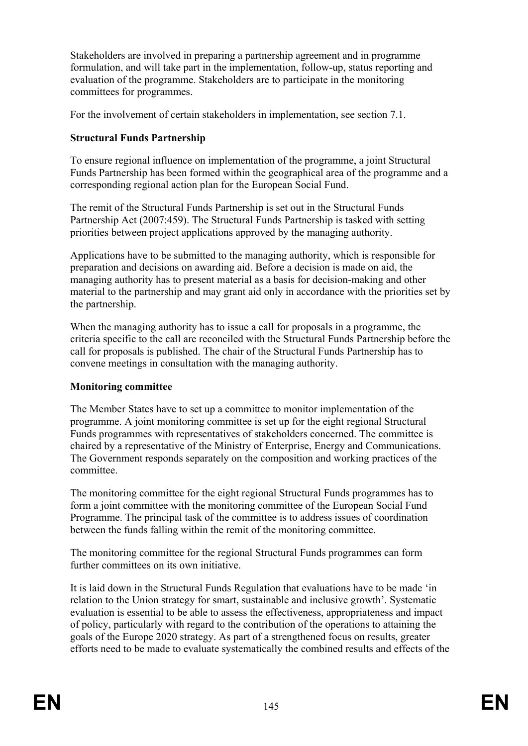Stakeholders are involved in preparing a partnership agreement and in programme formulation, and will take part in the implementation, follow-up, status reporting and evaluation of the programme. Stakeholders are to participate in the monitoring committees for programmes.

For the involvement of certain stakeholders in implementation, see section 7.1.

**Structural Funds Partnership**

To ensure regional influence on implementation of the programme, a joint Structural Funds Partnership has been formed within the geographical area of the programme and a corresponding regional action plan for the European Social Fund.

The remit of the Structural Funds Partnership is set out in the Structural Funds Partnership Act (2007:459). The Structural Funds Partnership is tasked with setting priorities between project applications approved by the managing authority.

Applications have to be submitted to the managing authority, which is responsible for preparation and decisions on awarding aid. Before a decision is made on aid, the managing authority has to present material as a basis for decision-making and other material to the partnership and may grant aid only in accordance with the priorities set by the partnership.

When the managing authority has to issue a call for proposals in a programme, the criteria specific to the call are reconciled with the Structural Funds Partnership before the call for proposals is published. The chair of the Structural Funds Partnership has to convene meetings in consultation with the managing authority.

**Monitoring committee**

The Member States have to set up a committee to monitor implementation of the programme. A joint monitoring committee is set up for the eight regional Structural Funds programmes with representatives of stakeholders concerned. The committee is chaired by a representative of the Ministry of Enterprise, Energy and Communications. The Government responds separately on the composition and working practices of the committee.

The monitoring committee for the eight regional Structural Funds programmes has to form a joint committee with the monitoring committee of the European Social Fund Programme. The principal task of the committee is to address issues of coordination between the funds falling within the remit of the monitoring committee.

The monitoring committee for the regional Structural Funds programmes can form further committees on its own initiative.

It is laid down in the Structural Funds Regulation that evaluations have to be made 'in relation to the Union strategy for smart, sustainable and inclusive growth'. Systematic evaluation is essential to be able to assess the effectiveness, appropriateness and impact of policy, particularly with regard to the contribution of the operations to attaining the goals of the Europe 2020 strategy. As part of a strengthened focus on results, greater efforts need to be made to evaluate systematically the combined results and effects of the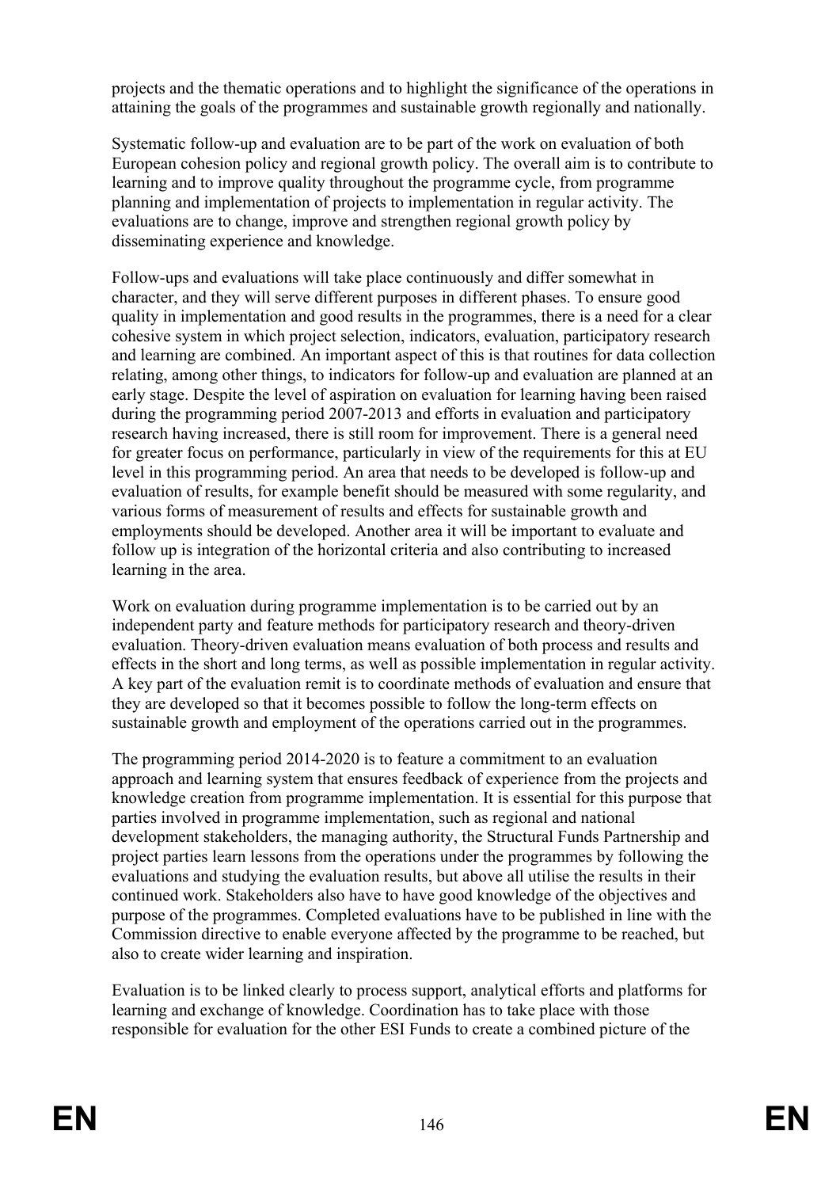projects and the thematic operations and to highlight the significance of the operations in attaining the goals of the programmes and sustainable growth regionally and nationally.

Systematic follow-up and evaluation are to be part of the work on evaluation of both European cohesion policy and regional growth policy. The overall aim is to contribute to learning and to improve quality throughout the programme cycle, from programme planning and implementation of projects to implementation in regular activity. The evaluations are to change, improve and strengthen regional growth policy by disseminating experience and knowledge.

Follow-ups and evaluations will take place continuously and differ somewhat in character, and they will serve different purposes in different phases. To ensure good quality in implementation and good results in the programmes, there is a need for a clear cohesive system in which project selection, indicators, evaluation, participatory research and learning are combined. An important aspect of this is that routines for data collection relating, among other things, to indicators for follow-up and evaluation are planned at an early stage. Despite the level of aspiration on evaluation for learning having been raised during the programming period 2007-2013 and efforts in evaluation and participatory research having increased, there is still room for improvement. There is a general need for greater focus on performance, particularly in view of the requirements for this at EU level in this programming period. An area that needs to be developed is follow-up and evaluation of results, for example benefit should be measured with some regularity, and various forms of measurement of results and effects for sustainable growth and employments should be developed. Another area it will be important to evaluate and follow up is integration of the horizontal criteria and also contributing to increased learning in the area.

Work on evaluation during programme implementation is to be carried out by an independent party and feature methods for participatory research and theory-driven evaluation. Theory-driven evaluation means evaluation of both process and results and effects in the short and long terms, as well as possible implementation in regular activity. A key part of the evaluation remit is to coordinate methods of evaluation and ensure that they are developed so that it becomes possible to follow the long-term effects on sustainable growth and employment of the operations carried out in the programmes.

The programming period 2014-2020 is to feature a commitment to an evaluation approach and learning system that ensures feedback of experience from the projects and knowledge creation from programme implementation. It is essential for this purpose that parties involved in programme implementation, such as regional and national development stakeholders, the managing authority, the Structural Funds Partnership and project parties learn lessons from the operations under the programmes by following the evaluations and studying the evaluation results, but above all utilise the results in their continued work. Stakeholders also have to have good knowledge of the objectives and purpose of the programmes. Completed evaluations have to be published in line with the Commission directive to enable everyone affected by the programme to be reached, but also to create wider learning and inspiration.

Evaluation is to be linked clearly to process support, analytical efforts and platforms for learning and exchange of knowledge. Coordination has to take place with those responsible for evaluation for the other ESI Funds to create a combined picture of the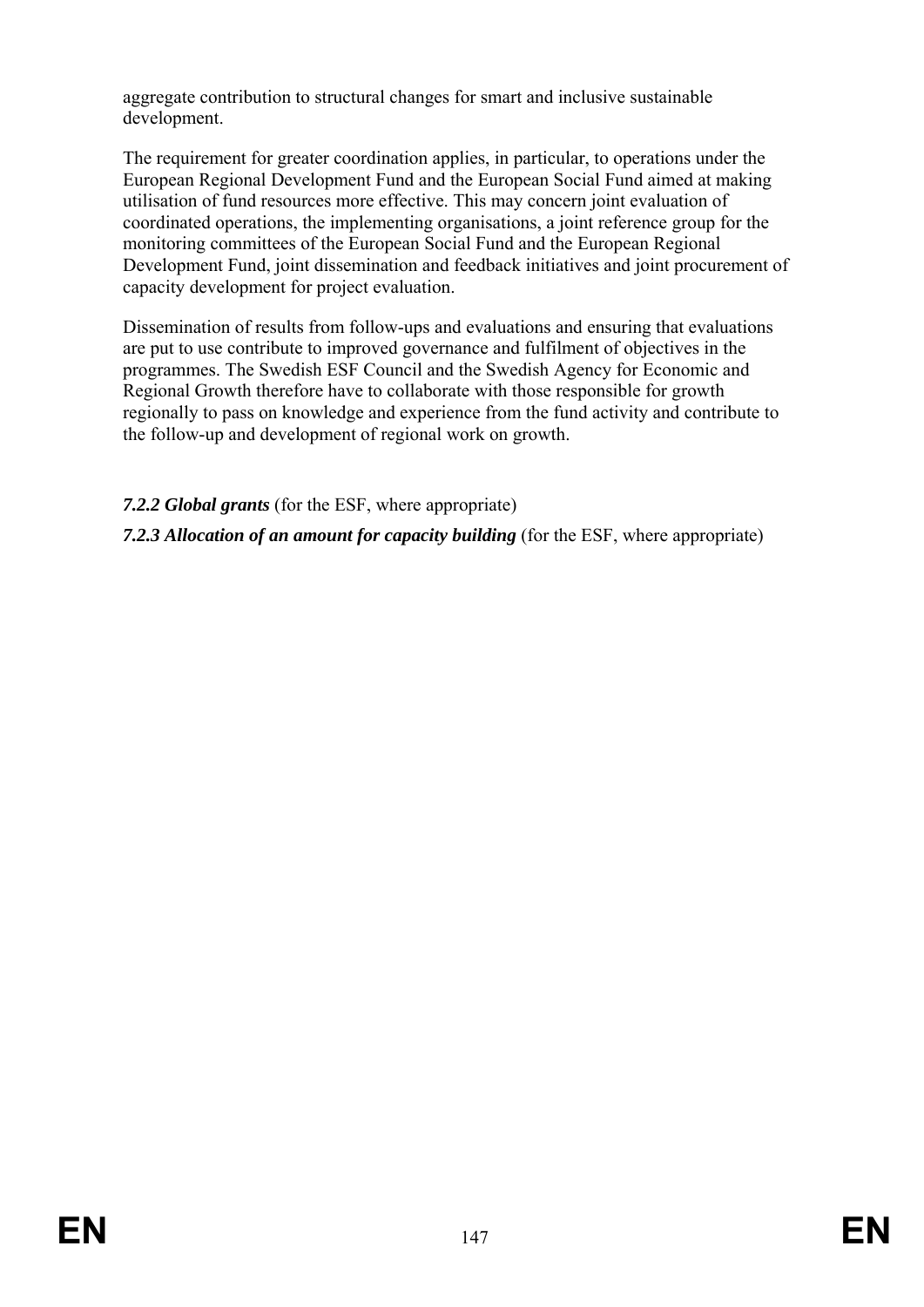aggregate contribution to structural changes for smart and inclusive sustainable development.

The requirement for greater coordination applies, in particular, to operations under the European Regional Development Fund and the European Social Fund aimed at making utilisation of fund resources more effective. This may concern joint evaluation of coordinated operations, the implementing organisations, a joint reference group for the monitoring committees of the European Social Fund and the European Regional Development Fund, joint dissemination and feedback initiatives and joint procurement of capacity development for project evaluation.

Dissemination of results from follow-ups and evaluations and ensuring that evaluations are put to use contribute to improved governance and fulfilment of objectives in the programmes. The Swedish ESF Council and the Swedish Agency for Economic and Regional Growth therefore have to collaborate with those responsible for growth regionally to pass on knowledge and experience from the fund activity and contribute to the follow-up and development of regional work on growth.

***7.2.2 Global grants*** (for the ESF, where appropriate)

***7.2.3 Allocation of an amount for capacity building*** (for the ESF, where appropriate)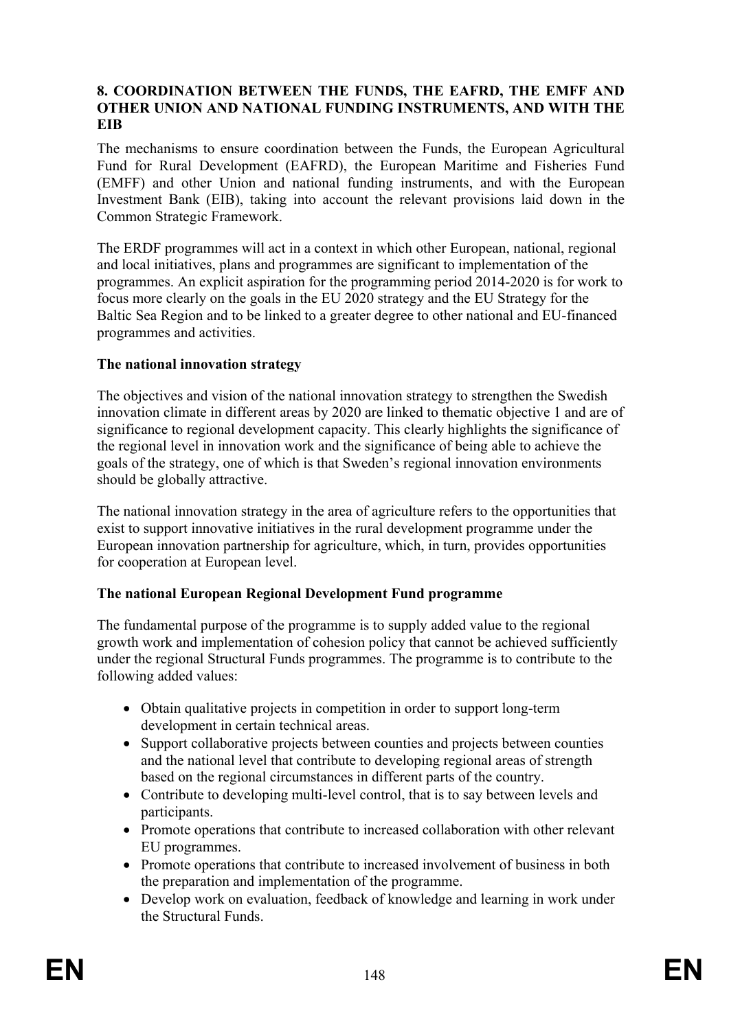## 8. COORDINATION BETWEEN THE FUNDS, THE EAFRD, THE EMFF AND OTHER UNION AND NATIONAL FUNDING INSTRUMENTS, AND WITH THE EIB

The mechanisms to ensure coordination between the Funds, the European Agricultural Fund for Rural Development (EAFRD), the European Maritime and Fisheries Fund (EMFF) and other Union and national funding instruments, and with the European Investment Bank (EIB), taking into account the relevant provisions laid down in the Common Strategic Framework.

The ERDF programmes will act in a context in which other European, national, regional and local initiatives, plans and programmes are significant to implementation of the programmes. An explicit aspiration for the programming period 2014-2020 is for work to focus more clearly on the goals in the EU 2020 strategy and the EU Strategy for the Baltic Sea Region and to be linked to a greater degree to other national and EU-financed programmes and activities.

**The national innovation strategy**

The objectives and vision of the national innovation strategy to strengthen the Swedish innovation climate in different areas by 2020 are linked to thematic objective 1 and are of significance to regional development capacity. This clearly highlights the significance of the regional level in innovation work and the significance of being able to achieve the goals of the strategy, one of which is that Sweden's regional innovation environments should be globally attractive.

The national innovation strategy in the area of agriculture refers to the opportunities that exist to support innovative initiatives in the rural development programme under the European innovation partnership for agriculture, which, in turn, provides opportunities for cooperation at European level.

**The national European Regional Development Fund programme**

The fundamental purpose of the programme is to supply added value to the regional growth work and implementation of cohesion policy that cannot be achieved sufficiently under the regional Structural Funds programmes. The programme is to contribute to the following added values:

- Obtain qualitative projects in competition in order to support long-term development in certain technical areas.
- Support collaborative projects between counties and projects between counties and the national level that contribute to developing regional areas of strength based on the regional circumstances in different parts of the country.
- Contribute to developing multi-level control, that is to say between levels and participants.
- Promote operations that contribute to increased collaboration with other relevant EU programmes.
- Promote operations that contribute to increased involvement of business in both the preparation and implementation of the programme.
- Develop work on evaluation, feedback of knowledge and learning in work under the Structural Funds.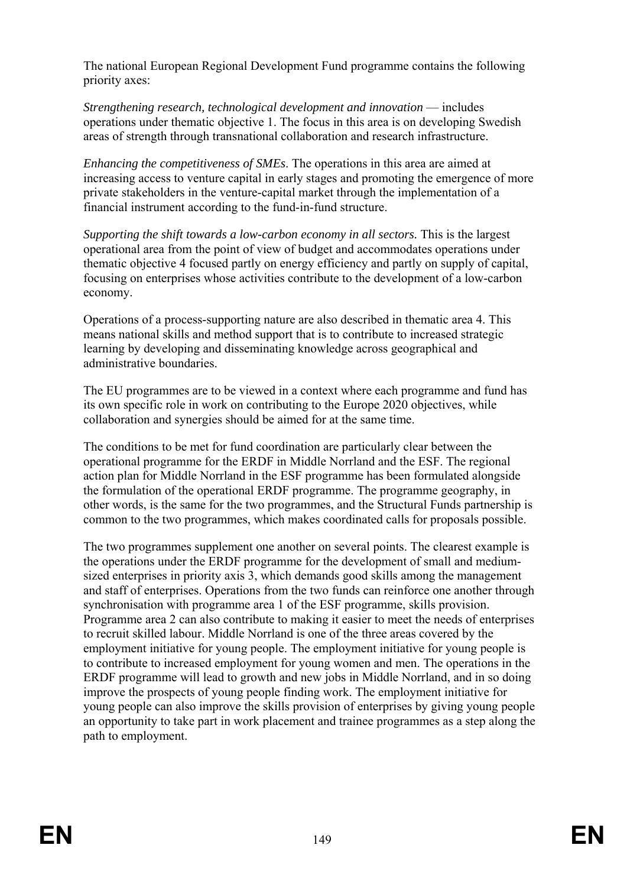The national European Regional Development Fund programme contains the following priority axes:

*Strengthening research, technological development and innovation* — includes operations under thematic objective 1. The focus in this area is on developing Swedish areas of strength through transnational collaboration and research infrastructure.

*Enhancing the competitiveness of SMEs*. The operations in this area are aimed at increasing access to venture capital in early stages and promoting the emergence of more private stakeholders in the venture-capital market through the implementation of a financial instrument according to the fund-in-fund structure.

*Supporting the shift towards a low-carbon economy in all sectors.* This is the largest operational area from the point of view of budget and accommodates operations under thematic objective 4 focused partly on energy efficiency and partly on supply of capital, focusing on enterprises whose activities contribute to the development of a low-carbon economy.

Operations of a process-supporting nature are also described in thematic area 4. This means national skills and method support that is to contribute to increased strategic learning by developing and disseminating knowledge across geographical and administrative boundaries.

The EU programmes are to be viewed in a context where each programme and fund has its own specific role in work on contributing to the Europe 2020 objectives, while collaboration and synergies should be aimed for at the same time.

The conditions to be met for fund coordination are particularly clear between the operational programme for the ERDF in Middle Norrland and the ESF. The regional action plan for Middle Norrland in the ESF programme has been formulated alongside the formulation of the operational ERDF programme. The programme geography, in other words, is the same for the two programmes, and the Structural Funds partnership is common to the two programmes, which makes coordinated calls for proposals possible.

The two programmes supplement one another on several points. The clearest example is the operations under the ERDF programme for the development of small and medium-sized enterprises in priority axis 3, which demands good skills among the management and staff of enterprises. Operations from the two funds can reinforce one another through synchronisation with programme area 1 of the ESF programme, skills provision. Programme area 2 can also contribute to making it easier to meet the needs of enterprises to recruit skilled labour. Middle Norrland is one of the three areas covered by the employment initiative for young people. The employment initiative for young people is to contribute to increased employment for young women and men. The operations in the ERDF programme will lead to growth and new jobs in Middle Norrland, and in so doing improve the prospects of young people finding work. The employment initiative for young people can also improve the skills provision of enterprises by giving young people an opportunity to take part in work placement and trainee programmes as a step along the path to employment.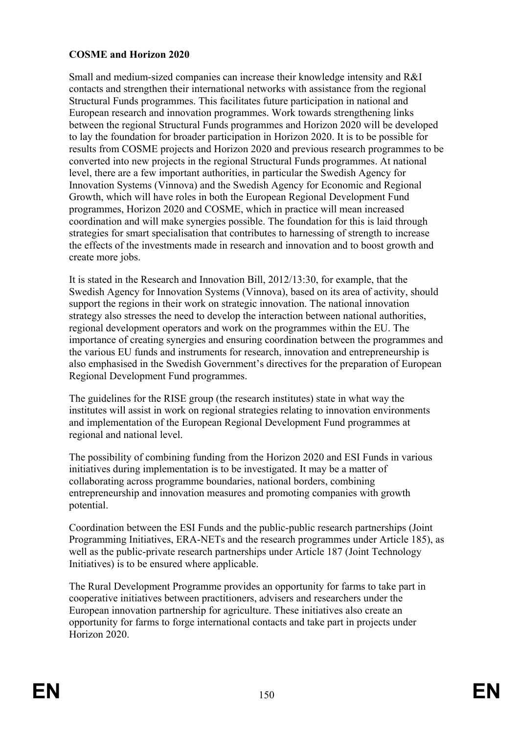**COSME and Horizon 2020**

Small and medium-sized companies can increase their knowledge intensity and R&I contacts and strengthen their international networks with assistance from the regional Structural Funds programmes. This facilitates future participation in national and European research and innovation programmes. Work towards strengthening links between the regional Structural Funds programmes and Horizon 2020 will be developed to lay the foundation for broader participation in Horizon 2020. It is to be possible for results from COSME projects and Horizon 2020 and previous research programmes to be converted into new projects in the regional Structural Funds programmes. At national level, there are a few important authorities, in particular the Swedish Agency for Innovation Systems (Vinnova) and the Swedish Agency for Economic and Regional Growth, which will have roles in both the European Regional Development Fund programmes, Horizon 2020 and COSME, which in practice will mean increased coordination and will make synergies possible. The foundation for this is laid through strategies for smart specialisation that contributes to harnessing of strength to increase the effects of the investments made in research and innovation and to boost growth and create more jobs.

It is stated in the Research and Innovation Bill, 2012/13:30, for example, that the Swedish Agency for Innovation Systems (Vinnova), based on its area of activity, should support the regions in their work on strategic innovation. The national innovation strategy also stresses the need to develop the interaction between national authorities, regional development operators and work on the programmes within the EU. The importance of creating synergies and ensuring coordination between the programmes and the various EU funds and instruments for research, innovation and entrepreneurship is also emphasised in the Swedish Government's directives for the preparation of European Regional Development Fund programmes.

The guidelines for the RISE group (the research institutes) state in what way the institutes will assist in work on regional strategies relating to innovation environments and implementation of the European Regional Development Fund programmes at regional and national level.

The possibility of combining funding from the Horizon 2020 and ESI Funds in various initiatives during implementation is to be investigated. It may be a matter of collaborating across programme boundaries, national borders, combining entrepreneurship and innovation measures and promoting companies with growth potential.

Coordination between the ESI Funds and the public-public research partnerships (Joint Programming Initiatives, ERA-NETs and the research programmes under Article 185), as well as the public-private research partnerships under Article 187 (Joint Technology Initiatives) is to be ensured where applicable.

The Rural Development Programme provides an opportunity for farms to take part in cooperative initiatives between practitioners, advisers and researchers under the European innovation partnership for agriculture. These initiatives also create an opportunity for farms to forge international contacts and take part in projects under Horizon 2020.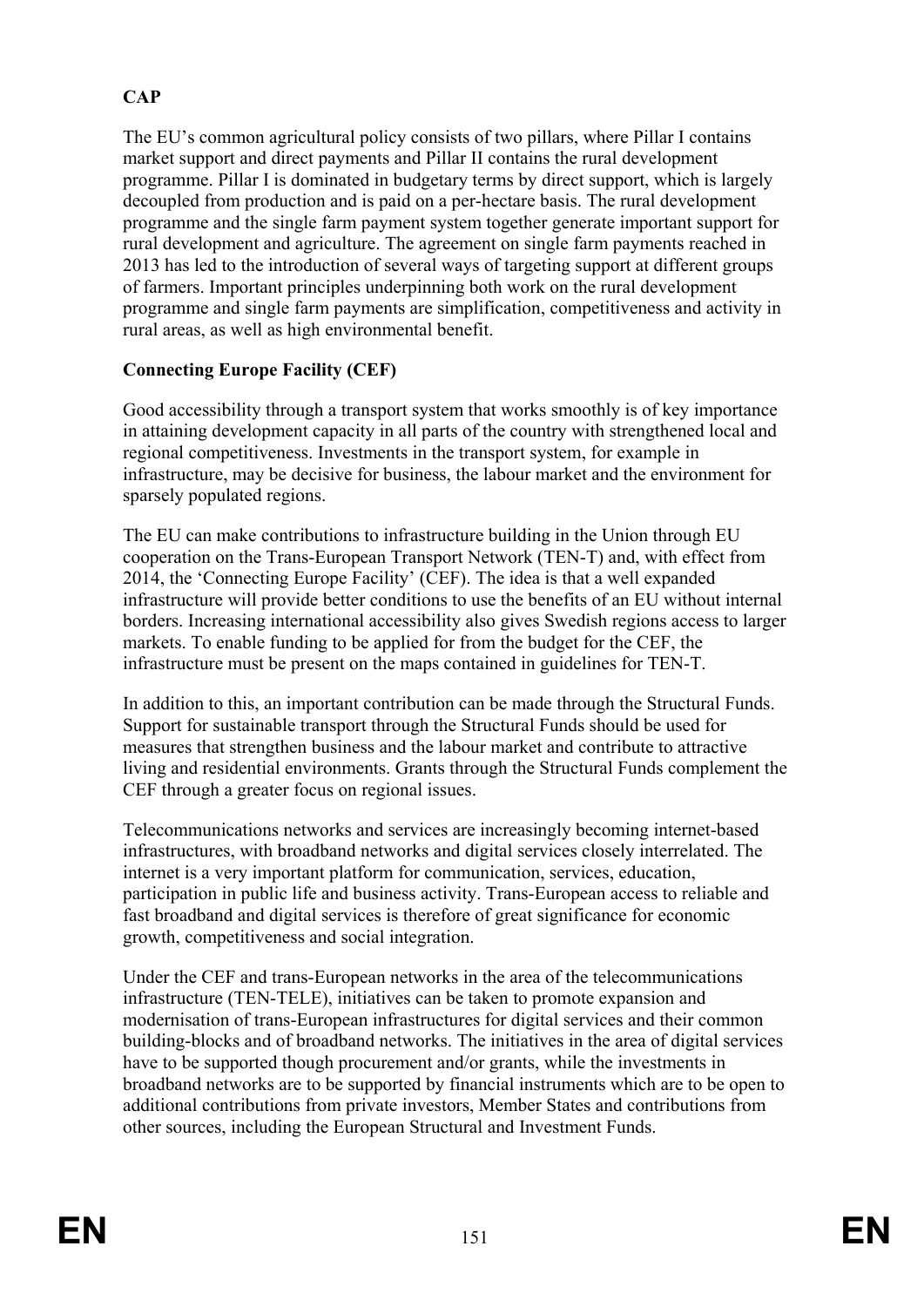**CAP**

The EU's common agricultural policy consists of two pillars, where Pillar I contains market support and direct payments and Pillar II contains the rural development programme. Pillar I is dominated in budgetary terms by direct support, which is largely decoupled from production and is paid on a per-hectare basis. The rural development programme and the single farm payment system together generate important support for rural development and agriculture. The agreement on single farm payments reached in 2013 has led to the introduction of several ways of targeting support at different groups of farmers. Important principles underpinning both work on the rural development programme and single farm payments are simplification, competitiveness and activity in rural areas, as well as high environmental benefit.

**Connecting Europe Facility (CEF)**

Good accessibility through a transport system that works smoothly is of key importance in attaining development capacity in all parts of the country with strengthened local and regional competitiveness. Investments in the transport system, for example in infrastructure, may be decisive for business, the labour market and the environment for sparsely populated regions.

The EU can make contributions to infrastructure building in the Union through EU cooperation on the Trans-European Transport Network (TEN-T) and, with effect from 2014, the 'Connecting Europe Facility' (CEF). The idea is that a well expanded infrastructure will provide better conditions to use the benefits of an EU without internal borders. Increasing international accessibility also gives Swedish regions access to larger markets. To enable funding to be applied for from the budget for the CEF, the infrastructure must be present on the maps contained in guidelines for TEN-T.

In addition to this, an important contribution can be made through the Structural Funds. Support for sustainable transport through the Structural Funds should be used for measures that strengthen business and the labour market and contribute to attractive living and residential environments. Grants through the Structural Funds complement the CEF through a greater focus on regional issues.

Telecommunications networks and services are increasingly becoming internet-based infrastructures, with broadband networks and digital services closely interrelated. The internet is a very important platform for communication, services, education, participation in public life and business activity. Trans-European access to reliable and fast broadband and digital services is therefore of great significance for economic growth, competitiveness and social integration.

Under the CEF and trans-European networks in the area of the telecommunications infrastructure (TEN-TELE), initiatives can be taken to promote expansion and modernisation of trans-European infrastructures for digital services and their common building-blocks and of broadband networks. The initiatives in the area of digital services have to be supported though procurement and/or grants, while the investments in broadband networks are to be supported by financial instruments which are to be open to additional contributions from private investors, Member States and contributions from other sources, including the European Structural and Investment Funds.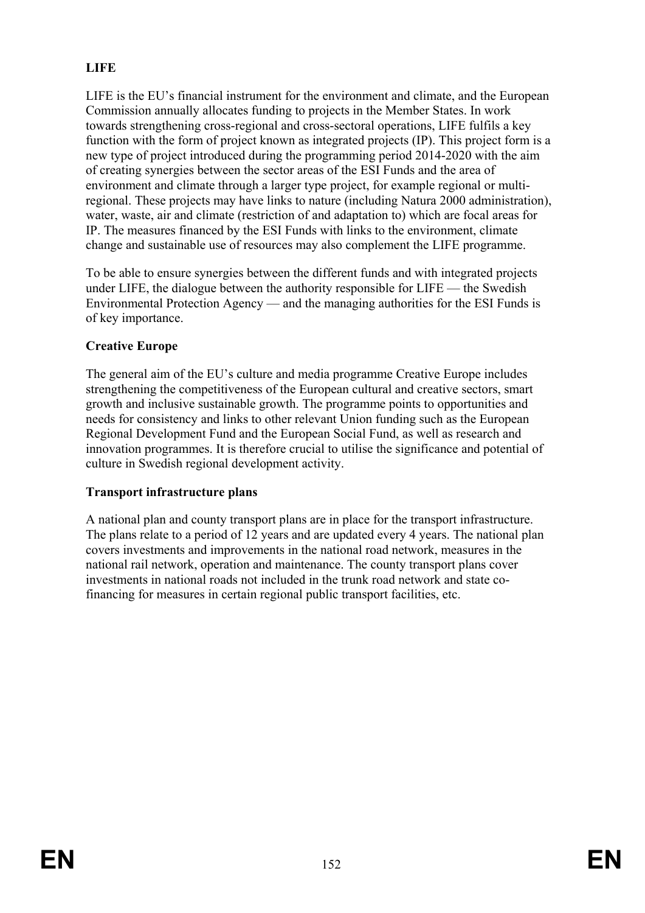**LIFE**

LIFE is the EU's financial instrument for the environment and climate, and the European Commission annually allocates funding to projects in the Member States. In work towards strengthening cross-regional and cross-sectoral operations, LIFE fulfils a key function with the form of project known as integrated projects (IP). This project form is a new type of project introduced during the programming period 2014-2020 with the aim of creating synergies between the sector areas of the ESI Funds and the area of environment and climate through a larger type project, for example regional or multi-regional. These projects may have links to nature (including Natura 2000 administration), water, waste, air and climate (restriction of and adaptation to) which are focal areas for IP. The measures financed by the ESI Funds with links to the environment, climate change and sustainable use of resources may also complement the LIFE programme.

To be able to ensure synergies between the different funds and with integrated projects under LIFE, the dialogue between the authority responsible for LIFE — the Swedish Environmental Protection Agency — and the managing authorities for the ESI Funds is of key importance.

**Creative Europe**

The general aim of the EU's culture and media programme Creative Europe includes strengthening the competitiveness of the European cultural and creative sectors, smart growth and inclusive sustainable growth. The programme points to opportunities and needs for consistency and links to other relevant Union funding such as the European Regional Development Fund and the European Social Fund, as well as research and innovation programmes. It is therefore crucial to utilise the significance and potential of culture in Swedish regional development activity.

**Transport infrastructure plans**

A national plan and county transport plans are in place for the transport infrastructure. The plans relate to a period of 12 years and are updated every 4 years. The national plan covers investments and improvements in the national road network, measures in the national rail network, operation and maintenance. The county transport plans cover investments in national roads not included in the trunk road network and state co-financing for measures in certain regional public transport facilities, etc.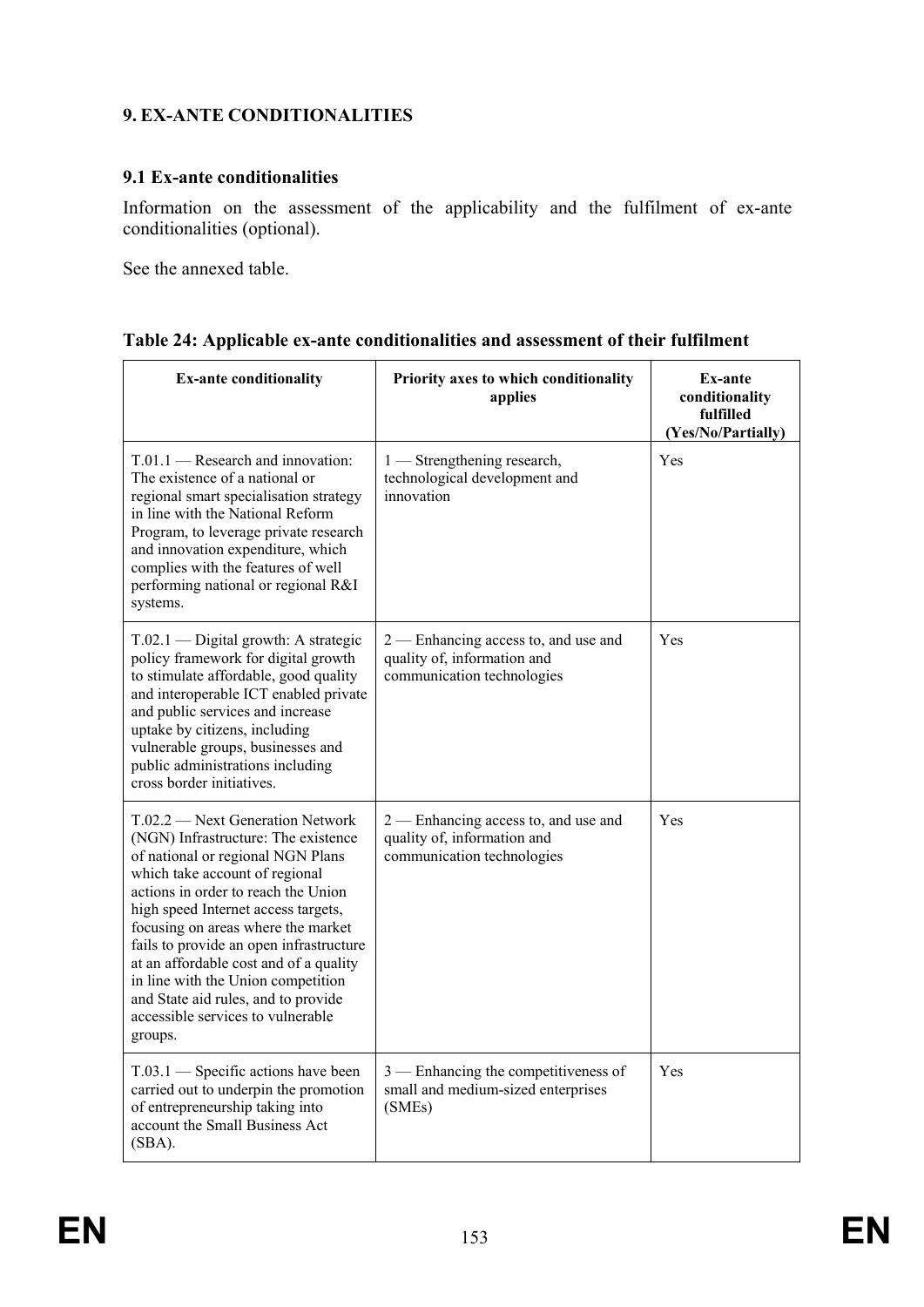## 9. EX-ANTE CONDITIONALITIES

### 9.1 Ex-ante conditionalities

Information on the assessment of the applicability and the fulfilment of ex-ante conditionalities (optional).

See the annexed table.

**Table 24: Applicable ex-ante conditionalities and assessment of their fulfilment**

| Ex-ante conditionality | Priority axes to which conditionality applies | Ex-ante conditionality fulfilled (Yes/No/Partially) |
|---|---|---|
| T.01.1 — Research and innovation: The existence of a national or regional smart specialisation strategy in line with the National Reform Program, to leverage private research and innovation expenditure, which complies with the features of well performing national or regional R&I systems. | 1 — Strengthening research, technological development and innovation | Yes |
| T.02.1 — Digital growth: A strategic policy framework for digital growth to stimulate affordable, good quality and interoperable ICT enabled private and public services and increase uptake by citizens, including vulnerable groups, businesses and public administrations including cross border initiatives. | 2 — Enhancing access to, and use and quality of, information and communication technologies | Yes |
| T.02.2 — Next Generation Network (NGN) Infrastructure: The existence of national or regional NGN Plans which take account of regional actions in order to reach the Union high speed Internet access targets, focusing on areas where the market fails to provide an open infrastructure at an affordable cost and of a quality in line with the Union competition and State aid rules, and to provide accessible services to vulnerable groups. | 2 — Enhancing access to, and use and quality of, information and communication technologies | Yes |
| T.03.1 — Specific actions have been carried out to underpin the promotion of entrepreneurship taking into account the Small Business Act (SBA). | 3 — Enhancing the competitiveness of small and medium-sized enterprises (SMEs) | Yes |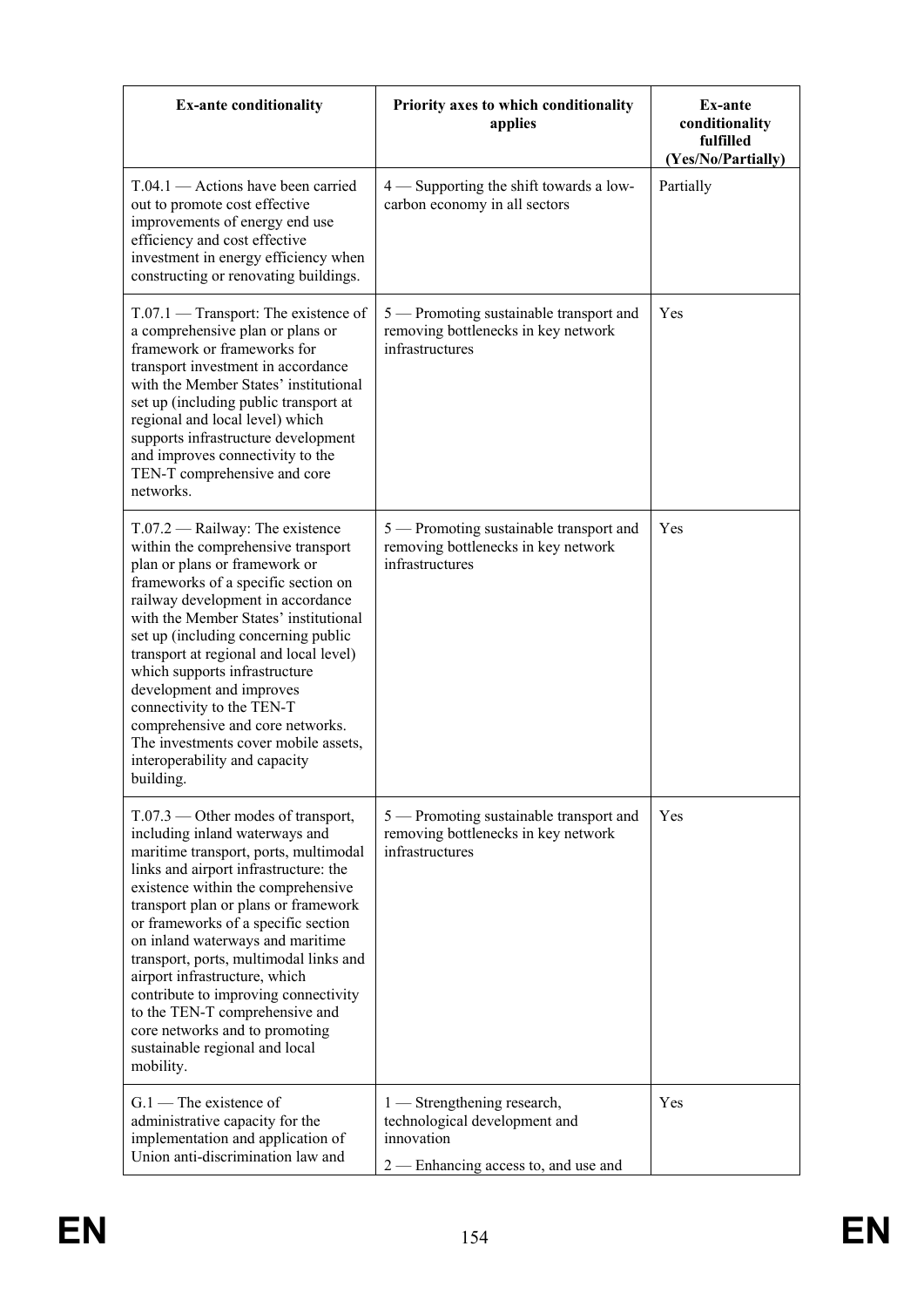| Ex-ante conditionality | Priority axes to which conditionality applies | Ex-ante conditionality fulfilled (Yes/No/Partially) |
|---|---|---|
| T.04.1 — Actions have been carried out to promote cost effective improvements of energy end use efficiency and cost effective investment in energy efficiency when constructing or renovating buildings. | 4 — Supporting the shift towards a low-carbon economy in all sectors | Partially |
| T.07.1 — Transport: The existence of a comprehensive plan or plans or framework or frameworks for transport investment in accordance with the Member States' institutional set up (including public transport at regional and local level) which supports infrastructure development and improves connectivity to the TEN-T comprehensive and core networks. | 5 — Promoting sustainable transport and removing bottlenecks in key network infrastructures | Yes |
| T.07.2 — Railway: The existence within the comprehensive transport plan or plans or framework or frameworks of a specific section on railway development in accordance with the Member States' institutional set up (including concerning public transport at regional and local level) which supports infrastructure development and improves connectivity to the TEN-T comprehensive and core networks. The investments cover mobile assets, interoperability and capacity building. | 5 — Promoting sustainable transport and removing bottlenecks in key network infrastructures | Yes |
| T.07.3 — Other modes of transport, including inland waterways and maritime transport, ports, multimodal links and airport infrastructure: the existence within the comprehensive transport plan or plans or framework or frameworks of a specific section on inland waterways and maritime transport, ports, multimodal links and airport infrastructure, which contribute to improving connectivity to the TEN-T comprehensive and core networks and to promoting sustainable regional and local mobility. | 5 — Promoting sustainable transport and removing bottlenecks in key network infrastructures | Yes |
| G.1 — The existence of administrative capacity for the implementation and application of Union anti-discrimination law and | 1 — Strengthening research, technological development and innovation<br>2 — Enhancing access to, and use and | Yes |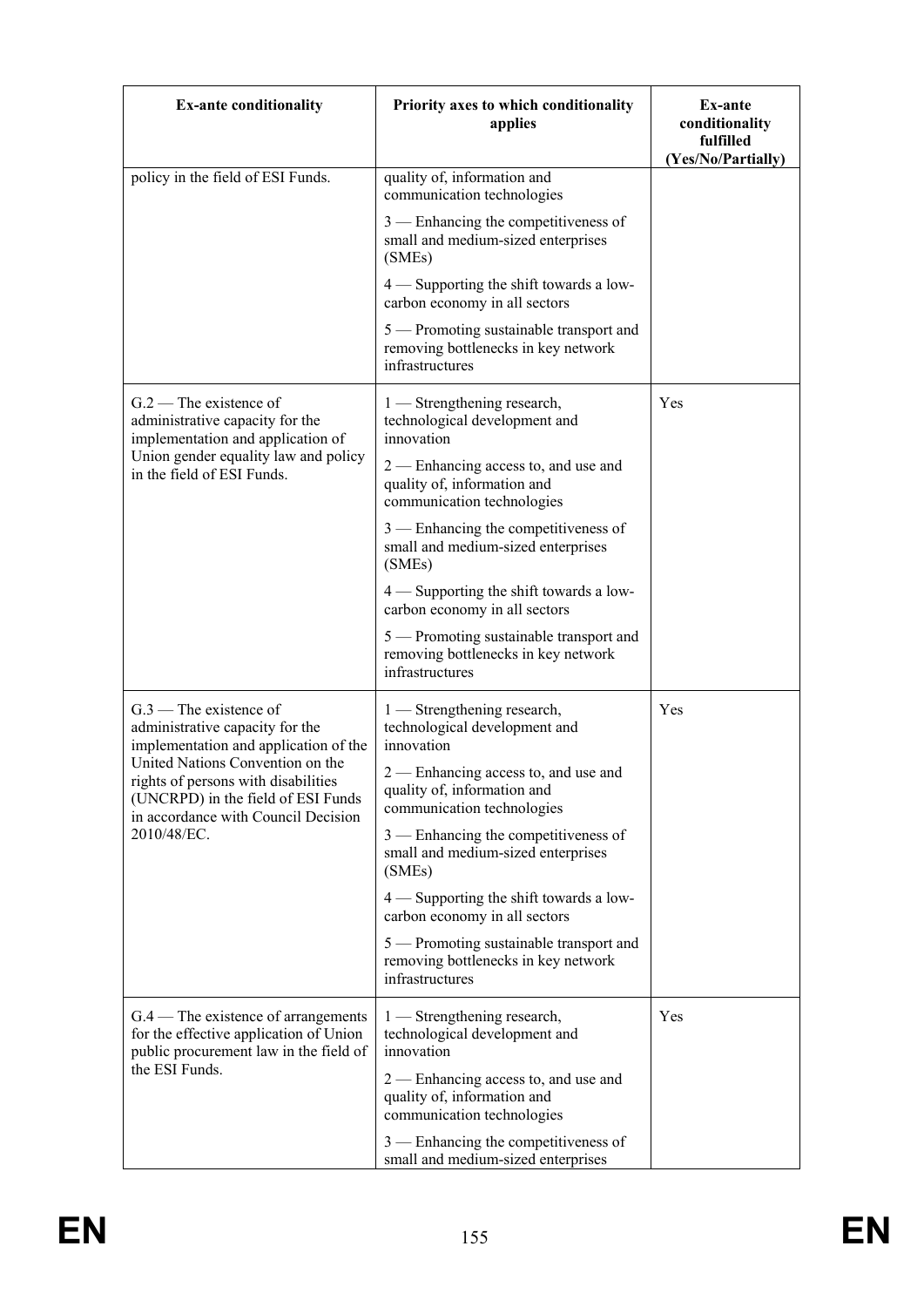| Ex-ante conditionality | Priority axes to which conditionality applies | Ex-ante conditionality fulfilled (Yes/No/Partially) |
|---|---|---|
| policy in the field of ESI Funds. | quality of, information and communication technologies<br><br>3 — Enhancing the competitiveness of small and medium-sized enterprises (SMEs)<br><br>4 — Supporting the shift towards a low-carbon economy in all sectors<br><br>5 — Promoting sustainable transport and removing bottlenecks in key network infrastructures | |
| G.2 — The existence of administrative capacity for the implementation and application of Union gender equality law and policy in the field of ESI Funds. | 1 — Strengthening research, technological development and innovation<br><br>2 — Enhancing access to, and use and quality of, information and communication technologies<br><br>3 — Enhancing the competitiveness of small and medium-sized enterprises (SMEs)<br><br>4 — Supporting the shift towards a low-carbon economy in all sectors<br><br>5 — Promoting sustainable transport and removing bottlenecks in key network infrastructures | Yes |
| G.3 — The existence of administrative capacity for the implementation and application of the United Nations Convention on the rights of persons with disabilities (UNCRPD) in the field of ESI Funds in accordance with Council Decision 2010/48/EC. | 1 — Strengthening research, technological development and innovation<br><br>2 — Enhancing access to, and use and quality of, information and communication technologies<br><br>3 — Enhancing the competitiveness of small and medium-sized enterprises (SMEs)<br><br>4 — Supporting the shift towards a low-carbon economy in all sectors<br><br>5 — Promoting sustainable transport and removing bottlenecks in key network infrastructures | Yes |
| G.4 — The existence of arrangements for the effective application of Union public procurement law in the field of the ESI Funds. | 1 — Strengthening research, technological development and innovation<br><br>2 — Enhancing access to, and use and quality of, information and communication technologies<br><br>3 — Enhancing the competitiveness of small and medium-sized enterprises | Yes |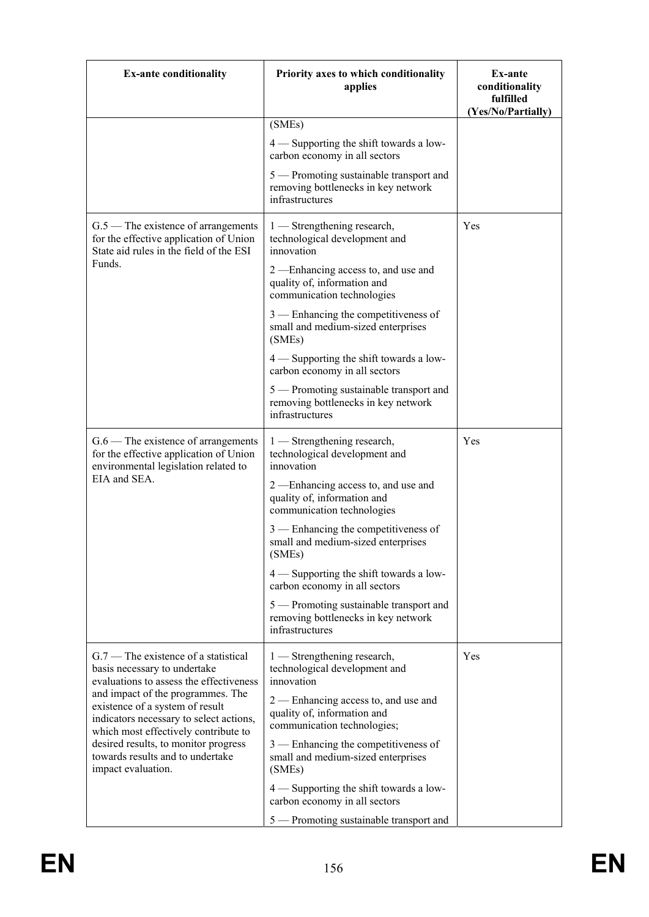| Ex-ante conditionality | Priority axes to which conditionality applies | Ex-ante conditionality fulfilled (Yes/No/Partially) |
|---|---|---|
| | (SMEs)<br><br>4 — Supporting the shift towards a low-carbon economy in all sectors<br><br>5 — Promoting sustainable transport and removing bottlenecks in key network infrastructures | |
| G.5 — The existence of arrangements for the effective application of Union State aid rules in the field of the ESI Funds. | 1 — Strengthening research, technological development and innovation<br><br>2 —Enhancing access to, and use and quality of, information and communication technologies<br><br>3 — Enhancing the competitiveness of small and medium-sized enterprises (SMEs)<br><br>4 — Supporting the shift towards a low-carbon economy in all sectors<br><br>5 — Promoting sustainable transport and removing bottlenecks in key network infrastructures | Yes |
| G.6 — The existence of arrangements for the effective application of Union environmental legislation related to EIA and SEA. | 1 — Strengthening research, technological development and innovation<br><br>2 —Enhancing access to, and use and quality of, information and communication technologies<br><br>3 — Enhancing the competitiveness of small and medium-sized enterprises (SMEs)<br><br>4 — Supporting the shift towards a low-carbon economy in all sectors<br><br>5 — Promoting sustainable transport and removing bottlenecks in key network infrastructures | Yes |
| G.7 — The existence of a statistical basis necessary to undertake evaluations to assess the effectiveness and impact of the programmes. The existence of a system of result indicators necessary to select actions, which most effectively contribute to desired results, to monitor progress towards results and to undertake impact evaluation. | 1 — Strengthening research, technological development and innovation<br><br>2 — Enhancing access to, and use and quality of, information and communication technologies;<br><br>3 — Enhancing the competitiveness of small and medium-sized enterprises (SMEs)<br><br>4 — Supporting the shift towards a low-carbon economy in all sectors<br><br>5 — Promoting sustainable transport and | Yes |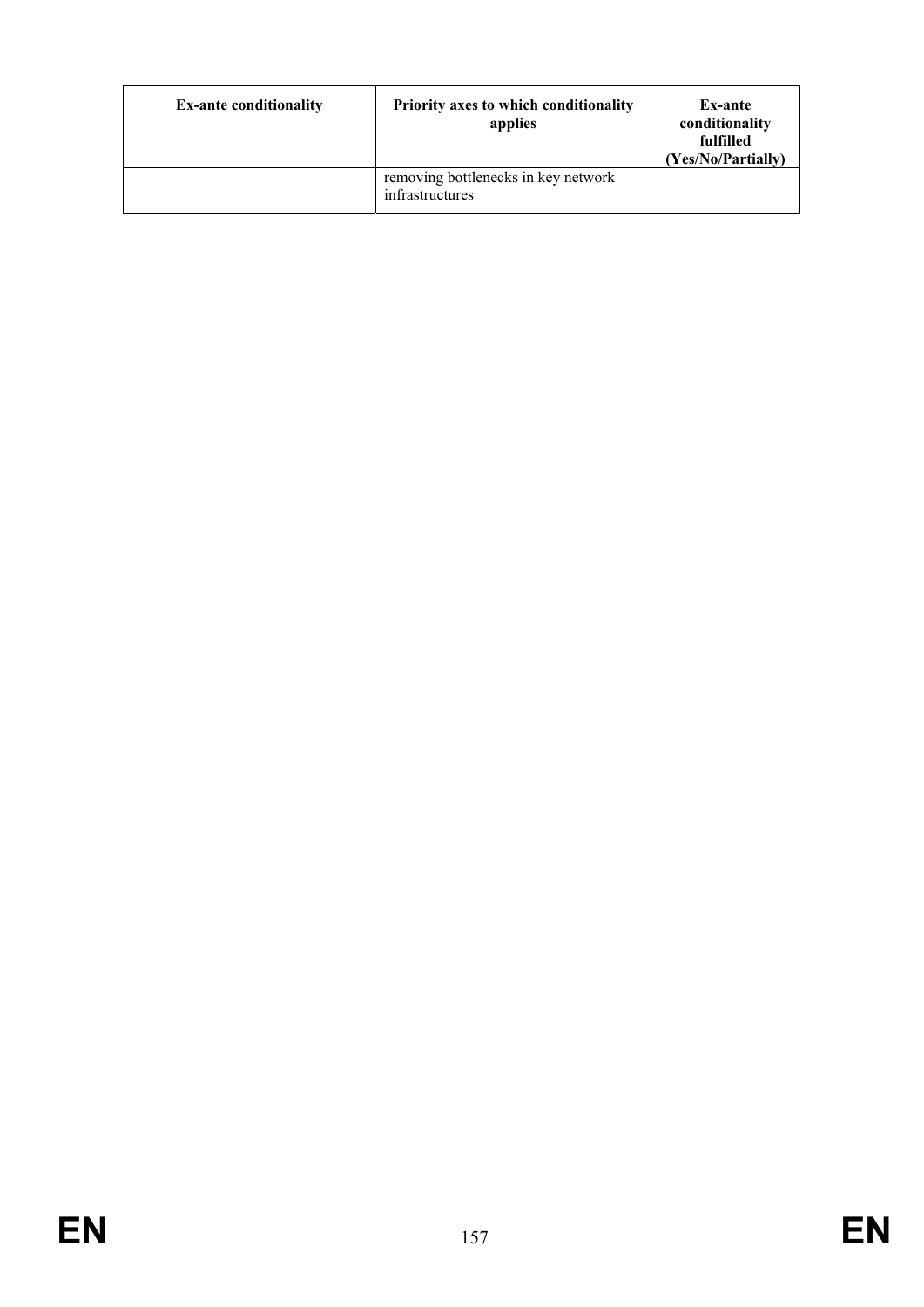| Ex-ante conditionality | Priority axes to which conditionality applies | Ex-ante conditionality fulfilled (Yes/No/Partially) |
|---|---|---|
| | removing bottlenecks in key network infrastructures | |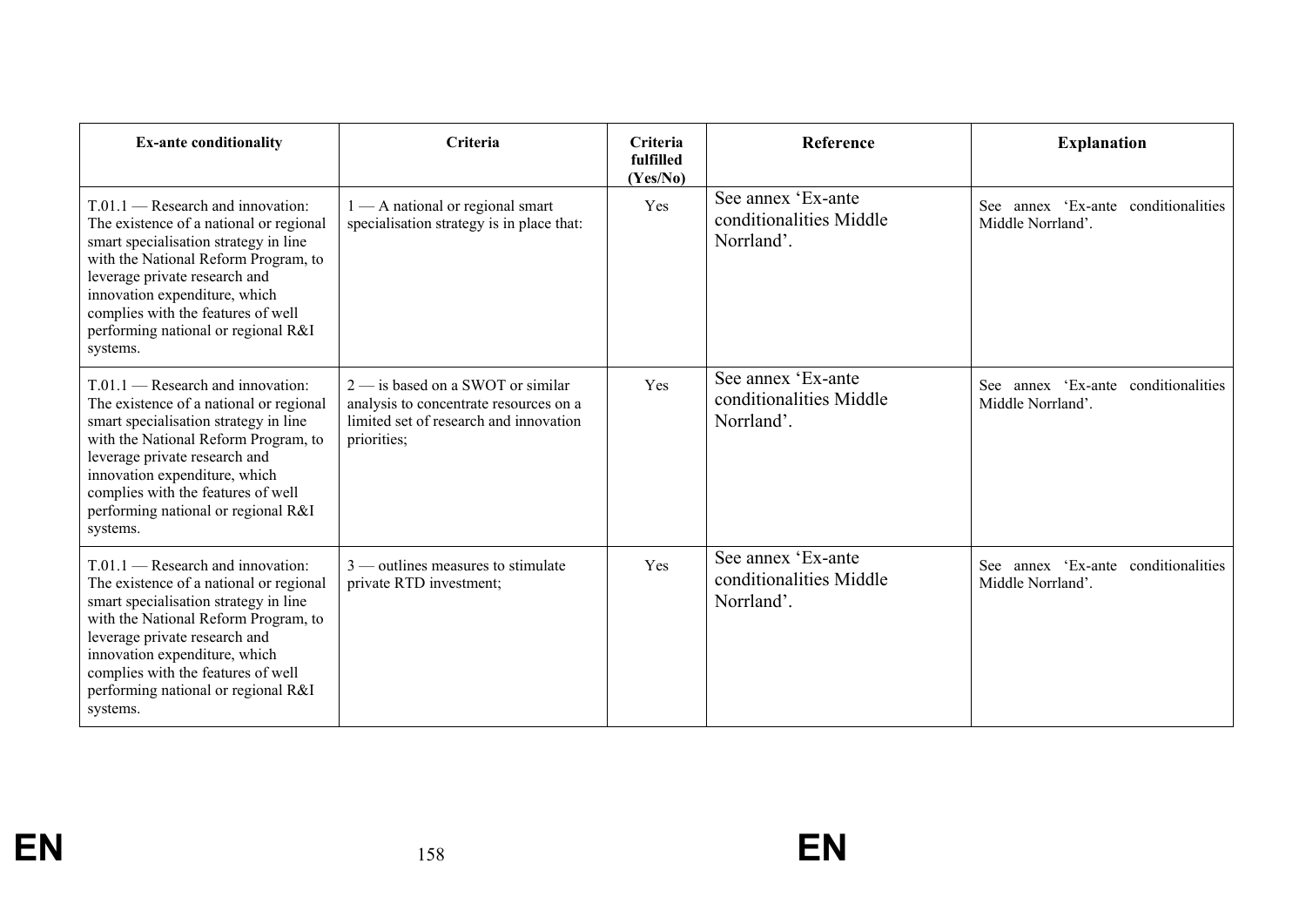| Ex-ante conditionality | Criteria | Criteria fulfilled (Yes/No) | Reference | Explanation |
|---|---|---|---|---|
| T.01.1 — Research and innovation: The existence of a national or regional smart specialisation strategy in line with the National Reform Program, to leverage private research and innovation expenditure, which complies with the features of well performing national or regional R&I systems. | 1 — A national or regional smart specialisation strategy is in place that: | Yes | See annex 'Ex-ante conditionalities Middle Norrland'. | See annex 'Ex-ante conditionalities Middle Norrland'. |
| T.01.1 — Research and innovation: The existence of a national or regional smart specialisation strategy in line with the National Reform Program, to leverage private research and innovation expenditure, which complies with the features of well performing national or regional R&I systems. | 2 — is based on a SWOT or similar analysis to concentrate resources on a limited set of research and innovation priorities; | Yes | See annex 'Ex-ante conditionalities Middle Norrland'. | See annex 'Ex-ante conditionalities Middle Norrland'. |
| T.01.1 — Research and innovation: The existence of a national or regional smart specialisation strategy in line with the National Reform Program, to leverage private research and innovation expenditure, which complies with the features of well performing national or regional R&I systems. | 3 — outlines measures to stimulate private RTD investment; | Yes | See annex 'Ex-ante conditionalities Middle Norrland'. | See annex 'Ex-ante conditionalities Middle Norrland'. |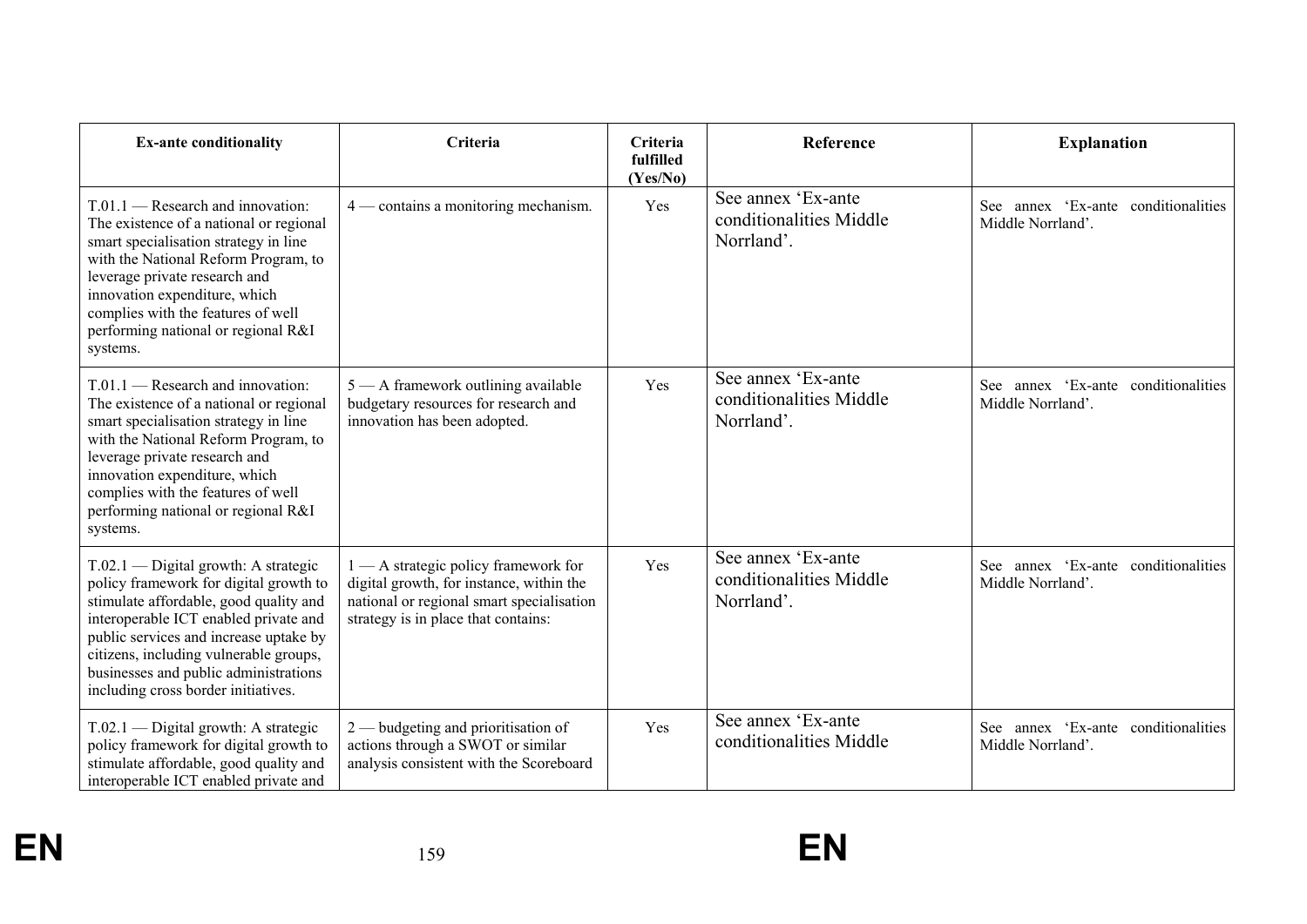| Ex-ante conditionality | Criteria | Criteria fulfilled (Yes/No) | Reference | Explanation |
|---|---|---|---|---|
| T.01.1 — Research and innovation: The existence of a national or regional smart specialisation strategy in line with the National Reform Program, to leverage private research and innovation expenditure, which complies with the features of well performing national or regional R&I systems. | 4 — contains a monitoring mechanism. | Yes | See annex 'Ex-ante conditionalities Middle Norrland'. | See annex 'Ex-ante conditionalities Middle Norrland'. |
| T.01.1 — Research and innovation: The existence of a national or regional smart specialisation strategy in line with the National Reform Program, to leverage private research and innovation expenditure, which complies with the features of well performing national or regional R&I systems. | 5 — A framework outlining available budgetary resources for research and innovation has been adopted. | Yes | See annex 'Ex-ante conditionalities Middle Norrland'. | See annex 'Ex-ante conditionalities Middle Norrland'. |
| T.02.1 — Digital growth: A strategic policy framework for digital growth to stimulate affordable, good quality and interoperable ICT enabled private and public services and increase uptake by citizens, including vulnerable groups, businesses and public administrations including cross border initiatives. | 1 — A strategic policy framework for digital growth, for instance, within the national or regional smart specialisation strategy is in place that contains: | Yes | See annex 'Ex-ante conditionalities Middle Norrland'. | See annex 'Ex-ante conditionalities Middle Norrland'. |
| T.02.1 — Digital growth: A strategic policy framework for digital growth to stimulate affordable, good quality and interoperable ICT enabled private and | 2 — budgeting and prioritisation of actions through a SWOT or similar analysis consistent with the Scoreboard | Yes | See annex 'Ex-ante conditionalities Middle | See annex 'Ex-ante conditionalities Middle Norrland'. |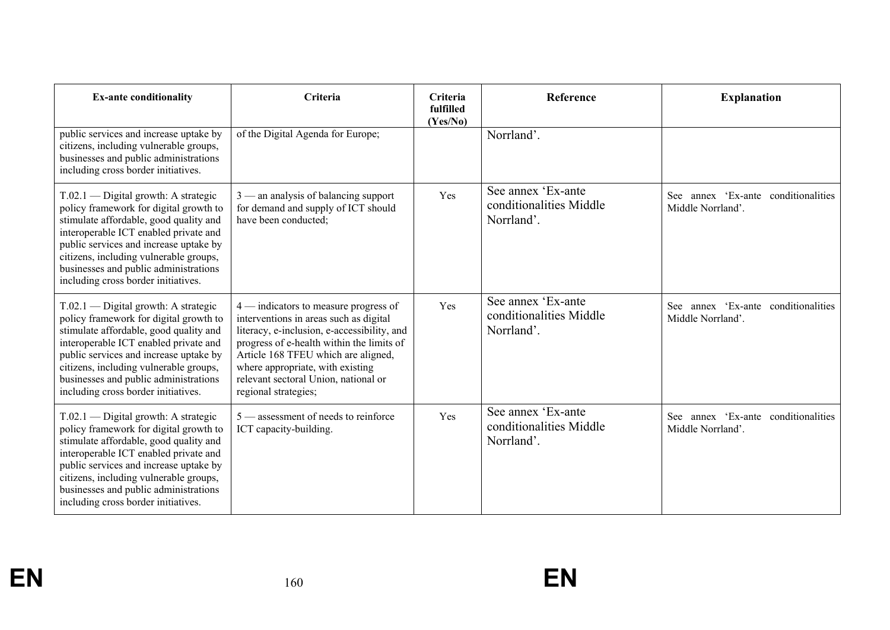| Ex-ante conditionality | Criteria | Criteria fulfilled (Yes/No) | Reference | Explanation |
|---|---|---|---|---|
| public services and increase uptake by citizens, including vulnerable groups, businesses and public administrations including cross border initiatives. | of the Digital Agenda for Europe; | | Norrland'. | |
| T.02.1 — Digital growth: A strategic policy framework for digital growth to stimulate affordable, good quality and interoperable ICT enabled private and public services and increase uptake by citizens, including vulnerable groups, businesses and public administrations including cross border initiatives. | 3 — an analysis of balancing support for demand and supply of ICT should have been conducted; | Yes | See annex 'Ex-ante conditionalities Middle Norrland'. | See annex 'Ex-ante conditionalities Middle Norrland'. |
| T.02.1 — Digital growth: A strategic policy framework for digital growth to stimulate affordable, good quality and interoperable ICT enabled private and public services and increase uptake by citizens, including vulnerable groups, businesses and public administrations including cross border initiatives. | 4 — indicators to measure progress of interventions in areas such as digital literacy, e-inclusion, e-accessibility, and progress of e-health within the limits of Article 168 TFEU which are aligned, where appropriate, with existing relevant sectoral Union, national or regional strategies; | Yes | See annex 'Ex-ante conditionalities Middle Norrland'. | See annex 'Ex-ante conditionalities Middle Norrland'. |
| T.02.1 — Digital growth: A strategic policy framework for digital growth to stimulate affordable, good quality and interoperable ICT enabled private and public services and increase uptake by citizens, including vulnerable groups, businesses and public administrations including cross border initiatives. | 5 — assessment of needs to reinforce ICT capacity-building. | Yes | See annex 'Ex-ante conditionalities Middle Norrland'. | See annex 'Ex-ante conditionalities Middle Norrland'. |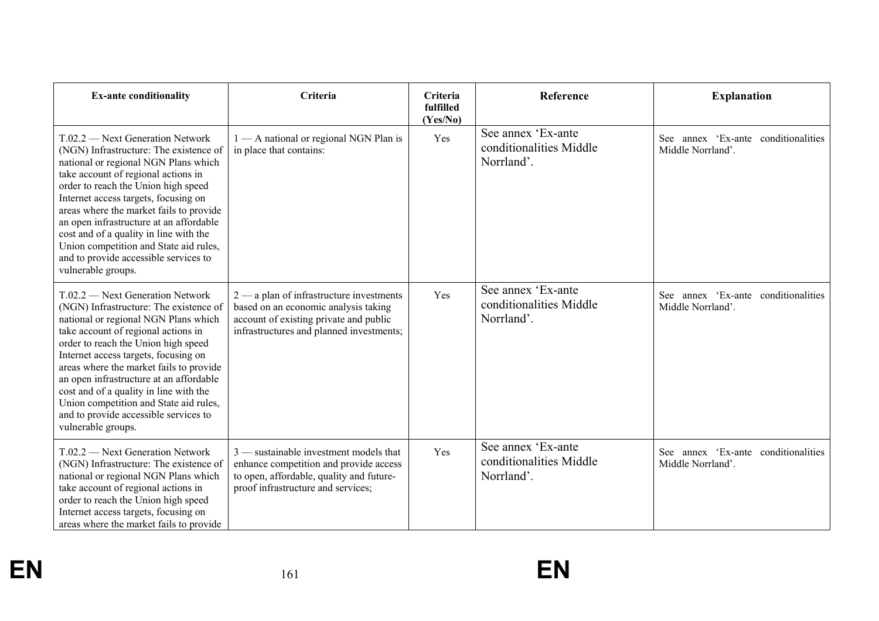| Ex-ante conditionality | Criteria | Criteria fulfilled (Yes/No) | Reference | Explanation |
|---|---|---|---|---|
| T.02.2 — Next Generation Network (NGN) Infrastructure: The existence of national or regional NGN Plans which take account of regional actions in order to reach the Union high speed Internet access targets, focusing on areas where the market fails to provide an open infrastructure at an affordable cost and of a quality in line with the Union competition and State aid rules, and to provide accessible services to vulnerable groups. | 1 — A national or regional NGN Plan is in place that contains: | Yes | See annex 'Ex-ante conditionalities Middle Norrland'. | See annex 'Ex-ante conditionalities Middle Norrland'. |
| T.02.2 — Next Generation Network (NGN) Infrastructure: The existence of national or regional NGN Plans which take account of regional actions in order to reach the Union high speed Internet access targets, focusing on areas where the market fails to provide an open infrastructure at an affordable cost and of a quality in line with the Union competition and State aid rules, and to provide accessible services to vulnerable groups. | 2 — a plan of infrastructure investments based on an economic analysis taking account of existing private and public infrastructures and planned investments; | Yes | See annex 'Ex-ante conditionalities Middle Norrland'. | See annex 'Ex-ante conditionalities Middle Norrland'. |
| T.02.2 — Next Generation Network (NGN) Infrastructure: The existence of national or regional NGN Plans which take account of regional actions in order to reach the Union high speed Internet access targets, focusing on areas where the market fails to provide | 3 — sustainable investment models that enhance competition and provide access to open, affordable, quality and future-proof infrastructure and services; | Yes | See annex 'Ex-ante conditionalities Middle Norrland'. | See annex 'Ex-ante conditionalities Middle Norrland'. |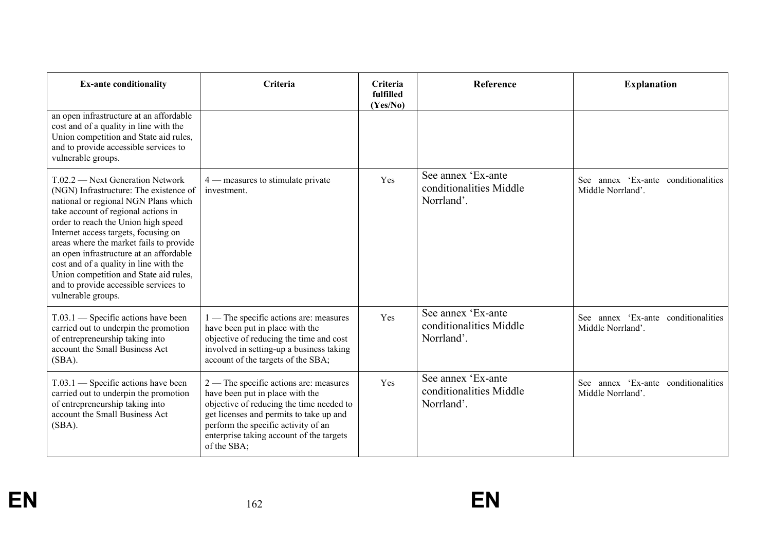| Ex-ante conditionality | Criteria | Criteria fulfilled (Yes/No) | Reference | Explanation |
|---|---|---|---|---|
| an open infrastructure at an affordable cost and of a quality in line with the Union competition and State aid rules, and to provide accessible services to vulnerable groups. | | | | |
| T.02.2 — Next Generation Network (NGN) Infrastructure: The existence of national or regional NGN Plans which take account of regional actions in order to reach the Union high speed Internet access targets, focusing on areas where the market fails to provide an open infrastructure at an affordable cost and of a quality in line with the Union competition and State aid rules, and to provide accessible services to vulnerable groups. | 4 — measures to stimulate private investment. | Yes | See annex 'Ex-ante conditionalities Middle Norrland'. | See annex 'Ex-ante conditionalities Middle Norrland'. |
| T.03.1 — Specific actions have been carried out to underpin the promotion of entrepreneurship taking into account the Small Business Act (SBA). | 1 — The specific actions are: measures have been put in place with the objective of reducing the time and cost involved in setting-up a business taking account of the targets of the SBA; | Yes | See annex 'Ex-ante conditionalities Middle Norrland'. | See annex 'Ex-ante conditionalities Middle Norrland'. |
| T.03.1 — Specific actions have been carried out to underpin the promotion of entrepreneurship taking into account the Small Business Act (SBA). | 2 — The specific actions are: measures have been put in place with the objective of reducing the time needed to get licenses and permits to take up and perform the specific activity of an enterprise taking account of the targets of the SBA; | Yes | See annex 'Ex-ante conditionalities Middle Norrland'. | See annex 'Ex-ante conditionalities Middle Norrland'. |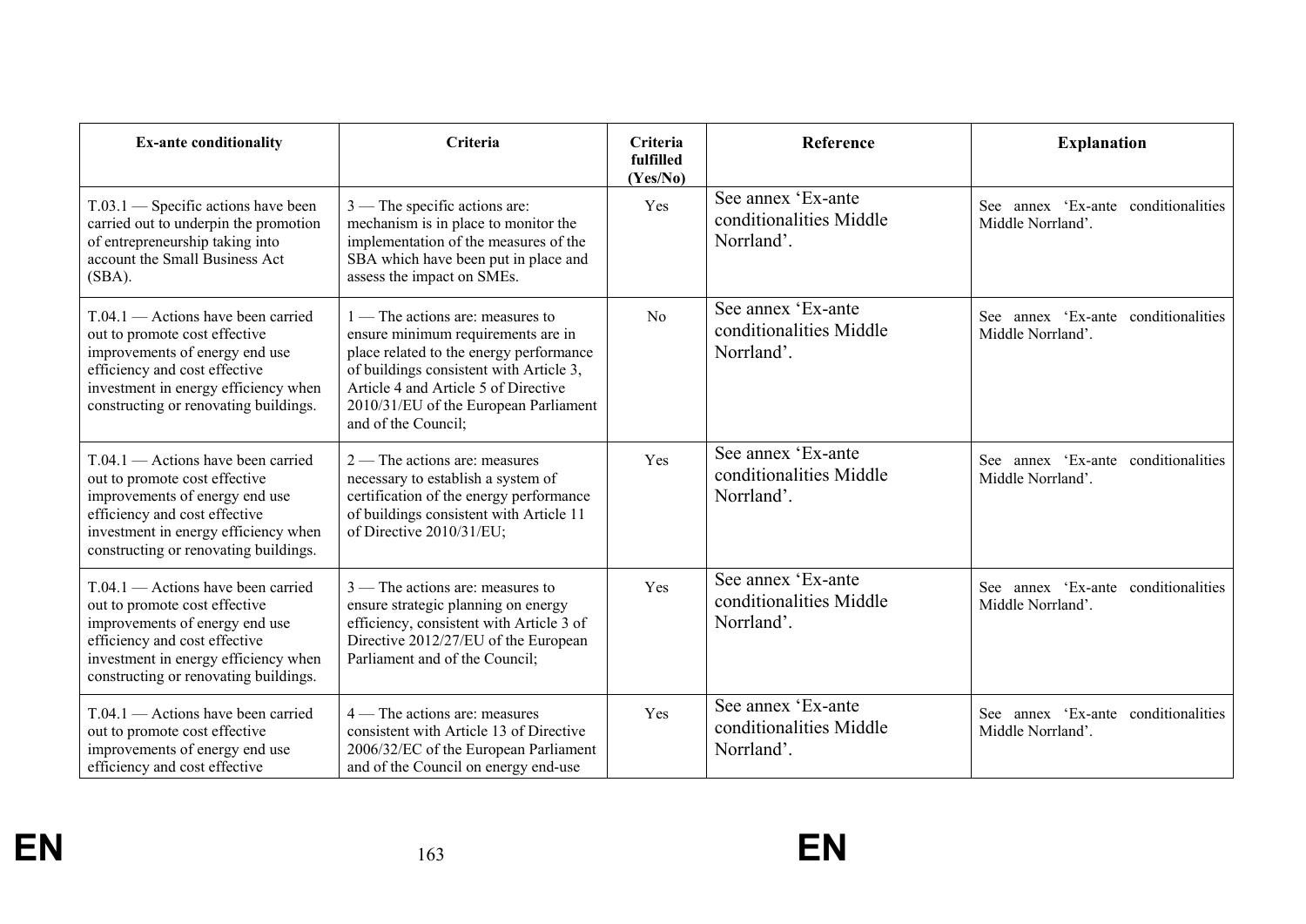| Ex-ante conditionality | Criteria | Criteria fulfilled (Yes/No) | Reference | Explanation |
| --- | --- | --- | --- | --- |
| T.03.1 — Specific actions have been carried out to underpin the promotion of entrepreneurship taking into account the Small Business Act (SBA). | 3 — The specific actions are: mechanism is in place to monitor the implementation of the measures of the SBA which have been put in place and assess the impact on SMEs. | Yes | See annex 'Ex-ante conditionalities Middle Norrland'. | See annex 'Ex-ante conditionalities Middle Norrland'. |
| T.04.1 — Actions have been carried out to promote cost effective improvements of energy end use efficiency and cost effective investment in energy efficiency when constructing or renovating buildings. | 1 — The actions are: measures to ensure minimum requirements are in place related to the energy performance of buildings consistent with Article 3, Article 4 and Article 5 of Directive 2010/31/EU of the European Parliament and of the Council; | No | See annex 'Ex-ante conditionalities Middle Norrland'. | See annex 'Ex-ante conditionalities Middle Norrland'. |
| T.04.1 — Actions have been carried out to promote cost effective improvements of energy end use efficiency and cost effective investment in energy efficiency when constructing or renovating buildings. | 2 — The actions are: measures necessary to establish a system of certification of the energy performance of buildings consistent with Article 11 of Directive 2010/31/EU; | Yes | See annex 'Ex-ante conditionalities Middle Norrland'. | See annex 'Ex-ante conditionalities Middle Norrland'. |
| T.04.1 — Actions have been carried out to promote cost effective improvements of energy end use efficiency and cost effective investment in energy efficiency when constructing or renovating buildings. | 3 — The actions are: measures to ensure strategic planning on energy efficiency, consistent with Article 3 of Directive 2012/27/EU of the European Parliament and of the Council; | Yes | See annex 'Ex-ante conditionalities Middle Norrland'. | See annex 'Ex-ante conditionalities Middle Norrland'. |
| T.04.1 — Actions have been carried out to promote cost effective improvements of energy end use efficiency and cost effective | 4 — The actions are: measures consistent with Article 13 of Directive 2006/32/EC of the European Parliament and of the Council on energy end-use | Yes | See annex 'Ex-ante conditionalities Middle Norrland'. | See annex 'Ex-ante conditionalities Middle Norrland'. |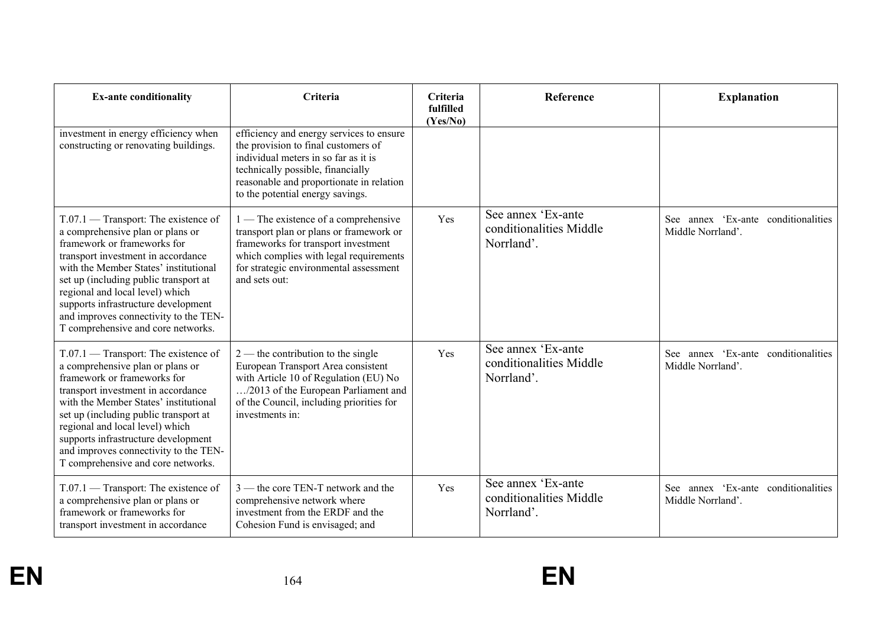| Ex-ante conditionality | Criteria | Criteria fulfilled (Yes/No) | Reference | Explanation |
|---|---|---|---|---|
| investment in energy efficiency when constructing or renovating buildings. | efficiency and energy services to ensure the provision to final customers of individual meters in so far as it is technically possible, financially reasonable and proportionate in relation to the potential energy savings. | | | |
| T.07.1 — Transport: The existence of a comprehensive plan or plans or framework or frameworks for transport investment in accordance with the Member States' institutional set up (including public transport at regional and local level) which supports infrastructure development and improves connectivity to the TEN-T comprehensive and core networks. | 1 — The existence of a comprehensive transport plan or plans or framework or frameworks for transport investment which complies with legal requirements for strategic environmental assessment and sets out: | Yes | See annex 'Ex-ante conditionalities Middle Norrland'. | See annex 'Ex-ante conditionalities Middle Norrland'. |
| T.07.1 — Transport: The existence of a comprehensive plan or plans or framework or frameworks for transport investment in accordance with the Member States' institutional set up (including public transport at regional and local level) which supports infrastructure development and improves connectivity to the TEN-T comprehensive and core networks. | 2 — the contribution to the single European Transport Area consistent with Article 10 of Regulation (EU) No …/2013 of the European Parliament and of the Council, including priorities for investments in: | Yes | See annex 'Ex-ante conditionalities Middle Norrland'. | See annex 'Ex-ante conditionalities Middle Norrland'. |
| T.07.1 — Transport: The existence of a comprehensive plan or plans or framework or frameworks for transport investment in accordance | 3 — the core TEN-T network and the comprehensive network where investment from the ERDF and the Cohesion Fund is envisaged; and | Yes | See annex 'Ex-ante conditionalities Middle Norrland'. | See annex 'Ex-ante conditionalities Middle Norrland'. |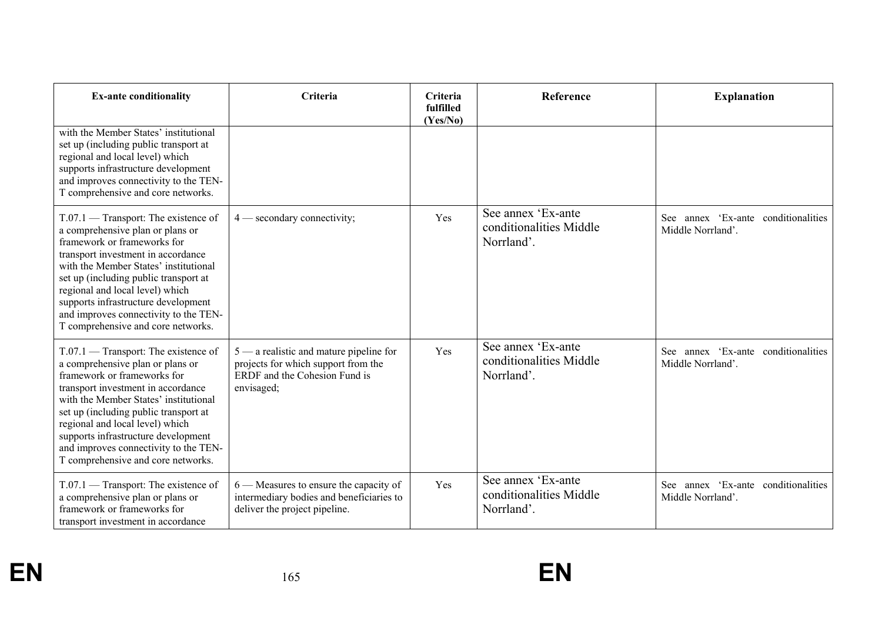| Ex-ante conditionality | Criteria | Criteria fulfilled (Yes/No) | Reference | Explanation |
|---|---|---|---|---|
| with the Member States' institutional set up (including public transport at regional and local level) which supports infrastructure development and improves connectivity to the TEN-T comprehensive and core networks. | | | | |
| T.07.1 — Transport: The existence of a comprehensive plan or plans or framework or frameworks for transport investment in accordance with the Member States' institutional set up (including public transport at regional and local level) which supports infrastructure development and improves connectivity to the TEN-T comprehensive and core networks. | 4 — secondary connectivity; | Yes | See annex 'Ex-ante conditionalities Middle Norrland'. | See annex 'Ex-ante conditionalities Middle Norrland'. |
| T.07.1 — Transport: The existence of a comprehensive plan or plans or framework or frameworks for transport investment in accordance with the Member States' institutional set up (including public transport at regional and local level) which supports infrastructure development and improves connectivity to the TEN-T comprehensive and core networks. | 5 — a realistic and mature pipeline for projects for which support from the ERDF and the Cohesion Fund is envisaged; | Yes | See annex 'Ex-ante conditionalities Middle Norrland'. | See annex 'Ex-ante conditionalities Middle Norrland'. |
| T.07.1 — Transport: The existence of a comprehensive plan or plans or framework or frameworks for transport investment in accordance | 6 — Measures to ensure the capacity of intermediary bodies and beneficiaries to deliver the project pipeline. | Yes | See annex 'Ex-ante conditionalities Middle Norrland'. | See annex 'Ex-ante conditionalities Middle Norrland'. |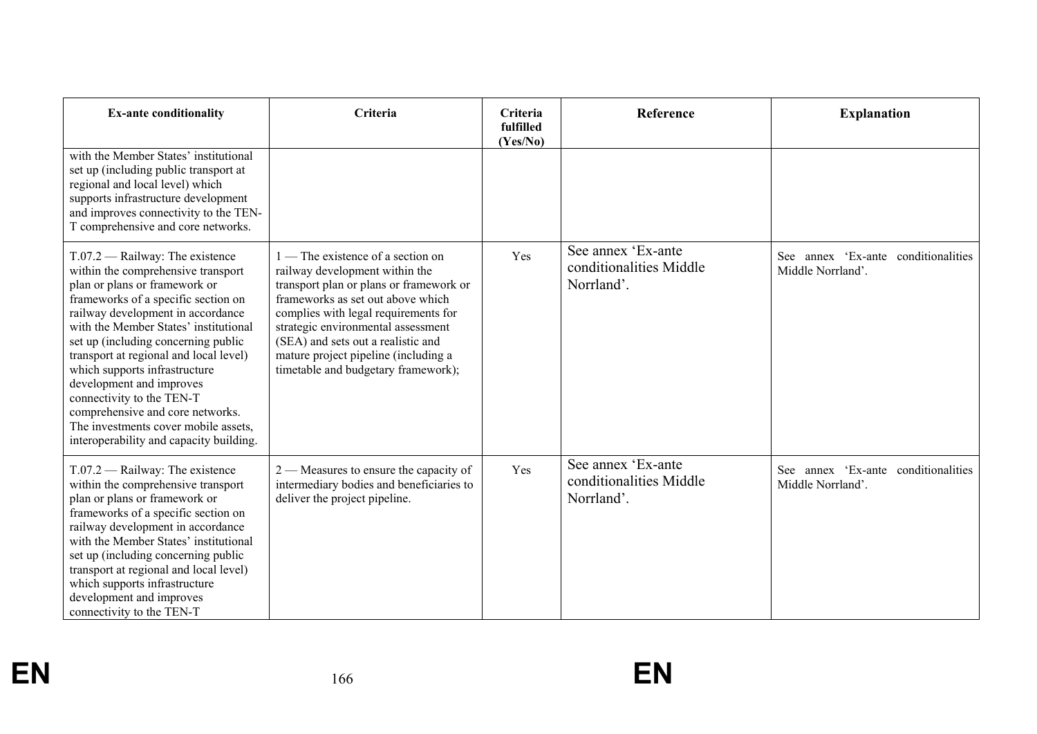| Ex-ante conditionality | Criteria | Criteria fulfilled (Yes/No) | Reference | Explanation |
| --- | --- | --- | --- | --- |
| with the Member States' institutional set up (including public transport at regional and local level) which supports infrastructure development and improves connectivity to the TEN-T comprehensive and core networks. | | | | |
| T.07.2 — Railway: The existence within the comprehensive transport plan or plans or framework or frameworks of a specific section on railway development in accordance with the Member States' institutional set up (including concerning public transport at regional and local level) which supports infrastructure development and improves connectivity to the TEN-T comprehensive and core networks. The investments cover mobile assets, interoperability and capacity building. | 1 — The existence of a section on railway development within the transport plan or plans or framework or frameworks as set out above which complies with legal requirements for strategic environmental assessment (SEA) and sets out a realistic and mature project pipeline (including a timetable and budgetary framework); | Yes | See annex 'Ex-ante conditionalities Middle Norrland'. | See annex 'Ex-ante conditionalities Middle Norrland'. |
| T.07.2 — Railway: The existence within the comprehensive transport plan or plans or framework or frameworks of a specific section on railway development in accordance with the Member States' institutional set up (including concerning public transport at regional and local level) which supports infrastructure development and improves connectivity to the TEN-T | 2 — Measures to ensure the capacity of intermediary bodies and beneficiaries to deliver the project pipeline. | Yes | See annex 'Ex-ante conditionalities Middle Norrland'. | See annex 'Ex-ante conditionalities Middle Norrland'. |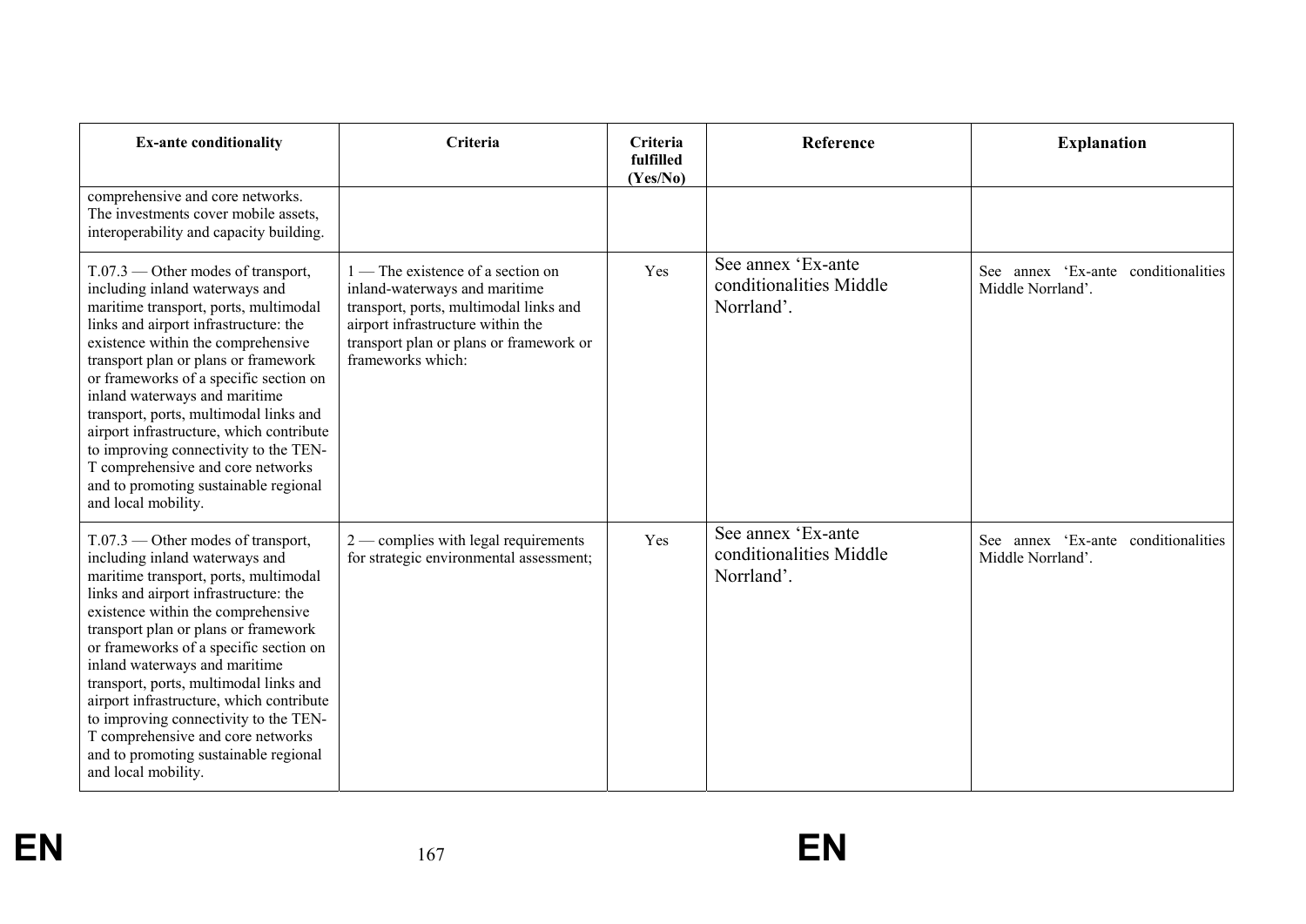| Ex-ante conditionality | Criteria | Criteria fulfilled (Yes/No) | Reference | Explanation |
|---|---|---|---|---|
| comprehensive and core networks. The investments cover mobile assets, interoperability and capacity building. | | | | |
| T.07.3 — Other modes of transport, including inland waterways and maritime transport, ports, multimodal links and airport infrastructure: the existence within the comprehensive transport plan or plans or framework or frameworks of a specific section on inland waterways and maritime transport, ports, multimodal links and airport infrastructure, which contribute to improving connectivity to the TEN-T comprehensive and core networks and to promoting sustainable regional and local mobility. | 1 — The existence of a section on inland-waterways and maritime transport, ports, multimodal links and airport infrastructure within the transport plan or plans or framework or frameworks which: | Yes | See annex 'Ex-ante conditionalities Middle Norrland'. | See annex 'Ex-ante conditionalities Middle Norrland'. |
| T.07.3 — Other modes of transport, including inland waterways and maritime transport, ports, multimodal links and airport infrastructure: the existence within the comprehensive transport plan or plans or framework or frameworks of a specific section on inland waterways and maritime transport, ports, multimodal links and airport infrastructure, which contribute to improving connectivity to the TEN-T comprehensive and core networks and to promoting sustainable regional and local mobility. | 2 — complies with legal requirements for strategic environmental assessment; | Yes | See annex 'Ex-ante conditionalities Middle Norrland'. | See annex 'Ex-ante conditionalities Middle Norrland'. |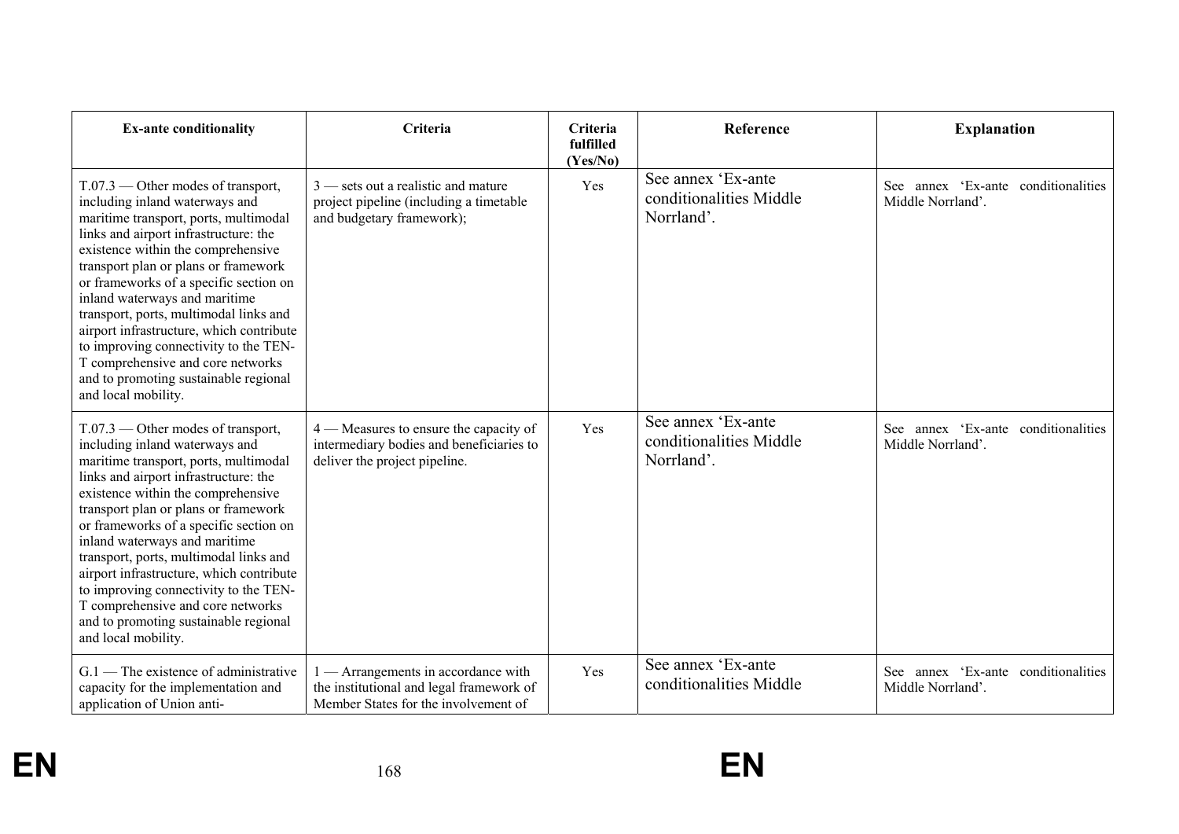| Ex-ante conditionality | Criteria | Criteria fulfilled (Yes/No) | Reference | Explanation |
|---|---|---|---|---|
| T.07.3 — Other modes of transport, including inland waterways and maritime transport, ports, multimodal links and airport infrastructure: the existence within the comprehensive transport plan or plans or framework or frameworks of a specific section on inland waterways and maritime transport, ports, multimodal links and airport infrastructure, which contribute to improving connectivity to the TEN-T comprehensive and core networks and to promoting sustainable regional and local mobility. | 3 — sets out a realistic and mature project pipeline (including a timetable and budgetary framework); | Yes | See annex 'Ex-ante conditionalities Middle Norrland'. | See annex 'Ex-ante conditionalities Middle Norrland'. |
| T.07.3 — Other modes of transport, including inland waterways and maritime transport, ports, multimodal links and airport infrastructure: the existence within the comprehensive transport plan or plans or framework or frameworks of a specific section on inland waterways and maritime transport, ports, multimodal links and airport infrastructure, which contribute to improving connectivity to the TEN-T comprehensive and core networks and to promoting sustainable regional and local mobility. | 4 — Measures to ensure the capacity of intermediary bodies and beneficiaries to deliver the project pipeline. | Yes | See annex 'Ex-ante conditionalities Middle Norrland'. | See annex 'Ex-ante conditionalities Middle Norrland'. |
| G.1 — The existence of administrative capacity for the implementation and application of Union anti- | 1 — Arrangements in accordance with the institutional and legal framework of Member States for the involvement of | Yes | See annex 'Ex-ante conditionalities Middle | See annex 'Ex-ante conditionalities Middle Norrland'. |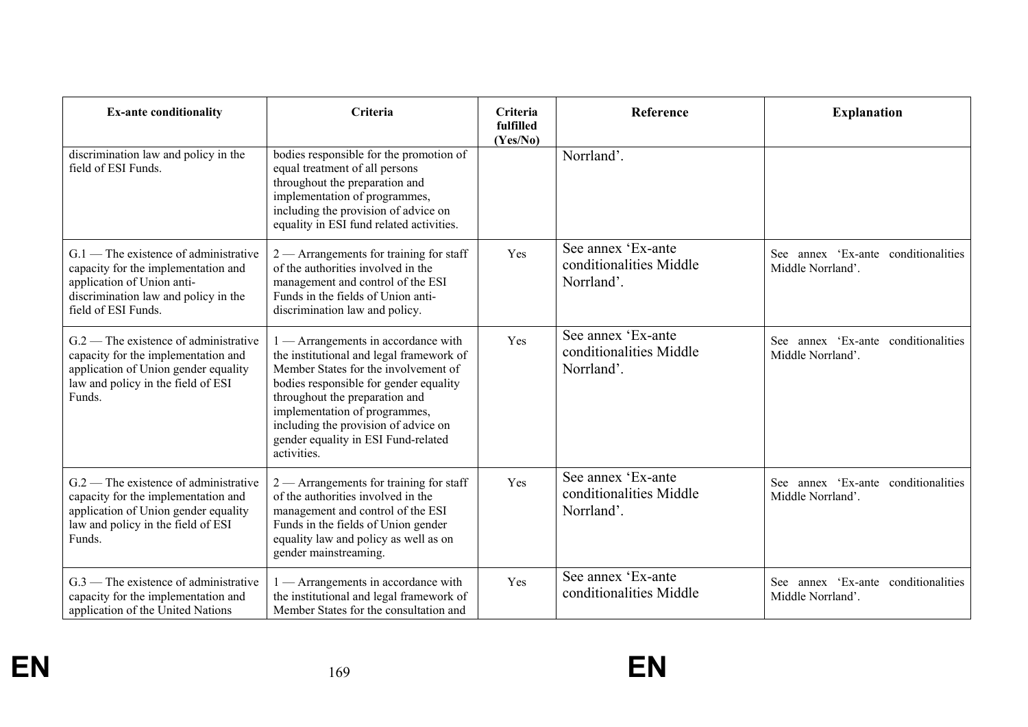| Ex-ante conditionality | Criteria | Criteria fulfilled (Yes/No) | Reference | Explanation |
|---|---|---|---|---|
| discrimination law and policy in the field of ESI Funds. | bodies responsible for the promotion of equal treatment of all persons throughout the preparation and implementation of programmes, including the provision of advice on equality in ESI fund related activities. | | Norrland'. | |
| G.1 — The existence of administrative capacity for the implementation and application of Union anti-discrimination law and policy in the field of ESI Funds. | 2 — Arrangements for training for staff of the authorities involved in the management and control of the ESI Funds in the fields of Union anti-discrimination law and policy. | Yes | See annex 'Ex-ante conditionalities Middle Norrland'. | See annex 'Ex-ante conditionalities Middle Norrland'. |
| G.2 — The existence of administrative capacity for the implementation and application of Union gender equality law and policy in the field of ESI Funds. | 1 — Arrangements in accordance with the institutional and legal framework of Member States for the involvement of bodies responsible for gender equality throughout the preparation and implementation of programmes, including the provision of advice on gender equality in ESI Fund-related activities. | Yes | See annex 'Ex-ante conditionalities Middle Norrland'. | See annex 'Ex-ante conditionalities Middle Norrland'. |
| G.2 — The existence of administrative capacity for the implementation and application of Union gender equality law and policy in the field of ESI Funds. | 2 — Arrangements for training for staff of the authorities involved in the management and control of the ESI Funds in the fields of Union gender equality law and policy as well as on gender mainstreaming. | Yes | See annex 'Ex-ante conditionalities Middle Norrland'. | See annex 'Ex-ante conditionalities Middle Norrland'. |
| G.3 — The existence of administrative capacity for the implementation and application of the United Nations | 1 — Arrangements in accordance with the institutional and legal framework of Member States for the consultation and | Yes | See annex 'Ex-ante conditionalities Middle | See annex 'Ex-ante conditionalities Middle Norrland'. |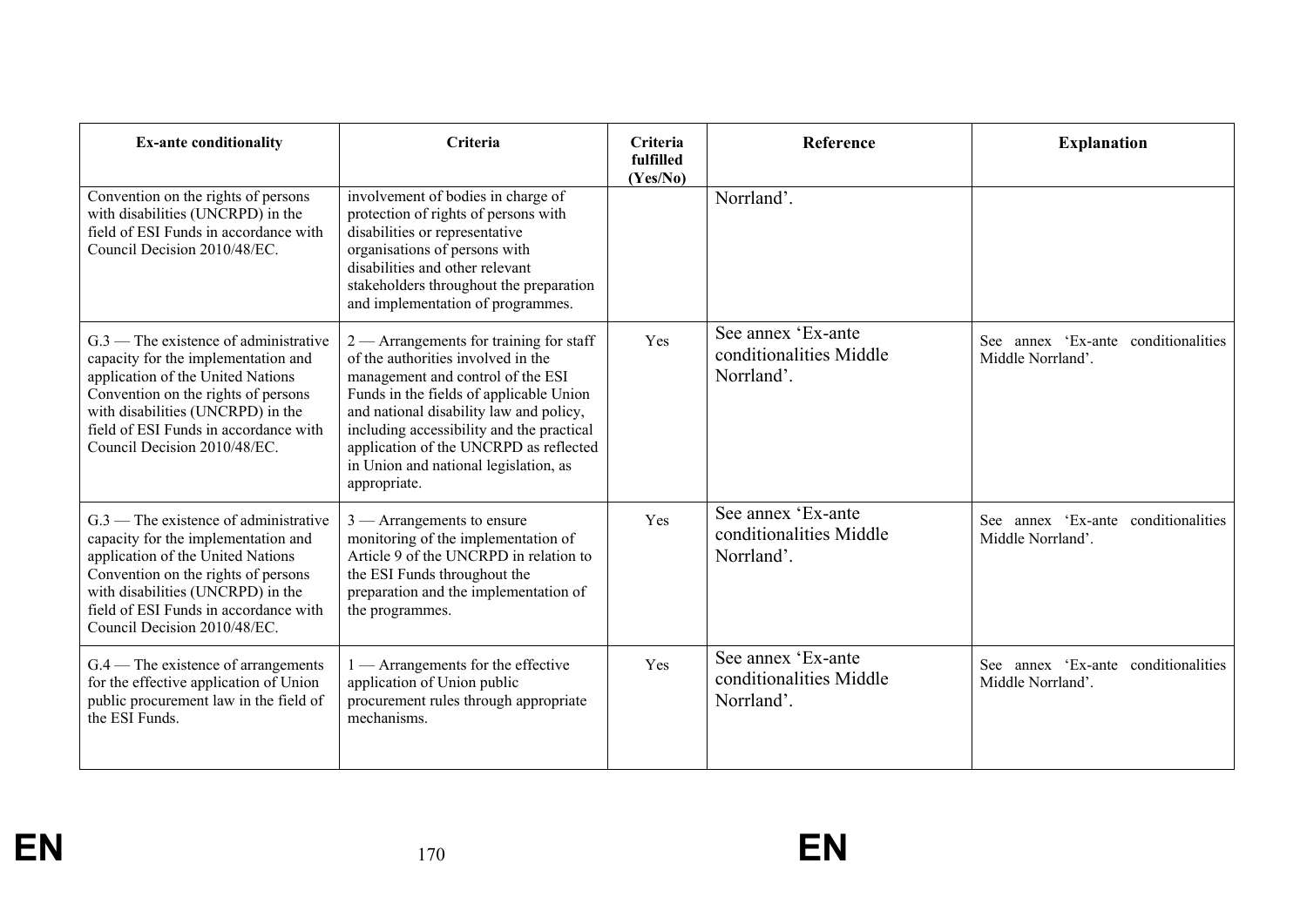| Ex-ante conditionality | Criteria | Criteria fulfilled (Yes/No) | Reference | Explanation |
|---|---|---|---|---|
| Convention on the rights of persons with disabilities (UNCRPD) in the field of ESI Funds in accordance with Council Decision 2010/48/EC. | involvement of bodies in charge of protection of rights of persons with disabilities or representative organisations of persons with disabilities and other relevant stakeholders throughout the preparation and implementation of programmes. | | Norrland'. | |
| G.3 — The existence of administrative capacity for the implementation and application of the United Nations Convention on the rights of persons with disabilities (UNCRPD) in the field of ESI Funds in accordance with Council Decision 2010/48/EC. | 2 — Arrangements for training for staff of the authorities involved in the management and control of the ESI Funds in the fields of applicable Union and national disability law and policy, including accessibility and the practical application of the UNCRPD as reflected in Union and national legislation, as appropriate. | Yes | See annex 'Ex-ante conditionalities Middle Norrland'. | See annex 'Ex-ante conditionalities Middle Norrland'. |
| G.3 — The existence of administrative capacity for the implementation and application of the United Nations Convention on the rights of persons with disabilities (UNCRPD) in the field of ESI Funds in accordance with Council Decision 2010/48/EC. | 3 — Arrangements to ensure monitoring of the implementation of Article 9 of the UNCRPD in relation to the ESI Funds throughout the preparation and the implementation of the programmes. | Yes | See annex 'Ex-ante conditionalities Middle Norrland'. | See annex 'Ex-ante conditionalities Middle Norrland'. |
| G.4 — The existence of arrangements for the effective application of Union public procurement law in the field of the ESI Funds. | 1 — Arrangements for the effective application of Union public procurement rules through appropriate mechanisms. | Yes | See annex 'Ex-ante conditionalities Middle Norrland'. | See annex 'Ex-ante conditionalities Middle Norrland'. |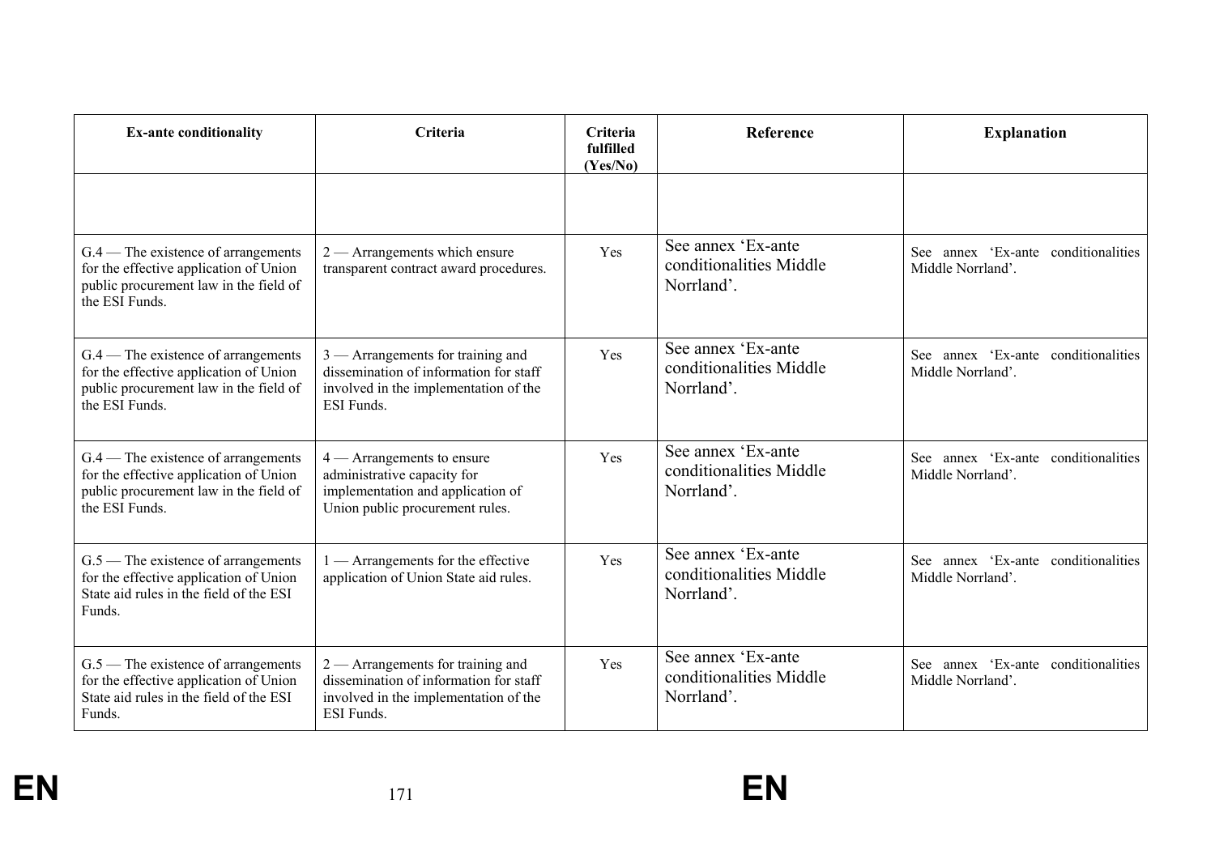| Ex-ante conditionality | Criteria | Criteria fulfilled (Yes/No) | Reference | Explanation |
|---|---|---|---|---|
| | | | | |
| G.4 — The existence of arrangements for the effective application of Union public procurement law in the field of the ESI Funds. | 2 — Arrangements which ensure transparent contract award procedures. | Yes | See annex 'Ex-ante conditionalities Middle Norrland'. | See annex 'Ex-ante conditionalities Middle Norrland'. |
| G.4 — The existence of arrangements for the effective application of Union public procurement law in the field of the ESI Funds. | 3 — Arrangements for training and dissemination of information for staff involved in the implementation of the ESI Funds. | Yes | See annex 'Ex-ante conditionalities Middle Norrland'. | See annex 'Ex-ante conditionalities Middle Norrland'. |
| G.4 — The existence of arrangements for the effective application of Union public procurement law in the field of the ESI Funds. | 4 — Arrangements to ensure administrative capacity for implementation and application of Union public procurement rules. | Yes | See annex 'Ex-ante conditionalities Middle Norrland'. | See annex 'Ex-ante conditionalities Middle Norrland'. |
| G.5 — The existence of arrangements for the effective application of Union State aid rules in the field of the ESI Funds. | 1 — Arrangements for the effective application of Union State aid rules. | Yes | See annex 'Ex-ante conditionalities Middle Norrland'. | See annex 'Ex-ante conditionalities Middle Norrland'. |
| G.5 — The existence of arrangements for the effective application of Union State aid rules in the field of the ESI Funds. | 2 — Arrangements for training and dissemination of information for staff involved in the implementation of the ESI Funds. | Yes | See annex 'Ex-ante conditionalities Middle Norrland'. | See annex 'Ex-ante conditionalities Middle Norrland'. |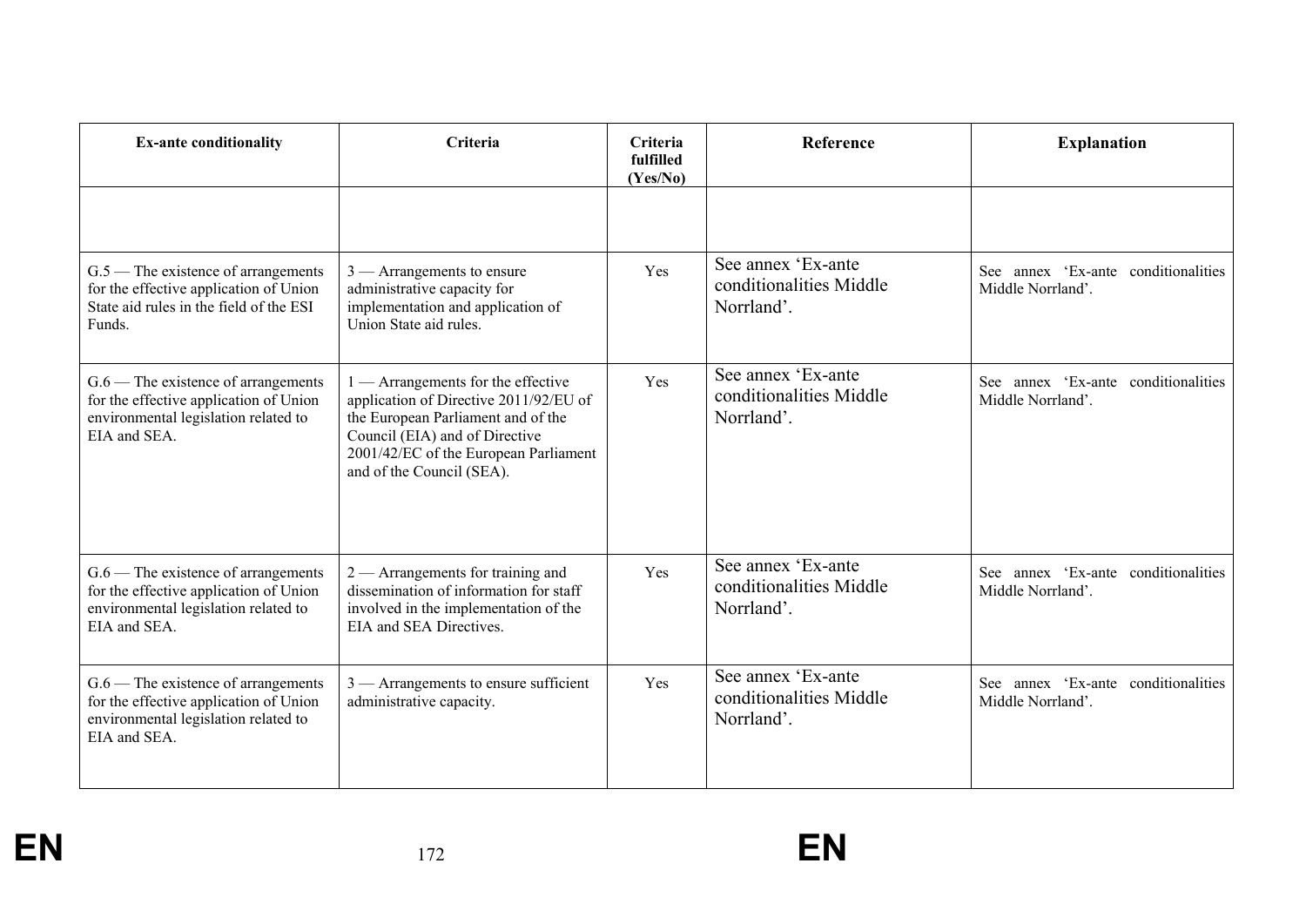| Ex-ante conditionality | Criteria | Criteria fulfilled (Yes/No) | Reference | Explanation |
|---|---|---|---|---|
| | | | | |
| G.5 — The existence of arrangements for the effective application of Union State aid rules in the field of the ESI Funds. | 3 — Arrangements to ensure administrative capacity for implementation and application of Union State aid rules. | Yes | See annex 'Ex-ante conditionalities Middle Norrland'. | See annex 'Ex-ante conditionalities Middle Norrland'. |
| G.6 — The existence of arrangements for the effective application of Union environmental legislation related to EIA and SEA. | 1 — Arrangements for the effective application of Directive 2011/92/EU of the European Parliament and of the Council (EIA) and of Directive 2001/42/EC of the European Parliament and of the Council (SEA). | Yes | See annex 'Ex-ante conditionalities Middle Norrland'. | See annex 'Ex-ante conditionalities Middle Norrland'. |
| G.6 — The existence of arrangements for the effective application of Union environmental legislation related to EIA and SEA. | 2 — Arrangements for training and dissemination of information for staff involved in the implementation of the EIA and SEA Directives. | Yes | See annex 'Ex-ante conditionalities Middle Norrland'. | See annex 'Ex-ante conditionalities Middle Norrland'. |
| G.6 — The existence of arrangements for the effective application of Union environmental legislation related to EIA and SEA. | 3 — Arrangements to ensure sufficient administrative capacity. | Yes | See annex 'Ex-ante conditionalities Middle Norrland'. | See annex 'Ex-ante conditionalities Middle Norrland'. |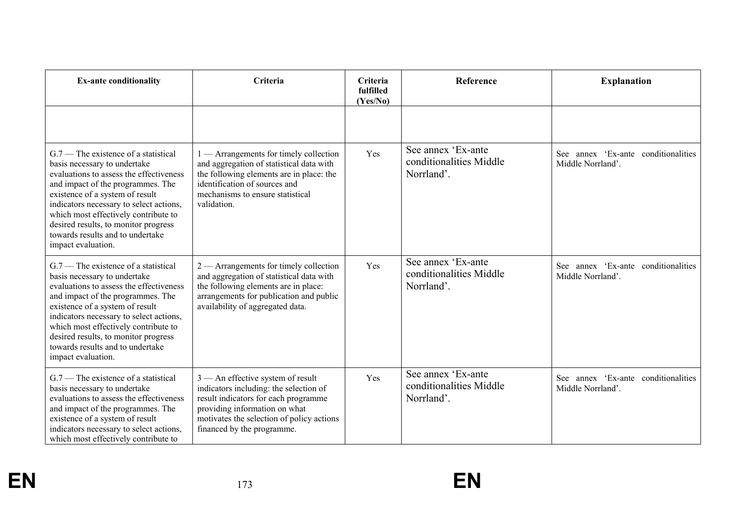| Ex-ante conditionality | Criteria | Criteria fulfilled (Yes/No) | Reference | Explanation |
|---|---|---|---|---|
| | | | | |
| G.7 — The existence of a statistical basis necessary to undertake evaluations to assess the effectiveness and impact of the programmes. The existence of a system of result indicators necessary to select actions, which most effectively contribute to desired results, to monitor progress towards results and to undertake impact evaluation. | 1 — Arrangements for timely collection and aggregation of statistical data with the following elements are in place: the identification of sources and mechanisms to ensure statistical validation. | Yes | See annex 'Ex-ante conditionalities Middle Norrland'. | See annex 'Ex-ante conditionalities Middle Norrland'. |
| G.7 — The existence of a statistical basis necessary to undertake evaluations to assess the effectiveness and impact of the programmes. The existence of a system of result indicators necessary to select actions, which most effectively contribute to desired results, to monitor progress towards results and to undertake impact evaluation. | 2 — Arrangements for timely collection and aggregation of statistical data with the following elements are in place: arrangements for publication and public availability of aggregated data. | Yes | See annex 'Ex-ante conditionalities Middle Norrland'. | See annex 'Ex-ante conditionalities Middle Norrland'. |
| G.7 — The existence of a statistical basis necessary to undertake evaluations to assess the effectiveness and impact of the programmes. The existence of a system of result indicators necessary to select actions, which most effectively contribute to | 3 — An effective system of result indicators including: the selection of result indicators for each programme providing information on what motivates the selection of policy actions financed by the programme. | Yes | See annex 'Ex-ante conditionalities Middle Norrland'. | See annex 'Ex-ante conditionalities Middle Norrland'. |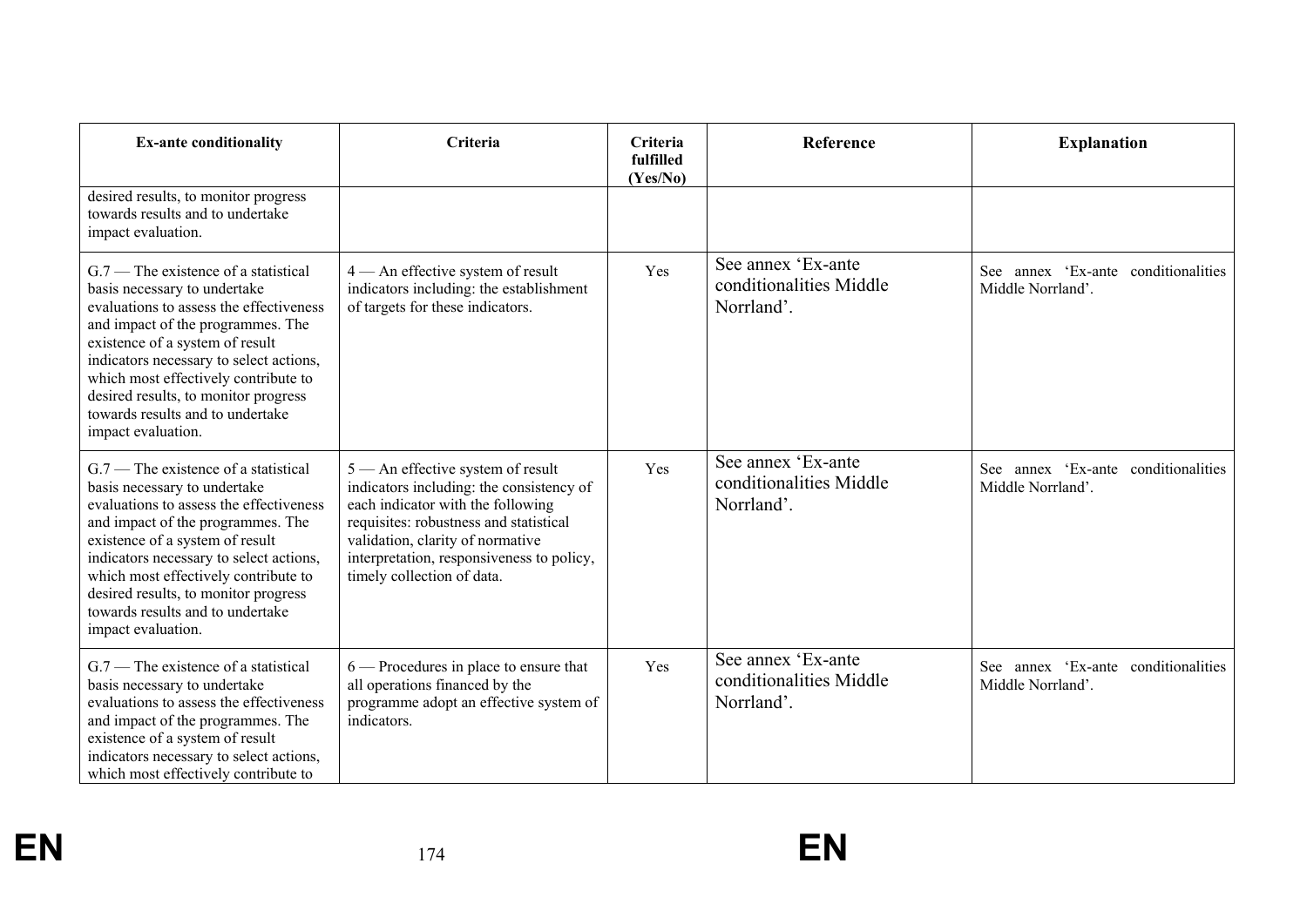| Ex-ante conditionality | Criteria | Criteria fulfilled (Yes/No) | Reference | Explanation |
|---|---|---|---|---|
| desired results, to monitor progress towards results and to undertake impact evaluation. | | | | |
| G.7 — The existence of a statistical basis necessary to undertake evaluations to assess the effectiveness and impact of the programmes. The existence of a system of result indicators necessary to select actions, which most effectively contribute to desired results, to monitor progress towards results and to undertake impact evaluation. | 4 — An effective system of result indicators including: the establishment of targets for these indicators. | Yes | See annex 'Ex-ante conditionalities Middle Norrland'. | See annex 'Ex-ante conditionalities Middle Norrland'. |
| G.7 — The existence of a statistical basis necessary to undertake evaluations to assess the effectiveness and impact of the programmes. The existence of a system of result indicators necessary to select actions, which most effectively contribute to desired results, to monitor progress towards results and to undertake impact evaluation. | 5 — An effective system of result indicators including: the consistency of each indicator with the following requisites: robustness and statistical validation, clarity of normative interpretation, responsiveness to policy, timely collection of data. | Yes | See annex 'Ex-ante conditionalities Middle Norrland'. | See annex 'Ex-ante conditionalities Middle Norrland'. |
| G.7 — The existence of a statistical basis necessary to undertake evaluations to assess the effectiveness and impact of the programmes. The existence of a system of result indicators necessary to select actions, which most effectively contribute to | 6 — Procedures in place to ensure that all operations financed by the programme adopt an effective system of indicators. | Yes | See annex 'Ex-ante conditionalities Middle Norrland'. | See annex 'Ex-ante conditionalities Middle Norrland'. |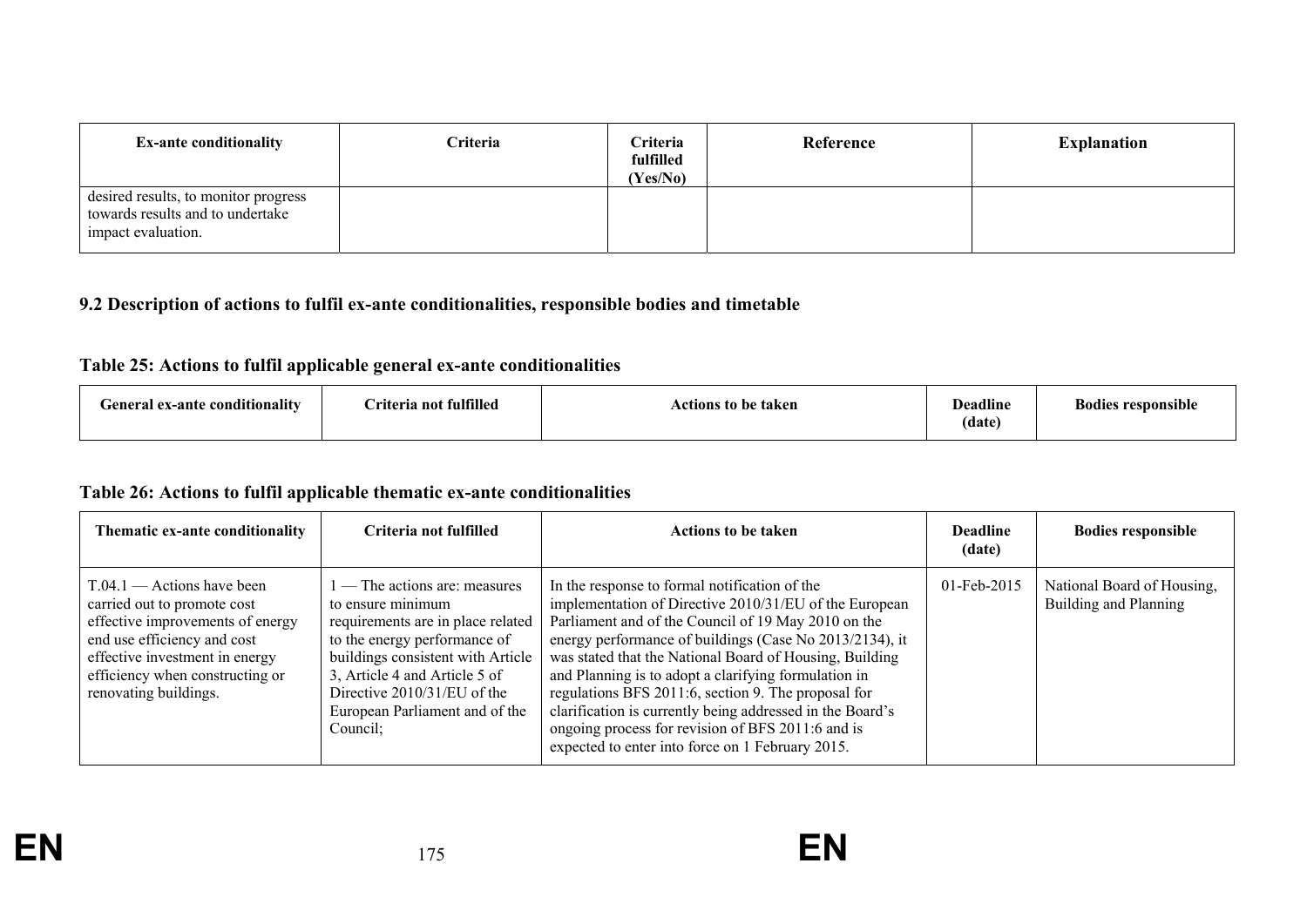| Ex-ante conditionality | Criteria | Criteria fulfilled (Yes/No) | Reference | Explanation |
|---|---|---|---|---|
| desired results, to monitor progress towards results and to undertake impact evaluation. | | | | |

### 9.2 Description of actions to fulfil ex-ante conditionalities, responsible bodies and timetable

#### Table 25: Actions to fulfil applicable general ex-ante conditionalities

| General ex-ante conditionality | Criteria not fulfilled | Actions to be taken | Deadline (date) | Bodies responsible |
|---|---|---|---|---|

#### Table 26: Actions to fulfil applicable thematic ex-ante conditionalities

| Thematic ex-ante conditionality | Criteria not fulfilled | Actions to be taken | Deadline (date) | Bodies responsible |
|---|---|---|---|---|
| T.04.1 — Actions have been carried out to promote cost effective improvements of energy end use efficiency and cost effective investment in energy efficiency when constructing or renovating buildings. | 1 — The actions are: measures to ensure minimum requirements are in place related to the energy performance of buildings consistent with Article 3, Article 4 and Article 5 of Directive 2010/31/EU of the European Parliament and of the Council; | In the response to formal notification of the implementation of Directive 2010/31/EU of the European Parliament and of the Council of 19 May 2010 on the energy performance of buildings (Case No 2013/2134), it was stated that the National Board of Housing, Building and Planning is to adopt a clarifying formulation in regulations BFS 2011:6, section 9. The proposal for clarification is currently being addressed in the Board's ongoing process for revision of BFS 2011:6 and is expected to enter into force on 1 February 2015. | 01-Feb-2015 | National Board of Housing, Building and Planning |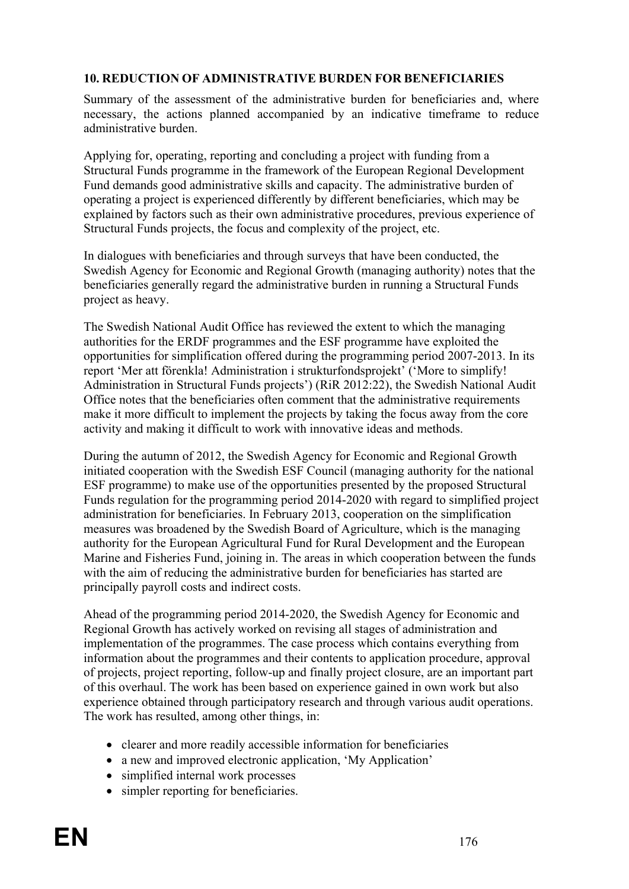## 10. REDUCTION OF ADMINISTRATIVE BURDEN FOR BENEFICIARIES

Summary of the assessment of the administrative burden for beneficiaries and, where necessary, the actions planned accompanied by an indicative timeframe to reduce administrative burden.

Applying for, operating, reporting and concluding a project with funding from a Structural Funds programme in the framework of the European Regional Development Fund demands good administrative skills and capacity. The administrative burden of operating a project is experienced differently by different beneficiaries, which may be explained by factors such as their own administrative procedures, previous experience of Structural Funds projects, the focus and complexity of the project, etc.

In dialogues with beneficiaries and through surveys that have been conducted, the Swedish Agency for Economic and Regional Growth (managing authority) notes that the beneficiaries generally regard the administrative burden in running a Structural Funds project as heavy.

The Swedish National Audit Office has reviewed the extent to which the managing authorities for the ERDF programmes and the ESF programme have exploited the opportunities for simplification offered during the programming period 2007-2013. In its report 'Mer att förenkla! Administration i strukturfondsprojekt' ('More to simplify! Administration in Structural Funds projects') (RiR 2012:22), the Swedish National Audit Office notes that the beneficiaries often comment that the administrative requirements make it more difficult to implement the projects by taking the focus away from the core activity and making it difficult to work with innovative ideas and methods.

During the autumn of 2012, the Swedish Agency for Economic and Regional Growth initiated cooperation with the Swedish ESF Council (managing authority for the national ESF programme) to make use of the opportunities presented by the proposed Structural Funds regulation for the programming period 2014-2020 with regard to simplified project administration for beneficiaries. In February 2013, cooperation on the simplification measures was broadened by the Swedish Board of Agriculture, which is the managing authority for the European Agricultural Fund for Rural Development and the European Marine and Fisheries Fund, joining in. The areas in which cooperation between the funds with the aim of reducing the administrative burden for beneficiaries has started are principally payroll costs and indirect costs.

Ahead of the programming period 2014-2020, the Swedish Agency for Economic and Regional Growth has actively worked on revising all stages of administration and implementation of the programmes. The case process which contains everything from information about the programmes and their contents to application procedure, approval of projects, project reporting, follow-up and finally project closure, are an important part of this overhaul. The work has been based on experience gained in own work but also experience obtained through participatory research and through various audit operations. The work has resulted, among other things, in:

- clearer and more readily accessible information for beneficiaries
- a new and improved electronic application, 'My Application'
- simplified internal work processes
- simpler reporting for beneficiaries.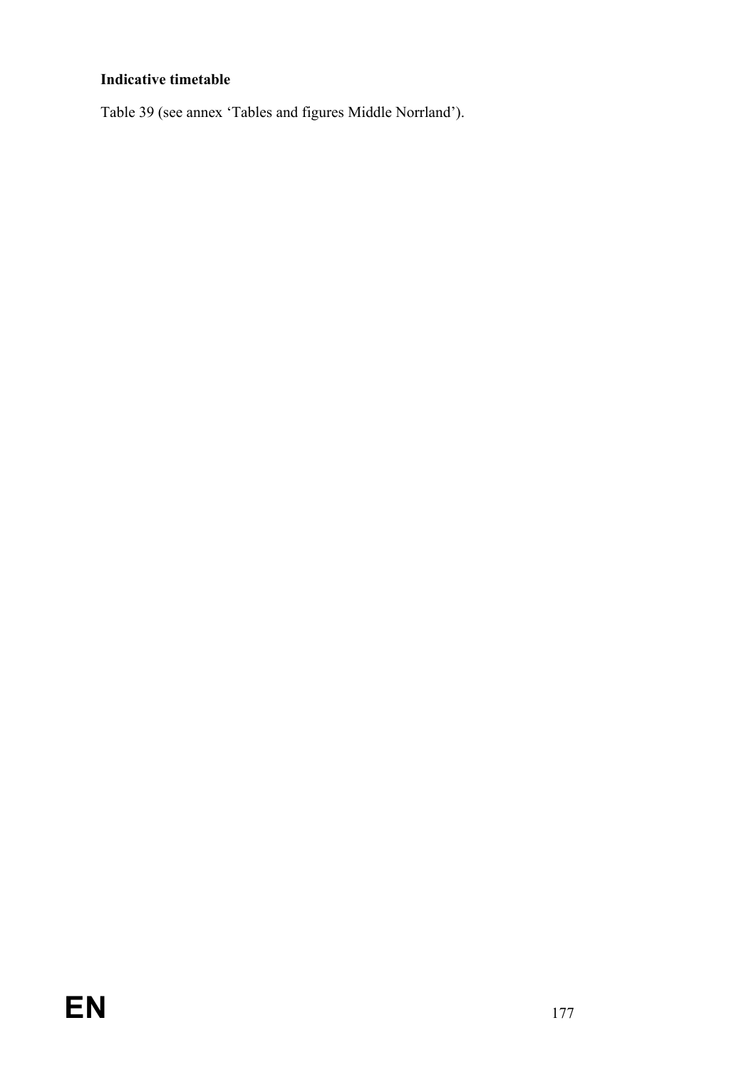**Indicative timetable**

Table 39 (see annex 'Tables and figures Middle Norrland').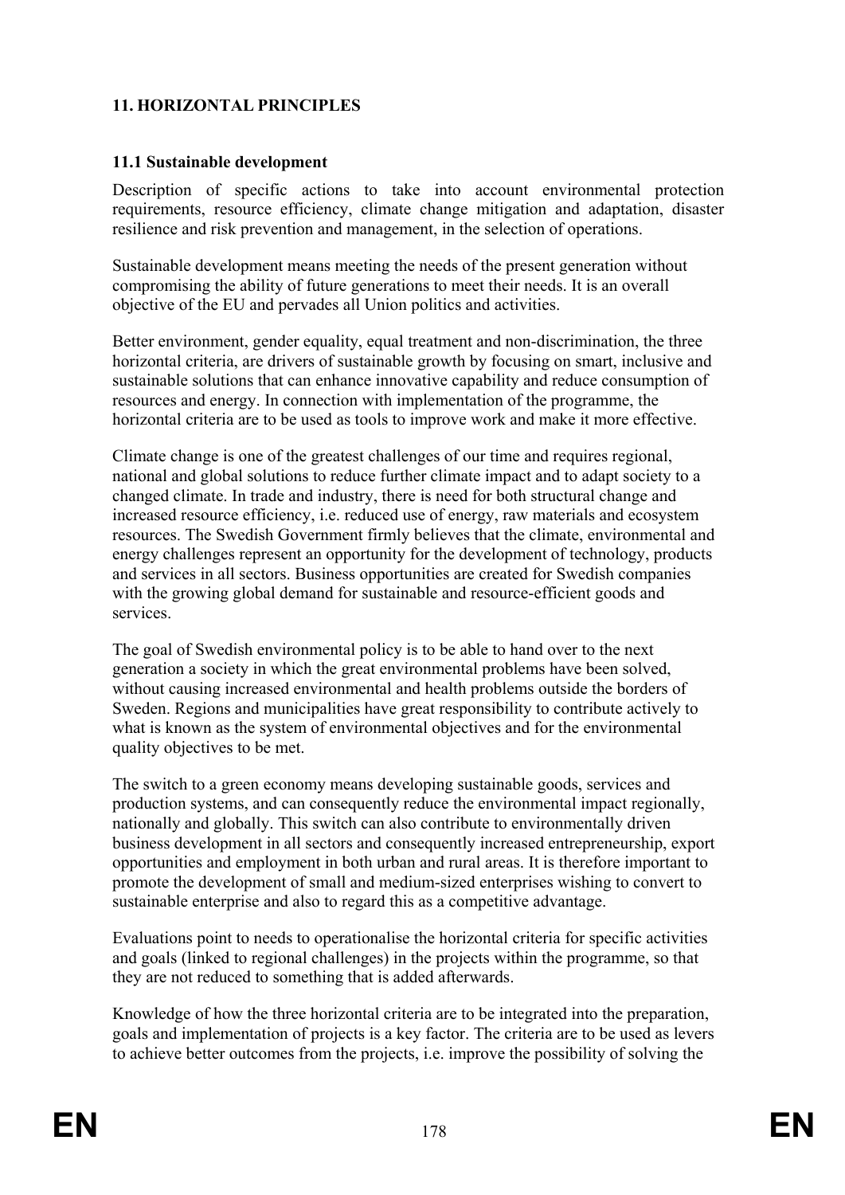## 11. HORIZONTAL PRINCIPLES

### 11.1 Sustainable development

Description of specific actions to take into account environmental protection requirements, resource efficiency, climate change mitigation and adaptation, disaster resilience and risk prevention and management, in the selection of operations.

Sustainable development means meeting the needs of the present generation without compromising the ability of future generations to meet their needs. It is an overall objective of the EU and pervades all Union politics and activities.

Better environment, gender equality, equal treatment and non-discrimination, the three horizontal criteria, are drivers of sustainable growth by focusing on smart, inclusive and sustainable solutions that can enhance innovative capability and reduce consumption of resources and energy. In connection with implementation of the programme, the horizontal criteria are to be used as tools to improve work and make it more effective.

Climate change is one of the greatest challenges of our time and requires regional, national and global solutions to reduce further climate impact and to adapt society to a changed climate. In trade and industry, there is need for both structural change and increased resource efficiency, i.e. reduced use of energy, raw materials and ecosystem resources. The Swedish Government firmly believes that the climate, environmental and energy challenges represent an opportunity for the development of technology, products and services in all sectors. Business opportunities are created for Swedish companies with the growing global demand for sustainable and resource-efficient goods and services.

The goal of Swedish environmental policy is to be able to hand over to the next generation a society in which the great environmental problems have been solved, without causing increased environmental and health problems outside the borders of Sweden. Regions and municipalities have great responsibility to contribute actively to what is known as the system of environmental objectives and for the environmental quality objectives to be met.

The switch to a green economy means developing sustainable goods, services and production systems, and can consequently reduce the environmental impact regionally, nationally and globally. This switch can also contribute to environmentally driven business development in all sectors and consequently increased entrepreneurship, export opportunities and employment in both urban and rural areas. It is therefore important to promote the development of small and medium-sized enterprises wishing to convert to sustainable enterprise and also to regard this as a competitive advantage.

Evaluations point to needs to operationalise the horizontal criteria for specific activities and goals (linked to regional challenges) in the projects within the programme, so that they are not reduced to something that is added afterwards.

Knowledge of how the three horizontal criteria are to be integrated into the preparation, goals and implementation of projects is a key factor. The criteria are to be used as levers to achieve better outcomes from the projects, i.e. improve the possibility of solving the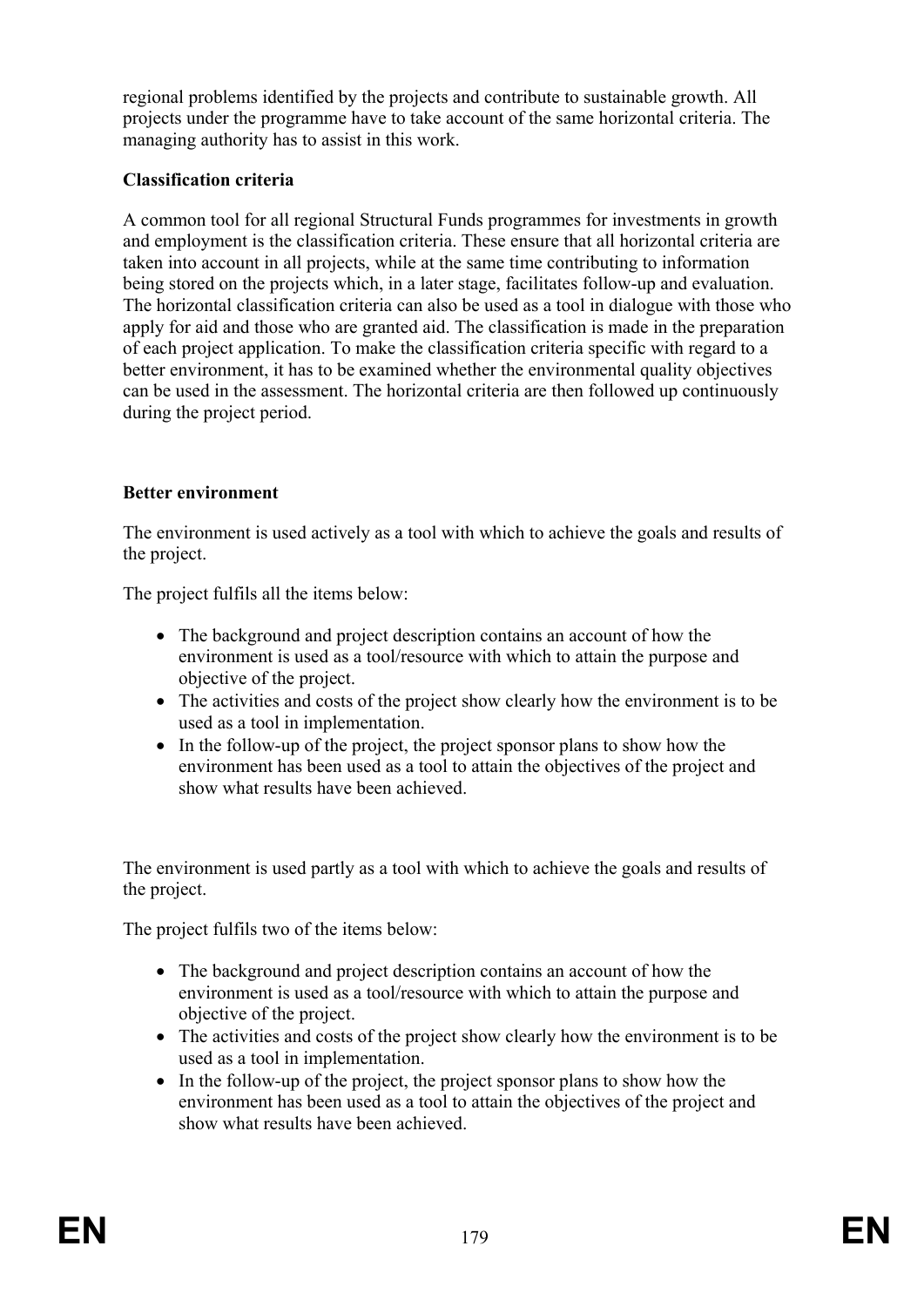regional problems identified by the projects and contribute to sustainable growth. All projects under the programme have to take account of the same horizontal criteria. The managing authority has to assist in this work.

**Classification criteria**

A common tool for all regional Structural Funds programmes for investments in growth and employment is the classification criteria. These ensure that all horizontal criteria are taken into account in all projects, while at the same time contributing to information being stored on the projects which, in a later stage, facilitates follow-up and evaluation. The horizontal classification criteria can also be used as a tool in dialogue with those who apply for aid and those who are granted aid. The classification is made in the preparation of each project application. To make the classification criteria specific with regard to a better environment, it has to be examined whether the environmental quality objectives can be used in the assessment. The horizontal criteria are then followed up continuously during the project period.

**Better environment**

The environment is used actively as a tool with which to achieve the goals and results of the project.

The project fulfils all the items below:

- The background and project description contains an account of how the environment is used as a tool/resource with which to attain the purpose and objective of the project.
- The activities and costs of the project show clearly how the environment is to be used as a tool in implementation.
- In the follow-up of the project, the project sponsor plans to show how the environment has been used as a tool to attain the objectives of the project and show what results have been achieved.

The environment is used partly as a tool with which to achieve the goals and results of the project.

The project fulfils two of the items below:

- The background and project description contains an account of how the environment is used as a tool/resource with which to attain the purpose and objective of the project.
- The activities and costs of the project show clearly how the environment is to be used as a tool in implementation.
- In the follow-up of the project, the project sponsor plans to show how the environment has been used as a tool to attain the objectives of the project and show what results have been achieved.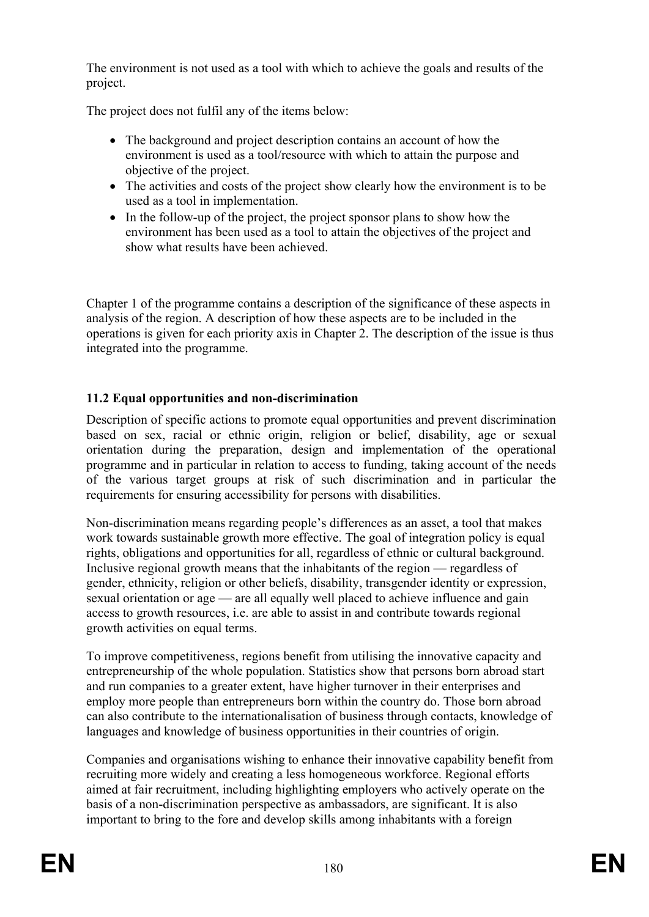The environment is not used as a tool with which to achieve the goals and results of the project.

The project does not fulfil any of the items below:

- The background and project description contains an account of how the environment is used as a tool/resource with which to attain the purpose and objective of the project.
- The activities and costs of the project show clearly how the environment is to be used as a tool in implementation.
- In the follow-up of the project, the project sponsor plans to show how the environment has been used as a tool to attain the objectives of the project and show what results have been achieved.

Chapter 1 of the programme contains a description of the significance of these aspects in analysis of the region. A description of how these aspects are to be included in the operations is given for each priority axis in Chapter 2. The description of the issue is thus integrated into the programme.

### 11.2 Equal opportunities and non-discrimination

Description of specific actions to promote equal opportunities and prevent discrimination based on sex, racial or ethnic origin, religion or belief, disability, age or sexual orientation during the preparation, design and implementation of the operational programme and in particular in relation to access to funding, taking account of the needs of the various target groups at risk of such discrimination and in particular the requirements for ensuring accessibility for persons with disabilities.

Non-discrimination means regarding people's differences as an asset, a tool that makes work towards sustainable growth more effective. The goal of integration policy is equal rights, obligations and opportunities for all, regardless of ethnic or cultural background. Inclusive regional growth means that the inhabitants of the region — regardless of gender, ethnicity, religion or other beliefs, disability, transgender identity or expression, sexual orientation or age — are all equally well placed to achieve influence and gain access to growth resources, i.e. are able to assist in and contribute towards regional growth activities on equal terms.

To improve competitiveness, regions benefit from utilising the innovative capacity and entrepreneurship of the whole population. Statistics show that persons born abroad start and run companies to a greater extent, have higher turnover in their enterprises and employ more people than entrepreneurs born within the country do. Those born abroad can also contribute to the internationalisation of business through contacts, knowledge of languages and knowledge of business opportunities in their countries of origin.

Companies and organisations wishing to enhance their innovative capability benefit from recruiting more widely and creating a less homogeneous workforce. Regional efforts aimed at fair recruitment, including highlighting employers who actively operate on the basis of a non-discrimination perspective as ambassadors, are significant. It is also important to bring to the fore and develop skills among inhabitants with a foreign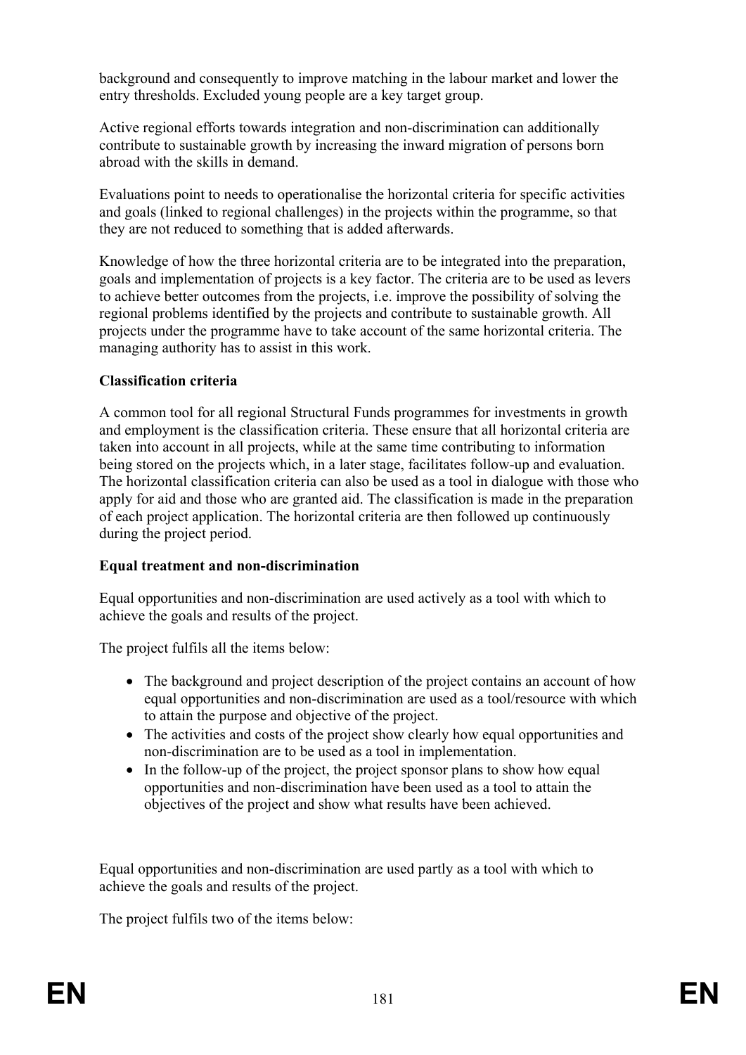background and consequently to improve matching in the labour market and lower the entry thresholds. Excluded young people are a key target group.

Active regional efforts towards integration and non-discrimination can additionally contribute to sustainable growth by increasing the inward migration of persons born abroad with the skills in demand.

Evaluations point to needs to operationalise the horizontal criteria for specific activities and goals (linked to regional challenges) in the projects within the programme, so that they are not reduced to something that is added afterwards.

Knowledge of how the three horizontal criteria are to be integrated into the preparation, goals and implementation of projects is a key factor. The criteria are to be used as levers to achieve better outcomes from the projects, i.e. improve the possibility of solving the regional problems identified by the projects and contribute to sustainable growth. All projects under the programme have to take account of the same horizontal criteria. The managing authority has to assist in this work.

**Classification criteria**

A common tool for all regional Structural Funds programmes for investments in growth and employment is the classification criteria. These ensure that all horizontal criteria are taken into account in all projects, while at the same time contributing to information being stored on the projects which, in a later stage, facilitates follow-up and evaluation. The horizontal classification criteria can also be used as a tool in dialogue with those who apply for aid and those who are granted aid. The classification is made in the preparation of each project application. The horizontal criteria are then followed up continuously during the project period.

**Equal treatment and non-discrimination**

Equal opportunities and non-discrimination are used actively as a tool with which to achieve the goals and results of the project.

The project fulfils all the items below:

- The background and project description of the project contains an account of how equal opportunities and non-discrimination are used as a tool/resource with which to attain the purpose and objective of the project.
- The activities and costs of the project show clearly how equal opportunities and non-discrimination are to be used as a tool in implementation.
- In the follow-up of the project, the project sponsor plans to show how equal opportunities and non-discrimination have been used as a tool to attain the objectives of the project and show what results have been achieved.

Equal opportunities and non-discrimination are used partly as a tool with which to achieve the goals and results of the project.

The project fulfils two of the items below: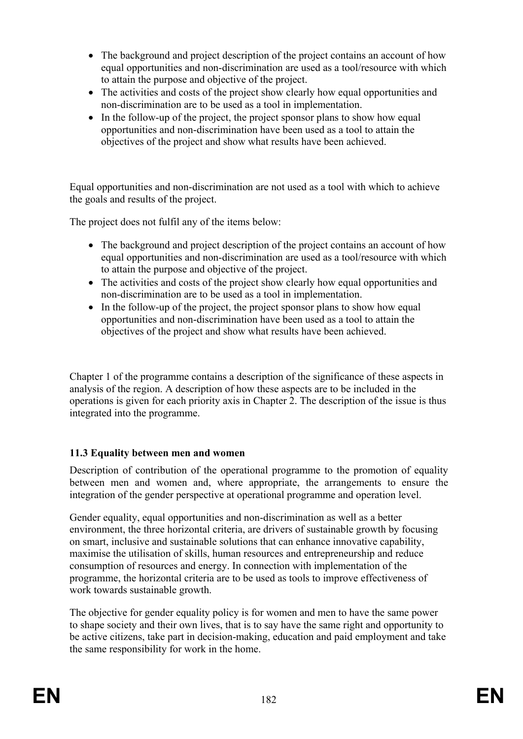- The background and project description of the project contains an account of how equal opportunities and non-discrimination are used as a tool/resource with which to attain the purpose and objective of the project.
- The activities and costs of the project show clearly how equal opportunities and non-discrimination are to be used as a tool in implementation.
- In the follow-up of the project, the project sponsor plans to show how equal opportunities and non-discrimination have been used as a tool to attain the objectives of the project and show what results have been achieved.

Equal opportunities and non-discrimination are not used as a tool with which to achieve the goals and results of the project.

The project does not fulfil any of the items below:

- The background and project description of the project contains an account of how equal opportunities and non-discrimination are used as a tool/resource with which to attain the purpose and objective of the project.
- The activities and costs of the project show clearly how equal opportunities and non-discrimination are to be used as a tool in implementation.
- In the follow-up of the project, the project sponsor plans to show how equal opportunities and non-discrimination have been used as a tool to attain the objectives of the project and show what results have been achieved.

Chapter 1 of the programme contains a description of the significance of these aspects in analysis of the region. A description of how these aspects are to be included in the operations is given for each priority axis in Chapter 2. The description of the issue is thus integrated into the programme.

### 11.3 Equality between men and women

Description of contribution of the operational programme to the promotion of equality between men and women and, where appropriate, the arrangements to ensure the integration of the gender perspective at operational programme and operation level.

Gender equality, equal opportunities and non-discrimination as well as a better environment, the three horizontal criteria, are drivers of sustainable growth by focusing on smart, inclusive and sustainable solutions that can enhance innovative capability, maximise the utilisation of skills, human resources and entrepreneurship and reduce consumption of resources and energy. In connection with implementation of the programme, the horizontal criteria are to be used as tools to improve effectiveness of work towards sustainable growth.

The objective for gender equality policy is for women and men to have the same power to shape society and their own lives, that is to say have the same right and opportunity to be active citizens, take part in decision-making, education and paid employment and take the same responsibility for work in the home.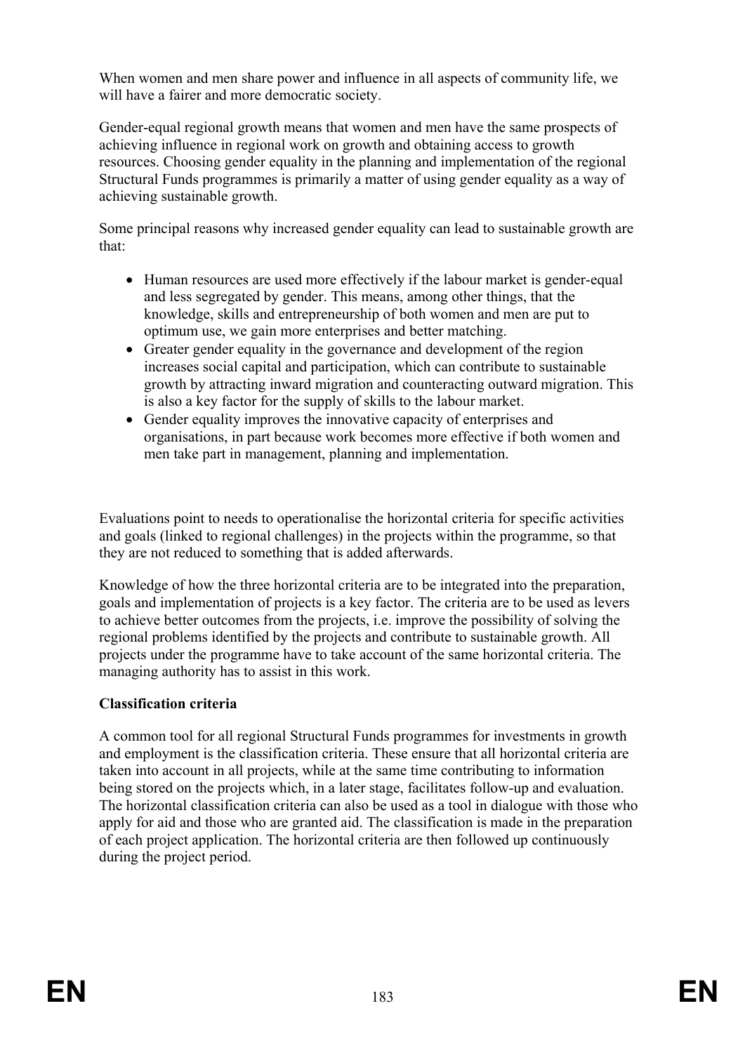When women and men share power and influence in all aspects of community life, we will have a fairer and more democratic society.

Gender-equal regional growth means that women and men have the same prospects of achieving influence in regional work on growth and obtaining access to growth resources. Choosing gender equality in the planning and implementation of the regional Structural Funds programmes is primarily a matter of using gender equality as a way of achieving sustainable growth.

Some principal reasons why increased gender equality can lead to sustainable growth are that:

- Human resources are used more effectively if the labour market is gender-equal and less segregated by gender. This means, among other things, that the knowledge, skills and entrepreneurship of both women and men are put to optimum use, we gain more enterprises and better matching.
- Greater gender equality in the governance and development of the region increases social capital and participation, which can contribute to sustainable growth by attracting inward migration and counteracting outward migration. This is also a key factor for the supply of skills to the labour market.
- Gender equality improves the innovative capacity of enterprises and organisations, in part because work becomes more effective if both women and men take part in management, planning and implementation.

Evaluations point to needs to operationalise the horizontal criteria for specific activities and goals (linked to regional challenges) in the projects within the programme, so that they are not reduced to something that is added afterwards.

Knowledge of how the three horizontal criteria are to be integrated into the preparation, goals and implementation of projects is a key factor. The criteria are to be used as levers to achieve better outcomes from the projects, i.e. improve the possibility of solving the regional problems identified by the projects and contribute to sustainable growth. All projects under the programme have to take account of the same horizontal criteria. The managing authority has to assist in this work.

**Classification criteria**

A common tool for all regional Structural Funds programmes for investments in growth and employment is the classification criteria. These ensure that all horizontal criteria are taken into account in all projects, while at the same time contributing to information being stored on the projects which, in a later stage, facilitates follow-up and evaluation. The horizontal classification criteria can also be used as a tool in dialogue with those who apply for aid and those who are granted aid. The classification is made in the preparation of each project application. The horizontal criteria are then followed up continuously during the project period.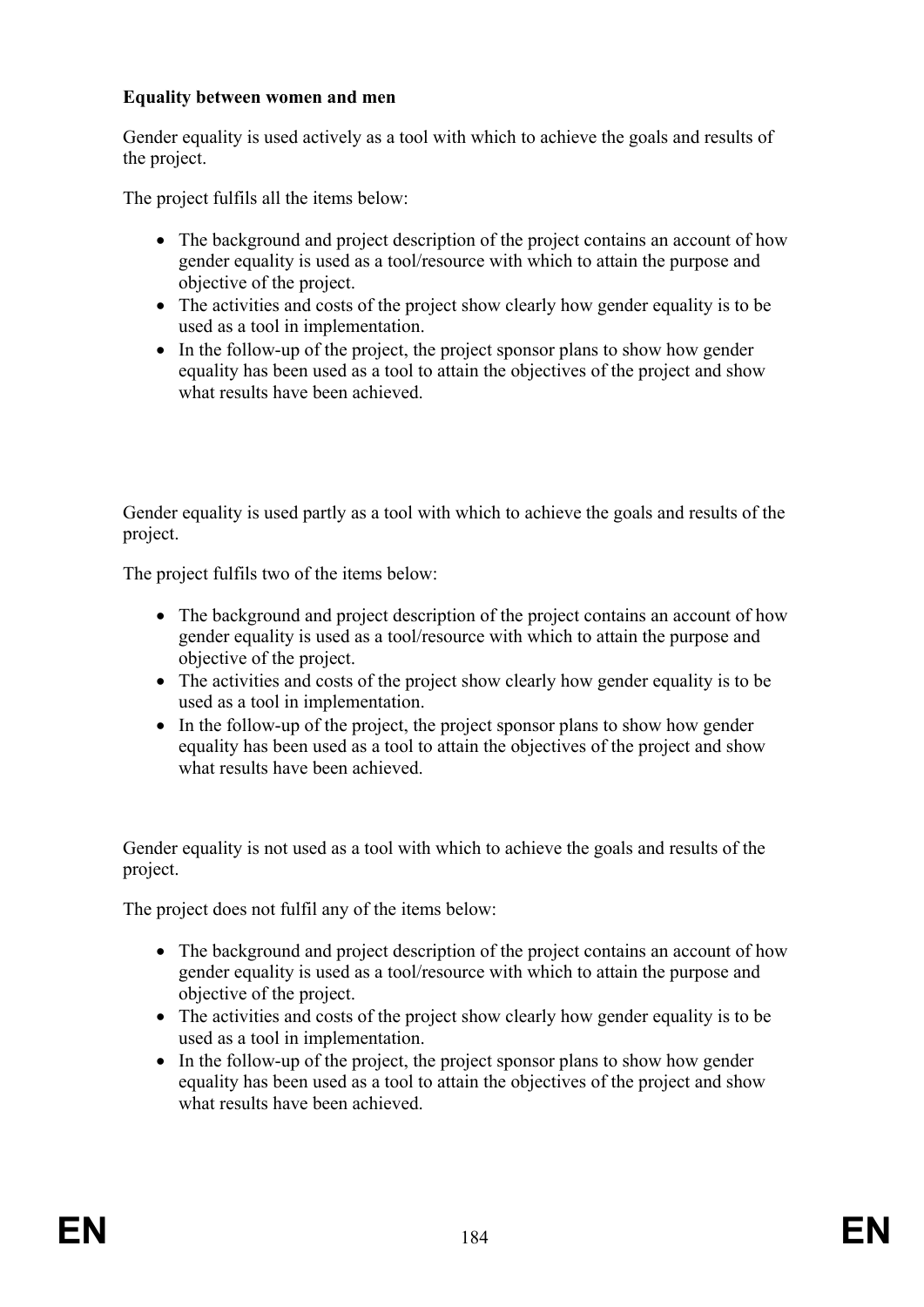**Equality between women and men**

Gender equality is used actively as a tool with which to achieve the goals and results of the project.

The project fulfils all the items below:

- The background and project description of the project contains an account of how gender equality is used as a tool/resource with which to attain the purpose and objective of the project.
- The activities and costs of the project show clearly how gender equality is to be used as a tool in implementation.
- In the follow-up of the project, the project sponsor plans to show how gender equality has been used as a tool to attain the objectives of the project and show what results have been achieved.

Gender equality is used partly as a tool with which to achieve the goals and results of the project.

The project fulfils two of the items below:

- The background and project description of the project contains an account of how gender equality is used as a tool/resource with which to attain the purpose and objective of the project.
- The activities and costs of the project show clearly how gender equality is to be used as a tool in implementation.
- In the follow-up of the project, the project sponsor plans to show how gender equality has been used as a tool to attain the objectives of the project and show what results have been achieved.

Gender equality is not used as a tool with which to achieve the goals and results of the project.

The project does not fulfil any of the items below:

- The background and project description of the project contains an account of how gender equality is used as a tool/resource with which to attain the purpose and objective of the project.
- The activities and costs of the project show clearly how gender equality is to be used as a tool in implementation.
- In the follow-up of the project, the project sponsor plans to show how gender equality has been used as a tool to attain the objectives of the project and show what results have been achieved.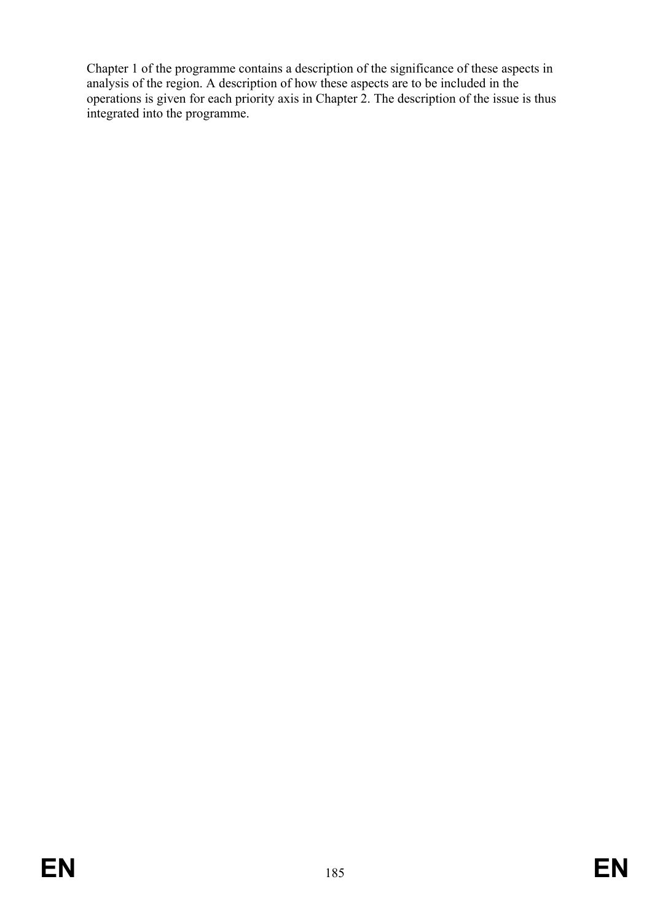Chapter 1 of the programme contains a description of the significance of these aspects in analysis of the region. A description of how these aspects are to be included in the operations is given for each priority axis in Chapter 2. The description of the issue is thus integrated into the programme.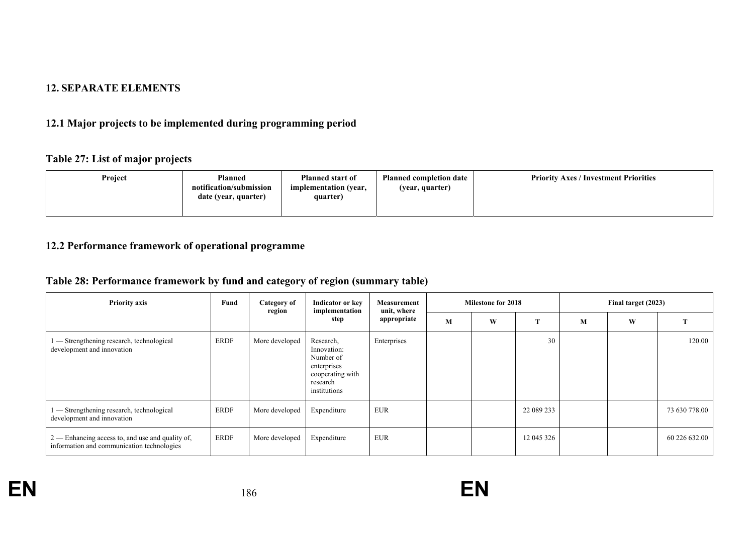## 12. SEPARATE ELEMENTS

### 12.1 Major projects to be implemented during programming period

#### Table 27: List of major projects

| Project | Planned notification/submission date (year, quarter) | Planned start of implementation (year, quarter) | Planned completion date (year, quarter) | Priority Axes / Investment Priorities |
|---|---|---|---|---|

### 12.2 Performance framework of operational programme

#### Table 28: Performance framework by fund and category of region (summary table)

| Priority axis | Fund | Category of region | Indicator or key implementation step | Measurement unit, where appropriate | Milestone for 2018 | | | Final target (2023) | | |
|---|---|---|---|---|---|---|---|---|---|---|
| | | | | | M | W | T | M | W | T |
| 1 — Strengthening research, technological development and innovation | ERDF | More developed | Research, Innovation: Number of enterprises cooperating with research institutions | Enterprises | | | 30 | | | 120.00 |
| 1 — Strengthening research, technological development and innovation | ERDF | More developed | Expenditure | EUR | | | 22 089 233 | | | 73 630 778.00 |
| 2 — Enhancing access to, and use and quality of, information and communication technologies | ERDF | More developed | Expenditure | EUR | | | 12 045 326 | | | 60 226 632.00 |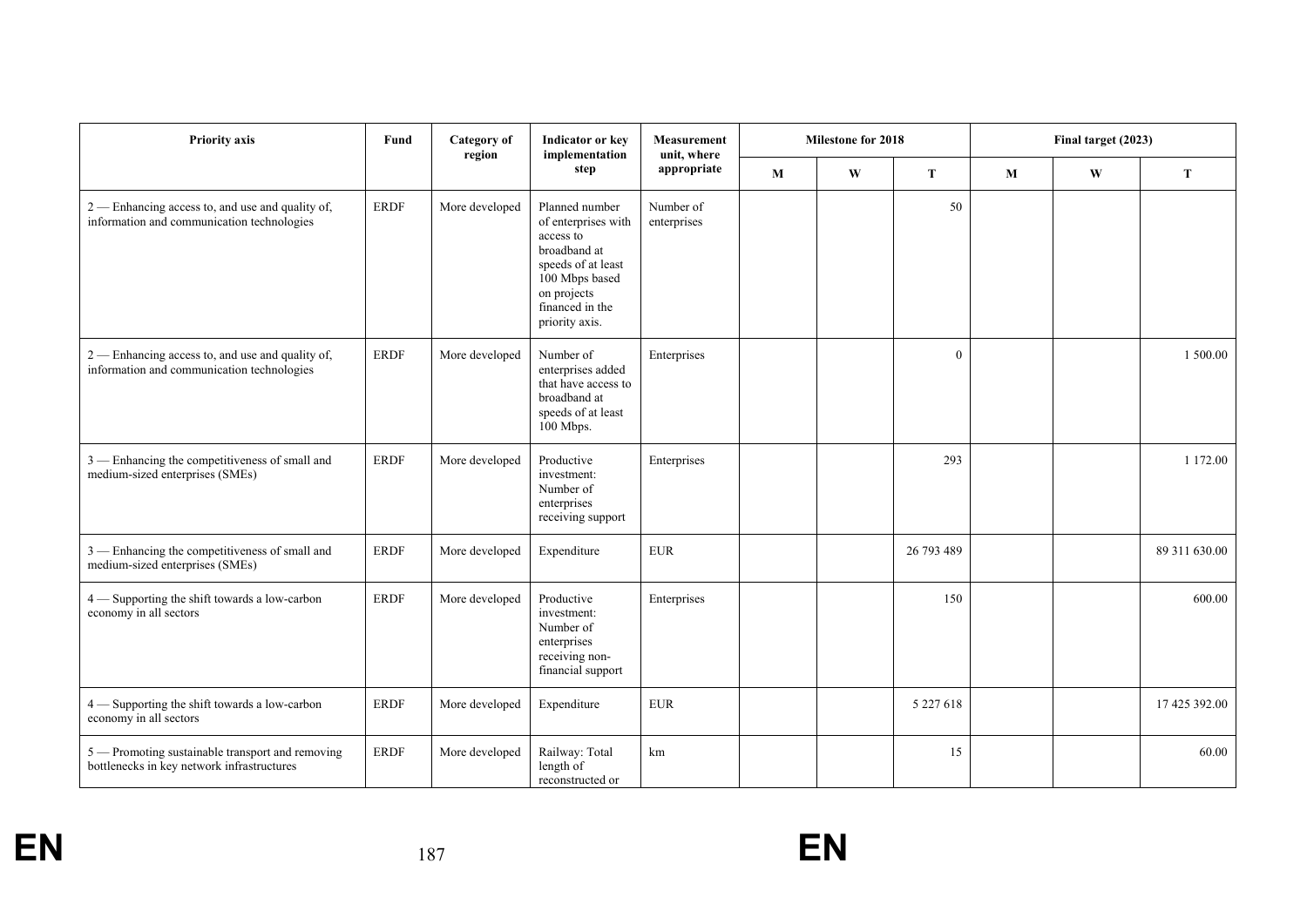| Priority axis | Fund | Category of region | Indicator or key implementation step | Measurement unit, where appropriate | Milestone for 2018 | | | Final target (2023) | | |
|---|---|---|---|---|---|---|---|---|---|---|
| | | | | | M | W | T | M | W | T |
| 2 — Enhancing access to, and use and quality of, information and communication technologies | ERDF | More developed | Planned number of enterprises with access to broadband at speeds of at least 100 Mbps based on projects financed in the priority axis. | Number of enterprises | | | 50 | | | |
| 2 — Enhancing access to, and use and quality of, information and communication technologies | ERDF | More developed | Number of enterprises added that have access to broadband at speeds of at least 100 Mbps. | Enterprises | | | 0 | | | 1 500.00 |
| 3 — Enhancing the competitiveness of small and medium-sized enterprises (SMEs) | ERDF | More developed | Productive investment: Number of enterprises receiving support | Enterprises | | | 293 | | | 1 172.00 |
| 3 — Enhancing the competitiveness of small and medium-sized enterprises (SMEs) | ERDF | More developed | Expenditure | EUR | | | 26 793 489 | | | 89 311 630.00 |
| 4 — Supporting the shift towards a low-carbon economy in all sectors | ERDF | More developed | Productive investment: Number of enterprises receiving non-financial support | Enterprises | | | 150 | | | 600.00 |
| 4 — Supporting the shift towards a low-carbon economy in all sectors | ERDF | More developed | Expenditure | EUR | | | 5 227 618 | | | 17 425 392.00 |
| 5 — Promoting sustainable transport and removing bottlenecks in key network infrastructures | ERDF | More developed | Railway: Total length of reconstructed or | km | | | 15 | | | 60.00 |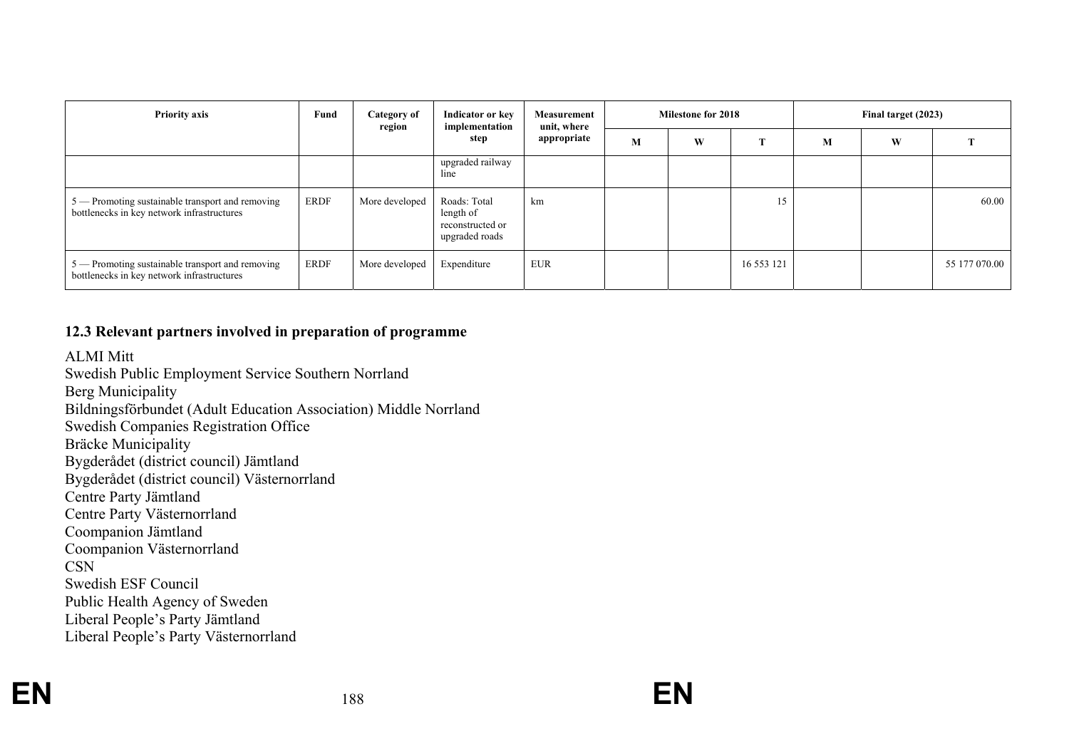| Priority axis | Fund | Category of region | Indicator or key implementation step | Measurement unit, where appropriate | Milestone for 2018 | | | Final target (2023) | | |
|---|---|---|---|---|---|---|---|---|---|---|
| | | | | | M | W | T | M | W | T |
| | | | upgraded railway line | | | | | | | |
| 5 — Promoting sustainable transport and removing bottlenecks in key network infrastructures | ERDF | More developed | Roads: Total length of reconstructed or upgraded roads | km | | | 15 | | | 60.00 |
| 5 — Promoting sustainable transport and removing bottlenecks in key network infrastructures | ERDF | More developed | Expenditure | EUR | | | 16 553 121 | | | 55 177 070.00 |

### 12.3 Relevant partners involved in preparation of programme

ALMI Mitt
Swedish Public Employment Service Southern Norrland
Berg Municipality
Bildningsförbundet (Adult Education Association) Middle Norrland
Swedish Companies Registration Office
Bräcke Municipality
Bygderådet (district council) Jämtland
Bygderådet (district council) Västernorrland
Centre Party Jämtland
Centre Party Västernorrland
Coompanion Jämtland
Coompanion Västernorrland
CSN
Swedish ESF Council
Public Health Agency of Sweden
Liberal People's Party Jämtland
Liberal People's Party Västernorrland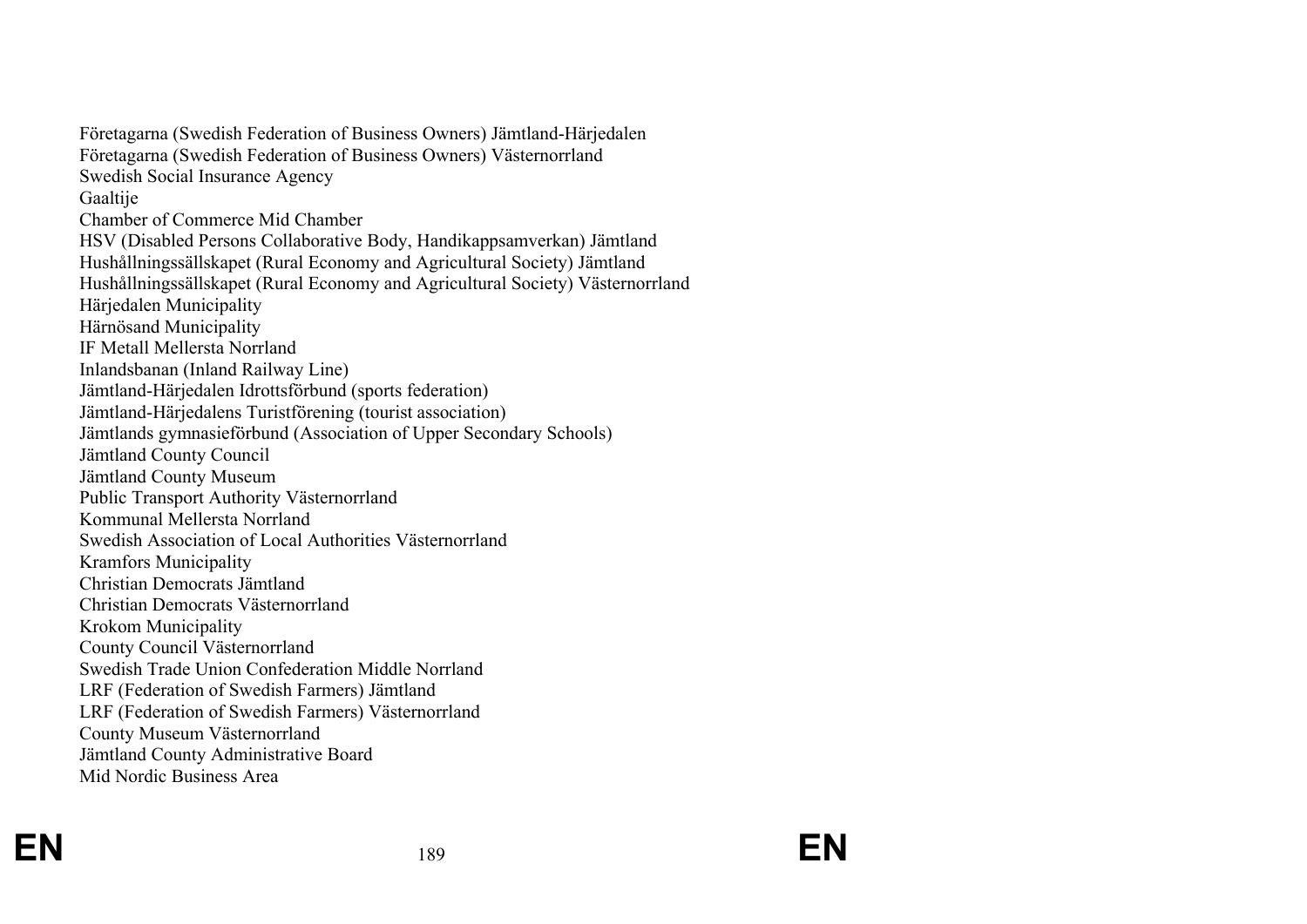Företagarna (Swedish Federation of Business Owners) Jämtland-Härjedalen
Företagarna (Swedish Federation of Business Owners) Västernorrland
Swedish Social Insurance Agency
Gaaltije
Chamber of Commerce Mid Chamber
HSV (Disabled Persons Collaborative Body, Handikappsamverkan) Jämtland
Hushållningssällskapet (Rural Economy and Agricultural Society) Jämtland
Hushållningssällskapet (Rural Economy and Agricultural Society) Västernorrland
Härjedalen Municipality
Härnösand Municipality
IF Metall Mellersta Norrland
Inlandsbanan (Inland Railway Line)
Jämtland-Härjedalen Idrottsförbund (sports federation)
Jämtland-Härjedalens Turistförening (tourist association)
Jämtlands gymnasieförbund (Association of Upper Secondary Schools)
Jämtland County Council
Jämtland County Museum
Public Transport Authority Västernorrland
Kommunal Mellersta Norrland
Swedish Association of Local Authorities Västernorrland
Kramfors Municipality
Christian Democrats Jämtland
Christian Democrats Västernorrland
Krokom Municipality
County Council Västernorrland
Swedish Trade Union Confederation Middle Norrland
LRF (Federation of Swedish Farmers) Jämtland
LRF (Federation of Swedish Farmers) Västernorrland
County Museum Västernorrland
Jämtland County Administrative Board
Mid Nordic Business Area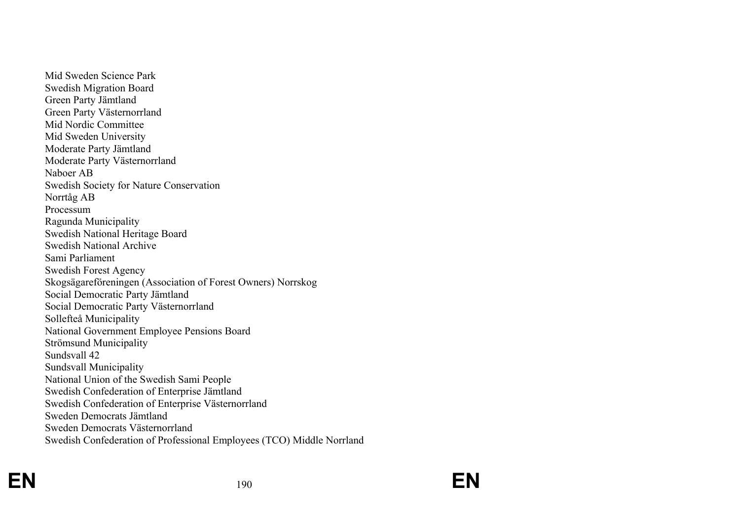Mid Sweden Science Park
Swedish Migration Board
Green Party Jämtland
Green Party Västernorrland
Mid Nordic Committee
Mid Sweden University
Moderate Party Jämtland
Moderate Party Västernorrland
Naboer AB
Swedish Society for Nature Conservation
Norrtåg AB
Processum
Ragunda Municipality
Swedish National Heritage Board
Swedish National Archive
Sami Parliament
Swedish Forest Agency
Skogsägareföreningen (Association of Forest Owners) Norrskog
Social Democratic Party Jämtland
Social Democratic Party Västernorrland
Sollefteå Municipality
National Government Employee Pensions Board
Strömsund Municipality
Sundsvall 42
Sundsvall Municipality
National Union of the Swedish Sami People
Swedish Confederation of Enterprise Jämtland
Swedish Confederation of Enterprise Västernorrland
Sweden Democrats Jämtland
Sweden Democrats Västernorrland
Swedish Confederation of Professional Employees (TCO) Middle Norrland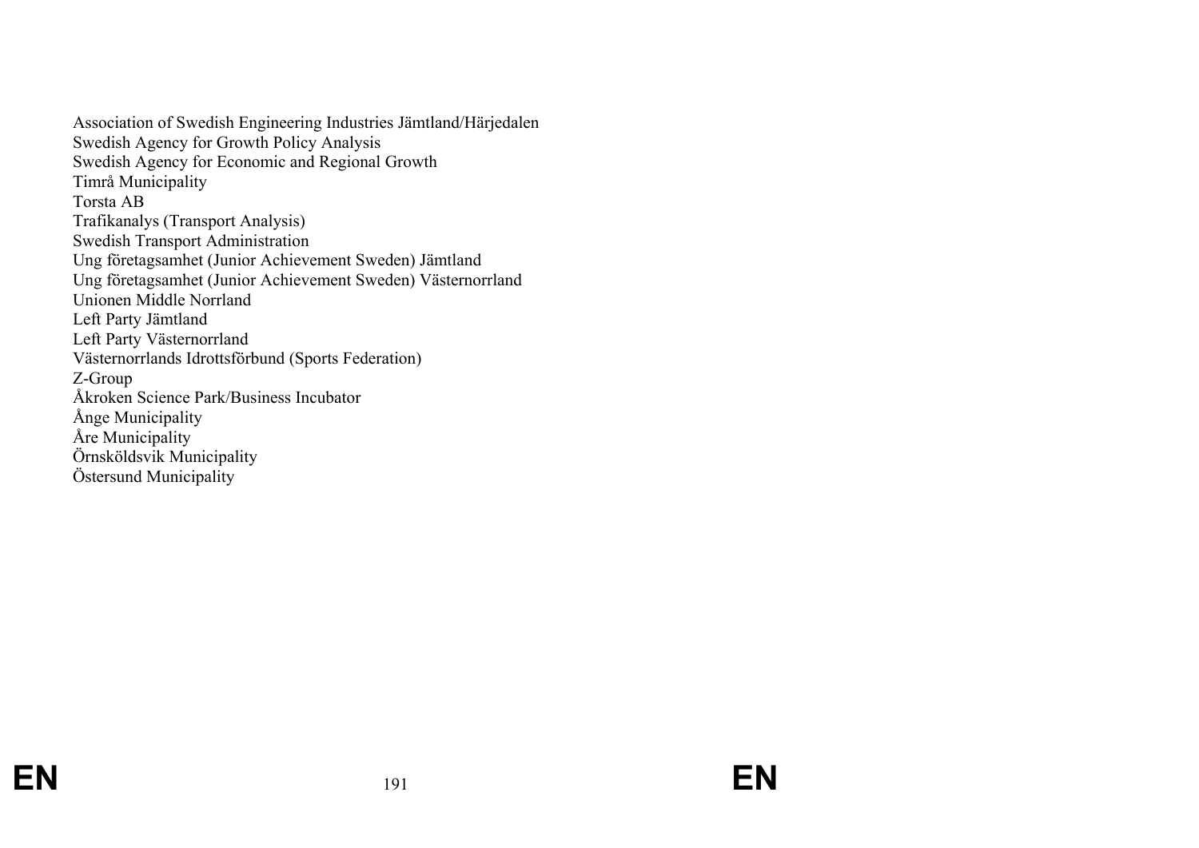Association of Swedish Engineering Industries Jämtland/Härjedalen
Swedish Agency for Growth Policy Analysis
Swedish Agency for Economic and Regional Growth
Timrå Municipality
Torsta AB
Trafikanalys (Transport Analysis)
Swedish Transport Administration
Ung företagsamhet (Junior Achievement Sweden) Jämtland
Ung företagsamhet (Junior Achievement Sweden) Västernorrland
Unionen Middle Norrland
Left Party Jämtland
Left Party Västernorrland
Västernorrlands Idrottsförbund (Sports Federation)
Z-Group
Åkroken Science Park/Business Incubator
Ånge Municipality
Åre Municipality
Örnsköldsvik Municipality
Östersund Municipality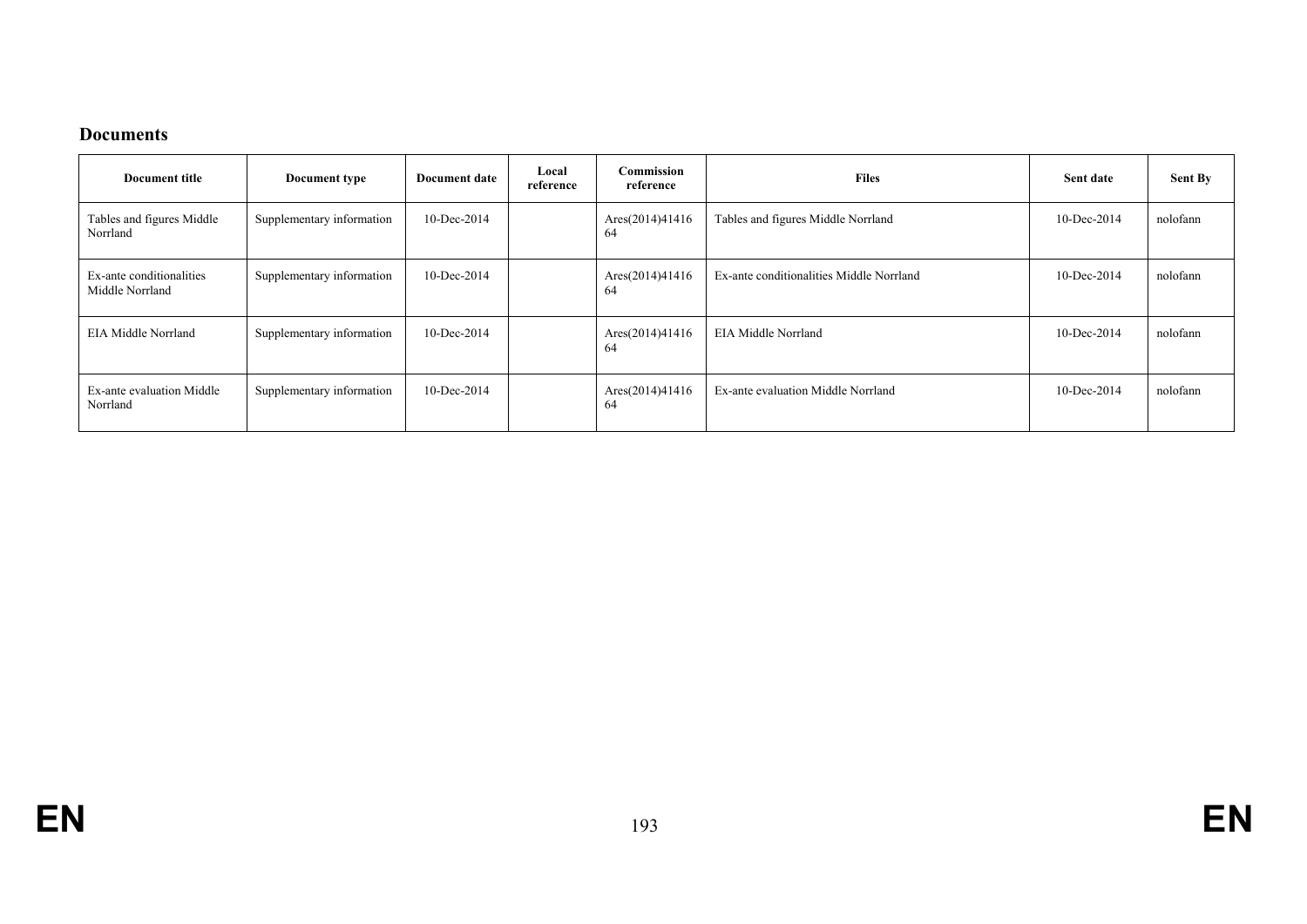## Documents

| Document title | Document type | Document date | Local reference | Commission reference | Files | Sent date | Sent By |
|---|---|---|---|---|---|---|---|
| Tables and figures Middle Norrland | Supplementary information | 10-Dec-2014 | | Ares(2014)4141664 | Tables and figures Middle Norrland | 10-Dec-2014 | nolofann |
| Ex-ante conditionalities Middle Norrland | Supplementary information | 10-Dec-2014 | | Ares(2014)4141664 | Ex-ante conditionalities Middle Norrland | 10-Dec-2014 | nolofann |
| EIA Middle Norrland | Supplementary information | 10-Dec-2014 | | Ares(2014)4141664 | EIA Middle Norrland | 10-Dec-2014 | nolofann |
| Ex-ante evaluation Middle Norrland | Supplementary information | 10-Dec-2014 | | Ares(2014)4141664 | Ex-ante evaluation Middle Norrland | 10-Dec-2014 | nolofann |